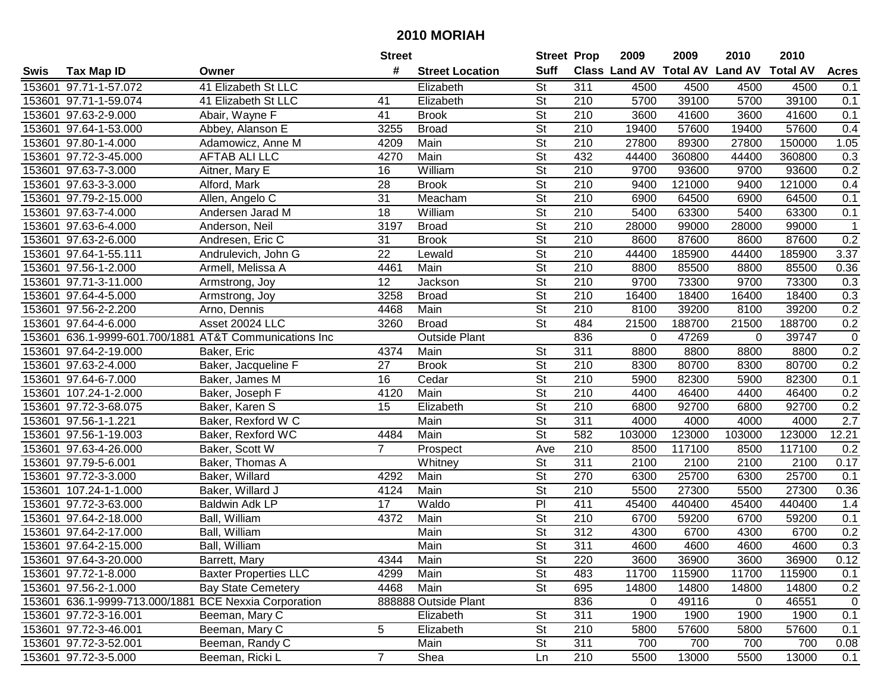# 2010 MORIAH

| Swis | Tax Map ID | Owner | Street # | Street Location | Street Suff | Prop Class | 2009 Land AV | 2009 Total AV | 2010 Land AV | 2010 Total AV | Acres |
|---|---|---|---|---|---|---|---|---|---|---|---|
| 153601 | 97.71-1-57.072 | 41 Elizabeth St LLC | | Elizabeth | St | 311 | 4500 | 4500 | 4500 | 4500 | 0.1 |
| 153601 | 97.71-1-59.074 | 41 Elizabeth St LLC | 41 | Elizabeth | St | 210 | 5700 | 39100 | 5700 | 39100 | 0.1 |
| 153601 | 97.63-2-9.000 | Abair, Wayne F | 41 | Brook | St | 210 | 3600 | 41600 | 3600 | 41600 | 0.1 |
| 153601 | 97.64-1-53.000 | Abbey, Alanson E | 3255 | Broad | St | 210 | 19400 | 57600 | 19400 | 57600 | 0.4 |
| 153601 | 97.80-1-4.000 | Adamowicz, Anne M | 4209 | Main | St | 210 | 27800 | 89300 | 27800 | 150000 | 1.05 |
| 153601 | 97.72-3-45.000 | AFTAB ALI LLC | 4270 | Main | St | 432 | 44400 | 360800 | 44400 | 360800 | 0.3 |
| 153601 | 97.63-7-3.000 | Aitner, Mary E | 16 | William | St | 210 | 9700 | 93600 | 9700 | 93600 | 0.2 |
| 153601 | 97.63-3-3.000 | Alford, Mark | 28 | Brook | St | 210 | 9400 | 121000 | 9400 | 121000 | 0.4 |
| 153601 | 97.79-2-15.000 | Allen, Angelo C | 31 | Meacham | St | 210 | 6900 | 64500 | 6900 | 64500 | 0.1 |
| 153601 | 97.63-7-4.000 | Andersen Jarad M | 18 | William | St | 210 | 5400 | 63300 | 5400 | 63300 | 0.1 |
| 153601 | 97.63-6-4.000 | Anderson, Neil | 3197 | Broad | St | 210 | 28000 | 99000 | 28000 | 99000 | 1 |
| 153601 | 97.63-2-6.000 | Andresen, Eric C | 31 | Brook | St | 210 | 8600 | 87600 | 8600 | 87600 | 0.2 |
| 153601 | 97.64-1-55.111 | Andrulevich, John G | 22 | Lewald | St | 210 | 44400 | 185900 | 44400 | 185900 | 3.37 |
| 153601 | 97.56-1-2.000 | Armell, Melissa A | 4461 | Main | St | 210 | 8800 | 85500 | 8800 | 85500 | 0.36 |
| 153601 | 97.71-3-11.000 | Armstrong, Joy | 12 | Jackson | St | 210 | 9700 | 73300 | 9700 | 73300 | 0.3 |
| 153601 | 97.64-4-5.000 | Armstrong, Joy | 3258 | Broad | St | 210 | 16400 | 18400 | 16400 | 18400 | 0.3 |
| 153601 | 97.56-2-2.200 | Arno, Dennis | 4468 | Main | St | 210 | 8100 | 39200 | 8100 | 39200 | 0.2 |
| 153601 | 97.64-4-6.000 | Asset 20024 LLC | 3260 | Broad | St | 484 | 21500 | 188700 | 21500 | 188700 | 0.2 |
| 153601 | 636.1-9999-601.700/1881 | AT&T Communications Inc | | Outside Plant | | 836 | 0 | 47269 | 0 | 39747 | 0 |
| 153601 | 97.64-2-19.000 | Baker, Eric | 4374 | Main | St | 311 | 8800 | 8800 | 8800 | 8800 | 0.2 |
| 153601 | 97.63-2-4.000 | Baker, Jacqueline F | 27 | Brook | St | 210 | 8300 | 80700 | 8300 | 80700 | 0.2 |
| 153601 | 97.64-6-7.000 | Baker, James M | 16 | Cedar | St | 210 | 5900 | 82300 | 5900 | 82300 | 0.1 |
| 153601 | 107.24-1-2.000 | Baker, Joseph F | 4120 | Main | St | 210 | 4400 | 46400 | 4400 | 46400 | 0.2 |
| 153601 | 97.72-3-68.075 | Baker, Karen S | 15 | Elizabeth | St | 210 | 6800 | 92700 | 6800 | 92700 | 0.2 |
| 153601 | 97.56-1-1.221 | Baker, Rexford W C | | Main | St | 311 | 4000 | 4000 | 4000 | 4000 | 2.7 |
| 153601 | 97.56-1-19.003 | Baker, Rexford WC | 4484 | Main | St | 582 | 103000 | 123000 | 103000 | 123000 | 12.21 |
| 153601 | 97.63-4-26.000 | Baker, Scott W | 7 | Prospect | Ave | 210 | 8500 | 117100 | 8500 | 117100 | 0.2 |
| 153601 | 97.79-5-6.001 | Baker, Thomas A | | Whitney | St | 311 | 2100 | 2100 | 2100 | 2100 | 0.17 |
| 153601 | 97.72-3-3.000 | Baker, Willard | 4292 | Main | St | 270 | 6300 | 25700 | 6300 | 25700 | 0.1 |
| 153601 | 107.24-1-1.000 | Baker, Willard J | 4124 | Main | St | 210 | 5500 | 27300 | 5500 | 27300 | 0.36 |
| 153601 | 97.72-3-63.000 | Baldwin Adk LP | 17 | Waldo | Pl | 411 | 45400 | 440400 | 45400 | 440400 | 1.4 |
| 153601 | 97.64-2-18.000 | Ball, William | 4372 | Main | St | 210 | 6700 | 59200 | 6700 | 59200 | 0.1 |
| 153601 | 97.64-2-17.000 | Ball, William | | Main | St | 312 | 4300 | 6700 | 4300 | 6700 | 0.2 |
| 153601 | 97.64-2-15.000 | Ball, William | | Main | St | 311 | 4600 | 4600 | 4600 | 4600 | 0.3 |
| 153601 | 97.64-3-20.000 | Barrett, Mary | 4344 | Main | St | 220 | 3600 | 36900 | 3600 | 36900 | 0.12 |
| 153601 | 97.72-1-8.000 | Baxter Properties LLC | 4299 | Main | St | 483 | 11700 | 115900 | 11700 | 115900 | 0.1 |
| 153601 | 97.56-2-1.000 | Bay State Cemetery | 4468 | Main | St | 695 | 14800 | 14800 | 14800 | 14800 | 0.2 |
| 153601 | 636.1-9999-713.000/1881 | BCE Nexxia Corporation | 888888 | Outside Plant | | 836 | 0 | 49116 | 0 | 46551 | 0 |
| 153601 | 97.72-3-16.001 | Beeman, Mary C | | Elizabeth | St | 311 | 1900 | 1900 | 1900 | 1900 | 0.1 |
| 153601 | 97.72-3-46.001 | Beeman, Mary C | 5 | Elizabeth | St | 210 | 5800 | 57600 | 5800 | 57600 | 0.1 |
| 153601 | 97.72-3-52.001 | Beeman, Randy C | | Main | St | 311 | 700 | 700 | 700 | 700 | 0.08 |
| 153601 | 97.72-3-5.000 | Beeman, Ricki L | 7 | Shea | Ln | 210 | 5500 | 13000 | 5500 | 13000 | 0.1 |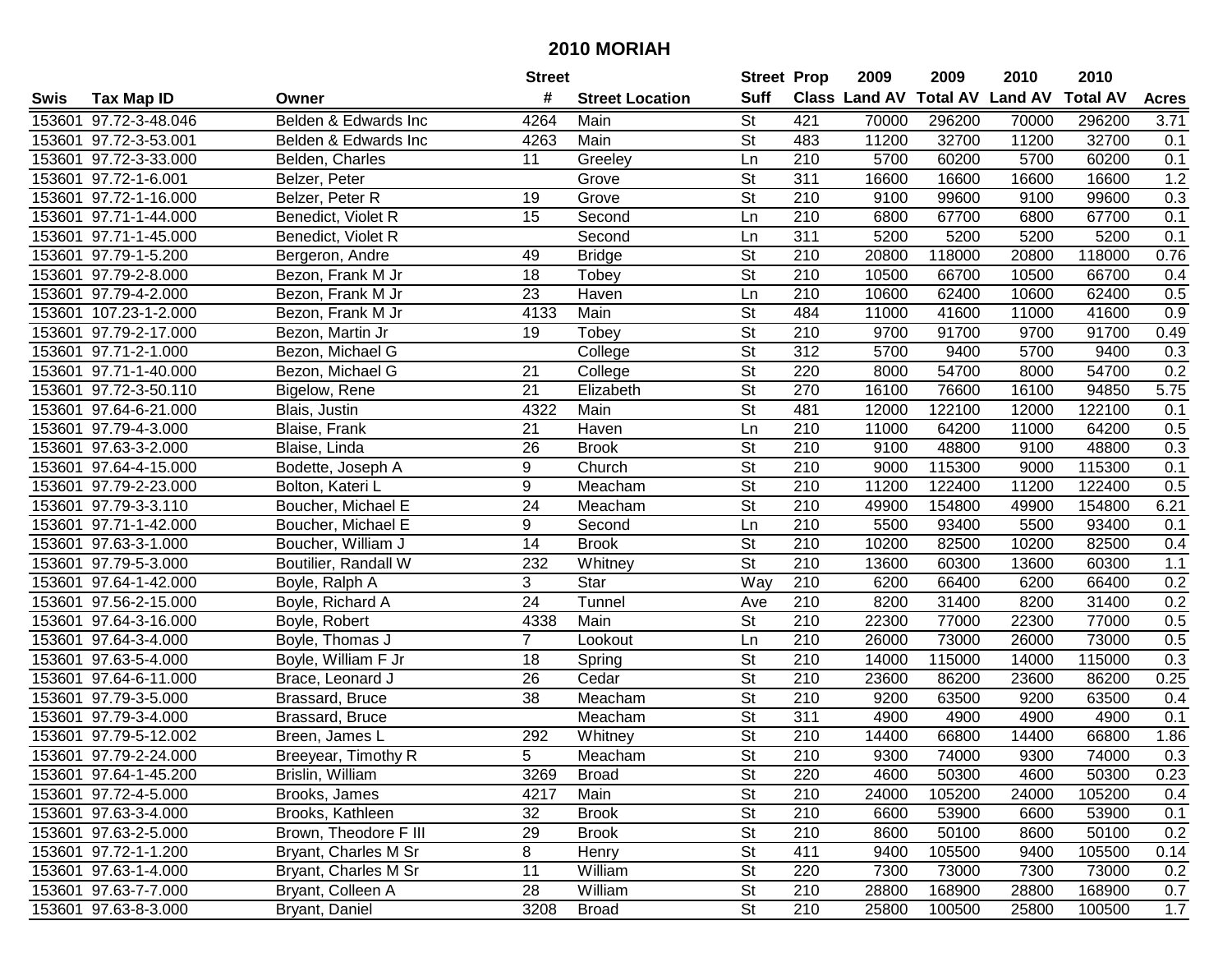# 2010 MORIAH

| Swis | Tax Map ID | Owner | Street # | Street Location | Street Suff | Prop Class | 2009 Land AV | 2009 Total AV | 2010 Land AV | 2010 Total AV | Acres |
|---|---|---|---|---|---|---|---|---|---|---|---|
| 153601 | 97.72-3-48.046 | Belden & Edwards Inc | 4264 | Main | St | 421 | 70000 | 296200 | 70000 | 296200 | 3.71 |
| 153601 | 97.72-3-53.001 | Belden & Edwards Inc | 4263 | Main | St | 483 | 11200 | 32700 | 11200 | 32700 | 0.1 |
| 153601 | 97.72-3-33.000 | Belden, Charles | 11 | Greeley | Ln | 210 | 5700 | 60200 | 5700 | 60200 | 0.1 |
| 153601 | 97.72-1-6.001 | Belzer, Peter | | Grove | St | 311 | 16600 | 16600 | 16600 | 16600 | 1.2 |
| 153601 | 97.72-1-16.000 | Belzer, Peter R | 19 | Grove | St | 210 | 9100 | 99600 | 9100 | 99600 | 0.3 |
| 153601 | 97.71-1-44.000 | Benedict, Violet R | 15 | Second | Ln | 210 | 6800 | 67700 | 6800 | 67700 | 0.1 |
| 153601 | 97.71-1-45.000 | Benedict, Violet R | | Second | Ln | 311 | 5200 | 5200 | 5200 | 5200 | 0.1 |
| 153601 | 97.79-1-5.200 | Bergeron, Andre | 49 | Bridge | St | 210 | 20800 | 118000 | 20800 | 118000 | 0.76 |
| 153601 | 97.79-2-8.000 | Bezon, Frank M Jr | 18 | Tobey | St | 210 | 10500 | 66700 | 10500 | 66700 | 0.4 |
| 153601 | 97.79-4-2.000 | Bezon, Frank M Jr | 23 | Haven | Ln | 210 | 10600 | 62400 | 10600 | 62400 | 0.5 |
| 153601 | 107.23-1-2.000 | Bezon, Frank M Jr | 4133 | Main | St | 484 | 11000 | 41600 | 11000 | 41600 | 0.9 |
| 153601 | 97.79-2-17.000 | Bezon, Martin Jr | 19 | Tobey | St | 210 | 9700 | 91700 | 9700 | 91700 | 0.49 |
| 153601 | 97.71-2-1.000 | Bezon, Michael G | | College | St | 312 | 5700 | 9400 | 5700 | 9400 | 0.3 |
| 153601 | 97.71-1-40.000 | Bezon, Michael G | 21 | College | St | 220 | 8000 | 54700 | 8000 | 54700 | 0.2 |
| 153601 | 97.72-3-50.110 | Bigelow, Rene | 21 | Elizabeth | St | 270 | 16100 | 76600 | 16100 | 94850 | 5.75 |
| 153601 | 97.64-6-21.000 | Blais, Justin | 4322 | Main | St | 481 | 12000 | 122100 | 12000 | 122100 | 0.1 |
| 153601 | 97.79-4-3.000 | Blaise, Frank | 21 | Haven | Ln | 210 | 11000 | 64200 | 11000 | 64200 | 0.5 |
| 153601 | 97.63-3-2.000 | Blaise, Linda | 26 | Brook | St | 210 | 9100 | 48800 | 9100 | 48800 | 0.3 |
| 153601 | 97.64-4-15.000 | Bodette, Joseph A | 9 | Church | St | 210 | 9000 | 115300 | 9000 | 115300 | 0.1 |
| 153601 | 97.79-2-23.000 | Bolton, Kateri L | 9 | Meacham | St | 210 | 11200 | 122400 | 11200 | 122400 | 0.5 |
| 153601 | 97.79-3-3.110 | Boucher, Michael E | 24 | Meacham | St | 210 | 49900 | 154800 | 49900 | 154800 | 6.21 |
| 153601 | 97.71-1-42.000 | Boucher, Michael E | 9 | Second | Ln | 210 | 5500 | 93400 | 5500 | 93400 | 0.1 |
| 153601 | 97.63-3-1.000 | Boucher, William J | 14 | Brook | St | 210 | 10200 | 82500 | 10200 | 82500 | 0.4 |
| 153601 | 97.79-5-3.000 | Boutilier, Randall W | 232 | Whitney | St | 210 | 13600 | 60300 | 13600 | 60300 | 1.1 |
| 153601 | 97.64-1-42.000 | Boyle, Ralph A | 3 | Star | Way | 210 | 6200 | 66400 | 6200 | 66400 | 0.2 |
| 153601 | 97.56-2-15.000 | Boyle, Richard A | 24 | Tunnel | Ave | 210 | 8200 | 31400 | 8200 | 31400 | 0.2 |
| 153601 | 97.64-3-16.000 | Boyle, Robert | 4338 | Main | St | 210 | 22300 | 77000 | 22300 | 77000 | 0.5 |
| 153601 | 97.64-3-4.000 | Boyle, Thomas J | 7 | Lookout | Ln | 210 | 26000 | 73000 | 26000 | 73000 | 0.5 |
| 153601 | 97.63-5-4.000 | Boyle, William F Jr | 18 | Spring | St | 210 | 14000 | 115000 | 14000 | 115000 | 0.3 |
| 153601 | 97.64-6-11.000 | Brace, Leonard J | 26 | Cedar | St | 210 | 23600 | 86200 | 23600 | 86200 | 0.25 |
| 153601 | 97.79-3-5.000 | Brassard, Bruce | 38 | Meacham | St | 210 | 9200 | 63500 | 9200 | 63500 | 0.4 |
| 153601 | 97.79-3-4.000 | Brassard, Bruce | | Meacham | St | 311 | 4900 | 4900 | 4900 | 4900 | 0.1 |
| 153601 | 97.79-5-12.002 | Breen, James L | 292 | Whitney | St | 210 | 14400 | 66800 | 14400 | 66800 | 1.86 |
| 153601 | 97.79-2-24.000 | Breeyear, Timothy R | 5 | Meacham | St | 210 | 9300 | 74000 | 9300 | 74000 | 0.3 |
| 153601 | 97.64-1-45.200 | Brislin, William | 3269 | Broad | St | 220 | 4600 | 50300 | 4600 | 50300 | 0.23 |
| 153601 | 97.72-4-5.000 | Brooks, James | 4217 | Main | St | 210 | 24000 | 105200 | 24000 | 105200 | 0.4 |
| 153601 | 97.63-3-4.000 | Brooks, Kathleen | 32 | Brook | St | 210 | 6600 | 53900 | 6600 | 53900 | 0.1 |
| 153601 | 97.63-2-5.000 | Brown, Theodore F III | 29 | Brook | St | 210 | 8600 | 50100 | 8600 | 50100 | 0.2 |
| 153601 | 97.72-1-1.200 | Bryant, Charles M Sr | 8 | Henry | St | 411 | 9400 | 105500 | 9400 | 105500 | 0.14 |
| 153601 | 97.63-1-4.000 | Bryant, Charles M Sr | 11 | William | St | 220 | 7300 | 73000 | 7300 | 73000 | 0.2 |
| 153601 | 97.63-7-7.000 | Bryant, Colleen A | 28 | William | St | 210 | 28800 | 168900 | 28800 | 168900 | 0.7 |
| 153601 | 97.63-8-3.000 | Bryant, Daniel | 3208 | Broad | St | 210 | 25800 | 100500 | 25800 | 100500 | 1.7 |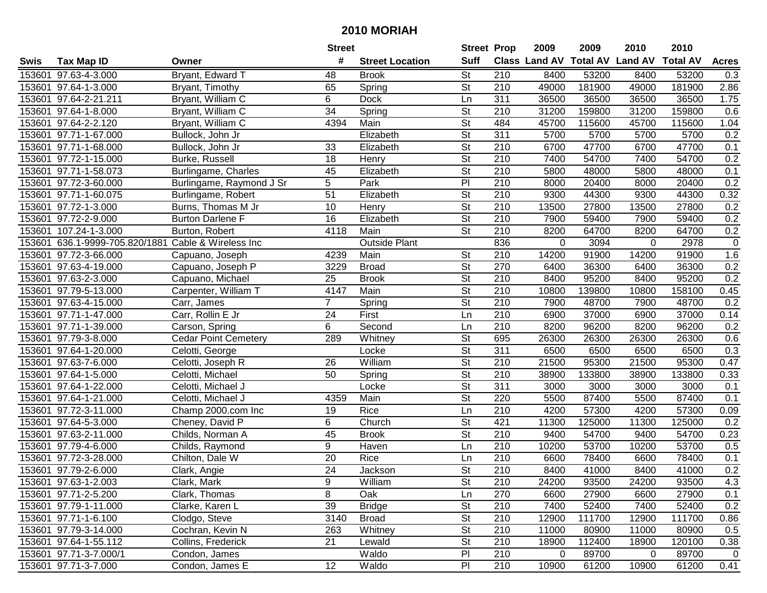# 2010 MORIAH

| Swis | Tax Map ID | Owner | Street # | Street Location | Street Suff | Prop Class | 2009 Land AV | 2009 Total AV | 2010 Land AV | 2010 Total AV | Acres |
|---|---|---|---|---|---|---|---|---|---|---|---|
| 153601 | 97.63-4-3.000 | Bryant, Edward T | 48 | Brook | St | 210 | 8400 | 53200 | 8400 | 53200 | 0.3 |
| 153601 | 97.64-1-3.000 | Bryant, Timothy | 65 | Spring | St | 210 | 49000 | 181900 | 49000 | 181900 | 2.86 |
| 153601 | 97.64-2-21.211 | Bryant, William C | 6 | Dock | Ln | 311 | 36500 | 36500 | 36500 | 36500 | 1.75 |
| 153601 | 97.64-1-8.000 | Bryant, William C | 34 | Spring | St | 210 | 31200 | 159800 | 31200 | 159800 | 0.6 |
| 153601 | 97.64-2-2.120 | Bryant, William C | 4394 | Main | St | 484 | 45700 | 115600 | 45700 | 115600 | 1.04 |
| 153601 | 97.71-1-67.000 | Bullock, John Jr | | Elizabeth | St | 311 | 5700 | 5700 | 5700 | 5700 | 0.2 |
| 153601 | 97.71-1-68.000 | Bullock, John Jr | 33 | Elizabeth | St | 210 | 6700 | 47700 | 6700 | 47700 | 0.1 |
| 153601 | 97.72-1-15.000 | Burke, Russell | 18 | Henry | St | 210 | 7400 | 54700 | 7400 | 54700 | 0.2 |
| 153601 | 97.71-1-58.073 | Burlingame, Charles | 45 | Elizabeth | St | 210 | 5800 | 48000 | 5800 | 48000 | 0.1 |
| 153601 | 97.72-3-60.000 | Burlingame, Raymond J Sr | 5 | Park | Pl | 210 | 8000 | 20400 | 8000 | 20400 | 0.2 |
| 153601 | 97.71-1-60.075 | Burlingame, Robert | 51 | Elizabeth | St | 210 | 9300 | 44300 | 9300 | 44300 | 0.32 |
| 153601 | 97.72-1-3.000 | Burns, Thomas M Jr | 10 | Henry | St | 210 | 13500 | 27800 | 13500 | 27800 | 0.2 |
| 153601 | 97.72-2-9.000 | Burton Darlene F | 16 | Elizabeth | St | 210 | 7900 | 59400 | 7900 | 59400 | 0.2 |
| 153601 | 107.24-1-3.000 | Burton, Robert | 4118 | Main | St | 210 | 8200 | 64700 | 8200 | 64700 | 0.2 |
| 153601 | 636.1-9999-705.820/1881 | Cable & Wireless Inc | | Outside Plant | | 836 | 0 | 3094 | 0 | 2978 | 0 |
| 153601 | 97.72-3-66.000 | Capuano, Joseph | 4239 | Main | St | 210 | 14200 | 91900 | 14200 | 91900 | 1.6 |
| 153601 | 97.63-4-19.000 | Capuano, Joseph P | 3229 | Broad | St | 270 | 6400 | 36300 | 6400 | 36300 | 0.2 |
| 153601 | 97.63-2-3.000 | Capuano, Michael | 25 | Brook | St | 210 | 8400 | 95200 | 8400 | 95200 | 0.2 |
| 153601 | 97.79-5-13.000 | Carpenter, William T | 4147 | Main | St | 210 | 10800 | 139800 | 10800 | 158100 | 0.45 |
| 153601 | 97.63-4-15.000 | Carr, James | 7 | Spring | St | 210 | 7900 | 48700 | 7900 | 48700 | 0.2 |
| 153601 | 97.71-1-47.000 | Carr, Rollin E Jr | 24 | First | Ln | 210 | 6900 | 37000 | 6900 | 37000 | 0.14 |
| 153601 | 97.71-1-39.000 | Carson, Spring | 6 | Second | Ln | 210 | 8200 | 96200 | 8200 | 96200 | 0.2 |
| 153601 | 97.79-3-8.000 | Cedar Point Cemetery | 289 | Whitney | St | 695 | 26300 | 26300 | 26300 | 26300 | 0.6 |
| 153601 | 97.64-1-20.000 | Celotti, George | | Locke | St | 311 | 6500 | 6500 | 6500 | 6500 | 0.3 |
| 153601 | 97.63-7-6.000 | Celotti, Joseph R | 26 | William | St | 210 | 21500 | 95300 | 21500 | 95300 | 0.47 |
| 153601 | 97.64-1-5.000 | Celotti, Michael | 50 | Spring | St | 210 | 38900 | 133800 | 38900 | 133800 | 0.33 |
| 153601 | 97.64-1-22.000 | Celotti, Michael J | | Locke | St | 311 | 3000 | 3000 | 3000 | 3000 | 0.1 |
| 153601 | 97.64-1-21.000 | Celotti, Michael J | 4359 | Main | St | 220 | 5500 | 87400 | 5500 | 87400 | 0.1 |
| 153601 | 97.72-3-11.000 | Champ 2000.com Inc | 19 | Rice | Ln | 210 | 4200 | 57300 | 4200 | 57300 | 0.09 |
| 153601 | 97.64-5-3.000 | Cheney, David P | 6 | Church | St | 421 | 11300 | 125000 | 11300 | 125000 | 0.2 |
| 153601 | 97.63-2-11.000 | Childs, Norman A | 45 | Brook | St | 210 | 9400 | 54700 | 9400 | 54700 | 0.23 |
| 153601 | 97.79-4-6.000 | Childs, Raymond | 9 | Haven | Ln | 210 | 10200 | 53700 | 10200 | 53700 | 0.5 |
| 153601 | 97.72-3-28.000 | Chilton, Dale W | 20 | Rice | Ln | 210 | 6600 | 78400 | 6600 | 78400 | 0.1 |
| 153601 | 97.79-2-6.000 | Clark, Angie | 24 | Jackson | St | 210 | 8400 | 41000 | 8400 | 41000 | 0.2 |
| 153601 | 97.63-1-2.003 | Clark, Mark | 9 | William | St | 210 | 24200 | 93500 | 24200 | 93500 | 4.3 |
| 153601 | 97.71-2-5.200 | Clark, Thomas | 8 | Oak | Ln | 270 | 6600 | 27900 | 6600 | 27900 | 0.1 |
| 153601 | 97.79-1-11.000 | Clarke, Karen L | 39 | Bridge | St | 210 | 7400 | 52400 | 7400 | 52400 | 0.2 |
| 153601 | 97.71-1-6.100 | Clodgo, Steve | 3140 | Broad | St | 210 | 12900 | 111700 | 12900 | 111700 | 0.86 |
| 153601 | 97.79-3-14.000 | Cochran, Kevin N | 263 | Whitney | St | 210 | 11000 | 80900 | 11000 | 80900 | 0.5 |
| 153601 | 97.64-1-55.112 | Collins, Frederick | 21 | Lewald | St | 210 | 18900 | 112400 | 18900 | 120100 | 0.38 |
| 153601 | 97.71-3-7.000/1 | Condon, James | | Waldo | Pl | 210 | 0 | 89700 | 0 | 89700 | 0 |
| 153601 | 97.71-3-7.000 | Condon, James E | 12 | Waldo | Pl | 210 | 10900 | 61200 | 10900 | 61200 | 0.41 |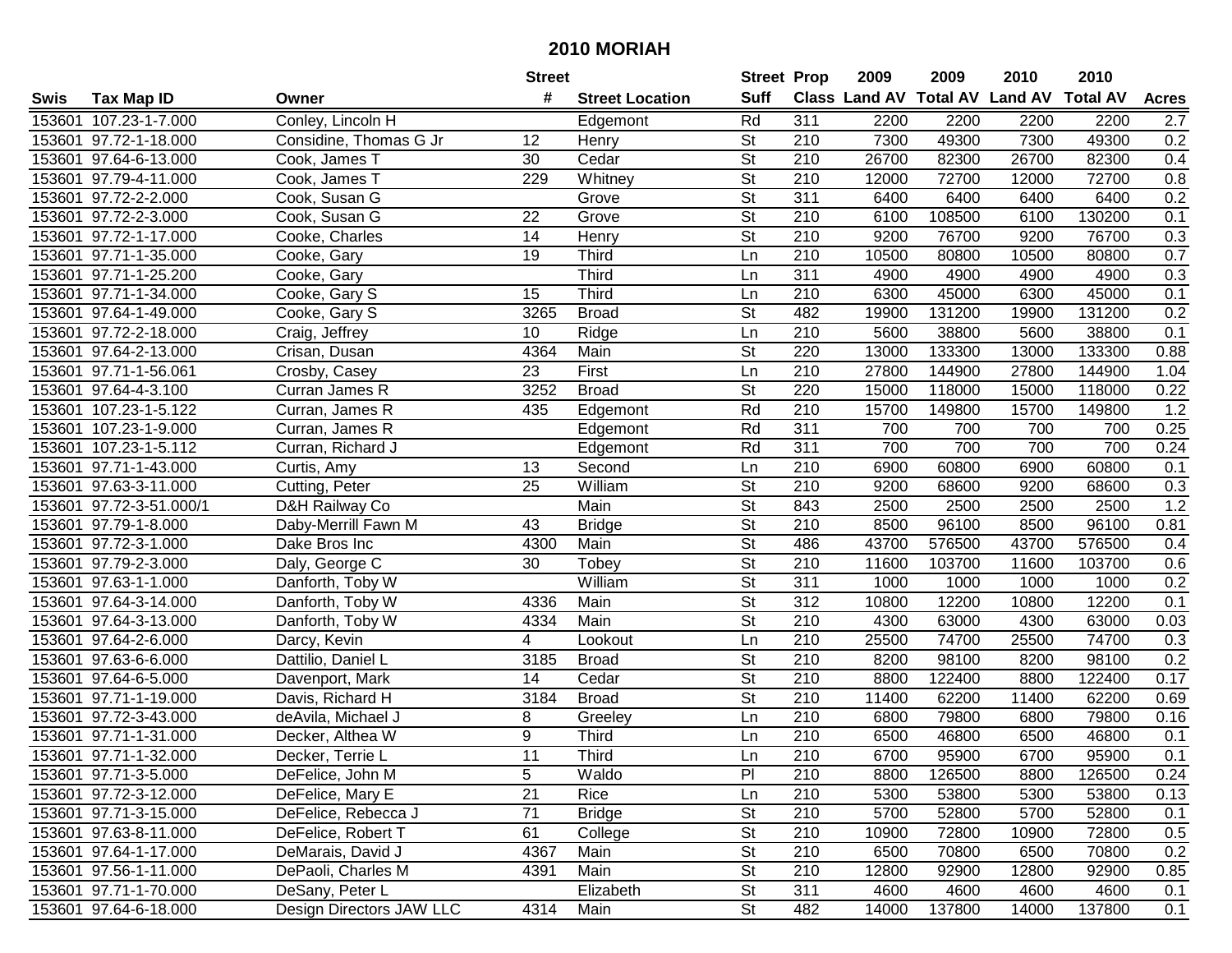# 2010 MORIAH

| Swis | Tax Map ID | Owner | Street # | Street Location | Street Suff | Prop Class | 2009 Land AV | 2009 Total AV | 2010 Land AV | 2010 Total AV | Acres |
|---|---|---|---|---|---|---|---|---|---|---|---|
| 153601 | 107.23-1-7.000 | Conley, Lincoln H | | Edgemont | Rd | 311 | 2200 | 2200 | 2200 | 2200 | 2.7 |
| 153601 | 97.72-1-18.000 | Considine, Thomas G Jr | 12 | Henry | St | 210 | 7300 | 49300 | 7300 | 49300 | 0.2 |
| 153601 | 97.64-6-13.000 | Cook, James T | 30 | Cedar | St | 210 | 26700 | 82300 | 26700 | 82300 | 0.4 |
| 153601 | 97.79-4-11.000 | Cook, James T | 229 | Whitney | St | 210 | 12000 | 72700 | 12000 | 72700 | 0.8 |
| 153601 | 97.72-2-2.000 | Cook, Susan G | | Grove | St | 311 | 6400 | 6400 | 6400 | 6400 | 0.2 |
| 153601 | 97.72-2-3.000 | Cook, Susan G | 22 | Grove | St | 210 | 6100 | 108500 | 6100 | 130200 | 0.1 |
| 153601 | 97.72-1-17.000 | Cooke, Charles | 14 | Henry | St | 210 | 9200 | 76700 | 9200 | 76700 | 0.3 |
| 153601 | 97.71-1-35.000 | Cooke, Gary | 19 | Third | Ln | 210 | 10500 | 80800 | 10500 | 80800 | 0.7 |
| 153601 | 97.71-1-25.200 | Cooke, Gary | | Third | Ln | 311 | 4900 | 4900 | 4900 | 4900 | 0.3 |
| 153601 | 97.71-1-34.000 | Cooke, Gary S | 15 | Third | Ln | 210 | 6300 | 45000 | 6300 | 45000 | 0.1 |
| 153601 | 97.64-1-49.000 | Cooke, Gary S | 3265 | Broad | St | 482 | 19900 | 131200 | 19900 | 131200 | 0.2 |
| 153601 | 97.72-2-18.000 | Craig, Jeffrey | 10 | Ridge | Ln | 210 | 5600 | 38800 | 5600 | 38800 | 0.1 |
| 153601 | 97.64-2-13.000 | Crisan, Dusan | 4364 | Main | St | 220 | 13000 | 133300 | 13000 | 133300 | 0.88 |
| 153601 | 97.71-1-56.061 | Crosby, Casey | 23 | First | Ln | 210 | 27800 | 144900 | 27800 | 144900 | 1.04 |
| 153601 | 97.64-4-3.100 | Curran James R | 3252 | Broad | St | 220 | 15000 | 118000 | 15000 | 118000 | 0.22 |
| 153601 | 107.23-1-5.122 | Curran, James R | 435 | Edgemont | Rd | 210 | 15700 | 149800 | 15700 | 149800 | 1.2 |
| 153601 | 107.23-1-9.000 | Curran, James R | | Edgemont | Rd | 311 | 700 | 700 | 700 | 700 | 0.25 |
| 153601 | 107.23-1-5.112 | Curran, Richard J | | Edgemont | Rd | 311 | 700 | 700 | 700 | 700 | 0.24 |
| 153601 | 97.71-1-43.000 | Curtis, Amy | 13 | Second | Ln | 210 | 6900 | 60800 | 6900 | 60800 | 0.1 |
| 153601 | 97.63-3-11.000 | Cutting, Peter | 25 | William | St | 210 | 9200 | 68600 | 9200 | 68600 | 0.3 |
| 153601 | 97.72-3-51.000/1 | D&H Railway Co | | Main | St | 843 | 2500 | 2500 | 2500 | 2500 | 1.2 |
| 153601 | 97.79-1-8.000 | Daby-Merrill Fawn M | 43 | Bridge | St | 210 | 8500 | 96100 | 8500 | 96100 | 0.81 |
| 153601 | 97.72-3-1.000 | Dake Bros Inc | 4300 | Main | St | 486 | 43700 | 576500 | 43700 | 576500 | 0.4 |
| 153601 | 97.79-2-3.000 | Daly, George C | 30 | Tobey | St | 210 | 11600 | 103700 | 11600 | 103700 | 0.6 |
| 153601 | 97.63-1-1.000 | Danforth, Toby W | | William | St | 311 | 1000 | 1000 | 1000 | 1000 | 0.2 |
| 153601 | 97.64-3-14.000 | Danforth, Toby W | 4336 | Main | St | 312 | 10800 | 12200 | 10800 | 12200 | 0.1 |
| 153601 | 97.64-3-13.000 | Danforth, Toby W | 4334 | Main | St | 210 | 4300 | 63000 | 4300 | 63000 | 0.03 |
| 153601 | 97.64-2-6.000 | Darcy, Kevin | 4 | Lookout | Ln | 210 | 25500 | 74700 | 25500 | 74700 | 0.3 |
| 153601 | 97.63-6-6.000 | Dattilio, Daniel L | 3185 | Broad | St | 210 | 8200 | 98100 | 8200 | 98100 | 0.2 |
| 153601 | 97.64-6-5.000 | Davenport, Mark | 14 | Cedar | St | 210 | 8800 | 122400 | 8800 | 122400 | 0.17 |
| 153601 | 97.71-1-19.000 | Davis, Richard H | 3184 | Broad | St | 210 | 11400 | 62200 | 11400 | 62200 | 0.69 |
| 153601 | 97.72-3-43.000 | deAvila, Michael J | 8 | Greeley | Ln | 210 | 6800 | 79800 | 6800 | 79800 | 0.16 |
| 153601 | 97.71-1-31.000 | Decker, Althea W | 9 | Third | Ln | 210 | 6500 | 46800 | 6500 | 46800 | 0.1 |
| 153601 | 97.71-1-32.000 | Decker, Terrie L | 11 | Third | Ln | 210 | 6700 | 95900 | 6700 | 95900 | 0.1 |
| 153601 | 97.71-3-5.000 | DeFelice, John M | 5 | Waldo | Pl | 210 | 8800 | 126500 | 8800 | 126500 | 0.24 |
| 153601 | 97.72-3-12.000 | DeFelice, Mary E | 21 | Rice | Ln | 210 | 5300 | 53800 | 5300 | 53800 | 0.13 |
| 153601 | 97.71-3-15.000 | DeFelice, Rebecca J | 71 | Bridge | St | 210 | 5700 | 52800 | 5700 | 52800 | 0.1 |
| 153601 | 97.63-8-11.000 | DeFelice, Robert T | 61 | College | St | 210 | 10900 | 72800 | 10900 | 72800 | 0.5 |
| 153601 | 97.64-1-17.000 | DeMarais, David J | 4367 | Main | St | 210 | 6500 | 70800 | 6500 | 70800 | 0.2 |
| 153601 | 97.56-1-11.000 | DePaoli, Charles M | 4391 | Main | St | 210 | 12800 | 92900 | 12800 | 92900 | 0.85 |
| 153601 | 97.71-1-70.000 | DeSany, Peter L | | Elizabeth | St | 311 | 4600 | 4600 | 4600 | 4600 | 0.1 |
| 153601 | 97.64-6-18.000 | Design Directors JAW LLC | 4314 | Main | St | 482 | 14000 | 137800 | 14000 | 137800 | 0.1 |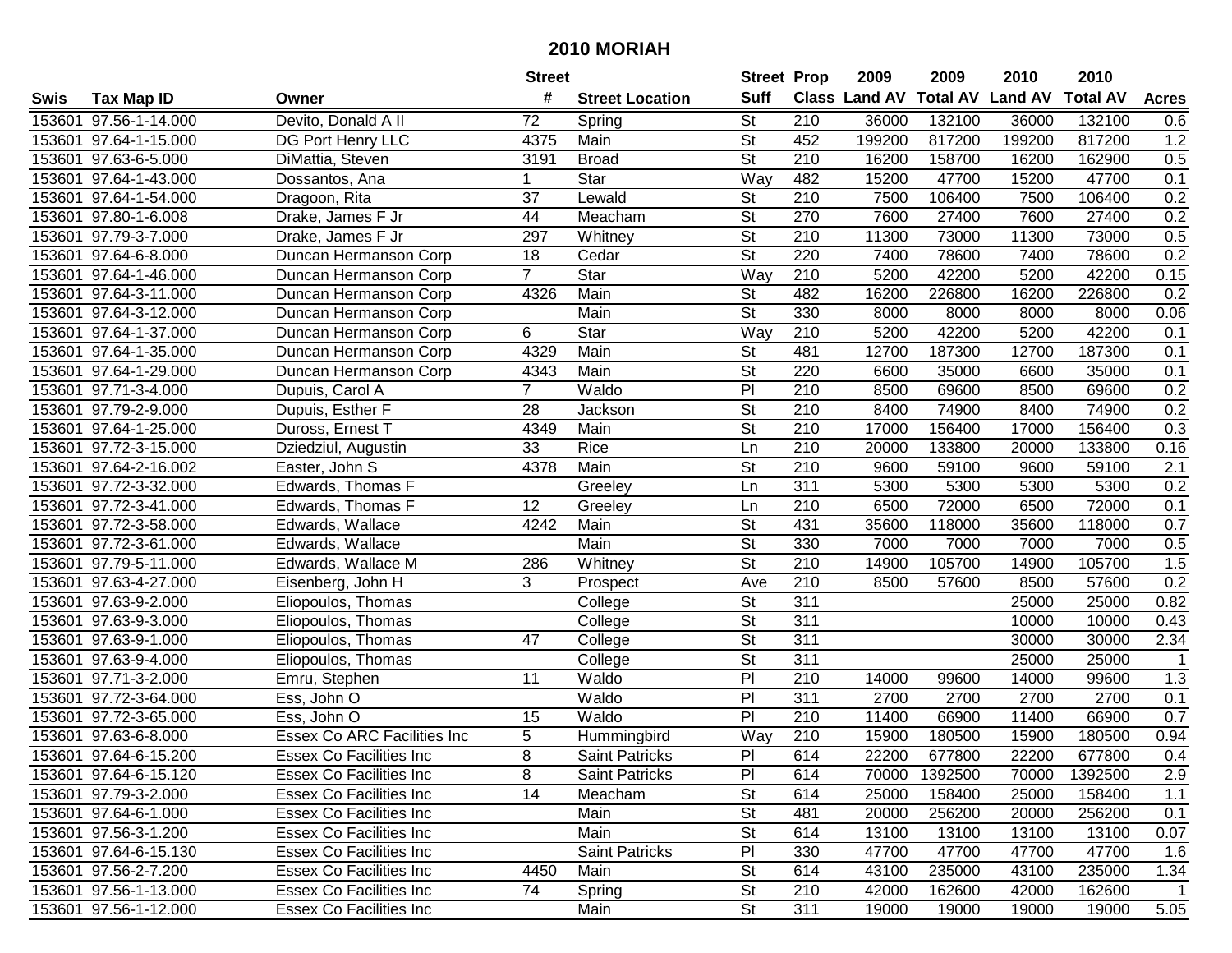# 2010 MORIAH

| Swis | Tax Map ID | Owner | Street # | Street Location | Street Suff | Prop Class | 2009 Land AV | 2009 Total AV | 2010 Land AV | 2010 Total AV | Acres |
|---|---|---|---|---|---|---|---|---|---|---|---|
| 153601 | 97.56-1-14.000 | Devito, Donald A II | 72 | Spring | St | 210 | 36000 | 132100 | 36000 | 132100 | 0.6 |
| 153601 | 97.64-1-15.000 | DG Port Henry LLC | 4375 | Main | St | 452 | 199200 | 817200 | 199200 | 817200 | 1.2 |
| 153601 | 97.63-6-5.000 | DiMattia, Steven | 3191 | Broad | St | 210 | 16200 | 158700 | 16200 | 162900 | 0.5 |
| 153601 | 97.64-1-43.000 | Dossantos, Ana | 1 | Star | Way | 482 | 15200 | 47700 | 15200 | 47700 | 0.1 |
| 153601 | 97.64-1-54.000 | Dragoon, Rita | 37 | Lewald | St | 210 | 7500 | 106400 | 7500 | 106400 | 0.2 |
| 153601 | 97.80-1-6.008 | Drake, James F Jr | 44 | Meacham | St | 270 | 7600 | 27400 | 7600 | 27400 | 0.2 |
| 153601 | 97.79-3-7.000 | Drake, James F Jr | 297 | Whitney | St | 210 | 11300 | 73000 | 11300 | 73000 | 0.5 |
| 153601 | 97.64-6-8.000 | Duncan Hermanson Corp | 18 | Cedar | St | 220 | 7400 | 78600 | 7400 | 78600 | 0.2 |
| 153601 | 97.64-1-46.000 | Duncan Hermanson Corp | 7 | Star | Way | 210 | 5200 | 42200 | 5200 | 42200 | 0.15 |
| 153601 | 97.64-3-11.000 | Duncan Hermanson Corp | 4326 | Main | St | 482 | 16200 | 226800 | 16200 | 226800 | 0.2 |
| 153601 | 97.64-3-12.000 | Duncan Hermanson Corp | | Main | St | 330 | 8000 | 8000 | 8000 | 8000 | 0.06 |
| 153601 | 97.64-1-37.000 | Duncan Hermanson Corp | 6 | Star | Way | 210 | 5200 | 42200 | 5200 | 42200 | 0.1 |
| 153601 | 97.64-1-35.000 | Duncan Hermanson Corp | 4329 | Main | St | 481 | 12700 | 187300 | 12700 | 187300 | 0.1 |
| 153601 | 97.64-1-29.000 | Duncan Hermanson Corp | 4343 | Main | St | 220 | 6600 | 35000 | 6600 | 35000 | 0.1 |
| 153601 | 97.71-3-4.000 | Dupuis, Carol A | 7 | Waldo | Pl | 210 | 8500 | 69600 | 8500 | 69600 | 0.2 |
| 153601 | 97.79-2-9.000 | Dupuis, Esther F | 28 | Jackson | St | 210 | 8400 | 74900 | 8400 | 74900 | 0.2 |
| 153601 | 97.64-1-25.000 | Duross, Ernest T | 4349 | Main | St | 210 | 17000 | 156400 | 17000 | 156400 | 0.3 |
| 153601 | 97.72-3-15.000 | Dziedziul, Augustin | 33 | Rice | Ln | 210 | 20000 | 133800 | 20000 | 133800 | 0.16 |
| 153601 | 97.64-2-16.002 | Easter, John S | 4378 | Main | St | 210 | 9600 | 59100 | 9600 | 59100 | 2.1 |
| 153601 | 97.72-3-32.000 | Edwards, Thomas F | | Greeley | Ln | 311 | 5300 | 5300 | 5300 | 5300 | 0.2 |
| 153601 | 97.72-3-41.000 | Edwards, Thomas F | 12 | Greeley | Ln | 210 | 6500 | 72000 | 6500 | 72000 | 0.1 |
| 153601 | 97.72-3-58.000 | Edwards, Wallace | 4242 | Main | St | 431 | 35600 | 118000 | 35600 | 118000 | 0.7 |
| 153601 | 97.72-3-61.000 | Edwards, Wallace | | Main | St | 330 | 7000 | 7000 | 7000 | 7000 | 0.5 |
| 153601 | 97.79-5-11.000 | Edwards, Wallace M | 286 | Whitney | St | 210 | 14900 | 105700 | 14900 | 105700 | 1.5 |
| 153601 | 97.63-4-27.000 | Eisenberg, John H | 3 | Prospect | Ave | 210 | 8500 | 57600 | 8500 | 57600 | 0.2 |
| 153601 | 97.63-9-2.000 | Eliopoulos, Thomas | | College | St | 311 | | | 25000 | 25000 | 0.82 |
| 153601 | 97.63-9-3.000 | Eliopoulos, Thomas | | College | St | 311 | | | 10000 | 10000 | 0.43 |
| 153601 | 97.63-9-1.000 | Eliopoulos, Thomas | 47 | College | St | 311 | | | 30000 | 30000 | 2.34 |
| 153601 | 97.63-9-4.000 | Eliopoulos, Thomas | | College | St | 311 | | | 25000 | 25000 | 1 |
| 153601 | 97.71-3-2.000 | Emru, Stephen | 11 | Waldo | Pl | 210 | 14000 | 99600 | 14000 | 99600 | 1.3 |
| 153601 | 97.72-3-64.000 | Ess, John O | | Waldo | Pl | 311 | 2700 | 2700 | 2700 | 2700 | 0.1 |
| 153601 | 97.72-3-65.000 | Ess, John O | 15 | Waldo | Pl | 210 | 11400 | 66900 | 11400 | 66900 | 0.7 |
| 153601 | 97.63-6-8.000 | Essex Co ARC Facilities Inc | 5 | Hummingbird | Way | 210 | 15900 | 180500 | 15900 | 180500 | 0.94 |
| 153601 | 97.64-6-15.200 | Essex Co Facilities Inc | 8 | Saint Patricks | Pl | 614 | 22200 | 677800 | 22200 | 677800 | 0.4 |
| 153601 | 97.64-6-15.120 | Essex Co Facilities Inc | 8 | Saint Patricks | Pl | 614 | 70000 | 1392500 | 70000 | 1392500 | 2.9 |
| 153601 | 97.79-3-2.000 | Essex Co Facilities Inc | 14 | Meacham | St | 614 | 25000 | 158400 | 25000 | 158400 | 1.1 |
| 153601 | 97.64-6-1.000 | Essex Co Facilities Inc | | Main | St | 481 | 20000 | 256200 | 20000 | 256200 | 0.1 |
| 153601 | 97.56-3-1.200 | Essex Co Facilities Inc | | Main | St | 614 | 13100 | 13100 | 13100 | 13100 | 0.07 |
| 153601 | 97.64-6-15.130 | Essex Co Facilities Inc | | Saint Patricks | Pl | 330 | 47700 | 47700 | 47700 | 47700 | 1.6 |
| 153601 | 97.56-2-7.200 | Essex Co Facilities Inc | 4450 | Main | St | 614 | 43100 | 235000 | 43100 | 235000 | 1.34 |
| 153601 | 97.56-1-13.000 | Essex Co Facilities Inc | 74 | Spring | St | 210 | 42000 | 162600 | 42000 | 162600 | 1 |
| 153601 | 97.56-1-12.000 | Essex Co Facilities Inc | | Main | St | 311 | 19000 | 19000 | 19000 | 19000 | 5.05 |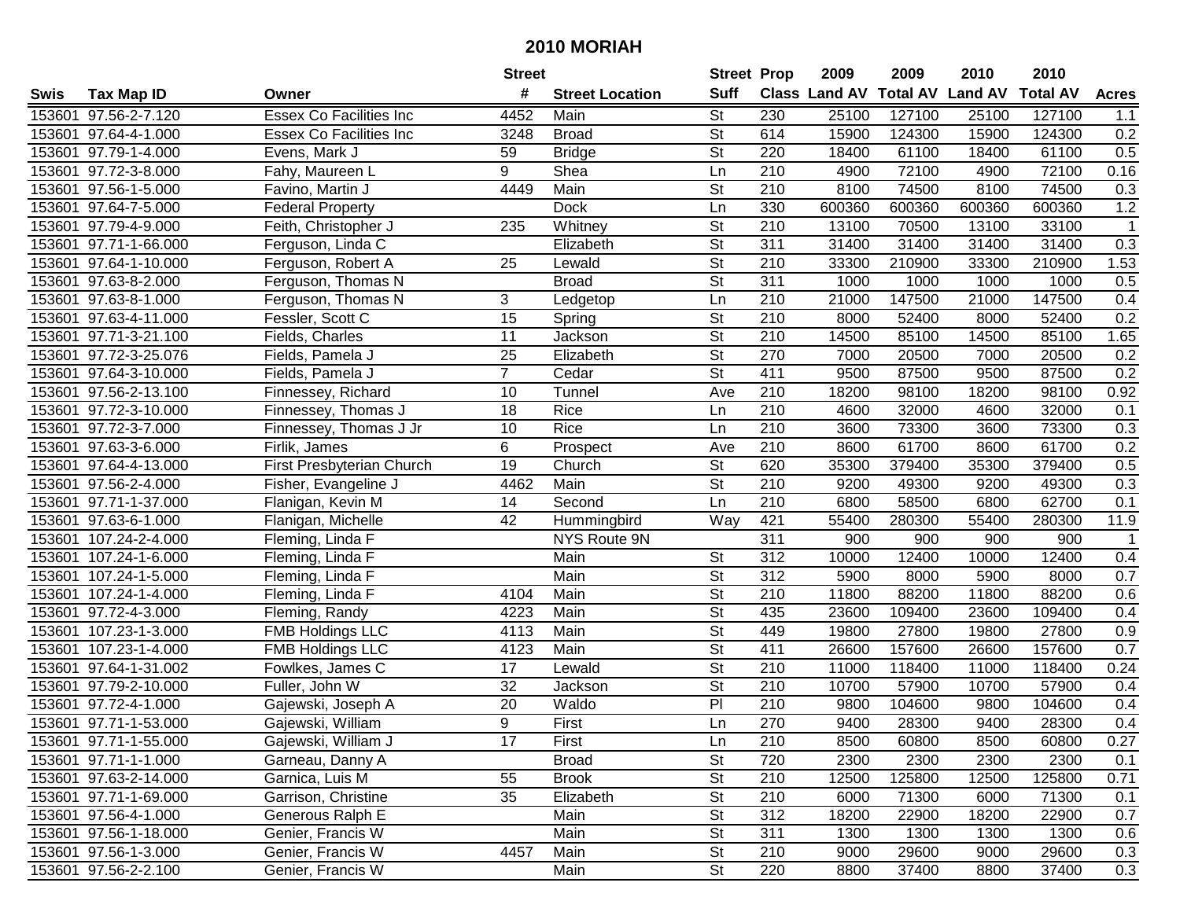# 2010 MORIAH

| Swis | Tax Map ID | Owner | Street # | Street Location | Street Suff | Prop Class | 2009 Land AV | 2009 Total AV | 2010 Land AV | 2010 Total AV | Acres |
|---|---|---|---|---|---|---|---|---|---|---|---|
| 153601 | 97.56-2-7.120 | Essex Co Facilities Inc | 4452 | Main | St | 230 | 25100 | 127100 | 25100 | 127100 | 1.1 |
| 153601 | 97.64-4-1.000 | Essex Co Facilities Inc | 3248 | Broad | St | 614 | 15900 | 124300 | 15900 | 124300 | 0.2 |
| 153601 | 97.79-1-4.000 | Evens, Mark J | 59 | Bridge | St | 220 | 18400 | 61100 | 18400 | 61100 | 0.5 |
| 153601 | 97.72-3-8.000 | Fahy, Maureen L | 9 | Shea | Ln | 210 | 4900 | 72100 | 4900 | 72100 | 0.16 |
| 153601 | 97.56-1-5.000 | Favino, Martin J | 4449 | Main | St | 210 | 8100 | 74500 | 8100 | 74500 | 0.3 |
| 153601 | 97.64-7-5.000 | Federal Property | | Dock | Ln | 330 | 600360 | 600360 | 600360 | 600360 | 1.2 |
| 153601 | 97.79-4-9.000 | Feith, Christopher J | 235 | Whitney | St | 210 | 13100 | 70500 | 13100 | 33100 | 1 |
| 153601 | 97.71-1-66.000 | Ferguson, Linda C | | Elizabeth | St | 311 | 31400 | 31400 | 31400 | 31400 | 0.3 |
| 153601 | 97.64-1-10.000 | Ferguson, Robert A | 25 | Lewald | St | 210 | 33300 | 210900 | 33300 | 210900 | 1.53 |
| 153601 | 97.63-8-2.000 | Ferguson, Thomas N | | Broad | St | 311 | 1000 | 1000 | 1000 | 1000 | 0.5 |
| 153601 | 97.63-8-1.000 | Ferguson, Thomas N | 3 | Ledgetop | Ln | 210 | 21000 | 147500 | 21000 | 147500 | 0.4 |
| 153601 | 97.63-4-11.000 | Fessler, Scott C | 15 | Spring | St | 210 | 8000 | 52400 | 8000 | 52400 | 0.2 |
| 153601 | 97.71-3-21.100 | Fields, Charles | 11 | Jackson | St | 210 | 14500 | 85100 | 14500 | 85100 | 1.65 |
| 153601 | 97.72-3-25.076 | Fields, Pamela J | 25 | Elizabeth | St | 270 | 7000 | 20500 | 7000 | 20500 | 0.2 |
| 153601 | 97.64-3-10.000 | Fields, Pamela J | 7 | Cedar | St | 411 | 9500 | 87500 | 9500 | 87500 | 0.2 |
| 153601 | 97.56-2-13.100 | Finnessey, Richard | 10 | Tunnel | Ave | 210 | 18200 | 98100 | 18200 | 98100 | 0.92 |
| 153601 | 97.72-3-10.000 | Finnessey, Thomas J | 18 | Rice | Ln | 210 | 4600 | 32000 | 4600 | 32000 | 0.1 |
| 153601 | 97.72-3-7.000 | Finnessey, Thomas J Jr | 10 | Rice | Ln | 210 | 3600 | 73300 | 3600 | 73300 | 0.3 |
| 153601 | 97.63-3-6.000 | Firlik, James | 6 | Prospect | Ave | 210 | 8600 | 61700 | 8600 | 61700 | 0.2 |
| 153601 | 97.64-4-13.000 | First Presbyterian Church | 19 | Church | St | 620 | 35300 | 379400 | 35300 | 379400 | 0.5 |
| 153601 | 97.56-2-4.000 | Fisher, Evangeline J | 4462 | Main | St | 210 | 9200 | 49300 | 9200 | 49300 | 0.3 |
| 153601 | 97.71-1-37.000 | Flanigan, Kevin M | 14 | Second | Ln | 210 | 6800 | 58500 | 6800 | 62700 | 0.1 |
| 153601 | 97.63-6-1.000 | Flanigan, Michelle | 42 | Hummingbird | Way | 421 | 55400 | 280300 | 55400 | 280300 | 11.9 |
| 153601 | 107.24-2-4.000 | Fleming, Linda F | | NYS Route 9N | | 311 | 900 | 900 | 900 | 900 | 1 |
| 153601 | 107.24-1-6.000 | Fleming, Linda F | | Main | St | 312 | 10000 | 12400 | 10000 | 12400 | 0.4 |
| 153601 | 107.24-1-5.000 | Fleming, Linda F | | Main | St | 312 | 5900 | 8000 | 5900 | 8000 | 0.7 |
| 153601 | 107.24-1-4.000 | Fleming, Linda F | 4104 | Main | St | 210 | 11800 | 88200 | 11800 | 88200 | 0.6 |
| 153601 | 97.72-4-3.000 | Fleming, Randy | 4223 | Main | St | 435 | 23600 | 109400 | 23600 | 109400 | 0.4 |
| 153601 | 107.23-1-3.000 | FMB Holdings LLC | 4113 | Main | St | 449 | 19800 | 27800 | 19800 | 27800 | 0.9 |
| 153601 | 107.23-1-4.000 | FMB Holdings LLC | 4123 | Main | St | 411 | 26600 | 157600 | 26600 | 157600 | 0.7 |
| 153601 | 97.64-1-31.002 | Fowlkes, James C | 17 | Lewald | St | 210 | 11000 | 118400 | 11000 | 118400 | 0.24 |
| 153601 | 97.79-2-10.000 | Fuller, John W | 32 | Jackson | St | 210 | 10700 | 57900 | 10700 | 57900 | 0.4 |
| 153601 | 97.72-4-1.000 | Gajewski, Joseph A | 20 | Waldo | Pl | 210 | 9800 | 104600 | 9800 | 104600 | 0.4 |
| 153601 | 97.71-1-53.000 | Gajewski, William | 9 | First | Ln | 270 | 9400 | 28300 | 9400 | 28300 | 0.4 |
| 153601 | 97.71-1-55.000 | Gajewski, William J | 17 | First | Ln | 210 | 8500 | 60800 | 8500 | 60800 | 0.27 |
| 153601 | 97.71-1-1.000 | Garneau, Danny A | | Broad | St | 720 | 2300 | 2300 | 2300 | 2300 | 0.1 |
| 153601 | 97.63-2-14.000 | Garnica, Luis M | 55 | Brook | St | 210 | 12500 | 125800 | 12500 | 125800 | 0.71 |
| 153601 | 97.71-1-69.000 | Garrison, Christine | 35 | Elizabeth | St | 210 | 6000 | 71300 | 6000 | 71300 | 0.1 |
| 153601 | 97.56-4-1.000 | Generous Ralph E | | Main | St | 312 | 18200 | 22900 | 18200 | 22900 | 0.7 |
| 153601 | 97.56-1-18.000 | Genier, Francis W | | Main | St | 311 | 1300 | 1300 | 1300 | 1300 | 0.6 |
| 153601 | 97.56-1-3.000 | Genier, Francis W | 4457 | Main | St | 210 | 9000 | 29600 | 9000 | 29600 | 0.3 |
| 153601 | 97.56-2-2.100 | Genier, Francis W | | Main | St | 220 | 8800 | 37400 | 8800 | 37400 | 0.3 |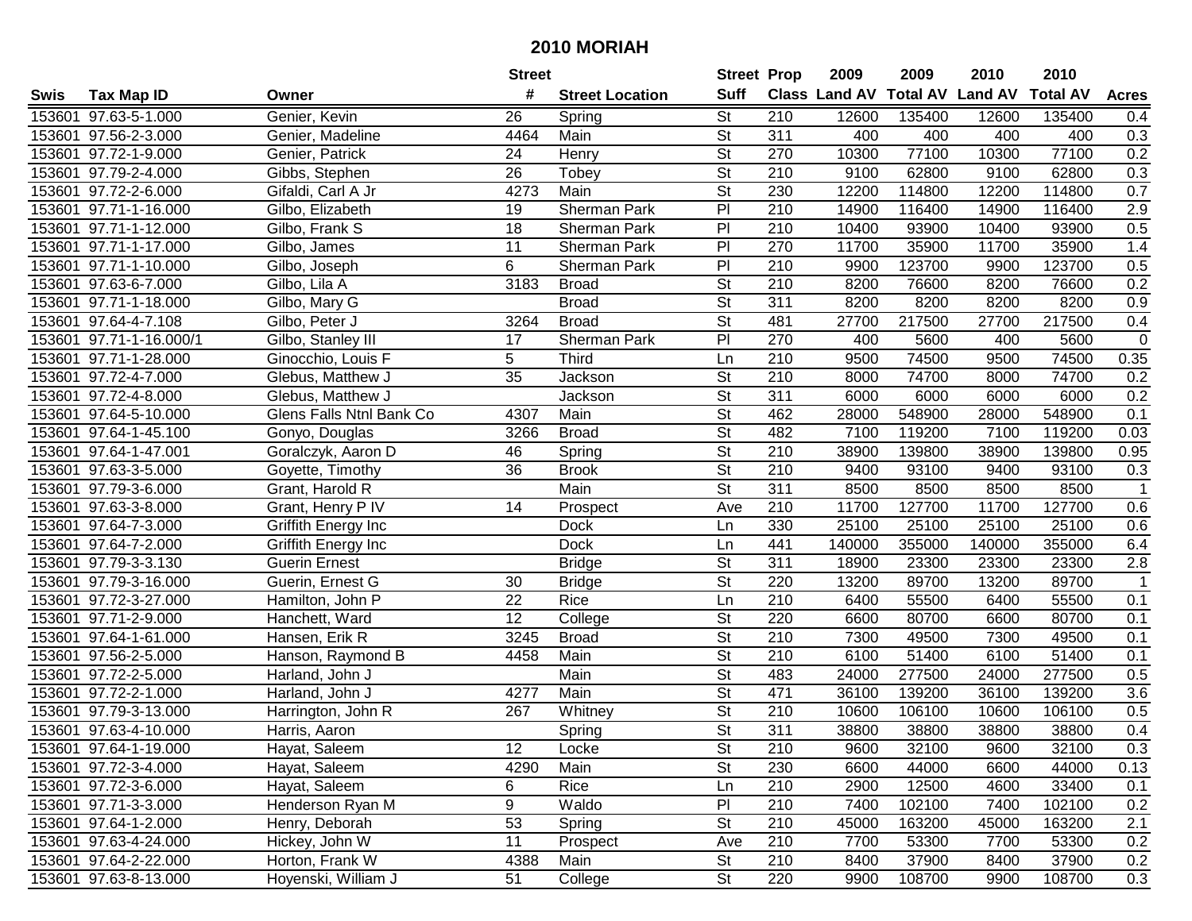# 2010 MORIAH

| Swis | Tax Map ID | Owner | Street # | Street Location | Street Suff | Prop Class | 2009 Land AV | 2009 Total AV | 2010 Land AV | 2010 Total AV | Acres |
|---|---|---|---|---|---|---|---|---|---|---|---|
| 153601 | 97.63-5-1.000 | Genier, Kevin | 26 | Spring | St | 210 | 12600 | 135400 | 12600 | 135400 | 0.4 |
| 153601 | 97.56-2-3.000 | Genier, Madeline | 4464 | Main | St | 311 | 400 | 400 | 400 | 400 | 0.3 |
| 153601 | 97.72-1-9.000 | Genier, Patrick | 24 | Henry | St | 270 | 10300 | 77100 | 10300 | 77100 | 0.2 |
| 153601 | 97.79-2-4.000 | Gibbs, Stephen | 26 | Tobey | St | 210 | 9100 | 62800 | 9100 | 62800 | 0.3 |
| 153601 | 97.72-2-6.000 | Gifaldi, Carl A Jr | 4273 | Main | St | 230 | 12200 | 114800 | 12200 | 114800 | 0.7 |
| 153601 | 97.71-1-16.000 | Gilbo, Elizabeth | 19 | Sherman Park | Pl | 210 | 14900 | 116400 | 14900 | 116400 | 2.9 |
| 153601 | 97.71-1-12.000 | Gilbo, Frank S | 18 | Sherman Park | Pl | 210 | 10400 | 93900 | 10400 | 93900 | 0.5 |
| 153601 | 97.71-1-17.000 | Gilbo, James | 11 | Sherman Park | Pl | 270 | 11700 | 35900 | 11700 | 35900 | 1.4 |
| 153601 | 97.71-1-10.000 | Gilbo, Joseph | 6 | Sherman Park | Pl | 210 | 9900 | 123700 | 9900 | 123700 | 0.5 |
| 153601 | 97.63-6-7.000 | Gilbo, Lila A | 3183 | Broad | St | 210 | 8200 | 76600 | 8200 | 76600 | 0.2 |
| 153601 | 97.71-1-18.000 | Gilbo, Mary G | | Broad | St | 311 | 8200 | 8200 | 8200 | 8200 | 0.9 |
| 153601 | 97.64-4-7.108 | Gilbo, Peter J | 3264 | Broad | St | 481 | 27700 | 217500 | 27700 | 217500 | 0.4 |
| 153601 | 97.71-1-16.000/1 | Gilbo, Stanley III | 17 | Sherman Park | Pl | 270 | 400 | 5600 | 400 | 5600 | 0 |
| 153601 | 97.71-1-28.000 | Ginocchio, Louis F | 5 | Third | Ln | 210 | 9500 | 74500 | 9500 | 74500 | 0.35 |
| 153601 | 97.72-4-7.000 | Glebus, Matthew J | 35 | Jackson | St | 210 | 8000 | 74700 | 8000 | 74700 | 0.2 |
| 153601 | 97.72-4-8.000 | Glebus, Matthew J | | Jackson | St | 311 | 6000 | 6000 | 6000 | 6000 | 0.2 |
| 153601 | 97.64-5-10.000 | Glens Falls Ntnl Bank Co | 4307 | Main | St | 462 | 28000 | 548900 | 28000 | 548900 | 0.1 |
| 153601 | 97.64-1-45.100 | Gonyo, Douglas | 3266 | Broad | St | 482 | 7100 | 119200 | 7100 | 119200 | 0.03 |
| 153601 | 97.64-1-47.001 | Goralczyk, Aaron D | 46 | Spring | St | 210 | 38900 | 139800 | 38900 | 139800 | 0.95 |
| 153601 | 97.63-3-5.000 | Goyette, Timothy | 36 | Brook | St | 210 | 9400 | 93100 | 9400 | 93100 | 0.3 |
| 153601 | 97.79-3-6.000 | Grant, Harold R | | Main | St | 311 | 8500 | 8500 | 8500 | 8500 | 1 |
| 153601 | 97.63-3-8.000 | Grant, Henry P IV | 14 | Prospect | Ave | 210 | 11700 | 127700 | 11700 | 127700 | 0.6 |
| 153601 | 97.64-7-3.000 | Griffith Energy Inc | | Dock | Ln | 330 | 25100 | 25100 | 25100 | 25100 | 0.6 |
| 153601 | 97.64-7-2.000 | Griffith Energy Inc | | Dock | Ln | 441 | 140000 | 355000 | 140000 | 355000 | 6.4 |
| 153601 | 97.79-3-3.130 | Guerin Ernest | | Bridge | St | 311 | 18900 | 23300 | 23300 | 23300 | 2.8 |
| 153601 | 97.79-3-16.000 | Guerin, Ernest G | 30 | Bridge | St | 220 | 13200 | 89700 | 13200 | 89700 | 1 |
| 153601 | 97.72-3-27.000 | Hamilton, John P | 22 | Rice | Ln | 210 | 6400 | 55500 | 6400 | 55500 | 0.1 |
| 153601 | 97.71-2-9.000 | Hanchett, Ward | 12 | College | St | 220 | 6600 | 80700 | 6600 | 80700 | 0.1 |
| 153601 | 97.64-1-61.000 | Hansen, Erik R | 3245 | Broad | St | 210 | 7300 | 49500 | 7300 | 49500 | 0.1 |
| 153601 | 97.56-2-5.000 | Hanson, Raymond B | 4458 | Main | St | 210 | 6100 | 51400 | 6100 | 51400 | 0.1 |
| 153601 | 97.72-2-5.000 | Harland, John J | | Main | St | 483 | 24000 | 277500 | 24000 | 277500 | 0.5 |
| 153601 | 97.72-2-1.000 | Harland, John J | 4277 | Main | St | 471 | 36100 | 139200 | 36100 | 139200 | 3.6 |
| 153601 | 97.79-3-13.000 | Harrington, John R | 267 | Whitney | St | 210 | 10600 | 106100 | 10600 | 106100 | 0.5 |
| 153601 | 97.63-4-10.000 | Harris, Aaron | | Spring | St | 311 | 38800 | 38800 | 38800 | 38800 | 0.4 |
| 153601 | 97.64-1-19.000 | Hayat, Saleem | 12 | Locke | St | 210 | 9600 | 32100 | 9600 | 32100 | 0.3 |
| 153601 | 97.72-3-4.000 | Hayat, Saleem | 4290 | Main | St | 230 | 6600 | 44000 | 6600 | 44000 | 0.13 |
| 153601 | 97.72-3-6.000 | Hayat, Saleem | 6 | Rice | Ln | 210 | 2900 | 12500 | 4600 | 33400 | 0.1 |
| 153601 | 97.71-3-3.000 | Henderson Ryan M | 9 | Waldo | Pl | 210 | 7400 | 102100 | 7400 | 102100 | 0.2 |
| 153601 | 97.64-1-2.000 | Henry, Deborah | 53 | Spring | St | 210 | 45000 | 163200 | 45000 | 163200 | 2.1 |
| 153601 | 97.63-4-24.000 | Hickey, John W | 11 | Prospect | Ave | 210 | 7700 | 53300 | 7700 | 53300 | 0.2 |
| 153601 | 97.64-2-22.000 | Horton, Frank W | 4388 | Main | St | 210 | 8400 | 37900 | 8400 | 37900 | 0.2 |
| 153601 | 97.63-8-13.000 | Hoyenski, William J | 51 | College | St | 220 | 9900 | 108700 | 9900 | 108700 | 0.3 |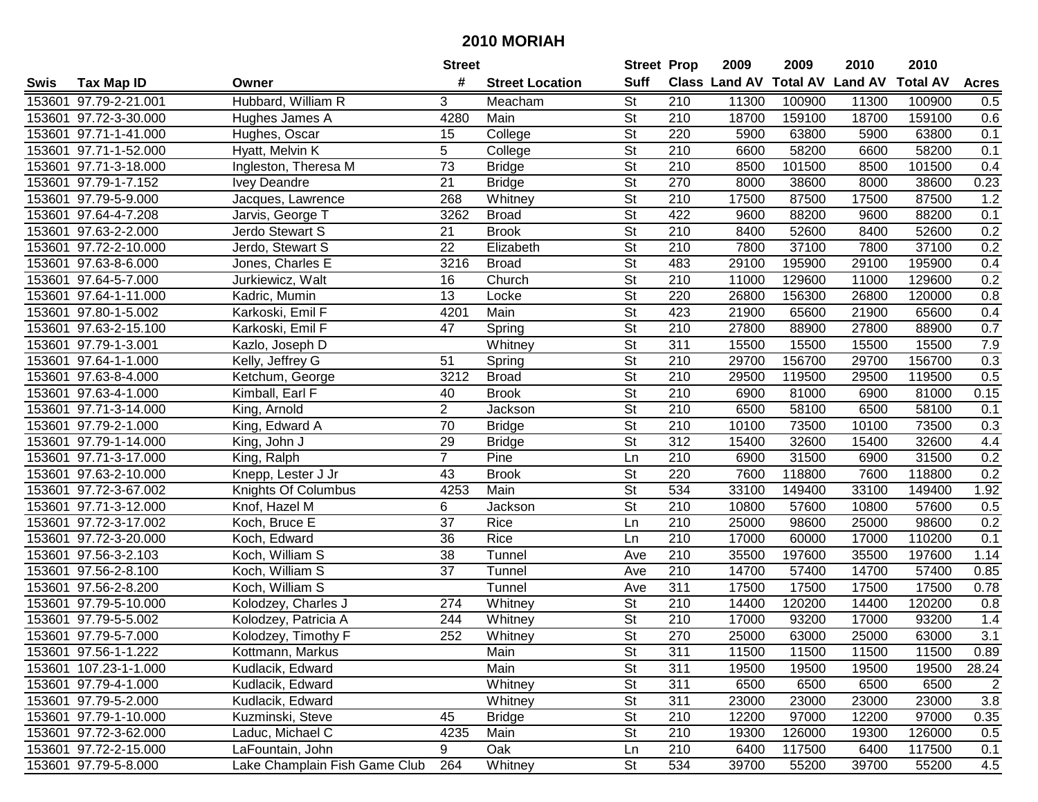# 2010 MORIAH

| Swis | Tax Map ID | Owner | Street # | Street Location | Street Suff | Prop Class | 2009 Land AV | 2009 Total AV | 2010 Land AV | 2010 Total AV | Acres |
|---|---|---|---|---|---|---|---|---|---|---|---|
| 153601 | 97.79-2-21.001 | Hubbard, William R | 3 | Meacham | St | 210 | 11300 | 100900 | 11300 | 100900 | 0.5 |
| 153601 | 97.72-3-30.000 | Hughes James A | 4280 | Main | St | 210 | 18700 | 159100 | 18700 | 159100 | 0.6 |
| 153601 | 97.71-1-41.000 | Hughes, Oscar | 15 | College | St | 220 | 5900 | 63800 | 5900 | 63800 | 0.1 |
| 153601 | 97.71-1-52.000 | Hyatt, Melvin K | 5 | College | St | 210 | 6600 | 58200 | 6600 | 58200 | 0.1 |
| 153601 | 97.71-3-18.000 | Ingleston, Theresa M | 73 | Bridge | St | 210 | 8500 | 101500 | 8500 | 101500 | 0.4 |
| 153601 | 97.79-1-7.152 | Ivey Deandre | 21 | Bridge | St | 270 | 8000 | 38600 | 8000 | 38600 | 0.23 |
| 153601 | 97.79-5-9.000 | Jacques, Lawrence | 268 | Whitney | St | 210 | 17500 | 87500 | 17500 | 87500 | 1.2 |
| 153601 | 97.64-4-7.208 | Jarvis, George T | 3262 | Broad | St | 422 | 9600 | 88200 | 9600 | 88200 | 0.1 |
| 153601 | 97.63-2-2.000 | Jerdo Stewart S | 21 | Brook | St | 210 | 8400 | 52600 | 8400 | 52600 | 0.2 |
| 153601 | 97.72-2-10.000 | Jerdo, Stewart S | 22 | Elizabeth | St | 210 | 7800 | 37100 | 7800 | 37100 | 0.2 |
| 153601 | 97.63-8-6.000 | Jones, Charles E | 3216 | Broad | St | 483 | 29100 | 195900 | 29100 | 195900 | 0.4 |
| 153601 | 97.64-5-7.000 | Jurkiewicz, Walt | 16 | Church | St | 210 | 11000 | 129600 | 11000 | 129600 | 0.2 |
| 153601 | 97.64-1-11.000 | Kadric, Mumin | 13 | Locke | St | 220 | 26800 | 156300 | 26800 | 120000 | 0.8 |
| 153601 | 97.80-1-5.002 | Karkoski, Emil F | 4201 | Main | St | 423 | 21900 | 65600 | 21900 | 65600 | 0.4 |
| 153601 | 97.63-2-15.100 | Karkoski, Emil F | 47 | Spring | St | 210 | 27800 | 88900 | 27800 | 88900 | 0.7 |
| 153601 | 97.79-1-3.001 | Kazlo, Joseph D | | Whitney | St | 311 | 15500 | 15500 | 15500 | 15500 | 7.9 |
| 153601 | 97.64-1-1.000 | Kelly, Jeffrey G | 51 | Spring | St | 210 | 29700 | 156700 | 29700 | 156700 | 0.3 |
| 153601 | 97.63-8-4.000 | Ketchum, George | 3212 | Broad | St | 210 | 29500 | 119500 | 29500 | 119500 | 0.5 |
| 153601 | 97.63-4-1.000 | Kimball, Earl F | 40 | Brook | St | 210 | 6900 | 81000 | 6900 | 81000 | 0.15 |
| 153601 | 97.71-3-14.000 | King, Arnold | 2 | Jackson | St | 210 | 6500 | 58100 | 6500 | 58100 | 0.1 |
| 153601 | 97.79-2-1.000 | King, Edward A | 70 | Bridge | St | 210 | 10100 | 73500 | 10100 | 73500 | 0.3 |
| 153601 | 97.79-1-14.000 | King, John J | 29 | Bridge | St | 312 | 15400 | 32600 | 15400 | 32600 | 4.4 |
| 153601 | 97.71-3-17.000 | King, Ralph | 7 | Pine | Ln | 210 | 6900 | 31500 | 6900 | 31500 | 0.2 |
| 153601 | 97.63-2-10.000 | Knepp, Lester J Jr | 43 | Brook | St | 220 | 7600 | 118800 | 7600 | 118800 | 0.2 |
| 153601 | 97.72-3-67.002 | Knights Of Columbus | 4253 | Main | St | 534 | 33100 | 149400 | 33100 | 149400 | 1.92 |
| 153601 | 97.71-3-12.000 | Knof, Hazel M | 6 | Jackson | St | 210 | 10800 | 57600 | 10800 | 57600 | 0.5 |
| 153601 | 97.72-3-17.002 | Koch, Bruce E | 37 | Rice | Ln | 210 | 25000 | 98600 | 25000 | 98600 | 0.2 |
| 153601 | 97.72-3-20.000 | Koch, Edward | 36 | Rice | Ln | 210 | 17000 | 60000 | 17000 | 110200 | 0.1 |
| 153601 | 97.56-3-2.103 | Koch, William S | 38 | Tunnel | Ave | 210 | 35500 | 197600 | 35500 | 197600 | 1.14 |
| 153601 | 97.56-2-8.100 | Koch, William S | 37 | Tunnel | Ave | 210 | 14700 | 57400 | 14700 | 57400 | 0.85 |
| 153601 | 97.56-2-8.200 | Koch, William S | | Tunnel | Ave | 311 | 17500 | 17500 | 17500 | 17500 | 0.78 |
| 153601 | 97.79-5-10.000 | Kolodzey, Charles J | 274 | Whitney | St | 210 | 14400 | 120200 | 14400 | 120200 | 0.8 |
| 153601 | 97.79-5-5.002 | Kolodzey, Patricia A | 244 | Whitney | St | 210 | 17000 | 93200 | 17000 | 93200 | 1.4 |
| 153601 | 97.79-5-7.000 | Kolodzey, Timothy F | 252 | Whitney | St | 270 | 25000 | 63000 | 25000 | 63000 | 3.1 |
| 153601 | 97.56-1-1.222 | Kottmann, Markus | | Main | St | 311 | 11500 | 11500 | 11500 | 11500 | 0.89 |
| 153601 | 107.23-1-1.000 | Kudlacik, Edward | | Main | St | 311 | 19500 | 19500 | 19500 | 19500 | 28.24 |
| 153601 | 97.79-4-1.000 | Kudlacik, Edward | | Whitney | St | 311 | 6500 | 6500 | 6500 | 6500 | 2 |
| 153601 | 97.79-5-2.000 | Kudlacik, Edward | | Whitney | St | 311 | 23000 | 23000 | 23000 | 23000 | 3.8 |
| 153601 | 97.79-1-10.000 | Kuzminski, Steve | 45 | Bridge | St | 210 | 12200 | 97000 | 12200 | 97000 | 0.35 |
| 153601 | 97.72-3-62.000 | Laduc, Michael C | 4235 | Main | St | 210 | 19300 | 126000 | 19300 | 126000 | 0.5 |
| 153601 | 97.72-2-15.000 | LaFountain, John | 9 | Oak | Ln | 210 | 6400 | 117500 | 6400 | 117500 | 0.1 |
| 153601 | 97.79-5-8.000 | Lake Champlain Fish Game Club | 264 | Whitney | St | 534 | 39700 | 55200 | 39700 | 55200 | 4.5 |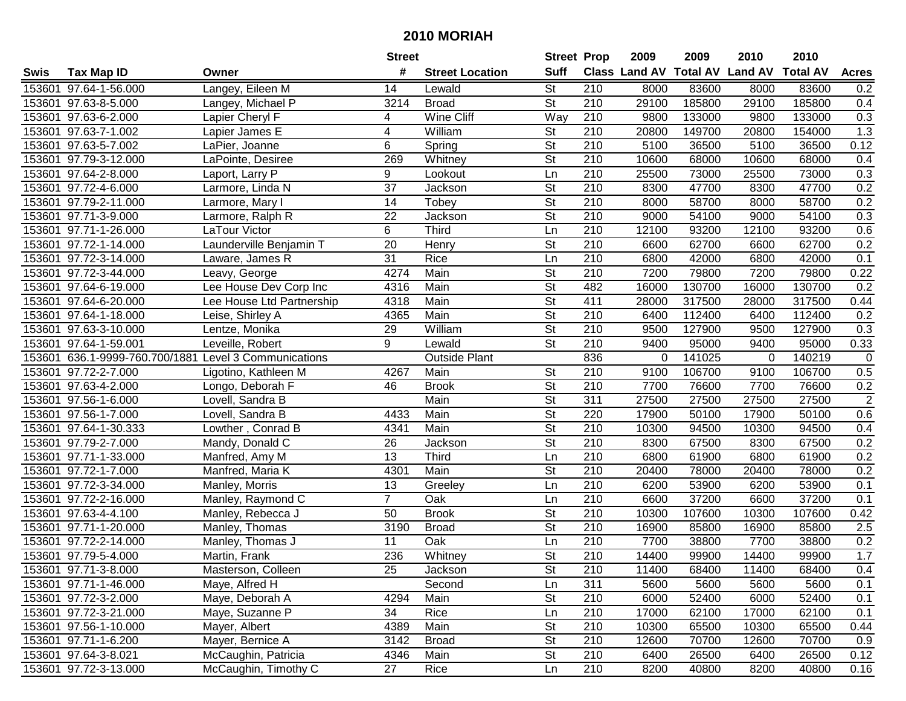# 2010 MORIAH

| Swis | Tax Map ID | Owner | Street # | Street Location | Street Suff | Prop Class | 2009 Land AV | 2009 Total AV | 2010 Land AV | 2010 Total AV | Acres |
|---|---|---|---|---|---|---|---|---|---|---|---|
| 153601 | 97.64-1-56.000 | Langey, Eileen M | 14 | Lewald | St | 210 | 8000 | 83600 | 8000 | 83600 | 0.2 |
| 153601 | 97.63-8-5.000 | Langey, Michael P | 3214 | Broad | St | 210 | 29100 | 185800 | 29100 | 185800 | 0.4 |
| 153601 | 97.63-6-2.000 | Lapier Cheryl F | 4 | Wine Cliff | Way | 210 | 9800 | 133000 | 9800 | 133000 | 0.3 |
| 153601 | 97.63-7-1.002 | Lapier James E | 4 | William | St | 210 | 20800 | 149700 | 20800 | 154000 | 1.3 |
| 153601 | 97.63-5-7.002 | LaPier, Joanne | 6 | Spring | St | 210 | 5100 | 36500 | 5100 | 36500 | 0.12 |
| 153601 | 97.79-3-12.000 | LaPointe, Desiree | 269 | Whitney | St | 210 | 10600 | 68000 | 10600 | 68000 | 0.4 |
| 153601 | 97.64-2-8.000 | Laport, Larry P | 9 | Lookout | Ln | 210 | 25500 | 73000 | 25500 | 73000 | 0.3 |
| 153601 | 97.72-4-6.000 | Larmore, Linda N | 37 | Jackson | St | 210 | 8300 | 47700 | 8300 | 47700 | 0.2 |
| 153601 | 97.79-2-11.000 | Larmore, Mary I | 14 | Tobey | St | 210 | 8000 | 58700 | 8000 | 58700 | 0.2 |
| 153601 | 97.71-3-9.000 | Larmore, Ralph R | 22 | Jackson | St | 210 | 9000 | 54100 | 9000 | 54100 | 0.3 |
| 153601 | 97.71-1-26.000 | LaTour Victor | 6 | Third | Ln | 210 | 12100 | 93200 | 12100 | 93200 | 0.6 |
| 153601 | 97.72-1-14.000 | Launderville Benjamin T | 20 | Henry | St | 210 | 6600 | 62700 | 6600 | 62700 | 0.2 |
| 153601 | 97.72-3-14.000 | Laware, James R | 31 | Rice | Ln | 210 | 6800 | 42000 | 6800 | 42000 | 0.1 |
| 153601 | 97.72-3-44.000 | Leavy, George | 4274 | Main | St | 210 | 7200 | 79800 | 7200 | 79800 | 0.22 |
| 153601 | 97.64-6-19.000 | Lee House Dev Corp Inc | 4316 | Main | St | 482 | 16000 | 130700 | 16000 | 130700 | 0.2 |
| 153601 | 97.64-6-20.000 | Lee House Ltd Partnership | 4318 | Main | St | 411 | 28000 | 317500 | 28000 | 317500 | 0.44 |
| 153601 | 97.64-1-18.000 | Leise, Shirley A | 4365 | Main | St | 210 | 6400 | 112400 | 6400 | 112400 | 0.2 |
| 153601 | 97.63-3-10.000 | Lentze, Monika | 29 | William | St | 210 | 9500 | 127900 | 9500 | 127900 | 0.3 |
| 153601 | 97.64-1-59.001 | Leveille, Robert | 9 | Lewald | St | 210 | 9400 | 95000 | 9400 | 95000 | 0.33 |
| 153601 | 636.1-9999-760.700/1881 | Level 3 Communications | | Outside Plant | | 836 | 0 | 141025 | 0 | 140219 | 0 |
| 153601 | 97.72-2-7.000 | Ligotino, Kathleen M | 4267 | Main | St | 210 | 9100 | 106700 | 9100 | 106700 | 0.5 |
| 153601 | 97.63-4-2.000 | Longo, Deborah F | 46 | Brook | St | 210 | 7700 | 76600 | 7700 | 76600 | 0.2 |
| 153601 | 97.56-1-6.000 | Lovell, Sandra B | | Main | St | 311 | 27500 | 27500 | 27500 | 27500 | 2 |
| 153601 | 97.56-1-7.000 | Lovell, Sandra B | 4433 | Main | St | 220 | 17900 | 50100 | 17900 | 50100 | 0.6 |
| 153601 | 97.64-1-30.333 | Lowther , Conrad B | 4341 | Main | St | 210 | 10300 | 94500 | 10300 | 94500 | 0.4 |
| 153601 | 97.79-2-7.000 | Mandy, Donald C | 26 | Jackson | St | 210 | 8300 | 67500 | 8300 | 67500 | 0.2 |
| 153601 | 97.71-1-33.000 | Manfred, Amy M | 13 | Third | Ln | 210 | 6800 | 61900 | 6800 | 61900 | 0.2 |
| 153601 | 97.72-1-7.000 | Manfred, Maria K | 4301 | Main | St | 210 | 20400 | 78000 | 20400 | 78000 | 0.2 |
| 153601 | 97.72-3-34.000 | Manley, Morris | 13 | Greeley | Ln | 210 | 6200 | 53900 | 6200 | 53900 | 0.1 |
| 153601 | 97.72-2-16.000 | Manley, Raymond C | 7 | Oak | Ln | 210 | 6600 | 37200 | 6600 | 37200 | 0.1 |
| 153601 | 97.63-4-4.100 | Manley, Rebecca J | 50 | Brook | St | 210 | 10300 | 107600 | 10300 | 107600 | 0.42 |
| 153601 | 97.71-1-20.000 | Manley, Thomas | 3190 | Broad | St | 210 | 16900 | 85800 | 16900 | 85800 | 2.5 |
| 153601 | 97.72-2-14.000 | Manley, Thomas J | 11 | Oak | Ln | 210 | 7700 | 38800 | 7700 | 38800 | 0.2 |
| 153601 | 97.79-5-4.000 | Martin, Frank | 236 | Whitney | St | 210 | 14400 | 99900 | 14400 | 99900 | 1.7 |
| 153601 | 97.71-3-8.000 | Masterson, Colleen | 25 | Jackson | St | 210 | 11400 | 68400 | 11400 | 68400 | 0.4 |
| 153601 | 97.71-1-46.000 | Maye, Alfred H | | Second | Ln | 311 | 5600 | 5600 | 5600 | 5600 | 0.1 |
| 153601 | 97.72-3-2.000 | Maye, Deborah A | 4294 | Main | St | 210 | 6000 | 52400 | 6000 | 52400 | 0.1 |
| 153601 | 97.72-3-21.000 | Maye, Suzanne P | 34 | Rice | Ln | 210 | 17000 | 62100 | 17000 | 62100 | 0.1 |
| 153601 | 97.56-1-10.000 | Mayer, Albert | 4389 | Main | St | 210 | 10300 | 65500 | 10300 | 65500 | 0.44 |
| 153601 | 97.71-1-6.200 | Mayer, Bernice A | 3142 | Broad | St | 210 | 12600 | 70700 | 12600 | 70700 | 0.9 |
| 153601 | 97.64-3-8.021 | McCaughin, Patricia | 4346 | Main | St | 210 | 6400 | 26500 | 6400 | 26500 | 0.12 |
| 153601 | 97.72-3-13.000 | McCaughin, Timothy C | 27 | Rice | Ln | 210 | 8200 | 40800 | 8200 | 40800 | 0.16 |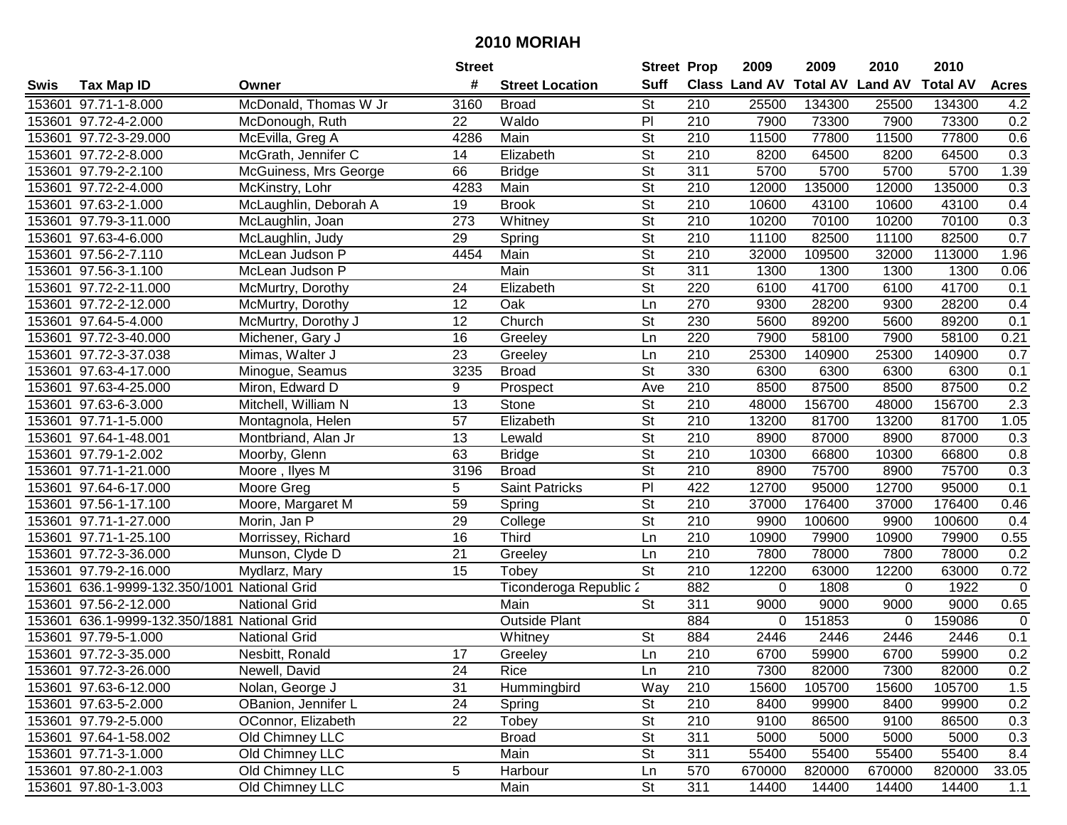# 2010 MORIAH

| Swis | Tax Map ID | Owner | Street # | Street Location | Street Suff | Prop Class | 2009 Land AV | 2009 Total AV | 2010 Land AV | 2010 Total AV | Acres |
|---|---|---|---|---|---|---|---|---|---|---|---|
| 153601 | 97.71-1-8.000 | McDonald, Thomas W Jr | 3160 | Broad | St | 210 | 25500 | 134300 | 25500 | 134300 | 4.2 |
| 153601 | 97.72-4-2.000 | McDonough, Ruth | 22 | Waldo | Pl | 210 | 7900 | 73300 | 7900 | 73300 | 0.2 |
| 153601 | 97.72-3-29.000 | McEvilla, Greg A | 4286 | Main | St | 210 | 11500 | 77800 | 11500 | 77800 | 0.6 |
| 153601 | 97.72-2-8.000 | McGrath, Jennifer C | 14 | Elizabeth | St | 210 | 8200 | 64500 | 8200 | 64500 | 0.3 |
| 153601 | 97.79-2-2.100 | McGuiness, Mrs George | 66 | Bridge | St | 311 | 5700 | 5700 | 5700 | 5700 | 1.39 |
| 153601 | 97.72-2-4.000 | McKinstry, Lohr | 4283 | Main | St | 210 | 12000 | 135000 | 12000 | 135000 | 0.3 |
| 153601 | 97.63-2-1.000 | McLaughlin, Deborah A | 19 | Brook | St | 210 | 10600 | 43100 | 10600 | 43100 | 0.4 |
| 153601 | 97.79-3-11.000 | McLaughlin, Joan | 273 | Whitney | St | 210 | 10200 | 70100 | 10200 | 70100 | 0.3 |
| 153601 | 97.63-4-6.000 | McLaughlin, Judy | 29 | Spring | St | 210 | 11100 | 82500 | 11100 | 82500 | 0.7 |
| 153601 | 97.56-2-7.110 | McLean Judson P | 4454 | Main | St | 210 | 32000 | 109500 | 32000 | 113000 | 1.96 |
| 153601 | 97.56-3-1.100 | McLean Judson P | | Main | St | 311 | 1300 | 1300 | 1300 | 1300 | 0.06 |
| 153601 | 97.72-2-11.000 | McMurtry, Dorothy | 24 | Elizabeth | St | 220 | 6100 | 41700 | 6100 | 41700 | 0.1 |
| 153601 | 97.72-2-12.000 | McMurtry, Dorothy | 12 | Oak | Ln | 270 | 9300 | 28200 | 9300 | 28200 | 0.4 |
| 153601 | 97.64-5-4.000 | McMurtry, Dorothy J | 12 | Church | St | 230 | 5600 | 89200 | 5600 | 89200 | 0.1 |
| 153601 | 97.72-3-40.000 | Michener, Gary J | 16 | Greeley | Ln | 220 | 7900 | 58100 | 7900 | 58100 | 0.21 |
| 153601 | 97.72-3-37.038 | Mimas, Walter J | 23 | Greeley | Ln | 210 | 25300 | 140900 | 25300 | 140900 | 0.7 |
| 153601 | 97.63-4-17.000 | Minogue, Seamus | 3235 | Broad | St | 330 | 6300 | 6300 | 6300 | 6300 | 0.1 |
| 153601 | 97.63-4-25.000 | Miron, Edward D | 9 | Prospect | Ave | 210 | 8500 | 87500 | 8500 | 87500 | 0.2 |
| 153601 | 97.63-6-3.000 | Mitchell, William N | 13 | Stone | St | 210 | 48000 | 156700 | 48000 | 156700 | 2.3 |
| 153601 | 97.71-1-5.000 | Montagnola, Helen | 57 | Elizabeth | St | 210 | 13200 | 81700 | 13200 | 81700 | 1.05 |
| 153601 | 97.64-1-48.001 | Montbriand, Alan Jr | 13 | Lewald | St | 210 | 8900 | 87000 | 8900 | 87000 | 0.3 |
| 153601 | 97.79-1-2.002 | Moorby, Glenn | 63 | Bridge | St | 210 | 10300 | 66800 | 10300 | 66800 | 0.8 |
| 153601 | 97.71-1-21.000 | Moore , Ilyes M | 3196 | Broad | St | 210 | 8900 | 75700 | 8900 | 75700 | 0.3 |
| 153601 | 97.64-6-17.000 | Moore Greg | 5 | Saint Patricks | Pl | 422 | 12700 | 95000 | 12700 | 95000 | 0.1 |
| 153601 | 97.56-1-17.100 | Moore, Margaret M | 59 | Spring | St | 210 | 37000 | 176400 | 37000 | 176400 | 0.46 |
| 153601 | 97.71-1-27.000 | Morin, Jan P | 29 | College | St | 210 | 9900 | 100600 | 9900 | 100600 | 0.4 |
| 153601 | 97.71-1-25.100 | Morrissey, Richard | 16 | Third | Ln | 210 | 10900 | 79900 | 10900 | 79900 | 0.55 |
| 153601 | 97.72-3-36.000 | Munson, Clyde D | 21 | Greeley | Ln | 210 | 7800 | 78000 | 7800 | 78000 | 0.2 |
| 153601 | 97.79-2-16.000 | Mydlarz, Mary | 15 | Tobey | St | 210 | 12200 | 63000 | 12200 | 63000 | 0.72 |
| 153601 | 636.1-9999-132.350/1001 | National Grid | | Ticonderoga Republic 2 | | 882 | 0 | 1808 | 0 | 1922 | 0 |
| 153601 | 97.56-2-12.000 | National Grid | | Main | St | 311 | 9000 | 9000 | 9000 | 9000 | 0.65 |
| 153601 | 636.1-9999-132.350/1881 | National Grid | | Outside Plant | | 884 | 0 | 151853 | 0 | 159086 | 0 |
| 153601 | 97.79-5-1.000 | National Grid | | Whitney | St | 884 | 2446 | 2446 | 2446 | 2446 | 0.1 |
| 153601 | 97.72-3-35.000 | Nesbitt, Ronald | 17 | Greeley | Ln | 210 | 6700 | 59900 | 6700 | 59900 | 0.2 |
| 153601 | 97.72-3-26.000 | Newell, David | 24 | Rice | Ln | 210 | 7300 | 82000 | 7300 | 82000 | 0.2 |
| 153601 | 97.63-6-12.000 | Nolan, George J | 31 | Hummingbird | Way | 210 | 15600 | 105700 | 15600 | 105700 | 1.5 |
| 153601 | 97.63-5-2.000 | OBanion, Jennifer L | 24 | Spring | St | 210 | 8400 | 99900 | 8400 | 99900 | 0.2 |
| 153601 | 97.79-2-5.000 | OConnor, Elizabeth | 22 | Tobey | St | 210 | 9100 | 86500 | 9100 | 86500 | 0.3 |
| 153601 | 97.64-1-58.002 | Old Chimney LLC | | Broad | St | 311 | 5000 | 5000 | 5000 | 5000 | 0.3 |
| 153601 | 97.71-3-1.000 | Old Chimney LLC | | Main | St | 311 | 55400 | 55400 | 55400 | 55400 | 8.4 |
| 153601 | 97.80-2-1.003 | Old Chimney LLC | 5 | Harbour | Ln | 570 | 670000 | 820000 | 670000 | 820000 | 33.05 |
| 153601 | 97.80-1-3.003 | Old Chimney LLC | | Main | St | 311 | 14400 | 14400 | 14400 | 14400 | 1.1 |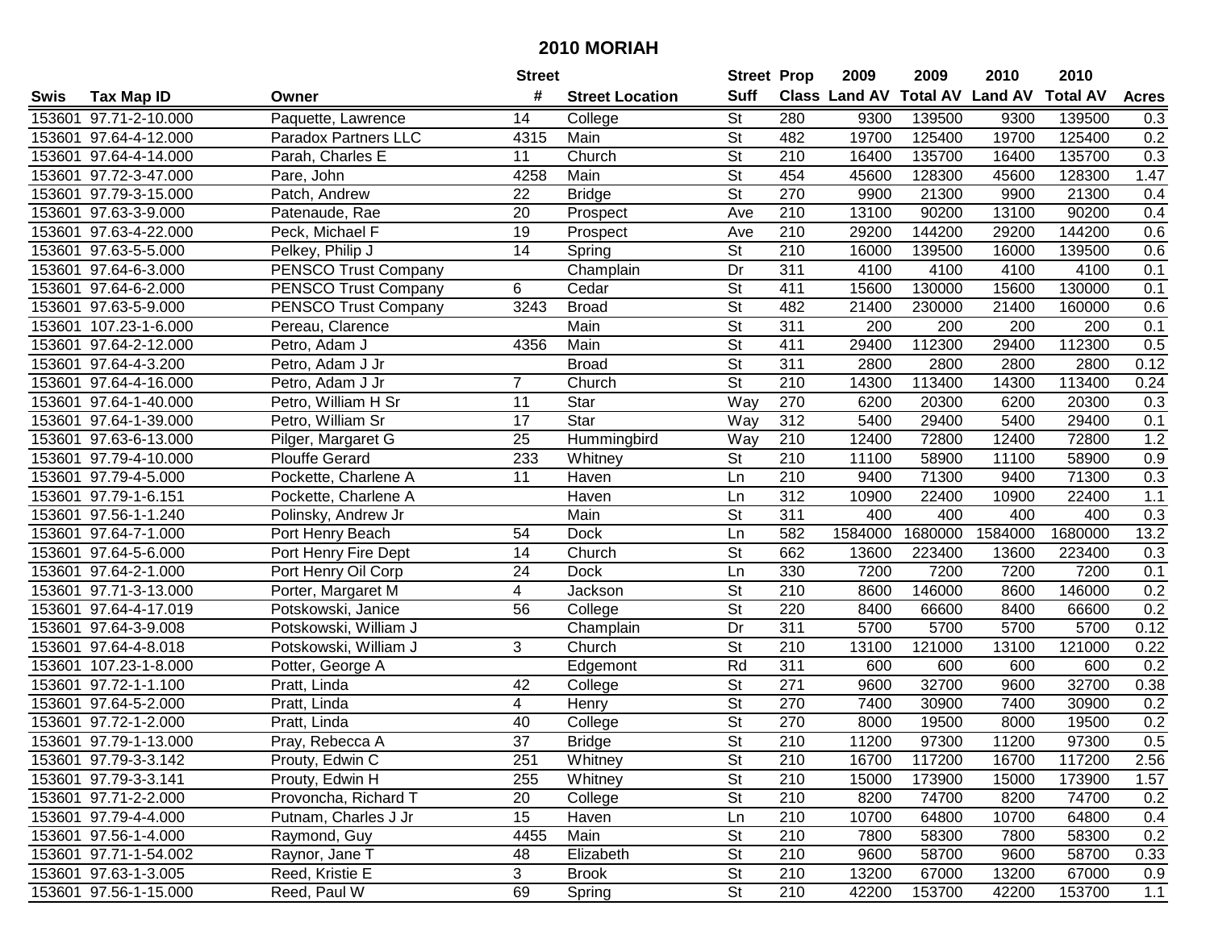# 2010 MORIAH

| Swis | Tax Map ID | Owner | Street # | Street Location | Street Suff | Prop Class | 2009 Land AV | 2009 Total AV | 2010 Land AV | 2010 Total AV | Acres |
|---|---|---|---|---|---|---|---|---|---|---|---|
| 153601 | 97.71-2-10.000 | Paquette, Lawrence | 14 | College | St | 280 | 9300 | 139500 | 9300 | 139500 | 0.3 |
| 153601 | 97.64-4-12.000 | Paradox Partners LLC | 4315 | Main | St | 482 | 19700 | 125400 | 19700 | 125400 | 0.2 |
| 153601 | 97.64-4-14.000 | Parah, Charles E | 11 | Church | St | 210 | 16400 | 135700 | 16400 | 135700 | 0.3 |
| 153601 | 97.72-3-47.000 | Pare, John | 4258 | Main | St | 454 | 45600 | 128300 | 45600 | 128300 | 1.47 |
| 153601 | 97.79-3-15.000 | Patch, Andrew | 22 | Bridge | St | 270 | 9900 | 21300 | 9900 | 21300 | 0.4 |
| 153601 | 97.63-3-9.000 | Patenaude, Rae | 20 | Prospect | Ave | 210 | 13100 | 90200 | 13100 | 90200 | 0.4 |
| 153601 | 97.63-4-22.000 | Peck, Michael F | 19 | Prospect | Ave | 210 | 29200 | 144200 | 29200 | 144200 | 0.6 |
| 153601 | 97.63-5-5.000 | Pelkey, Philip J | 14 | Spring | St | 210 | 16000 | 139500 | 16000 | 139500 | 0.6 |
| 153601 | 97.64-6-3.000 | PENSCO Trust Company | | Champlain | Dr | 311 | 4100 | 4100 | 4100 | 4100 | 0.1 |
| 153601 | 97.64-6-2.000 | PENSCO Trust Company | 6 | Cedar | St | 411 | 15600 | 130000 | 15600 | 130000 | 0.1 |
| 153601 | 97.63-5-9.000 | PENSCO Trust Company | 3243 | Broad | St | 482 | 21400 | 230000 | 21400 | 160000 | 0.6 |
| 153601 | 107.23-1-6.000 | Pereau, Clarence | | Main | St | 311 | 200 | 200 | 200 | 200 | 0.1 |
| 153601 | 97.64-2-12.000 | Petro, Adam J | 4356 | Main | St | 411 | 29400 | 112300 | 29400 | 112300 | 0.5 |
| 153601 | 97.64-4-3.200 | Petro, Adam J Jr | | Broad | St | 311 | 2800 | 2800 | 2800 | 2800 | 0.12 |
| 153601 | 97.64-4-16.000 | Petro, Adam J Jr | 7 | Church | St | 210 | 14300 | 113400 | 14300 | 113400 | 0.24 |
| 153601 | 97.64-1-40.000 | Petro, William H Sr | 11 | Star | Way | 270 | 6200 | 20300 | 6200 | 20300 | 0.3 |
| 153601 | 97.64-1-39.000 | Petro, William Sr | 17 | Star | Way | 312 | 5400 | 29400 | 5400 | 29400 | 0.1 |
| 153601 | 97.63-6-13.000 | Pilger, Margaret G | 25 | Hummingbird | Way | 210 | 12400 | 72800 | 12400 | 72800 | 1.2 |
| 153601 | 97.79-4-10.000 | Plouffe Gerard | 233 | Whitney | St | 210 | 11100 | 58900 | 11100 | 58900 | 0.9 |
| 153601 | 97.79-4-5.000 | Pockette, Charlene A | 11 | Haven | Ln | 210 | 9400 | 71300 | 9400 | 71300 | 0.3 |
| 153601 | 97.79-1-6.151 | Pockette, Charlene A | | Haven | Ln | 312 | 10900 | 22400 | 10900 | 22400 | 1.1 |
| 153601 | 97.56-1-1.240 | Polinsky, Andrew Jr | | Main | St | 311 | 400 | 400 | 400 | 400 | 0.3 |
| 153601 | 97.64-7-1.000 | Port Henry Beach | 54 | Dock | Ln | 582 | 1584000 | 1680000 | 1584000 | 1680000 | 13.2 |
| 153601 | 97.64-5-6.000 | Port Henry Fire Dept | 14 | Church | St | 662 | 13600 | 223400 | 13600 | 223400 | 0.3 |
| 153601 | 97.64-2-1.000 | Port Henry Oil Corp | 24 | Dock | Ln | 330 | 7200 | 7200 | 7200 | 7200 | 0.1 |
| 153601 | 97.71-3-13.000 | Porter, Margaret M | 4 | Jackson | St | 210 | 8600 | 146000 | 8600 | 146000 | 0.2 |
| 153601 | 97.64-4-17.019 | Potskowski, Janice | 56 | College | St | 220 | 8400 | 66600 | 8400 | 66600 | 0.2 |
| 153601 | 97.64-3-9.008 | Potskowski, William J | | Champlain | Dr | 311 | 5700 | 5700 | 5700 | 5700 | 0.12 |
| 153601 | 97.64-4-8.018 | Potskowski, William J | 3 | Church | St | 210 | 13100 | 121000 | 13100 | 121000 | 0.22 |
| 153601 | 107.23-1-8.000 | Potter, George A | | Edgemont | Rd | 311 | 600 | 600 | 600 | 600 | 0.2 |
| 153601 | 97.72-1-1.100 | Pratt, Linda | 42 | College | St | 271 | 9600 | 32700 | 9600 | 32700 | 0.38 |
| 153601 | 97.64-5-2.000 | Pratt, Linda | 4 | Henry | St | 270 | 7400 | 30900 | 7400 | 30900 | 0.2 |
| 153601 | 97.72-1-2.000 | Pratt, Linda | 40 | College | St | 270 | 8000 | 19500 | 8000 | 19500 | 0.2 |
| 153601 | 97.79-1-13.000 | Pray, Rebecca A | 37 | Bridge | St | 210 | 11200 | 97300 | 11200 | 97300 | 0.5 |
| 153601 | 97.79-3-3.142 | Prouty, Edwin C | 251 | Whitney | St | 210 | 16700 | 117200 | 16700 | 117200 | 2.56 |
| 153601 | 97.79-3-3.141 | Prouty, Edwin H | 255 | Whitney | St | 210 | 15000 | 173900 | 15000 | 173900 | 1.57 |
| 153601 | 97.71-2-2.000 | Provoncha, Richard T | 20 | College | St | 210 | 8200 | 74700 | 8200 | 74700 | 0.2 |
| 153601 | 97.79-4-4.000 | Putnam, Charles J Jr | 15 | Haven | Ln | 210 | 10700 | 64800 | 10700 | 64800 | 0.4 |
| 153601 | 97.56-1-4.000 | Raymond, Guy | 4455 | Main | St | 210 | 7800 | 58300 | 7800 | 58300 | 0.2 |
| 153601 | 97.71-1-54.002 | Raynor, Jane T | 48 | Elizabeth | St | 210 | 9600 | 58700 | 9600 | 58700 | 0.33 |
| 153601 | 97.63-1-3.005 | Reed, Kristie E | 3 | Brook | St | 210 | 13200 | 67000 | 13200 | 67000 | 0.9 |
| 153601 | 97.56-1-15.000 | Reed, Paul W | 69 | Spring | St | 210 | 42200 | 153700 | 42200 | 153700 | 1.1 |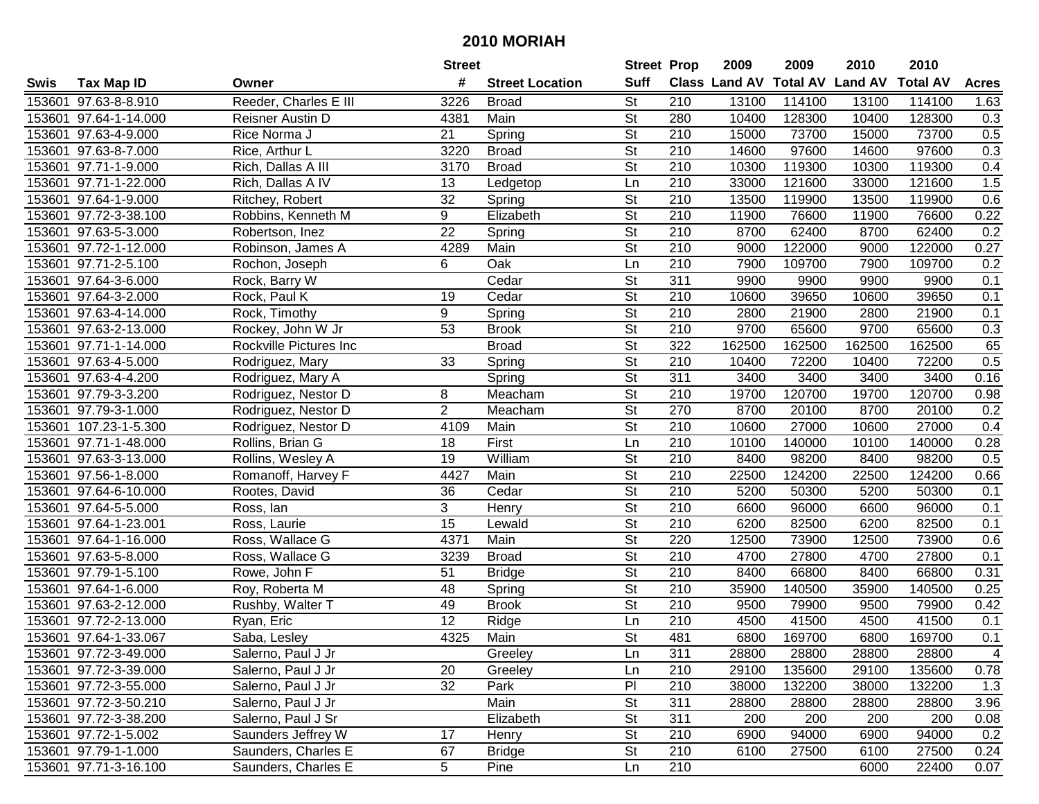## 2010 MORIAH

| Swis | Tax Map ID | Owner | Street # | Street Location | Street Suff | Prop Class | 2009 Land AV | 2009 Total AV | 2010 Land AV | 2010 Total AV | Acres |
|---|---|---|---|---|---|---|---|---|---|---|---|
| 153601 | 97.63-8-8.910 | Reeder, Charles E III | 3226 | Broad | St | 210 | 13100 | 114100 | 13100 | 114100 | 1.63 |
| 153601 | 97.64-1-14.000 | Reisner Austin D | 4381 | Main | St | 280 | 10400 | 128300 | 10400 | 128300 | 0.3 |
| 153601 | 97.63-4-9.000 | Rice Norma J | 21 | Spring | St | 210 | 15000 | 73700 | 15000 | 73700 | 0.5 |
| 153601 | 97.63-8-7.000 | Rice, Arthur L | 3220 | Broad | St | 210 | 14600 | 97600 | 14600 | 97600 | 0.3 |
| 153601 | 97.71-1-9.000 | Rich, Dallas A III | 3170 | Broad | St | 210 | 10300 | 119300 | 10300 | 119300 | 0.4 |
| 153601 | 97.71-1-22.000 | Rich, Dallas A IV | 13 | Ledgetop | Ln | 210 | 33000 | 121600 | 33000 | 121600 | 1.5 |
| 153601 | 97.64-1-9.000 | Ritchey, Robert | 32 | Spring | St | 210 | 13500 | 119900 | 13500 | 119900 | 0.6 |
| 153601 | 97.72-3-38.100 | Robbins, Kenneth M | 9 | Elizabeth | St | 210 | 11900 | 76600 | 11900 | 76600 | 0.22 |
| 153601 | 97.63-5-3.000 | Robertson, Inez | 22 | Spring | St | 210 | 8700 | 62400 | 8700 | 62400 | 0.2 |
| 153601 | 97.72-1-12.000 | Robinson, James A | 4289 | Main | St | 210 | 9000 | 122000 | 9000 | 122000 | 0.27 |
| 153601 | 97.71-2-5.100 | Rochon, Joseph | 6 | Oak | Ln | 210 | 7900 | 109700 | 7900 | 109700 | 0.2 |
| 153601 | 97.64-3-6.000 | Rock, Barry W | | Cedar | St | 311 | 9900 | 9900 | 9900 | 9900 | 0.1 |
| 153601 | 97.64-3-2.000 | Rock, Paul K | 19 | Cedar | St | 210 | 10600 | 39650 | 10600 | 39650 | 0.1 |
| 153601 | 97.63-4-14.000 | Rock, Timothy | 9 | Spring | St | 210 | 2800 | 21900 | 2800 | 21900 | 0.1 |
| 153601 | 97.63-2-13.000 | Rockey, John W Jr | 53 | Brook | St | 210 | 9700 | 65600 | 9700 | 65600 | 0.3 |
| 153601 | 97.71-1-14.000 | Rockville Pictures Inc | | Broad | St | 322 | 162500 | 162500 | 162500 | 162500 | 65 |
| 153601 | 97.63-4-5.000 | Rodriguez, Mary | 33 | Spring | St | 210 | 10400 | 72200 | 10400 | 72200 | 0.5 |
| 153601 | 97.63-4-4.200 | Rodriguez, Mary A | | Spring | St | 311 | 3400 | 3400 | 3400 | 3400 | 0.16 |
| 153601 | 97.79-3-3.200 | Rodriguez, Nestor D | 8 | Meacham | St | 210 | 19700 | 120700 | 19700 | 120700 | 0.98 |
| 153601 | 97.79-3-1.000 | Rodriguez, Nestor D | 2 | Meacham | St | 270 | 8700 | 20100 | 8700 | 20100 | 0.2 |
| 153601 | 107.23-1-5.300 | Rodriguez, Nestor D | 4109 | Main | St | 210 | 10600 | 27000 | 10600 | 27000 | 0.4 |
| 153601 | 97.71-1-48.000 | Rollins, Brian G | 18 | First | Ln | 210 | 10100 | 140000 | 10100 | 140000 | 0.28 |
| 153601 | 97.63-3-13.000 | Rollins, Wesley A | 19 | William | St | 210 | 8400 | 98200 | 8400 | 98200 | 0.5 |
| 153601 | 97.56-1-8.000 | Romanoff, Harvey F | 4427 | Main | St | 210 | 22500 | 124200 | 22500 | 124200 | 0.66 |
| 153601 | 97.64-6-10.000 | Rootes, David | 36 | Cedar | St | 210 | 5200 | 50300 | 5200 | 50300 | 0.1 |
| 153601 | 97.64-5-5.000 | Ross, Ian | 3 | Henry | St | 210 | 6600 | 96000 | 6600 | 96000 | 0.1 |
| 153601 | 97.64-1-23.001 | Ross, Laurie | 15 | Lewald | St | 210 | 6200 | 82500 | 6200 | 82500 | 0.1 |
| 153601 | 97.64-1-16.000 | Ross, Wallace G | 4371 | Main | St | 220 | 12500 | 73900 | 12500 | 73900 | 0.6 |
| 153601 | 97.63-5-8.000 | Ross, Wallace G | 3239 | Broad | St | 210 | 4700 | 27800 | 4700 | 27800 | 0.1 |
| 153601 | 97.79-1-5.100 | Rowe, John F | 51 | Bridge | St | 210 | 8400 | 66800 | 8400 | 66800 | 0.31 |
| 153601 | 97.64-1-6.000 | Roy, Roberta M | 48 | Spring | St | 210 | 35900 | 140500 | 35900 | 140500 | 0.25 |
| 153601 | 97.63-2-12.000 | Rushby, Walter T | 49 | Brook | St | 210 | 9500 | 79900 | 9500 | 79900 | 0.42 |
| 153601 | 97.72-2-13.000 | Ryan, Eric | 12 | Ridge | Ln | 210 | 4500 | 41500 | 4500 | 41500 | 0.1 |
| 153601 | 97.64-1-33.067 | Saba, Lesley | 4325 | Main | St | 481 | 6800 | 169700 | 6800 | 169700 | 0.1 |
| 153601 | 97.72-3-49.000 | Salerno, Paul J Jr | | Greeley | Ln | 311 | 28800 | 28800 | 28800 | 28800 | 4 |
| 153601 | 97.72-3-39.000 | Salerno, Paul J Jr | 20 | Greeley | Ln | 210 | 29100 | 135600 | 29100 | 135600 | 0.78 |
| 153601 | 97.72-3-55.000 | Salerno, Paul J Jr | 32 | Park | Pl | 210 | 38000 | 132200 | 38000 | 132200 | 1.3 |
| 153601 | 97.72-3-50.210 | Salerno, Paul J Jr | | Main | St | 311 | 28800 | 28800 | 28800 | 28800 | 3.96 |
| 153601 | 97.72-3-38.200 | Salerno, Paul J Sr | | Elizabeth | St | 311 | 200 | 200 | 200 | 200 | 0.08 |
| 153601 | 97.72-1-5.002 | Saunders Jeffrey W | 17 | Henry | St | 210 | 6900 | 94000 | 6900 | 94000 | 0.2 |
| 153601 | 97.79-1-1.000 | Saunders, Charles E | 67 | Bridge | St | 210 | 6100 | 27500 | 6100 | 27500 | 0.24 |
| 153601 | 97.71-3-16.100 | Saunders, Charles E | 5 | Pine | Ln | 210 | | | 6000 | 22400 | 0.07 |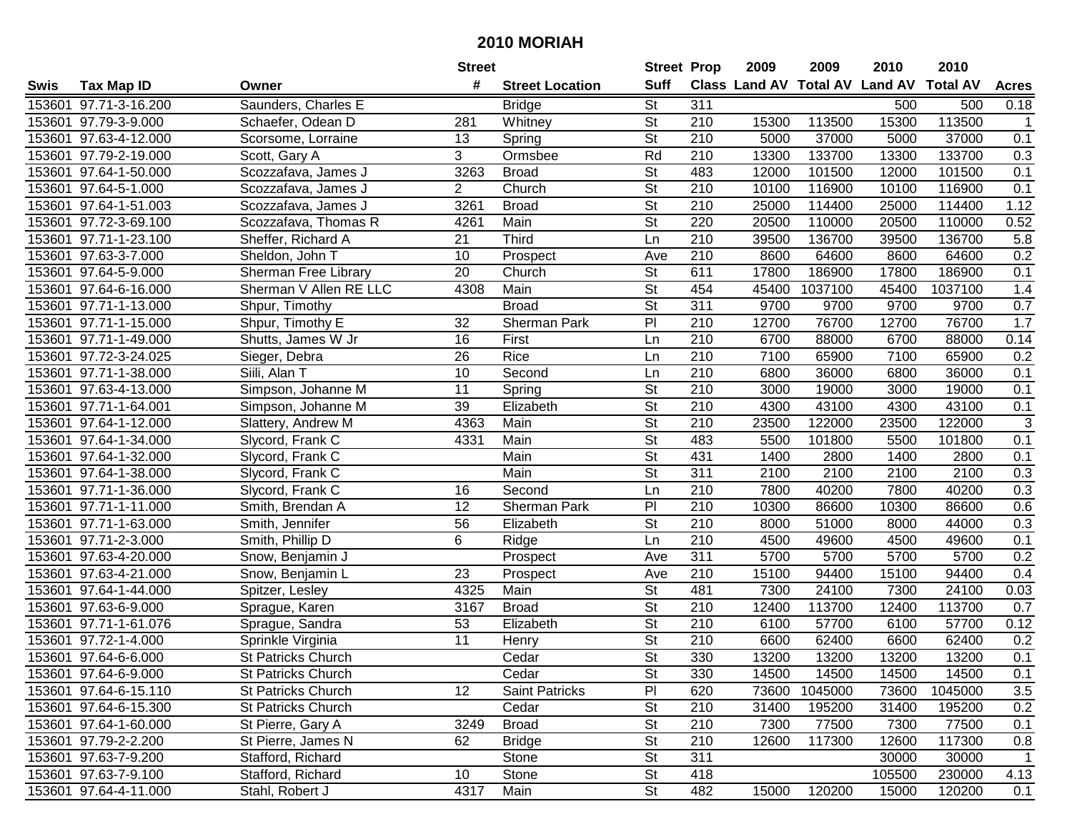# 2010 MORIAH

| Swis | Tax Map ID | Owner | Street # | Street Location | Street Suff | Prop Class | 2009 Land AV | 2009 Total AV | 2010 Land AV | 2010 Total AV | Acres |
|---|---|---|---|---|---|---|---|---|---|---|---|
| 153601 | 97.71-3-16.200 | Saunders, Charles E | | Bridge | St | 311 | | | 500 | 500 | 0.18 |
| 153601 | 97.79-3-9.000 | Schaefer, Odean D | 281 | Whitney | St | 210 | 15300 | 113500 | 15300 | 113500 | 1 |
| 153601 | 97.63-4-12.000 | Scorsome, Lorraine | 13 | Spring | St | 210 | 5000 | 37000 | 5000 | 37000 | 0.1 |
| 153601 | 97.79-2-19.000 | Scott, Gary A | 3 | Ormsbee | Rd | 210 | 13300 | 133700 | 13300 | 133700 | 0.3 |
| 153601 | 97.64-1-50.000 | Scozzafava, James J | 3263 | Broad | St | 483 | 12000 | 101500 | 12000 | 101500 | 0.1 |
| 153601 | 97.64-5-1.000 | Scozzafava, James J | 2 | Church | St | 210 | 10100 | 116900 | 10100 | 116900 | 0.1 |
| 153601 | 97.64-1-51.003 | Scozzafava, James J | 3261 | Broad | St | 210 | 25000 | 114400 | 25000 | 114400 | 1.12 |
| 153601 | 97.72-3-69.100 | Scozzafava, Thomas R | 4261 | Main | St | 220 | 20500 | 110000 | 20500 | 110000 | 0.52 |
| 153601 | 97.71-1-23.100 | Sheffer, Richard A | 21 | Third | Ln | 210 | 39500 | 136700 | 39500 | 136700 | 5.8 |
| 153601 | 97.63-3-7.000 | Sheldon, John T | 10 | Prospect | Ave | 210 | 8600 | 64600 | 8600 | 64600 | 0.2 |
| 153601 | 97.64-5-9.000 | Sherman Free Library | 20 | Church | St | 611 | 17800 | 186900 | 17800 | 186900 | 0.1 |
| 153601 | 97.64-6-16.000 | Sherman V Allen RE LLC | 4308 | Main | St | 454 | 45400 | 1037100 | 45400 | 1037100 | 1.4 |
| 153601 | 97.71-1-13.000 | Shpur, Timothy | | Broad | St | 311 | 9700 | 9700 | 9700 | 9700 | 0.7 |
| 153601 | 97.71-1-15.000 | Shpur, Timothy E | 32 | Sherman Park | Pl | 210 | 12700 | 76700 | 12700 | 76700 | 1.7 |
| 153601 | 97.71-1-49.000 | Shutts, James W Jr | 16 | First | Ln | 210 | 6700 | 88000 | 6700 | 88000 | 0.14 |
| 153601 | 97.72-3-24.025 | Sieger, Debra | 26 | Rice | Ln | 210 | 7100 | 65900 | 7100 | 65900 | 0.2 |
| 153601 | 97.71-1-38.000 | Siili, Alan T | 10 | Second | Ln | 210 | 6800 | 36000 | 6800 | 36000 | 0.1 |
| 153601 | 97.63-4-13.000 | Simpson, Johanne M | 11 | Spring | St | 210 | 3000 | 19000 | 3000 | 19000 | 0.1 |
| 153601 | 97.71-1-64.001 | Simpson, Johanne M | 39 | Elizabeth | St | 210 | 4300 | 43100 | 4300 | 43100 | 0.1 |
| 153601 | 97.64-1-12.000 | Slattery, Andrew M | 4363 | Main | St | 210 | 23500 | 122000 | 23500 | 122000 | 3 |
| 153601 | 97.64-1-34.000 | Slycord, Frank C | 4331 | Main | St | 483 | 5500 | 101800 | 5500 | 101800 | 0.1 |
| 153601 | 97.64-1-32.000 | Slycord, Frank C | | Main | St | 431 | 1400 | 2800 | 1400 | 2800 | 0.1 |
| 153601 | 97.64-1-38.000 | Slycord, Frank C | | Main | St | 311 | 2100 | 2100 | 2100 | 2100 | 0.3 |
| 153601 | 97.71-1-36.000 | Slycord, Frank C | 16 | Second | Ln | 210 | 7800 | 40200 | 7800 | 40200 | 0.3 |
| 153601 | 97.71-1-11.000 | Smith, Brendan A | 12 | Sherman Park | Pl | 210 | 10300 | 86600 | 10300 | 86600 | 0.6 |
| 153601 | 97.71-1-63.000 | Smith, Jennifer | 56 | Elizabeth | St | 210 | 8000 | 51000 | 8000 | 44000 | 0.3 |
| 153601 | 97.71-2-3.000 | Smith, Phillip D | 6 | Ridge | Ln | 210 | 4500 | 49600 | 4500 | 49600 | 0.1 |
| 153601 | 97.63-4-20.000 | Snow, Benjamin J | | Prospect | Ave | 311 | 5700 | 5700 | 5700 | 5700 | 0.2 |
| 153601 | 97.63-4-21.000 | Snow, Benjamin L | 23 | Prospect | Ave | 210 | 15100 | 94400 | 15100 | 94400 | 0.4 |
| 153601 | 97.64-1-44.000 | Spitzer, Lesley | 4325 | Main | St | 481 | 7300 | 24100 | 7300 | 24100 | 0.03 |
| 153601 | 97.63-6-9.000 | Sprague, Karen | 3167 | Broad | St | 210 | 12400 | 113700 | 12400 | 113700 | 0.7 |
| 153601 | 97.71-1-61.076 | Sprague, Sandra | 53 | Elizabeth | St | 210 | 6100 | 57700 | 6100 | 57700 | 0.12 |
| 153601 | 97.72-1-4.000 | Sprinkle Virginia | 11 | Henry | St | 210 | 6600 | 62400 | 6600 | 62400 | 0.2 |
| 153601 | 97.64-6-6.000 | St Patricks Church | | Cedar | St | 330 | 13200 | 13200 | 13200 | 13200 | 0.1 |
| 153601 | 97.64-6-9.000 | St Patricks Church | | Cedar | St | 330 | 14500 | 14500 | 14500 | 14500 | 0.1 |
| 153601 | 97.64-6-15.110 | St Patricks Church | 12 | Saint Patricks | Pl | 620 | 73600 | 1045000 | 73600 | 1045000 | 3.5 |
| 153601 | 97.64-6-15.300 | St Patricks Church | | Cedar | St | 210 | 31400 | 195200 | 31400 | 195200 | 0.2 |
| 153601 | 97.64-1-60.000 | St Pierre, Gary A | 3249 | Broad | St | 210 | 7300 | 77500 | 7300 | 77500 | 0.1 |
| 153601 | 97.79-2-2.200 | St Pierre, James N | 62 | Bridge | St | 210 | 12600 | 117300 | 12600 | 117300 | 0.8 |
| 153601 | 97.63-7-9.200 | Stafford, Richard | | Stone | St | 311 | | | 30000 | 30000 | 1 |
| 153601 | 97.63-7-9.100 | Stafford, Richard | 10 | Stone | St | 418 | | | 105500 | 230000 | 4.13 |
| 153601 | 97.64-4-11.000 | Stahl, Robert J | 4317 | Main | St | 482 | 15000 | 120200 | 15000 | 120200 | 0.1 |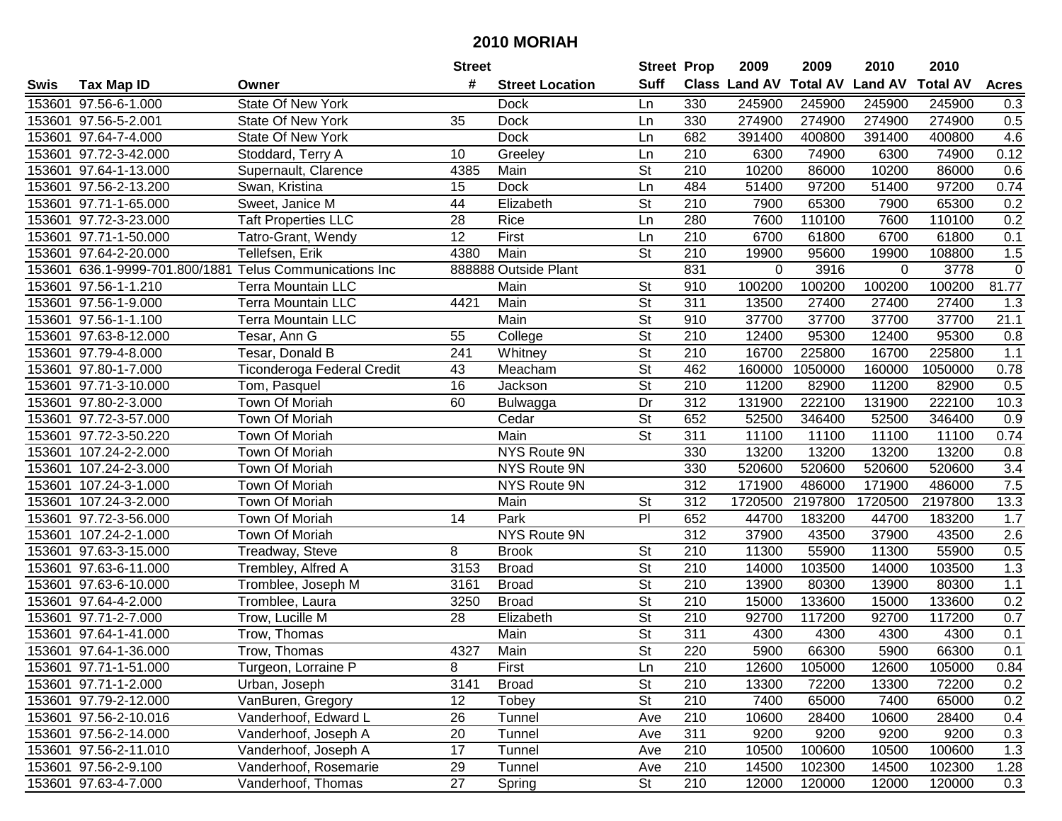## 2010 MORIAH

| Swis | Tax Map ID | Owner | Street # | Street Location | Street Suff | Prop Class | 2009 Land AV | 2009 Total AV | 2010 Land AV | 2010 Total AV | Acres |
|---|---|---|---|---|---|---|---|---|---|---|---|
| 153601 | 97.56-6-1.000 | State Of New York | | Dock | Ln | 330 | 245900 | 245900 | 245900 | 245900 | 0.3 |
| 153601 | 97.56-5-2.001 | State Of New York | 35 | Dock | Ln | 330 | 274900 | 274900 | 274900 | 274900 | 0.5 |
| 153601 | 97.64-7-4.000 | State Of New York | | Dock | Ln | 682 | 391400 | 400800 | 391400 | 400800 | 4.6 |
| 153601 | 97.72-3-42.000 | Stoddard, Terry A | 10 | Greeley | Ln | 210 | 6300 | 74900 | 6300 | 74900 | 0.12 |
| 153601 | 97.64-1-13.000 | Supernault, Clarence | 4385 | Main | St | 210 | 10200 | 86000 | 10200 | 86000 | 0.6 |
| 153601 | 97.56-2-13.200 | Swan, Kristina | 15 | Dock | Ln | 484 | 51400 | 97200 | 51400 | 97200 | 0.74 |
| 153601 | 97.71-1-65.000 | Sweet, Janice M | 44 | Elizabeth | St | 210 | 7900 | 65300 | 7900 | 65300 | 0.2 |
| 153601 | 97.72-3-23.000 | Taft Properties LLC | 28 | Rice | Ln | 280 | 7600 | 110100 | 7600 | 110100 | 0.2 |
| 153601 | 97.71-1-50.000 | Tatro-Grant, Wendy | 12 | First | Ln | 210 | 6700 | 61800 | 6700 | 61800 | 0.1 |
| 153601 | 97.64-2-20.000 | Tellefsen, Erik | 4380 | Main | St | 210 | 19900 | 95600 | 19900 | 108800 | 1.5 |
| 153601 | 636.1-9999-701.800/1881 | Telus Communications Inc | 888888 | Outside Plant | | 831 | 0 | 3916 | 0 | 3778 | 0 |
| 153601 | 97.56-1-1.210 | Terra Mountain LLC | | Main | St | 910 | 100200 | 100200 | 100200 | 100200 | 81.77 |
| 153601 | 97.56-1-9.000 | Terra Mountain LLC | 4421 | Main | St | 311 | 13500 | 27400 | 27400 | 27400 | 1.3 |
| 153601 | 97.56-1-1.100 | Terra Mountain LLC | | Main | St | 910 | 37700 | 37700 | 37700 | 37700 | 21.1 |
| 153601 | 97.63-8-12.000 | Tesar, Ann G | 55 | College | St | 210 | 12400 | 95300 | 12400 | 95300 | 0.8 |
| 153601 | 97.79-4-8.000 | Tesar, Donald B | 241 | Whitney | St | 210 | 16700 | 225800 | 16700 | 225800 | 1.1 |
| 153601 | 97.80-1-7.000 | Ticonderoga Federal Credit | 43 | Meacham | St | 462 | 160000 | 1050000 | 160000 | 1050000 | 0.78 |
| 153601 | 97.71-3-10.000 | Tom, Pasquel | 16 | Jackson | St | 210 | 11200 | 82900 | 11200 | 82900 | 0.5 |
| 153601 | 97.80-2-3.000 | Town Of Moriah | 60 | Bulwagga | Dr | 312 | 131900 | 222100 | 131900 | 222100 | 10.3 |
| 153601 | 97.72-3-57.000 | Town Of Moriah | | Cedar | St | 652 | 52500 | 346400 | 52500 | 346400 | 0.9 |
| 153601 | 97.72-3-50.220 | Town Of Moriah | | Main | St | 311 | 11100 | 11100 | 11100 | 11100 | 0.74 |
| 153601 | 107.24-2-2.000 | Town Of Moriah | | NYS Route 9N | | 330 | 13200 | 13200 | 13200 | 13200 | 0.8 |
| 153601 | 107.24-2-3.000 | Town Of Moriah | | NYS Route 9N | | 330 | 520600 | 520600 | 520600 | 520600 | 3.4 |
| 153601 | 107.24-3-1.000 | Town Of Moriah | | NYS Route 9N | | 312 | 171900 | 486000 | 171900 | 486000 | 7.5 |
| 153601 | 107.24-3-2.000 | Town Of Moriah | | Main | St | 312 | 1720500 | 2197800 | 1720500 | 2197800 | 13.3 |
| 153601 | 97.72-3-56.000 | Town Of Moriah | 14 | Park | Pl | 652 | 44700 | 183200 | 44700 | 183200 | 1.7 |
| 153601 | 107.24-2-1.000 | Town Of Moriah | | NYS Route 9N | | 312 | 37900 | 43500 | 37900 | 43500 | 2.6 |
| 153601 | 97.63-3-15.000 | Treadway, Steve | 8 | Brook | St | 210 | 11300 | 55900 | 11300 | 55900 | 0.5 |
| 153601 | 97.63-6-11.000 | Trembley, Alfred A | 3153 | Broad | St | 210 | 14000 | 103500 | 14000 | 103500 | 1.3 |
| 153601 | 97.63-6-10.000 | Tromblee, Joseph M | 3161 | Broad | St | 210 | 13900 | 80300 | 13900 | 80300 | 1.1 |
| 153601 | 97.64-4-2.000 | Tromblee, Laura | 3250 | Broad | St | 210 | 15000 | 133600 | 15000 | 133600 | 0.2 |
| 153601 | 97.71-2-7.000 | Trow, Lucille M | 28 | Elizabeth | St | 210 | 92700 | 117200 | 92700 | 117200 | 0.7 |
| 153601 | 97.64-1-41.000 | Trow, Thomas | | Main | St | 311 | 4300 | 4300 | 4300 | 4300 | 0.1 |
| 153601 | 97.64-1-36.000 | Trow, Thomas | 4327 | Main | St | 220 | 5900 | 66300 | 5900 | 66300 | 0.1 |
| 153601 | 97.71-1-51.000 | Turgeon, Lorraine P | 8 | First | Ln | 210 | 12600 | 105000 | 12600 | 105000 | 0.84 |
| 153601 | 97.71-1-2.000 | Urban, Joseph | 3141 | Broad | St | 210 | 13300 | 72200 | 13300 | 72200 | 0.2 |
| 153601 | 97.79-2-12.000 | VanBuren, Gregory | 12 | Tobey | St | 210 | 7400 | 65000 | 7400 | 65000 | 0.2 |
| 153601 | 97.56-2-10.016 | Vanderhoof, Edward L | 26 | Tunnel | Ave | 210 | 10600 | 28400 | 10600 | 28400 | 0.4 |
| 153601 | 97.56-2-14.000 | Vanderhoof, Joseph A | 20 | Tunnel | Ave | 311 | 9200 | 9200 | 9200 | 9200 | 0.3 |
| 153601 | 97.56-2-11.010 | Vanderhoof, Joseph A | 17 | Tunnel | Ave | 210 | 10500 | 100600 | 10500 | 100600 | 1.3 |
| 153601 | 97.56-2-9.100 | Vanderhoof, Rosemarie | 29 | Tunnel | Ave | 210 | 14500 | 102300 | 14500 | 102300 | 1.28 |
| 153601 | 97.63-4-7.000 | Vanderhoof, Thomas | 27 | Spring | St | 210 | 12000 | 120000 | 12000 | 120000 | 0.3 |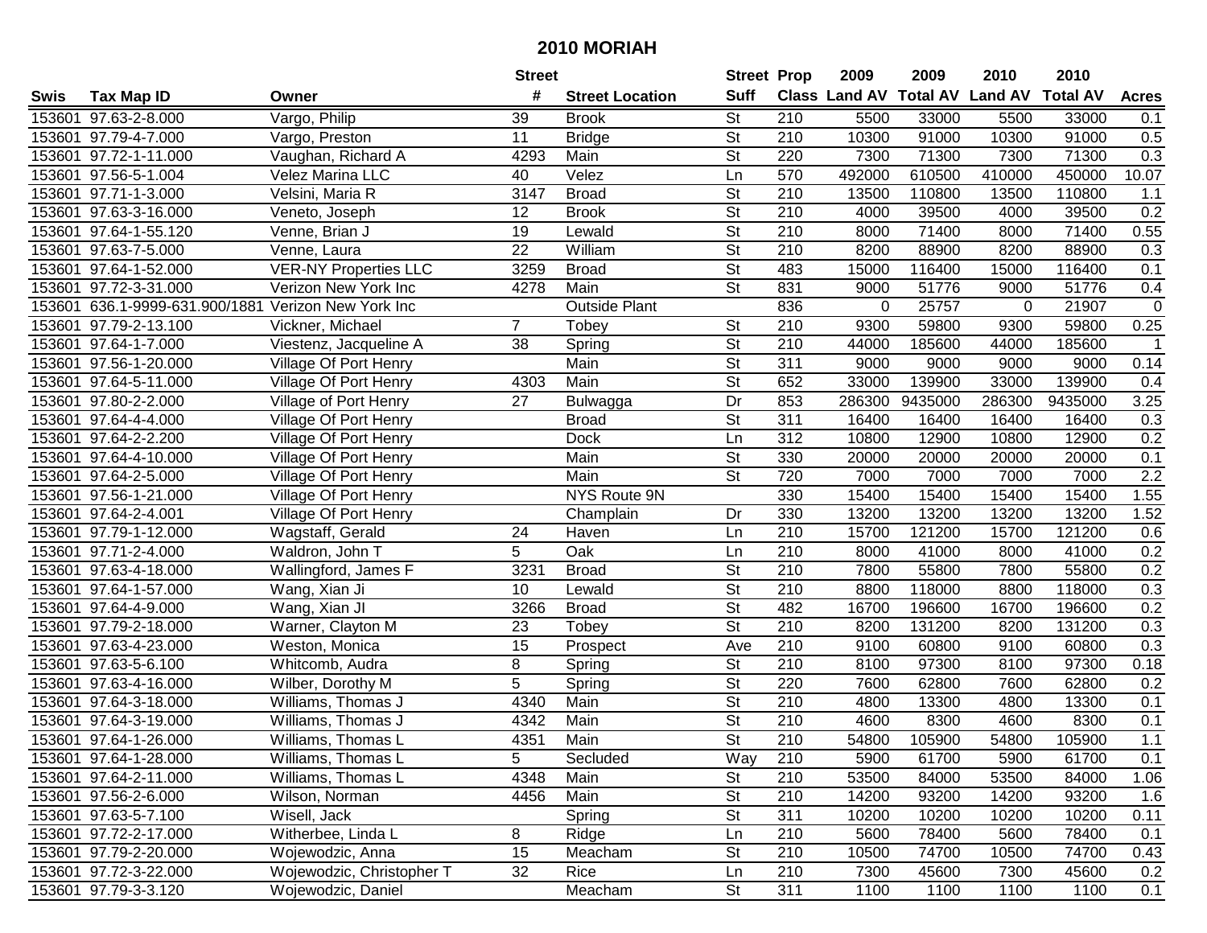# 2010 MORIAH

| Swis | Tax Map ID | Owner | Street # | Street Location | Street Suff | Prop Class | 2009 Land AV | 2009 Total AV | 2010 Land AV | 2010 Total AV | Acres |
|---|---|---|---|---|---|---|---|---|---|---|---|
| 153601 | 97.63-2-8.000 | Vargo, Philip | 39 | Brook | St | 210 | 5500 | 33000 | 5500 | 33000 | 0.1 |
| 153601 | 97.79-4-7.000 | Vargo, Preston | 11 | Bridge | St | 210 | 10300 | 91000 | 10300 | 91000 | 0.5 |
| 153601 | 97.72-1-11.000 | Vaughan, Richard A | 4293 | Main | St | 220 | 7300 | 71300 | 7300 | 71300 | 0.3 |
| 153601 | 97.56-5-1.004 | Velez Marina LLC | 40 | Velez | Ln | 570 | 492000 | 610500 | 410000 | 450000 | 10.07 |
| 153601 | 97.71-1-3.000 | Velsini, Maria R | 3147 | Broad | St | 210 | 13500 | 110800 | 13500 | 110800 | 1.1 |
| 153601 | 97.63-3-16.000 | Veneto, Joseph | 12 | Brook | St | 210 | 4000 | 39500 | 4000 | 39500 | 0.2 |
| 153601 | 97.64-1-55.120 | Venne, Brian J | 19 | Lewald | St | 210 | 8000 | 71400 | 8000 | 71400 | 0.55 |
| 153601 | 97.63-7-5.000 | Venne, Laura | 22 | William | St | 210 | 8200 | 88900 | 8200 | 88900 | 0.3 |
| 153601 | 97.64-1-52.000 | VER-NY Properties LLC | 3259 | Broad | St | 483 | 15000 | 116400 | 15000 | 116400 | 0.1 |
| 153601 | 97.72-3-31.000 | Verizon New York Inc | 4278 | Main | St | 831 | 9000 | 51776 | 9000 | 51776 | 0.4 |
| 153601 | 636.1-9999-631.900/1881 | Verizon New York Inc | | Outside Plant | | 836 | 0 | 25757 | 0 | 21907 | 0 |
| 153601 | 97.79-2-13.100 | Vickner, Michael | 7 | Tobey | St | 210 | 9300 | 59800 | 9300 | 59800 | 0.25 |
| 153601 | 97.64-1-7.000 | Viestenz, Jacqueline A | 38 | Spring | St | 210 | 44000 | 185600 | 44000 | 185600 | 1 |
| 153601 | 97.56-1-20.000 | Village Of Port Henry | | Main | St | 311 | 9000 | 9000 | 9000 | 9000 | 0.14 |
| 153601 | 97.64-5-11.000 | Village Of Port Henry | 4303 | Main | St | 652 | 33000 | 139900 | 33000 | 139900 | 0.4 |
| 153601 | 97.80-2-2.000 | Village of Port Henry | 27 | Bulwagga | Dr | 853 | 286300 | 9435000 | 286300 | 9435000 | 3.25 |
| 153601 | 97.64-4-4.000 | Village Of Port Henry | | Broad | St | 311 | 16400 | 16400 | 16400 | 16400 | 0.3 |
| 153601 | 97.64-2-2.200 | Village Of Port Henry | | Dock | Ln | 312 | 10800 | 12900 | 10800 | 12900 | 0.2 |
| 153601 | 97.64-4-10.000 | Village Of Port Henry | | Main | St | 330 | 20000 | 20000 | 20000 | 20000 | 0.1 |
| 153601 | 97.64-2-5.000 | Village Of Port Henry | | Main | St | 720 | 7000 | 7000 | 7000 | 7000 | 2.2 |
| 153601 | 97.56-1-21.000 | Village Of Port Henry | | NYS Route 9N | | 330 | 15400 | 15400 | 15400 | 15400 | 1.55 |
| 153601 | 97.64-2-4.001 | Village Of Port Henry | | Champlain | Dr | 330 | 13200 | 13200 | 13200 | 13200 | 1.52 |
| 153601 | 97.79-1-12.000 | Wagstaff, Gerald | 24 | Haven | Ln | 210 | 15700 | 121200 | 15700 | 121200 | 0.6 |
| 153601 | 97.71-2-4.000 | Waldron, John T | 5 | Oak | Ln | 210 | 8000 | 41000 | 8000 | 41000 | 0.2 |
| 153601 | 97.63-4-18.000 | Wallingford, James F | 3231 | Broad | St | 210 | 7800 | 55800 | 7800 | 55800 | 0.2 |
| 153601 | 97.64-1-57.000 | Wang, Xian Ji | 10 | Lewald | St | 210 | 8800 | 118000 | 8800 | 118000 | 0.3 |
| 153601 | 97.64-4-9.000 | Wang, Xian JI | 3266 | Broad | St | 482 | 16700 | 196600 | 16700 | 196600 | 0.2 |
| 153601 | 97.79-2-18.000 | Warner, Clayton M | 23 | Tobey | St | 210 | 8200 | 131200 | 8200 | 131200 | 0.3 |
| 153601 | 97.63-4-23.000 | Weston, Monica | 15 | Prospect | Ave | 210 | 9100 | 60800 | 9100 | 60800 | 0.3 |
| 153601 | 97.63-5-6.100 | Whitcomb, Audra | 8 | Spring | St | 210 | 8100 | 97300 | 8100 | 97300 | 0.18 |
| 153601 | 97.63-4-16.000 | Wilber, Dorothy M | 5 | Spring | St | 220 | 7600 | 62800 | 7600 | 62800 | 0.2 |
| 153601 | 97.64-3-18.000 | Williams, Thomas J | 4340 | Main | St | 210 | 4800 | 13300 | 4800 | 13300 | 0.1 |
| 153601 | 97.64-3-19.000 | Williams, Thomas J | 4342 | Main | St | 210 | 4600 | 8300 | 4600 | 8300 | 0.1 |
| 153601 | 97.64-1-26.000 | Williams, Thomas L | 4351 | Main | St | 210 | 54800 | 105900 | 54800 | 105900 | 1.1 |
| 153601 | 97.64-1-28.000 | Williams, Thomas L | 5 | Secluded | Way | 210 | 5900 | 61700 | 5900 | 61700 | 0.1 |
| 153601 | 97.64-2-11.000 | Williams, Thomas L | 4348 | Main | St | 210 | 53500 | 84000 | 53500 | 84000 | 1.06 |
| 153601 | 97.56-2-6.000 | Wilson, Norman | 4456 | Main | St | 210 | 14200 | 93200 | 14200 | 93200 | 1.6 |
| 153601 | 97.63-5-7.100 | Wisell, Jack | | Spring | St | 311 | 10200 | 10200 | 10200 | 10200 | 0.11 |
| 153601 | 97.72-2-17.000 | Witherbee, Linda L | 8 | Ridge | Ln | 210 | 5600 | 78400 | 5600 | 78400 | 0.1 |
| 153601 | 97.79-2-20.000 | Wojewodzic, Anna | 15 | Meacham | St | 210 | 10500 | 74700 | 10500 | 74700 | 0.43 |
| 153601 | 97.72-3-22.000 | Wojewodzic, Christopher T | 32 | Rice | Ln | 210 | 7300 | 45600 | 7300 | 45600 | 0.2 |
| 153601 | 97.79-3-3.120 | Wojewodzic, Daniel | | Meacham | St | 311 | 1100 | 1100 | 1100 | 1100 | 0.1 |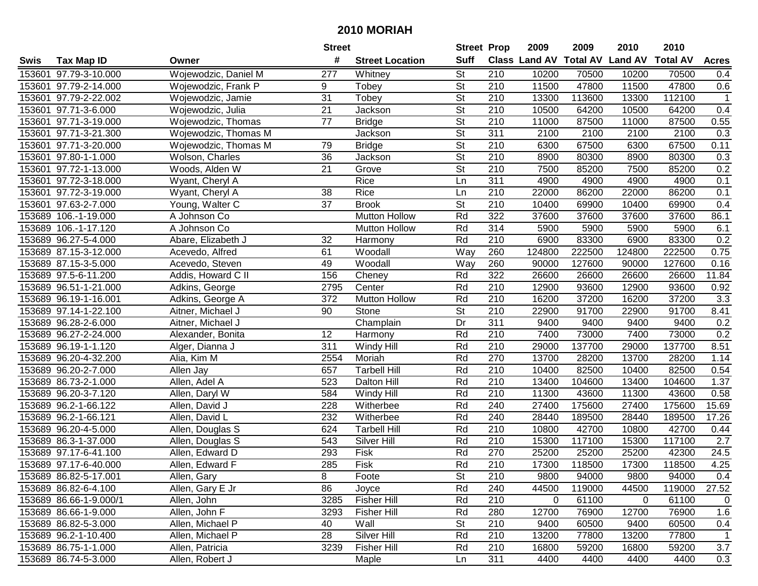# 2010 MORIAH

| Swis | Tax Map ID | Owner | Street # | Street Location | Street Suff | Prop Class | 2009 Land AV | 2009 Total AV | 2010 Land AV | 2010 Total AV | Acres |
|---|---|---|---|---|---|---|---|---|---|---|---|
| 153601 | 97.79-3-10.000 | Wojewodzic, Daniel M | 277 | Whitney | St | 210 | 10200 | 70500 | 10200 | 70500 | 0.4 |
| 153601 | 97.79-2-14.000 | Wojewodzic, Frank P | 9 | Tobey | St | 210 | 11500 | 47800 | 11500 | 47800 | 0.6 |
| 153601 | 97.79-2-22.002 | Wojewodzic, Jamie | 31 | Tobey | St | 210 | 13300 | 113600 | 13300 | 112100 | 1 |
| 153601 | 97.71-3-6.000 | Wojewodzic, Julia | 21 | Jackson | St | 210 | 10500 | 64200 | 10500 | 64200 | 0.4 |
| 153601 | 97.71-3-19.000 | Wojewodzic, Thomas | 77 | Bridge | St | 210 | 11000 | 87500 | 11000 | 87500 | 0.55 |
| 153601 | 97.71-3-21.300 | Wojewodzic, Thomas M | | Jackson | St | 311 | 2100 | 2100 | 2100 | 2100 | 0.3 |
| 153601 | 97.71-3-20.000 | Wojewodzic, Thomas M | 79 | Bridge | St | 210 | 6300 | 67500 | 6300 | 67500 | 0.11 |
| 153601 | 97.80-1-1.000 | Wolson, Charles | 36 | Jackson | St | 210 | 8900 | 80300 | 8900 | 80300 | 0.3 |
| 153601 | 97.72-1-13.000 | Woods, Alden W | 21 | Grove | St | 210 | 7500 | 85200 | 7500 | 85200 | 0.2 |
| 153601 | 97.72-3-18.000 | Wyant, Cheryl A | | Rice | Ln | 311 | 4900 | 4900 | 4900 | 4900 | 0.1 |
| 153601 | 97.72-3-19.000 | Wyant, Cheryl A | 38 | Rice | Ln | 210 | 22000 | 86200 | 22000 | 86200 | 0.1 |
| 153601 | 97.63-2-7.000 | Young, Walter C | 37 | Brook | St | 210 | 10400 | 69900 | 10400 | 69900 | 0.4 |
| 153689 | 106.-1-19.000 | A Johnson Co | | Mutton Hollow | Rd | 322 | 37600 | 37600 | 37600 | 37600 | 86.1 |
| 153689 | 106.-1-17.120 | A Johnson Co | | Mutton Hollow | Rd | 314 | 5900 | 5900 | 5900 | 5900 | 6.1 |
| 153689 | 96.27-5-4.000 | Abare, Elizabeth J | 32 | Harmony | Rd | 210 | 6900 | 83300 | 6900 | 83300 | 0.2 |
| 153689 | 87.15-3-12.000 | Acevedo, Alfred | 61 | Woodall | Way | 260 | 124800 | 222500 | 124800 | 222500 | 0.75 |
| 153689 | 87.15-3-5.000 | Acevedo, Steven | 49 | Woodall | Way | 260 | 90000 | 127600 | 90000 | 127600 | 0.16 |
| 153689 | 97.5-6-11.200 | Addis, Howard C II | 156 | Cheney | Rd | 322 | 26600 | 26600 | 26600 | 26600 | 11.84 |
| 153689 | 96.51-1-21.000 | Adkins, George | 2795 | Center | Rd | 210 | 12900 | 93600 | 12900 | 93600 | 0.92 |
| 153689 | 96.19-1-16.001 | Adkins, George A | 372 | Mutton Hollow | Rd | 210 | 16200 | 37200 | 16200 | 37200 | 3.3 |
| 153689 | 97.14-1-22.100 | Aitner, Michael J | 90 | Stone | St | 210 | 22900 | 91700 | 22900 | 91700 | 8.41 |
| 153689 | 96.28-2-6.000 | Aitner, Michael J | | Champlain | Dr | 311 | 9400 | 9400 | 9400 | 9400 | 0.2 |
| 153689 | 96.27-2-24.000 | Alexander, Bonita | 12 | Harmony | Rd | 210 | 7400 | 73000 | 7400 | 73000 | 0.2 |
| 153689 | 96.19-1-1.120 | Alger, Dianna J | 311 | Windy Hill | Rd | 210 | 29000 | 137700 | 29000 | 137700 | 8.51 |
| 153689 | 96.20-4-32.200 | Alia, Kim M | 2554 | Moriah | Rd | 270 | 13700 | 28200 | 13700 | 28200 | 1.14 |
| 153689 | 96.20-2-7.000 | Allen Jay | 657 | Tarbell Hill | Rd | 210 | 10400 | 82500 | 10400 | 82500 | 0.54 |
| 153689 | 86.73-2-1.000 | Allen, Adel A | 523 | Dalton Hill | Rd | 210 | 13400 | 104600 | 13400 | 104600 | 1.37 |
| 153689 | 96.20-3-7.120 | Allen, Daryl W | 584 | Windy Hill | Rd | 210 | 11300 | 43600 | 11300 | 43600 | 0.58 |
| 153689 | 96.2-1-66.122 | Allen, David J | 228 | Witherbee | Rd | 240 | 27400 | 175600 | 27400 | 175600 | 15.69 |
| 153689 | 96.2-1-66.121 | Allen, David L | 232 | Witherbee | Rd | 240 | 28440 | 189500 | 28440 | 189500 | 17.26 |
| 153689 | 96.20-4-5.000 | Allen, Douglas S | 624 | Tarbell Hill | Rd | 210 | 10800 | 42700 | 10800 | 42700 | 0.44 |
| 153689 | 86.3-1-37.000 | Allen, Douglas S | 543 | Silver Hill | Rd | 210 | 15300 | 117100 | 15300 | 117100 | 2.7 |
| 153689 | 97.17-6-41.100 | Allen, Edward D | 293 | Fisk | Rd | 270 | 25200 | 25200 | 25200 | 42300 | 24.5 |
| 153689 | 97.17-6-40.000 | Allen, Edward F | 285 | Fisk | Rd | 210 | 17300 | 118500 | 17300 | 118500 | 4.25 |
| 153689 | 86.82-5-17.001 | Allen, Gary | 8 | Foote | St | 210 | 9800 | 94000 | 9800 | 94000 | 0.4 |
| 153689 | 86.82-6-4.100 | Allen, Gary E Jr | 86 | Joyce | Rd | 240 | 44500 | 119000 | 44500 | 119000 | 27.52 |
| 153689 | 86.66-1-9.000/1 | Allen, John | 3285 | Fisher Hill | Rd | 210 | 0 | 61100 | 0 | 61100 | 0 |
| 153689 | 86.66-1-9.000 | Allen, John F | 3293 | Fisher Hill | Rd | 280 | 12700 | 76900 | 12700 | 76900 | 1.6 |
| 153689 | 86.82-5-3.000 | Allen, Michael P | 40 | Wall | St | 210 | 9400 | 60500 | 9400 | 60500 | 0.4 |
| 153689 | 96.2-1-10.400 | Allen, Michael P | 28 | Silver Hill | Rd | 210 | 13200 | 77800 | 13200 | 77800 | 1 |
| 153689 | 86.75-1-1.000 | Allen, Patricia | 3239 | Fisher Hill | Rd | 210 | 16800 | 59200 | 16800 | 59200 | 3.7 |
| 153689 | 86.74-5-3.000 | Allen, Robert J | | Maple | Ln | 311 | 4400 | 4400 | 4400 | 4400 | 0.3 |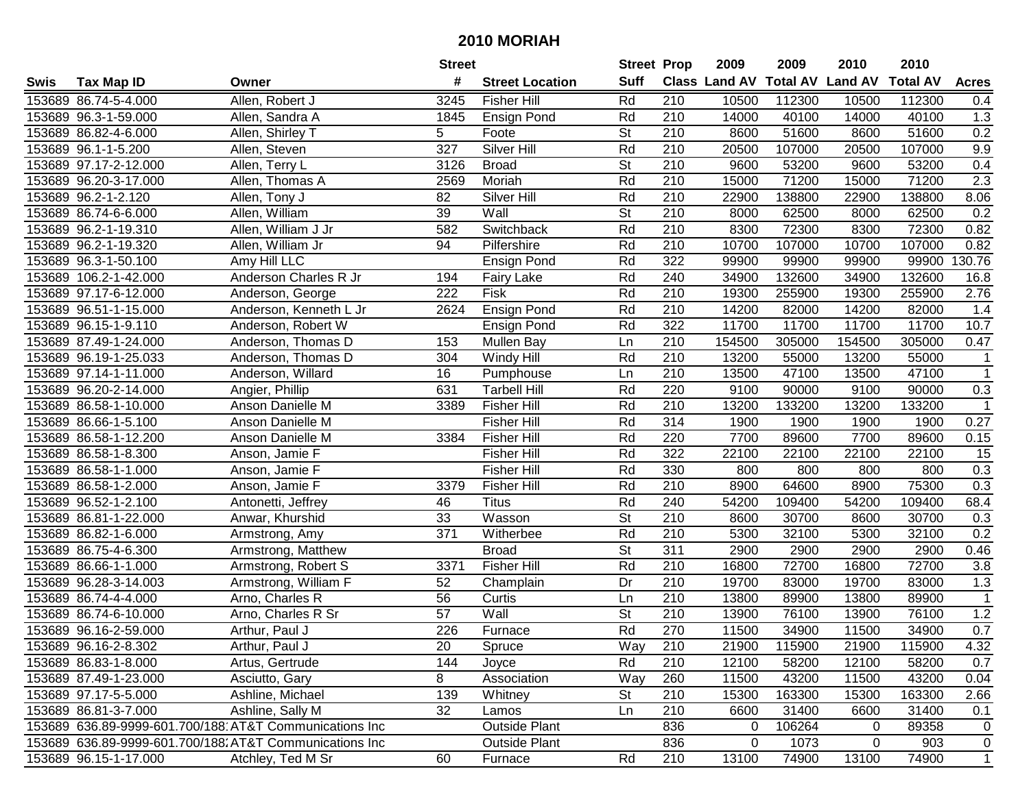# 2010 MORIAH

| Swis | Tax Map ID | Owner | Street # | Street Location | Street Suff | Prop Class | 2009 Land AV | 2009 Total AV | 2010 Land AV | 2010 Total AV | Acres |
|---|---|---|---|---|---|---|---|---|---|---|---|
| 153689 | 86.74-5-4.000 | Allen, Robert J | 3245 | Fisher Hill | Rd | 210 | 10500 | 112300 | 10500 | 112300 | 0.4 |
| 153689 | 96.3-1-59.000 | Allen, Sandra A | 1845 | Ensign Pond | Rd | 210 | 14000 | 40100 | 14000 | 40100 | 1.3 |
| 153689 | 86.82-4-6.000 | Allen, Shirley T | 5 | Foote | St | 210 | 8600 | 51600 | 8600 | 51600 | 0.2 |
| 153689 | 96.1-1-5.200 | Allen, Steven | 327 | Silver Hill | Rd | 210 | 20500 | 107000 | 20500 | 107000 | 9.9 |
| 153689 | 97.17-2-12.000 | Allen, Terry L | 3126 | Broad | St | 210 | 9600 | 53200 | 9600 | 53200 | 0.4 |
| 153689 | 96.20-3-17.000 | Allen, Thomas A | 2569 | Moriah | Rd | 210 | 15000 | 71200 | 15000 | 71200 | 2.3 |
| 153689 | 96.2-1-2.120 | Allen, Tony J | 82 | Silver Hill | Rd | 210 | 22900 | 138800 | 22900 | 138800 | 8.06 |
| 153689 | 86.74-6-6.000 | Allen, William | 39 | Wall | St | 210 | 8000 | 62500 | 8000 | 62500 | 0.2 |
| 153689 | 96.2-1-19.310 | Allen, William J Jr | 582 | Switchback | Rd | 210 | 8300 | 72300 | 8300 | 72300 | 0.82 |
| 153689 | 96.2-1-19.320 | Allen, William Jr | 94 | Pilfershire | Rd | 210 | 10700 | 107000 | 10700 | 107000 | 0.82 |
| 153689 | 96.3-1-50.100 | Amy Hill LLC | | Ensign Pond | Rd | 322 | 99900 | 99900 | 99900 | 99900 | 130.76 |
| 153689 | 106.2-1-42.000 | Anderson Charles R Jr | 194 | Fairy Lake | Rd | 240 | 34900 | 132600 | 34900 | 132600 | 16.8 |
| 153689 | 97.17-6-12.000 | Anderson, George | 222 | Fisk | Rd | 210 | 19300 | 255900 | 19300 | 255900 | 2.76 |
| 153689 | 96.51-1-15.000 | Anderson, Kenneth L Jr | 2624 | Ensign Pond | Rd | 210 | 14200 | 82000 | 14200 | 82000 | 1.4 |
| 153689 | 96.15-1-9.110 | Anderson, Robert W | | Ensign Pond | Rd | 322 | 11700 | 11700 | 11700 | 11700 | 10.7 |
| 153689 | 87.49-1-24.000 | Anderson, Thomas D | 153 | Mullen Bay | Ln | 210 | 154500 | 305000 | 154500 | 305000 | 0.47 |
| 153689 | 96.19-1-25.033 | Anderson, Thomas D | 304 | Windy Hill | Rd | 210 | 13200 | 55000 | 13200 | 55000 | 1 |
| 153689 | 97.14-1-11.000 | Anderson, Willard | 16 | Pumphouse | Ln | 210 | 13500 | 47100 | 13500 | 47100 | 1 |
| 153689 | 96.20-2-14.000 | Angier, Phillip | 631 | Tarbell Hill | Rd | 220 | 9100 | 90000 | 9100 | 90000 | 0.3 |
| 153689 | 86.58-1-10.000 | Anson Danielle M | 3389 | Fisher Hill | Rd | 210 | 13200 | 133200 | 13200 | 133200 | 1 |
| 153689 | 86.66-1-5.100 | Anson Danielle M | | Fisher Hill | Rd | 314 | 1900 | 1900 | 1900 | 1900 | 0.27 |
| 153689 | 86.58-1-12.200 | Anson Danielle M | 3384 | Fisher Hill | Rd | 220 | 7700 | 89600 | 7700 | 89600 | 0.15 |
| 153689 | 86.58-1-8.300 | Anson, Jamie F | | Fisher Hill | Rd | 322 | 22100 | 22100 | 22100 | 22100 | 15 |
| 153689 | 86.58-1-1.000 | Anson, Jamie F | | Fisher Hill | Rd | 330 | 800 | 800 | 800 | 800 | 0.3 |
| 153689 | 86.58-1-2.000 | Anson, Jamie F | 3379 | Fisher Hill | Rd | 210 | 8900 | 64600 | 8900 | 75300 | 0.3 |
| 153689 | 96.52-1-2.100 | Antonetti, Jeffrey | 46 | Titus | Rd | 240 | 54200 | 109400 | 54200 | 109400 | 68.4 |
| 153689 | 86.81-1-22.000 | Anwar, Khurshid | 33 | Wasson | St | 210 | 8600 | 30700 | 8600 | 30700 | 0.3 |
| 153689 | 86.82-1-6.000 | Armstrong, Amy | 371 | Witherbee | Rd | 210 | 5300 | 32100 | 5300 | 32100 | 0.2 |
| 153689 | 86.75-4-6.300 | Armstrong, Matthew | | Broad | St | 311 | 2900 | 2900 | 2900 | 2900 | 0.46 |
| 153689 | 86.66-1-1.000 | Armstrong, Robert S | 3371 | Fisher Hill | Rd | 210 | 16800 | 72700 | 16800 | 72700 | 3.8 |
| 153689 | 96.28-3-14.003 | Armstrong, William F | 52 | Champlain | Dr | 210 | 19700 | 83000 | 19700 | 83000 | 1.3 |
| 153689 | 86.74-4-4.000 | Arno, Charles R | 56 | Curtis | Ln | 210 | 13800 | 89900 | 13800 | 89900 | 1 |
| 153689 | 86.74-6-10.000 | Arno, Charles R Sr | 57 | Wall | St | 210 | 13900 | 76100 | 13900 | 76100 | 1.2 |
| 153689 | 96.16-2-59.000 | Arthur, Paul J | 226 | Furnace | Rd | 270 | 11500 | 34900 | 11500 | 34900 | 0.7 |
| 153689 | 96.16-2-8.302 | Arthur, Paul J | 20 | Spruce | Way | 210 | 21900 | 115900 | 21900 | 115900 | 4.32 |
| 153689 | 86.83-1-8.000 | Artus, Gertrude | 144 | Joyce | Rd | 210 | 12100 | 58200 | 12100 | 58200 | 0.7 |
| 153689 | 87.49-1-23.000 | Asciutto, Gary | 8 | Association | Way | 260 | 11500 | 43200 | 11500 | 43200 | 0.04 |
| 153689 | 97.17-5-5.000 | Ashline, Michael | 139 | Whitney | St | 210 | 15300 | 163300 | 15300 | 163300 | 2.66 |
| 153689 | 86.81-3-7.000 | Ashline, Sally M | 32 | Lamos | Ln | 210 | 6600 | 31400 | 6600 | 31400 | 0.1 |
| 153689 | 636.89-9999-601.700/188 | AT&T Communications Inc | | Outside Plant | | 836 | 0 | 106264 | 0 | 89358 | 0 |
| 153689 | 636.89-9999-601.700/188 | AT&T Communications Inc | | Outside Plant | | 836 | 0 | 1073 | 0 | 903 | 0 |
| 153689 | 96.15-1-17.000 | Atchley, Ted M Sr | 60 | Furnace | Rd | 210 | 13100 | 74900 | 13100 | 74900 | 1 |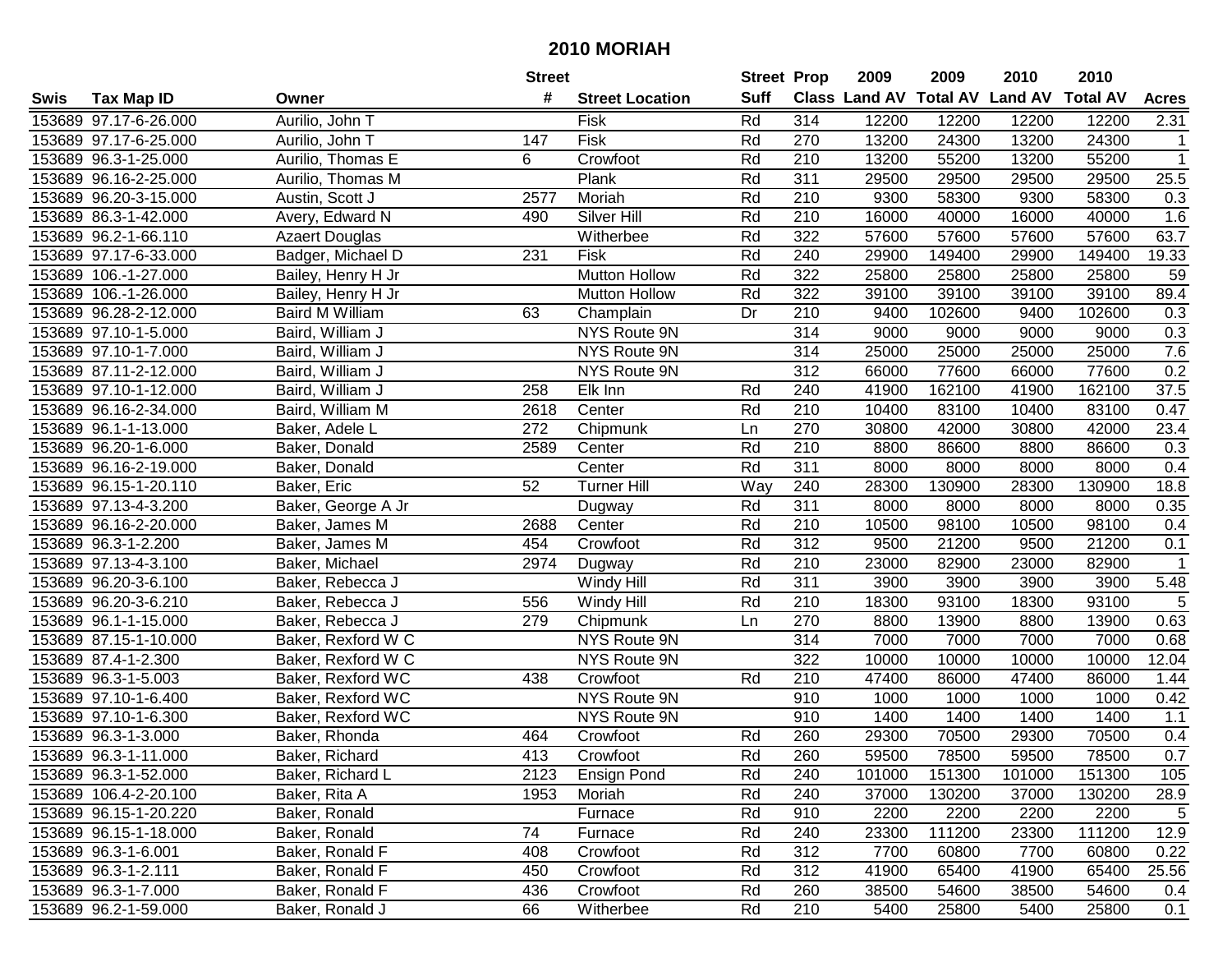# 2010 MORIAH

| Swis | Tax Map ID | Owner | Street # | Street Location | Street Suff | Prop Class | 2009 Land AV | 2009 Total AV | 2010 Land AV | 2010 Total AV | Acres |
|---|---|---|---|---|---|---|---|---|---|---|---|
| 153689 | 97.17-6-26.000 | Aurilio, John T | | Fisk | Rd | 314 | 12200 | 12200 | 12200 | 12200 | 2.31 |
| 153689 | 97.17-6-25.000 | Aurilio, John T | 147 | Fisk | Rd | 270 | 13200 | 24300 | 13200 | 24300 | 1 |
| 153689 | 96.3-1-25.000 | Aurilio, Thomas E | 6 | Crowfoot | Rd | 210 | 13200 | 55200 | 13200 | 55200 | 1 |
| 153689 | 96.16-2-25.000 | Aurilio, Thomas M | | Plank | Rd | 311 | 29500 | 29500 | 29500 | 29500 | 25.5 |
| 153689 | 96.20-3-15.000 | Austin, Scott J | 2577 | Moriah | Rd | 210 | 9300 | 58300 | 9300 | 58300 | 0.3 |
| 153689 | 86.3-1-42.000 | Avery, Edward N | 490 | Silver Hill | Rd | 210 | 16000 | 40000 | 16000 | 40000 | 1.6 |
| 153689 | 96.2-1-66.110 | Azaert Douglas | | Witherbee | Rd | 322 | 57600 | 57600 | 57600 | 57600 | 63.7 |
| 153689 | 97.17-6-33.000 | Badger, Michael D | 231 | Fisk | Rd | 240 | 29900 | 149400 | 29900 | 149400 | 19.33 |
| 153689 | 106.-1-27.000 | Bailey, Henry H Jr | | Mutton Hollow | Rd | 322 | 25800 | 25800 | 25800 | 25800 | 59 |
| 153689 | 106.-1-26.000 | Bailey, Henry H Jr | | Mutton Hollow | Rd | 322 | 39100 | 39100 | 39100 | 39100 | 89.4 |
| 153689 | 96.28-2-12.000 | Baird M William | 63 | Champlain | Dr | 210 | 9400 | 102600 | 9400 | 102600 | 0.3 |
| 153689 | 97.10-1-5.000 | Baird, William J | | NYS Route 9N | | 314 | 9000 | 9000 | 9000 | 9000 | 0.3 |
| 153689 | 97.10-1-7.000 | Baird, William J | | NYS Route 9N | | 314 | 25000 | 25000 | 25000 | 25000 | 7.6 |
| 153689 | 87.11-2-12.000 | Baird, William J | | NYS Route 9N | | 312 | 66000 | 77600 | 66000 | 77600 | 0.2 |
| 153689 | 97.10-1-12.000 | Baird, William J | 258 | Elk Inn | Rd | 240 | 41900 | 162100 | 41900 | 162100 | 37.5 |
| 153689 | 96.16-2-34.000 | Baird, William M | 2618 | Center | Rd | 210 | 10400 | 83100 | 10400 | 83100 | 0.47 |
| 153689 | 96.1-1-13.000 | Baker, Adele L | 272 | Chipmunk | Ln | 270 | 30800 | 42000 | 30800 | 42000 | 23.4 |
| 153689 | 96.20-1-6.000 | Baker, Donald | 2589 | Center | Rd | 210 | 8800 | 86600 | 8800 | 86600 | 0.3 |
| 153689 | 96.16-2-19.000 | Baker, Donald | | Center | Rd | 311 | 8000 | 8000 | 8000 | 8000 | 0.4 |
| 153689 | 96.15-1-20.110 | Baker, Eric | 52 | Turner Hill | Way | 240 | 28300 | 130900 | 28300 | 130900 | 18.8 |
| 153689 | 97.13-4-3.200 | Baker, George A Jr | | Dugway | Rd | 311 | 8000 | 8000 | 8000 | 8000 | 0.35 |
| 153689 | 96.16-2-20.000 | Baker, James M | 2688 | Center | Rd | 210 | 10500 | 98100 | 10500 | 98100 | 0.4 |
| 153689 | 96.3-1-2.200 | Baker, James M | 454 | Crowfoot | Rd | 312 | 9500 | 21200 | 9500 | 21200 | 0.1 |
| 153689 | 97.13-4-3.100 | Baker, Michael | 2974 | Dugway | Rd | 210 | 23000 | 82900 | 23000 | 82900 | 1 |
| 153689 | 96.20-3-6.100 | Baker, Rebecca J | | Windy Hill | Rd | 311 | 3900 | 3900 | 3900 | 3900 | 5.48 |
| 153689 | 96.20-3-6.210 | Baker, Rebecca J | 556 | Windy Hill | Rd | 210 | 18300 | 93100 | 18300 | 93100 | 5 |
| 153689 | 96.1-1-15.000 | Baker, Rebecca J | 279 | Chipmunk | Ln | 270 | 8800 | 13900 | 8800 | 13900 | 0.63 |
| 153689 | 87.15-1-10.000 | Baker, Rexford W C | | NYS Route 9N | | 314 | 7000 | 7000 | 7000 | 7000 | 0.68 |
| 153689 | 87.4-1-2.300 | Baker, Rexford W C | | NYS Route 9N | | 322 | 10000 | 10000 | 10000 | 10000 | 12.04 |
| 153689 | 96.3-1-5.003 | Baker, Rexford WC | 438 | Crowfoot | Rd | 210 | 47400 | 86000 | 47400 | 86000 | 1.44 |
| 153689 | 97.10-1-6.400 | Baker, Rexford WC | | NYS Route 9N | | 910 | 1000 | 1000 | 1000 | 1000 | 0.42 |
| 153689 | 97.10-1-6.300 | Baker, Rexford WC | | NYS Route 9N | | 910 | 1400 | 1400 | 1400 | 1400 | 1.1 |
| 153689 | 96.3-1-3.000 | Baker, Rhonda | 464 | Crowfoot | Rd | 260 | 29300 | 70500 | 29300 | 70500 | 0.4 |
| 153689 | 96.3-1-11.000 | Baker, Richard | 413 | Crowfoot | Rd | 260 | 59500 | 78500 | 59500 | 78500 | 0.7 |
| 153689 | 96.3-1-52.000 | Baker, Richard L | 2123 | Ensign Pond | Rd | 240 | 101000 | 151300 | 101000 | 151300 | 105 |
| 153689 | 106.4-2-20.100 | Baker, Rita A | 1953 | Moriah | Rd | 240 | 37000 | 130200 | 37000 | 130200 | 28.9 |
| 153689 | 96.15-1-20.220 | Baker, Ronald | | Furnace | Rd | 910 | 2200 | 2200 | 2200 | 2200 | 5 |
| 153689 | 96.15-1-18.000 | Baker, Ronald | 74 | Furnace | Rd | 240 | 23300 | 111200 | 23300 | 111200 | 12.9 |
| 153689 | 96.3-1-6.001 | Baker, Ronald F | 408 | Crowfoot | Rd | 312 | 7700 | 60800 | 7700 | 60800 | 0.22 |
| 153689 | 96.3-1-2.111 | Baker, Ronald F | 450 | Crowfoot | Rd | 312 | 41900 | 65400 | 41900 | 65400 | 25.56 |
| 153689 | 96.3-1-7.000 | Baker, Ronald F | 436 | Crowfoot | Rd | 260 | 38500 | 54600 | 38500 | 54600 | 0.4 |
| 153689 | 96.2-1-59.000 | Baker, Ronald J | 66 | Witherbee | Rd | 210 | 5400 | 25800 | 5400 | 25800 | 0.1 |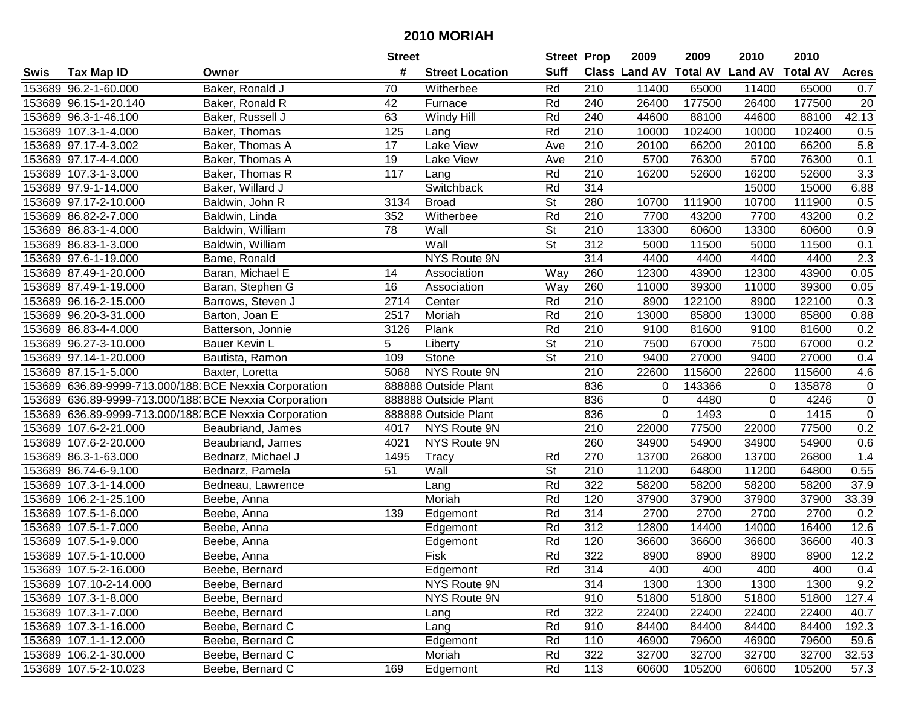# 2010 MORIAH

| Swis | Tax Map ID | Owner | Street # | Street Location | Street Suff | Prop Class | 2009 Land AV | 2009 Total AV | 2010 Land AV | 2010 Total AV | Acres |
|---|---|---|---|---|---|---|---|---|---|---|---|
| 153689 | 96.2-1-60.000 | Baker, Ronald J | 70 | Witherbee | Rd | 210 | 11400 | 65000 | 11400 | 65000 | 0.7 |
| 153689 | 96.15-1-20.140 | Baker, Ronald R | 42 | Furnace | Rd | 240 | 26400 | 177500 | 26400 | 177500 | 20 |
| 153689 | 96.3-1-46.100 | Baker, Russell J | 63 | Windy Hill | Rd | 240 | 44600 | 88100 | 44600 | 88100 | 42.13 |
| 153689 | 107.3-1-4.000 | Baker, Thomas | 125 | Lang | Rd | 210 | 10000 | 102400 | 10000 | 102400 | 0.5 |
| 153689 | 97.17-4-3.002 | Baker, Thomas A | 17 | Lake View | Ave | 210 | 20100 | 66200 | 20100 | 66200 | 5.8 |
| 153689 | 97.17-4-4.000 | Baker, Thomas A | 19 | Lake View | Ave | 210 | 5700 | 76300 | 5700 | 76300 | 0.1 |
| 153689 | 107.3-1-3.000 | Baker, Thomas R | 117 | Lang | Rd | 210 | 16200 | 52600 | 16200 | 52600 | 3.3 |
| 153689 | 97.9-1-14.000 | Baker, Willard J | | Switchback | Rd | 314 | | | 15000 | 15000 | 6.88 |
| 153689 | 97.17-2-10.000 | Baldwin, John R | 3134 | Broad | St | 280 | 10700 | 111900 | 10700 | 111900 | 0.5 |
| 153689 | 86.82-2-7.000 | Baldwin, Linda | 352 | Witherbee | Rd | 210 | 7700 | 43200 | 7700 | 43200 | 0.2 |
| 153689 | 86.83-1-4.000 | Baldwin, William | 78 | Wall | St | 210 | 13300 | 60600 | 13300 | 60600 | 0.9 |
| 153689 | 86.83-1-3.000 | Baldwin, William | | Wall | St | 312 | 5000 | 11500 | 5000 | 11500 | 0.1 |
| 153689 | 97.6-1-19.000 | Bame, Ronald | | NYS Route 9N | | 314 | 4400 | 4400 | 4400 | 4400 | 2.3 |
| 153689 | 87.49-1-20.000 | Baran, Michael E | 14 | Association | Way | 260 | 12300 | 43900 | 12300 | 43900 | 0.05 |
| 153689 | 87.49-1-19.000 | Baran, Stephen G | 16 | Association | Way | 260 | 11000 | 39300 | 11000 | 39300 | 0.05 |
| 153689 | 96.16-2-15.000 | Barrows, Steven J | 2714 | Center | Rd | 210 | 8900 | 122100 | 8900 | 122100 | 0.3 |
| 153689 | 96.20-3-31.000 | Barton, Joan E | 2517 | Moriah | Rd | 210 | 13000 | 85800 | 13000 | 85800 | 0.88 |
| 153689 | 86.83-4-4.000 | Batterson, Jonnie | 3126 | Plank | Rd | 210 | 9100 | 81600 | 9100 | 81600 | 0.2 |
| 153689 | 96.27-3-10.000 | Bauer Kevin L | 5 | Liberty | St | 210 | 7500 | 67000 | 7500 | 67000 | 0.2 |
| 153689 | 97.14-1-20.000 | Bautista, Ramon | 109 | Stone | St | 210 | 9400 | 27000 | 9400 | 27000 | 0.4 |
| 153689 | 87.15-1-5.000 | Baxter, Loretta | 5068 | NYS Route 9N | | 210 | 22600 | 115600 | 22600 | 115600 | 4.6 |
| 153689 | 636.89-9999-713.000/188 | BCE Nexxia Corporation | 888888 | Outside Plant | | 836 | 0 | 143366 | 0 | 135878 | 0 |
| 153689 | 636.89-9999-713.000/188 | BCE Nexxia Corporation | 888888 | Outside Plant | | 836 | 0 | 4480 | 0 | 4246 | 0 |
| 153689 | 636.89-9999-713.000/188 | BCE Nexxia Corporation | 888888 | Outside Plant | | 836 | 0 | 1493 | 0 | 1415 | 0 |
| 153689 | 107.6-2-21.000 | Beaubriand, James | 4017 | NYS Route 9N | | 210 | 22000 | 77500 | 22000 | 77500 | 0.2 |
| 153689 | 107.6-2-20.000 | Beaubriand, James | 4021 | NYS Route 9N | | 260 | 34900 | 54900 | 34900 | 54900 | 0.6 |
| 153689 | 86.3-1-63.000 | Bednarz, Michael J | 1495 | Tracy | Rd | 270 | 13700 | 26800 | 13700 | 26800 | 1.4 |
| 153689 | 86.74-6-9.100 | Bednarz, Pamela | 51 | Wall | St | 210 | 11200 | 64800 | 11200 | 64800 | 0.55 |
| 153689 | 107.3-1-14.000 | Bedneau, Lawrence | | Lang | Rd | 322 | 58200 | 58200 | 58200 | 58200 | 37.9 |
| 153689 | 106.2-1-25.100 | Beebe, Anna | | Moriah | Rd | 120 | 37900 | 37900 | 37900 | 37900 | 33.39 |
| 153689 | 107.5-1-6.000 | Beebe, Anna | 139 | Edgemont | Rd | 314 | 2700 | 2700 | 2700 | 2700 | 0.2 |
| 153689 | 107.5-1-7.000 | Beebe, Anna | | Edgemont | Rd | 312 | 12800 | 14400 | 14000 | 16400 | 12.6 |
| 153689 | 107.5-1-9.000 | Beebe, Anna | | Edgemont | Rd | 120 | 36600 | 36600 | 36600 | 36600 | 40.3 |
| 153689 | 107.5-1-10.000 | Beebe, Anna | | Fisk | Rd | 322 | 8900 | 8900 | 8900 | 8900 | 12.2 |
| 153689 | 107.5-2-16.000 | Beebe, Bernard | | Edgemont | Rd | 314 | 400 | 400 | 400 | 400 | 0.4 |
| 153689 | 107.10-2-14.000 | Beebe, Bernard | | NYS Route 9N | | 314 | 1300 | 1300 | 1300 | 1300 | 9.2 |
| 153689 | 107.3-1-8.000 | Beebe, Bernard | | NYS Route 9N | | 910 | 51800 | 51800 | 51800 | 51800 | 127.4 |
| 153689 | 107.3-1-7.000 | Beebe, Bernard | | Lang | Rd | 322 | 22400 | 22400 | 22400 | 22400 | 40.7 |
| 153689 | 107.3-1-16.000 | Beebe, Bernard C | | Lang | Rd | 910 | 84400 | 84400 | 84400 | 84400 | 192.3 |
| 153689 | 107.1-1-12.000 | Beebe, Bernard C | | Edgemont | Rd | 110 | 46900 | 79600 | 46900 | 79600 | 59.6 |
| 153689 | 106.2-1-30.000 | Beebe, Bernard C | | Moriah | Rd | 322 | 32700 | 32700 | 32700 | 32700 | 32.53 |
| 153689 | 107.5-2-10.023 | Beebe, Bernard C | 169 | Edgemont | Rd | 113 | 60600 | 105200 | 60600 | 105200 | 57.3 |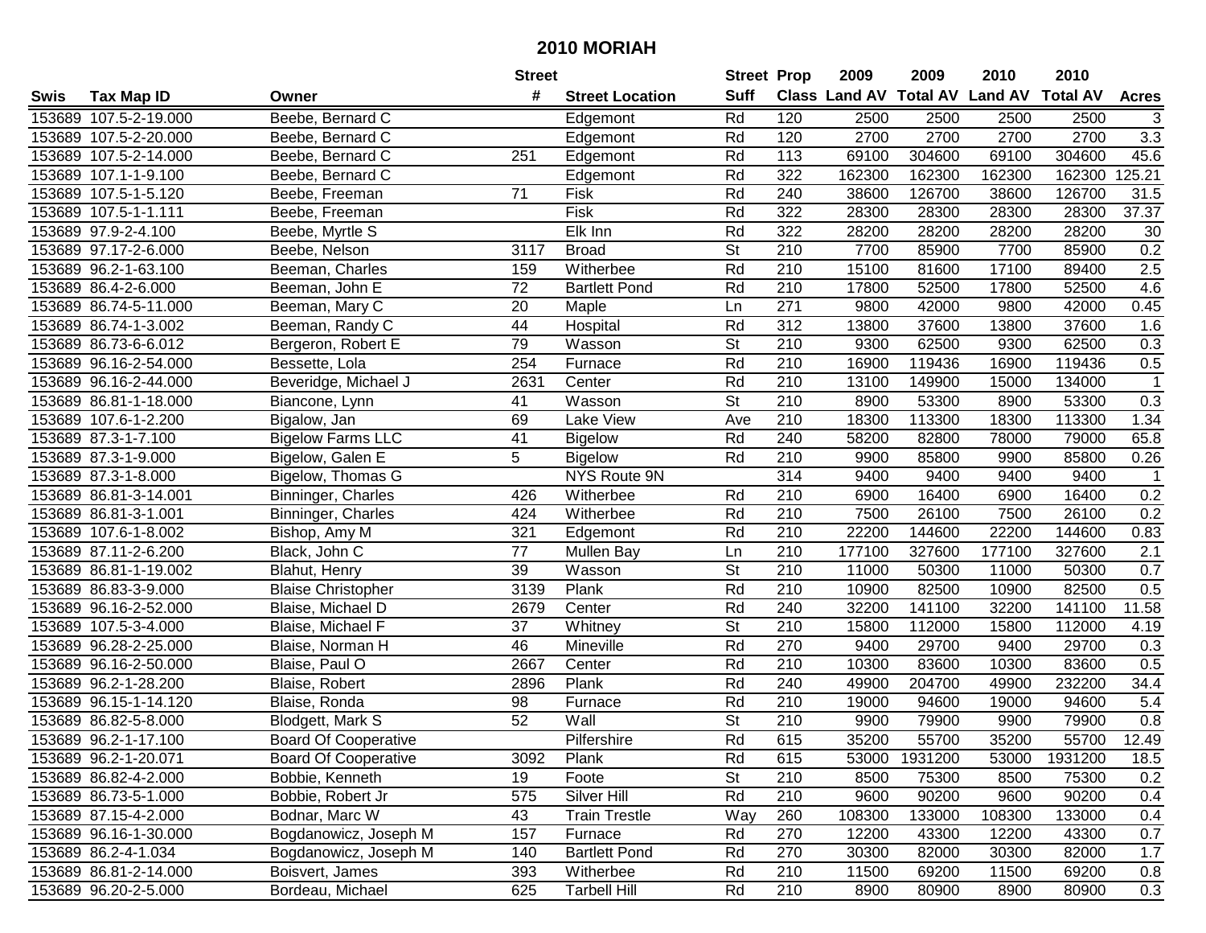# 2010 MORIAH

| Swis | Tax Map ID | Owner | Street # | Street Location | Street Suff | Prop Class | 2009 Land AV | 2009 Total AV | 2010 Land AV | 2010 Total AV | Acres |
|---|---|---|---|---|---|---|---|---|---|---|---|
| 153689 | 107.5-2-19.000 | Beebe, Bernard C | | Edgemont | Rd | 120 | 2500 | 2500 | 2500 | 2500 | 3 |
| 153689 | 107.5-2-20.000 | Beebe, Bernard C | | Edgemont | Rd | 120 | 2700 | 2700 | 2700 | 2700 | 3.3 |
| 153689 | 107.5-2-14.000 | Beebe, Bernard C | 251 | Edgemont | Rd | 113 | 69100 | 304600 | 69100 | 304600 | 45.6 |
| 153689 | 107.1-1-9.100 | Beebe, Bernard C | | Edgemont | Rd | 322 | 162300 | 162300 | 162300 | 162300 | 125.21 |
| 153689 | 107.5-1-5.120 | Beebe, Freeman | 71 | Fisk | Rd | 240 | 38600 | 126700 | 38600 | 126700 | 31.5 |
| 153689 | 107.5-1-1.111 | Beebe, Freeman | | Fisk | Rd | 322 | 28300 | 28300 | 28300 | 28300 | 37.37 |
| 153689 | 97.9-2-4.100 | Beebe, Myrtle S | | Elk Inn | Rd | 322 | 28200 | 28200 | 28200 | 28200 | 30 |
| 153689 | 97.17-2-6.000 | Beebe, Nelson | 3117 | Broad | St | 210 | 7700 | 85900 | 7700 | 85900 | 0.2 |
| 153689 | 96.2-1-63.100 | Beeman, Charles | 159 | Witherbee | Rd | 210 | 15100 | 81600 | 17100 | 89400 | 2.5 |
| 153689 | 86.4-2-6.000 | Beeman, John E | 72 | Bartlett Pond | Rd | 210 | 17800 | 52500 | 17800 | 52500 | 4.6 |
| 153689 | 86.74-5-11.000 | Beeman, Mary C | 20 | Maple | Ln | 271 | 9800 | 42000 | 9800 | 42000 | 0.45 |
| 153689 | 86.74-1-3.002 | Beeman, Randy C | 44 | Hospital | Rd | 312 | 13800 | 37600 | 13800 | 37600 | 1.6 |
| 153689 | 86.73-6-6.012 | Bergeron, Robert E | 79 | Wasson | St | 210 | 9300 | 62500 | 9300 | 62500 | 0.3 |
| 153689 | 96.16-2-54.000 | Bessette, Lola | 254 | Furnace | Rd | 210 | 16900 | 119436 | 16900 | 119436 | 0.5 |
| 153689 | 96.16-2-44.000 | Beveridge, Michael J | 2631 | Center | Rd | 210 | 13100 | 149900 | 15000 | 134000 | 1 |
| 153689 | 86.81-1-18.000 | Biancone, Lynn | 41 | Wasson | St | 210 | 8900 | 53300 | 8900 | 53300 | 0.3 |
| 153689 | 107.6-1-2.200 | Bigalow, Jan | 69 | Lake View | Ave | 210 | 18300 | 113300 | 18300 | 113300 | 1.34 |
| 153689 | 87.3-1-7.100 | Bigelow Farms LLC | 41 | Bigelow | Rd | 240 | 58200 | 82800 | 78000 | 79000 | 65.8 |
| 153689 | 87.3-1-9.000 | Bigelow, Galen E | 5 | Bigelow | Rd | 210 | 9900 | 85800 | 9900 | 85800 | 0.26 |
| 153689 | 87.3-1-8.000 | Bigelow, Thomas G | | NYS Route 9N | | 314 | 9400 | 9400 | 9400 | 9400 | 1 |
| 153689 | 86.81-3-14.001 | Binninger, Charles | 426 | Witherbee | Rd | 210 | 6900 | 16400 | 6900 | 16400 | 0.2 |
| 153689 | 86.81-3-1.001 | Binninger, Charles | 424 | Witherbee | Rd | 210 | 7500 | 26100 | 7500 | 26100 | 0.2 |
| 153689 | 107.6-1-8.002 | Bishop, Amy M | 321 | Edgemont | Rd | 210 | 22200 | 144600 | 22200 | 144600 | 0.83 |
| 153689 | 87.11-2-6.200 | Black, John C | 77 | Mullen Bay | Ln | 210 | 177100 | 327600 | 177100 | 327600 | 2.1 |
| 153689 | 86.81-1-19.002 | Blahut, Henry | 39 | Wasson | St | 210 | 11000 | 50300 | 11000 | 50300 | 0.7 |
| 153689 | 86.83-3-9.000 | Blaise Christopher | 3139 | Plank | Rd | 210 | 10900 | 82500 | 10900 | 82500 | 0.5 |
| 153689 | 96.16-2-52.000 | Blaise, Michael D | 2679 | Center | Rd | 240 | 32200 | 141100 | 32200 | 141100 | 11.58 |
| 153689 | 107.5-3-4.000 | Blaise, Michael F | 37 | Whitney | St | 210 | 15800 | 112000 | 15800 | 112000 | 4.19 |
| 153689 | 96.28-2-25.000 | Blaise, Norman H | 46 | Mineville | Rd | 270 | 9400 | 29700 | 9400 | 29700 | 0.3 |
| 153689 | 96.16-2-50.000 | Blaise, Paul O | 2667 | Center | Rd | 210 | 10300 | 83600 | 10300 | 83600 | 0.5 |
| 153689 | 96.2-1-28.200 | Blaise, Robert | 2896 | Plank | Rd | 240 | 49900 | 204700 | 49900 | 232200 | 34.4 |
| 153689 | 96.15-1-14.120 | Blaise, Ronda | 98 | Furnace | Rd | 210 | 19000 | 94600 | 19000 | 94600 | 5.4 |
| 153689 | 86.82-5-8.000 | Blodgett, Mark S | 52 | Wall | St | 210 | 9900 | 79900 | 9900 | 79900 | 0.8 |
| 153689 | 96.2-1-17.100 | Board Of Cooperative | | Pilfershire | Rd | 615 | 35200 | 55700 | 35200 | 55700 | 12.49 |
| 153689 | 96.2-1-20.071 | Board Of Cooperative | 3092 | Plank | Rd | 615 | 53000 | 1931200 | 53000 | 1931200 | 18.5 |
| 153689 | 86.82-4-2.000 | Bobbie, Kenneth | 19 | Foote | St | 210 | 8500 | 75300 | 8500 | 75300 | 0.2 |
| 153689 | 86.73-5-1.000 | Bobbie, Robert Jr | 575 | Silver Hill | Rd | 210 | 9600 | 90200 | 9600 | 90200 | 0.4 |
| 153689 | 87.15-4-2.000 | Bodnar, Marc W | 43 | Train Trestle | Way | 260 | 108300 | 133000 | 108300 | 133000 | 0.4 |
| 153689 | 96.16-1-30.000 | Bogdanowicz, Joseph M | 157 | Furnace | Rd | 270 | 12200 | 43300 | 12200 | 43300 | 0.7 |
| 153689 | 86.2-4-1.034 | Bogdanowicz, Joseph M | 140 | Bartlett Pond | Rd | 270 | 30300 | 82000 | 30300 | 82000 | 1.7 |
| 153689 | 86.81-2-14.000 | Boisvert, James | 393 | Witherbee | Rd | 210 | 11500 | 69200 | 11500 | 69200 | 0.8 |
| 153689 | 96.20-2-5.000 | Bordeau, Michael | 625 | Tarbell Hill | Rd | 210 | 8900 | 80900 | 8900 | 80900 | 0.3 |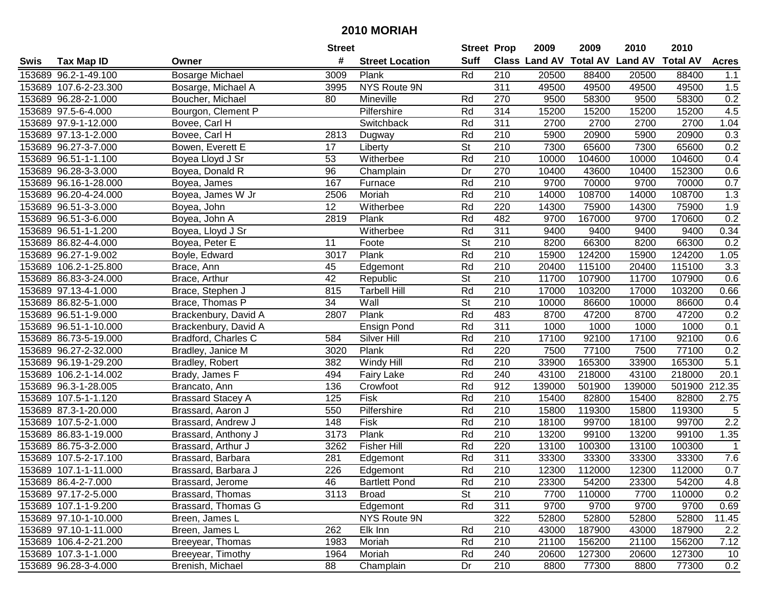# 2010 MORIAH

| Swis | Tax Map ID | Owner | Street # | Street Location | Street Suff | Prop Class | 2009 Land AV | 2009 Total AV | 2010 Land AV | 2010 Total AV | Acres |
|---|---|---|---|---|---|---|---|---|---|---|---|
| 153689 | 96.2-1-49.100 | Bosarge Michael | 3009 | Plank | Rd | 210 | 20500 | 88400 | 20500 | 88400 | 1.1 |
| 153689 | 107.6-2-23.300 | Bosarge, Michael A | 3995 | NYS Route 9N | | 311 | 49500 | 49500 | 49500 | 49500 | 1.5 |
| 153689 | 96.28-2-1.000 | Boucher, Michael | 80 | Mineville | Rd | 270 | 9500 | 58300 | 9500 | 58300 | 0.2 |
| 153689 | 97.5-6-4.000 | Bourgon, Clement P | | Pilfershire | Rd | 314 | 15200 | 15200 | 15200 | 15200 | 4.5 |
| 153689 | 97.9-1-12.000 | Bovee, Carl H | | Switchback | Rd | 311 | 2700 | 2700 | 2700 | 2700 | 1.04 |
| 153689 | 97.13-1-2.000 | Bovee, Carl H | 2813 | Dugway | Rd | 210 | 5900 | 20900 | 5900 | 20900 | 0.3 |
| 153689 | 96.27-3-7.000 | Bowen, Everett E | 17 | Liberty | St | 210 | 7300 | 65600 | 7300 | 65600 | 0.2 |
| 153689 | 96.51-1-1.100 | Boyea Lloyd J Sr | 53 | Witherbee | Rd | 210 | 10000 | 104600 | 10000 | 104600 | 0.4 |
| 153689 | 96.28-3-3.000 | Boyea, Donald R | 96 | Champlain | Dr | 270 | 10400 | 43600 | 10400 | 152300 | 0.6 |
| 153689 | 96.16-1-28.000 | Boyea, James | 167 | Furnace | Rd | 210 | 9700 | 70000 | 9700 | 70000 | 0.7 |
| 153689 | 96.20-4-24.000 | Boyea, James W Jr | 2506 | Moriah | Rd | 210 | 14000 | 108700 | 14000 | 108700 | 1.3 |
| 153689 | 96.51-3-3.000 | Boyea, John | 12 | Witherbee | Rd | 220 | 14300 | 75900 | 14300 | 75900 | 1.9 |
| 153689 | 96.51-3-6.000 | Boyea, John A | 2819 | Plank | Rd | 482 | 9700 | 167000 | 9700 | 170600 | 0.2 |
| 153689 | 96.51-1-1.200 | Boyea, Lloyd J Sr | | Witherbee | Rd | 311 | 9400 | 9400 | 9400 | 9400 | 0.34 |
| 153689 | 86.82-4-4.000 | Boyea, Peter E | 11 | Foote | St | 210 | 8200 | 66300 | 8200 | 66300 | 0.2 |
| 153689 | 96.27-1-9.002 | Boyle, Edward | 3017 | Plank | Rd | 210 | 15900 | 124200 | 15900 | 124200 | 1.05 |
| 153689 | 106.2-1-25.800 | Brace, Ann | 45 | Edgemont | Rd | 210 | 20400 | 115100 | 20400 | 115100 | 3.3 |
| 153689 | 86.83-3-24.000 | Brace, Arthur | 42 | Republic | St | 210 | 11700 | 107900 | 11700 | 107900 | 0.6 |
| 153689 | 97.13-4-1.000 | Brace, Stephen J | 815 | Tarbell Hill | Rd | 210 | 17000 | 103200 | 17000 | 103200 | 0.66 |
| 153689 | 86.82-5-1.000 | Brace, Thomas P | 34 | Wall | St | 210 | 10000 | 86600 | 10000 | 86600 | 0.4 |
| 153689 | 96.51-1-9.000 | Brackenbury, David A | 2807 | Plank | Rd | 483 | 8700 | 47200 | 8700 | 47200 | 0.2 |
| 153689 | 96.51-1-10.000 | Brackenbury, David A | | Ensign Pond | Rd | 311 | 1000 | 1000 | 1000 | 1000 | 0.1 |
| 153689 | 86.73-5-19.000 | Bradford, Charles C | 584 | Silver Hill | Rd | 210 | 17100 | 92100 | 17100 | 92100 | 0.6 |
| 153689 | 96.27-2-32.000 | Bradley, Janice M | 3020 | Plank | Rd | 220 | 7500 | 77100 | 7500 | 77100 | 0.2 |
| 153689 | 96.19-1-29.200 | Bradley, Robert | 382 | Windy Hill | Rd | 210 | 33900 | 165300 | 33900 | 165300 | 5.1 |
| 153689 | 106.2-1-14.002 | Brady, James F | 494 | Fairy Lake | Rd | 240 | 43100 | 218000 | 43100 | 218000 | 20.1 |
| 153689 | 96.3-1-28.005 | Brancato, Ann | 136 | Crowfoot | Rd | 912 | 139000 | 501900 | 139000 | 501900 | 212.35 |
| 153689 | 107.5-1-1.120 | Brassard Stacey A | 125 | Fisk | Rd | 210 | 15400 | 82800 | 15400 | 82800 | 2.75 |
| 153689 | 87.3-1-20.000 | Brassard, Aaron J | 550 | Pilfershire | Rd | 210 | 15800 | 119300 | 15800 | 119300 | 5 |
| 153689 | 107.5-2-1.000 | Brassard, Andrew J | 148 | Fisk | Rd | 210 | 18100 | 99700 | 18100 | 99700 | 2.2 |
| 153689 | 86.83-1-19.000 | Brassard, Anthony J | 3173 | Plank | Rd | 210 | 13200 | 99100 | 13200 | 99100 | 1.35 |
| 153689 | 86.75-3-2.000 | Brassard, Arthur J | 3262 | Fisher Hill | Rd | 220 | 13100 | 100300 | 13100 | 100300 | 1 |
| 153689 | 107.5-2-17.100 | Brassard, Barbara | 281 | Edgemont | Rd | 311 | 33300 | 33300 | 33300 | 33300 | 7.6 |
| 153689 | 107.1-1-11.000 | Brassard, Barbara J | 226 | Edgemont | Rd | 210 | 12300 | 112000 | 12300 | 112000 | 0.7 |
| 153689 | 86.4-2-7.000 | Brassard, Jerome | 46 | Bartlett Pond | Rd | 210 | 23300 | 54200 | 23300 | 54200 | 4.8 |
| 153689 | 97.17-2-5.000 | Brassard, Thomas | 3113 | Broad | St | 210 | 7700 | 110000 | 7700 | 110000 | 0.2 |
| 153689 | 107.1-1-9.200 | Brassard, Thomas G | | Edgemont | Rd | 311 | 9700 | 9700 | 9700 | 9700 | 0.69 |
| 153689 | 97.10-1-10.000 | Breen, James L | | NYS Route 9N | | 322 | 52800 | 52800 | 52800 | 52800 | 11.45 |
| 153689 | 97.10-1-11.000 | Breen, James L | 262 | Elk Inn | Rd | 210 | 43000 | 187900 | 43000 | 187900 | 2.2 |
| 153689 | 106.4-2-21.200 | Breeyear, Thomas | 1983 | Moriah | Rd | 210 | 21100 | 156200 | 21100 | 156200 | 7.12 |
| 153689 | 107.3-1-1.000 | Breeyear, Timothy | 1964 | Moriah | Rd | 240 | 20600 | 127300 | 20600 | 127300 | 10 |
| 153689 | 96.28-3-4.000 | Brenish, Michael | 88 | Champlain | Dr | 210 | 8800 | 77300 | 8800 | 77300 | 0.2 |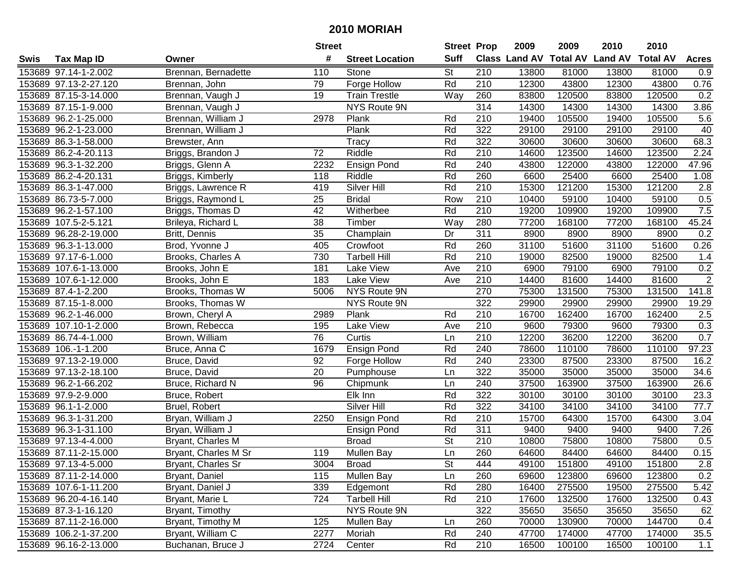# 2010 MORIAH

| Swis | Tax Map ID | Owner | Street # | Street Location | Street Suff | Prop Class | 2009 Land AV | 2009 Total AV | 2010 Land AV | 2010 Total AV | Acres |
|---|---|---|---|---|---|---|---|---|---|---|---|
| 153689 | 97.14-1-2.002 | Brennan, Bernadette | 110 | Stone | St | 210 | 13800 | 81000 | 13800 | 81000 | 0.9 |
| 153689 | 97.13-2-27.120 | Brennan, John | 79 | Forge Hollow | Rd | 210 | 12300 | 43800 | 12300 | 43800 | 0.76 |
| 153689 | 87.15-3-14.000 | Brennan, Vaugh J | 19 | Train Trestle | Way | 260 | 83800 | 120500 | 83800 | 120500 | 0.2 |
| 153689 | 87.15-1-9.000 | Brennan, Vaugh J | | NYS Route 9N | | 314 | 14300 | 14300 | 14300 | 14300 | 3.86 |
| 153689 | 96.2-1-25.000 | Brennan, William J | 2978 | Plank | Rd | 210 | 19400 | 105500 | 19400 | 105500 | 5.6 |
| 153689 | 96.2-1-23.000 | Brennan, William J | | Plank | Rd | 322 | 29100 | 29100 | 29100 | 29100 | 40 |
| 153689 | 86.3-1-58.000 | Brewster, Ann | | Tracy | Rd | 322 | 30600 | 30600 | 30600 | 30600 | 68.3 |
| 153689 | 86.2-4-20.113 | Briggs, Brandon J | 72 | Riddle | Rd | 210 | 14600 | 123500 | 14600 | 123500 | 2.24 |
| 153689 | 96.3-1-32.200 | Briggs, Glenn A | 2232 | Ensign Pond | Rd | 240 | 43800 | 122000 | 43800 | 122000 | 47.96 |
| 153689 | 86.2-4-20.131 | Briggs, Kimberly | 118 | Riddle | Rd | 260 | 6600 | 25400 | 6600 | 25400 | 1.08 |
| 153689 | 86.3-1-47.000 | Briggs, Lawrence R | 419 | Silver Hill | Rd | 210 | 15300 | 121200 | 15300 | 121200 | 2.8 |
| 153689 | 86.73-5-7.000 | Briggs, Raymond L | 25 | Bridal | Row | 210 | 10400 | 59100 | 10400 | 59100 | 0.5 |
| 153689 | 96.2-1-57.100 | Briggs, Thomas D | 42 | Witherbee | Rd | 210 | 19200 | 109900 | 19200 | 109900 | 7.5 |
| 153689 | 107.5-2-5.121 | Brileya, Richard L | 38 | Timber | Way | 280 | 77200 | 168100 | 77200 | 168100 | 45.24 |
| 153689 | 96.28-2-19.000 | Britt, Dennis | 35 | Champlain | Dr | 311 | 8900 | 8900 | 8900 | 8900 | 0.2 |
| 153689 | 96.3-1-13.000 | Brod, Yvonne J | 405 | Crowfoot | Rd | 260 | 31100 | 51600 | 31100 | 51600 | 0.26 |
| 153689 | 97.17-6-1.000 | Brooks, Charles A | 730 | Tarbell Hill | Rd | 210 | 19000 | 82500 | 19000 | 82500 | 1.4 |
| 153689 | 107.6-1-13.000 | Brooks, John E | 181 | Lake View | Ave | 210 | 6900 | 79100 | 6900 | 79100 | 0.2 |
| 153689 | 107.6-1-12.000 | Brooks, John E | 183 | Lake View | Ave | 210 | 14400 | 81600 | 14400 | 81600 | 2 |
| 153689 | 87.4-1-2.200 | Brooks, Thomas W | 5006 | NYS Route 9N | | 270 | 75300 | 131500 | 75300 | 131500 | 141.8 |
| 153689 | 87.15-1-8.000 | Brooks, Thomas W | | NYS Route 9N | | 322 | 29900 | 29900 | 29900 | 29900 | 19.29 |
| 153689 | 96.2-1-46.000 | Brown, Cheryl A | 2989 | Plank | Rd | 210 | 16700 | 162400 | 16700 | 162400 | 2.5 |
| 153689 | 107.10-1-2.000 | Brown, Rebecca | 195 | Lake View | Ave | 210 | 9600 | 79300 | 9600 | 79300 | 0.3 |
| 153689 | 86.74-4-1.000 | Brown, William | 76 | Curtis | Ln | 210 | 12200 | 36200 | 12200 | 36200 | 0.7 |
| 153689 | 106.-1-1.200 | Bruce, Anna C | 1679 | Ensign Pond | Rd | 240 | 78600 | 110100 | 78600 | 110100 | 97.23 |
| 153689 | 97.13-2-19.000 | Bruce, David | 92 | Forge Hollow | Rd | 240 | 23300 | 87500 | 23300 | 87500 | 16.2 |
| 153689 | 97.13-2-18.100 | Bruce, David | 20 | Pumphouse | Ln | 322 | 35000 | 35000 | 35000 | 35000 | 34.6 |
| 153689 | 96.2-1-66.202 | Bruce, Richard N | 96 | Chipmunk | Ln | 240 | 37500 | 163900 | 37500 | 163900 | 26.6 |
| 153689 | 97.9-2-9.000 | Bruce, Robert | | Elk Inn | Rd | 322 | 30100 | 30100 | 30100 | 30100 | 23.3 |
| 153689 | 96.1-1-2.000 | Bruel, Robert | | Silver Hill | Rd | 322 | 34100 | 34100 | 34100 | 34100 | 77.7 |
| 153689 | 96.3-1-31.200 | Bryan, William J | 2250 | Ensign Pond | Rd | 210 | 15700 | 64300 | 15700 | 64300 | 3.04 |
| 153689 | 96.3-1-31.100 | Bryan, William J | | Ensign Pond | Rd | 311 | 9400 | 9400 | 9400 | 9400 | 7.26 |
| 153689 | 97.13-4-4.000 | Bryant, Charles M | | Broad | St | 210 | 10800 | 75800 | 10800 | 75800 | 0.5 |
| 153689 | 87.11-2-15.000 | Bryant, Charles M Sr | 119 | Mullen Bay | Ln | 260 | 64600 | 84400 | 64600 | 84400 | 0.15 |
| 153689 | 97.13-4-5.000 | Bryant, Charles Sr | 3004 | Broad | St | 444 | 49100 | 151800 | 49100 | 151800 | 2.8 |
| 153689 | 87.11-2-14.000 | Bryant, Daniel | 115 | Mullen Bay | Ln | 260 | 69600 | 123800 | 69600 | 123800 | 0.2 |
| 153689 | 107.6-1-11.200 | Bryant, Daniel J | 339 | Edgemont | Rd | 280 | 16400 | 275500 | 19500 | 275500 | 5.42 |
| 153689 | 96.20-4-16.140 | Bryant, Marie L | 724 | Tarbell Hill | Rd | 210 | 17600 | 132500 | 17600 | 132500 | 0.43 |
| 153689 | 87.3-1-16.120 | Bryant, Timothy | | NYS Route 9N | | 322 | 35650 | 35650 | 35650 | 35650 | 62 |
| 153689 | 87.11-2-16.000 | Bryant, Timothy M | 125 | Mullen Bay | Ln | 260 | 70000 | 130900 | 70000 | 144700 | 0.4 |
| 153689 | 106.2-1-37.200 | Bryant, William C | 2277 | Moriah | Rd | 240 | 47700 | 174000 | 47700 | 174000 | 35.5 |
| 153689 | 96.16-2-13.000 | Buchanan, Bruce J | 2724 | Center | Rd | 210 | 16500 | 100100 | 16500 | 100100 | 1.1 |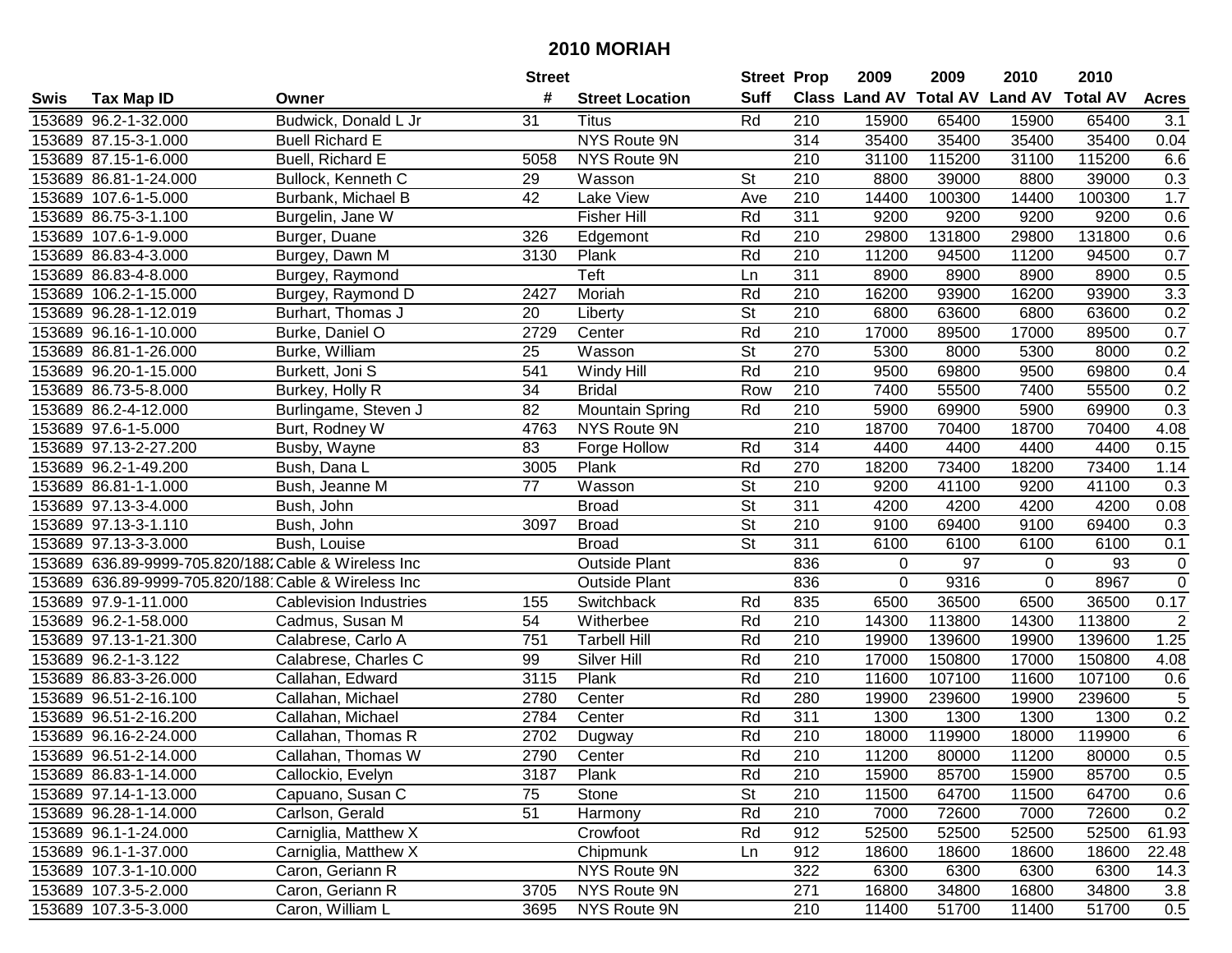# 2010 MORIAH

| Swis | Tax Map ID | Owner | Street # | Street Location | Street Suff | Prop Class | 2009 Land AV | 2009 Total AV | 2010 Land AV | 2010 Total AV | Acres |
|---|---|---|---|---|---|---|---|---|---|---|---|
| 153689 | 96.2-1-32.000 | Budwick, Donald L Jr | 31 | Titus | Rd | 210 | 15900 | 65400 | 15900 | 65400 | 3.1 |
| 153689 | 87.15-3-1.000 | Buell Richard E | | NYS Route 9N | | 314 | 35400 | 35400 | 35400 | 35400 | 0.04 |
| 153689 | 87.15-1-6.000 | Buell, Richard E | 5058 | NYS Route 9N | | 210 | 31100 | 115200 | 31100 | 115200 | 6.6 |
| 153689 | 86.81-1-24.000 | Bullock, Kenneth C | 29 | Wasson | St | 210 | 8800 | 39000 | 8800 | 39000 | 0.3 |
| 153689 | 107.6-1-5.000 | Burbank, Michael B | 42 | Lake View | Ave | 210 | 14400 | 100300 | 14400 | 100300 | 1.7 |
| 153689 | 86.75-3-1.100 | Burgelin, Jane W | | Fisher Hill | Rd | 311 | 9200 | 9200 | 9200 | 9200 | 0.6 |
| 153689 | 107.6-1-9.000 | Burger, Duane | 326 | Edgemont | Rd | 210 | 29800 | 131800 | 29800 | 131800 | 0.6 |
| 153689 | 86.83-4-3.000 | Burgey, Dawn M | 3130 | Plank | Rd | 210 | 11200 | 94500 | 11200 | 94500 | 0.7 |
| 153689 | 86.83-4-8.000 | Burgey, Raymond | | Teft | Ln | 311 | 8900 | 8900 | 8900 | 8900 | 0.5 |
| 153689 | 106.2-1-15.000 | Burgey, Raymond D | 2427 | Moriah | Rd | 210 | 16200 | 93900 | 16200 | 93900 | 3.3 |
| 153689 | 96.28-1-12.019 | Burhart, Thomas J | 20 | Liberty | St | 210 | 6800 | 63600 | 6800 | 63600 | 0.2 |
| 153689 | 96.16-1-10.000 | Burke, Daniel O | 2729 | Center | Rd | 210 | 17000 | 89500 | 17000 | 89500 | 0.7 |
| 153689 | 86.81-1-26.000 | Burke, William | 25 | Wasson | St | 270 | 5300 | 8000 | 5300 | 8000 | 0.2 |
| 153689 | 96.20-1-15.000 | Burkett, Joni S | 541 | Windy Hill | Rd | 210 | 9500 | 69800 | 9500 | 69800 | 0.4 |
| 153689 | 86.73-5-8.000 | Burkey, Holly R | 34 | Bridal | Row | 210 | 7400 | 55500 | 7400 | 55500 | 0.2 |
| 153689 | 86.2-4-12.000 | Burlingame, Steven J | 82 | Mountain Spring | Rd | 210 | 5900 | 69900 | 5900 | 69900 | 0.3 |
| 153689 | 97.6-1-5.000 | Burt, Rodney W | 4763 | NYS Route 9N | | 210 | 18700 | 70400 | 18700 | 70400 | 4.08 |
| 153689 | 97.13-2-27.200 | Busby, Wayne | 83 | Forge Hollow | Rd | 314 | 4400 | 4400 | 4400 | 4400 | 0.15 |
| 153689 | 96.2-1-49.200 | Bush, Dana L | 3005 | Plank | Rd | 270 | 18200 | 73400 | 18200 | 73400 | 1.14 |
| 153689 | 86.81-1-1.000 | Bush, Jeanne M | 77 | Wasson | St | 210 | 9200 | 41100 | 9200 | 41100 | 0.3 |
| 153689 | 97.13-3-4.000 | Bush, John | | Broad | St | 311 | 4200 | 4200 | 4200 | 4200 | 0.08 |
| 153689 | 97.13-3-1.110 | Bush, John | 3097 | Broad | St | 210 | 9100 | 69400 | 9100 | 69400 | 0.3 |
| 153689 | 97.13-3-3.000 | Bush, Louise | | Broad | St | 311 | 6100 | 6100 | 6100 | 6100 | 0.1 |
| 153689 | 636.89-9999-705.820/188 | Cable & Wireless Inc | | Outside Plant | | 836 | 0 | 97 | 0 | 93 | 0 |
| 153689 | 636.89-9999-705.820/188 | Cable & Wireless Inc | | Outside Plant | | 836 | 0 | 9316 | 0 | 8967 | 0 |
| 153689 | 97.9-1-11.000 | Cablevision Industries | 155 | Switchback | Rd | 835 | 6500 | 36500 | 6500 | 36500 | 0.17 |
| 153689 | 96.2-1-58.000 | Cadmus, Susan M | 54 | Witherbee | Rd | 210 | 14300 | 113800 | 14300 | 113800 | 2 |
| 153689 | 97.13-1-21.300 | Calabrese, Carlo A | 751 | Tarbell Hill | Rd | 210 | 19900 | 139600 | 19900 | 139600 | 1.25 |
| 153689 | 96.2-1-3.122 | Calabrese, Charles C | 99 | Silver Hill | Rd | 210 | 17000 | 150800 | 17000 | 150800 | 4.08 |
| 153689 | 86.83-3-26.000 | Callahan, Edward | 3115 | Plank | Rd | 210 | 11600 | 107100 | 11600 | 107100 | 0.6 |
| 153689 | 96.51-2-16.100 | Callahan, Michael | 2780 | Center | Rd | 280 | 19900 | 239600 | 19900 | 239600 | 5 |
| 153689 | 96.51-2-16.200 | Callahan, Michael | 2784 | Center | Rd | 311 | 1300 | 1300 | 1300 | 1300 | 0.2 |
| 153689 | 96.16-2-24.000 | Callahan, Thomas R | 2702 | Dugway | Rd | 210 | 18000 | 119900 | 18000 | 119900 | 6 |
| 153689 | 96.51-2-14.000 | Callahan, Thomas W | 2790 | Center | Rd | 210 | 11200 | 80000 | 11200 | 80000 | 0.5 |
| 153689 | 86.83-1-14.000 | Callockio, Evelyn | 3187 | Plank | Rd | 210 | 15900 | 85700 | 15900 | 85700 | 0.5 |
| 153689 | 97.14-1-13.000 | Capuano, Susan C | 75 | Stone | St | 210 | 11500 | 64700 | 11500 | 64700 | 0.6 |
| 153689 | 96.28-1-14.000 | Carlson, Gerald | 51 | Harmony | Rd | 210 | 7000 | 72600 | 7000 | 72600 | 0.2 |
| 153689 | 96.1-1-24.000 | Carniglia, Matthew X | | Crowfoot | Rd | 912 | 52500 | 52500 | 52500 | 52500 | 61.93 |
| 153689 | 96.1-1-37.000 | Carniglia, Matthew X | | Chipmunk | Ln | 912 | 18600 | 18600 | 18600 | 18600 | 22.48 |
| 153689 | 107.3-1-10.000 | Caron, Geriann R | | NYS Route 9N | | 322 | 6300 | 6300 | 6300 | 6300 | 14.3 |
| 153689 | 107.3-5-2.000 | Caron, Geriann R | 3705 | NYS Route 9N | | 271 | 16800 | 34800 | 16800 | 34800 | 3.8 |
| 153689 | 107.3-5-3.000 | Caron, William L | 3695 | NYS Route 9N | | 210 | 11400 | 51700 | 11400 | 51700 | 0.5 |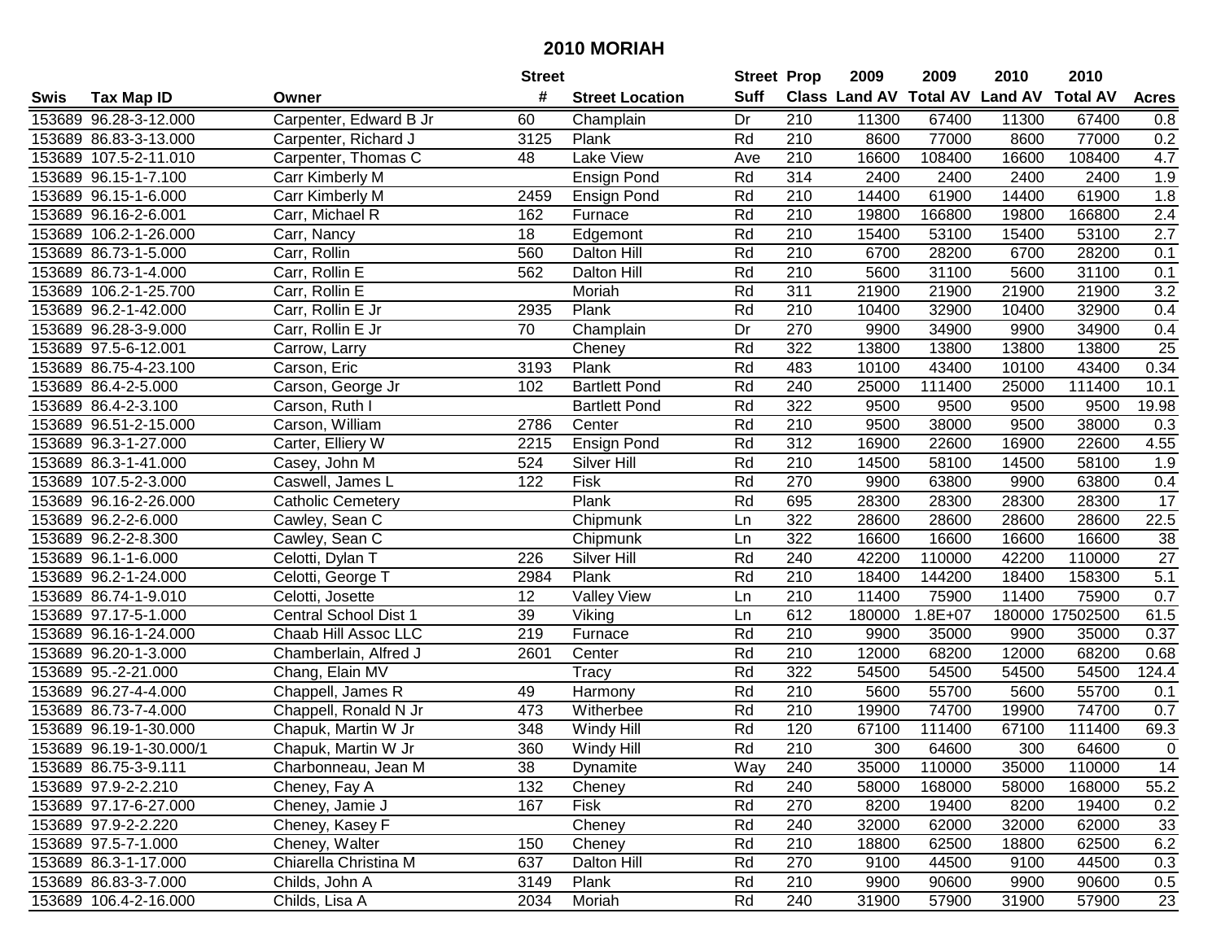# 2010 MORIAH

| Swis | Tax Map ID | Owner | Street # | Street Location | Street Suff | Prop Class | 2009 Land AV | 2009 Total AV | 2010 Land AV | 2010 Total AV | Acres |
|---|---|---|---|---|---|---|---|---|---|---|---|
| 153689 | 96.28-3-12.000 | Carpenter, Edward B Jr | 60 | Champlain | Dr | 210 | 11300 | 67400 | 11300 | 67400 | 0.8 |
| 153689 | 86.83-3-13.000 | Carpenter, Richard J | 3125 | Plank | Rd | 210 | 8600 | 77000 | 8600 | 77000 | 0.2 |
| 153689 | 107.5-2-11.010 | Carpenter, Thomas C | 48 | Lake View | Ave | 210 | 16600 | 108400 | 16600 | 108400 | 4.7 |
| 153689 | 96.15-1-7.100 | Carr Kimberly M | | Ensign Pond | Rd | 314 | 2400 | 2400 | 2400 | 2400 | 1.9 |
| 153689 | 96.15-1-6.000 | Carr Kimberly M | 2459 | Ensign Pond | Rd | 210 | 14400 | 61900 | 14400 | 61900 | 1.8 |
| 153689 | 96.16-2-6.001 | Carr, Michael R | 162 | Furnace | Rd | 210 | 19800 | 166800 | 19800 | 166800 | 2.4 |
| 153689 | 106.2-1-26.000 | Carr, Nancy | 18 | Edgemont | Rd | 210 | 15400 | 53100 | 15400 | 53100 | 2.7 |
| 153689 | 86.73-1-5.000 | Carr, Rollin | 560 | Dalton Hill | Rd | 210 | 6700 | 28200 | 6700 | 28200 | 0.1 |
| 153689 | 86.73-1-4.000 | Carr, Rollin E | 562 | Dalton Hill | Rd | 210 | 5600 | 31100 | 5600 | 31100 | 0.1 |
| 153689 | 106.2-1-25.700 | Carr, Rollin E | | Moriah | Rd | 311 | 21900 | 21900 | 21900 | 21900 | 3.2 |
| 153689 | 96.2-1-42.000 | Carr, Rollin E Jr | 2935 | Plank | Rd | 210 | 10400 | 32900 | 10400 | 32900 | 0.4 |
| 153689 | 96.28-3-9.000 | Carr, Rollin E Jr | 70 | Champlain | Dr | 270 | 9900 | 34900 | 9900 | 34900 | 0.4 |
| 153689 | 97.5-6-12.001 | Carrow, Larry | | Cheney | Rd | 322 | 13800 | 13800 | 13800 | 13800 | 25 |
| 153689 | 86.75-4-23.100 | Carson, Eric | 3193 | Plank | Rd | 483 | 10100 | 43400 | 10100 | 43400 | 0.34 |
| 153689 | 86.4-2-5.000 | Carson, George Jr | 102 | Bartlett Pond | Rd | 240 | 25000 | 111400 | 25000 | 111400 | 10.1 |
| 153689 | 86.4-2-3.100 | Carson, Ruth I | | Bartlett Pond | Rd | 322 | 9500 | 9500 | 9500 | 9500 | 19.98 |
| 153689 | 96.51-2-15.000 | Carson, William | 2786 | Center | Rd | 210 | 9500 | 38000 | 9500 | 38000 | 0.3 |
| 153689 | 96.3-1-27.000 | Carter, Elliery W | 2215 | Ensign Pond | Rd | 312 | 16900 | 22600 | 16900 | 22600 | 4.55 |
| 153689 | 86.3-1-41.000 | Casey, John M | 524 | Silver Hill | Rd | 210 | 14500 | 58100 | 14500 | 58100 | 1.9 |
| 153689 | 107.5-2-3.000 | Caswell, James L | 122 | Fisk | Rd | 270 | 9900 | 63800 | 9900 | 63800 | 0.4 |
| 153689 | 96.16-2-26.000 | Catholic Cemetery | | Plank | Rd | 695 | 28300 | 28300 | 28300 | 28300 | 17 |
| 153689 | 96.2-2-6.000 | Cawley, Sean C | | Chipmunk | Ln | 322 | 28600 | 28600 | 28600 | 28600 | 22.5 |
| 153689 | 96.2-2-8.300 | Cawley, Sean C | | Chipmunk | Ln | 322 | 16600 | 16600 | 16600 | 16600 | 38 |
| 153689 | 96.1-1-6.000 | Celotti, Dylan T | 226 | Silver Hill | Rd | 240 | 42200 | 110000 | 42200 | 110000 | 27 |
| 153689 | 96.2-1-24.000 | Celotti, George T | 2984 | Plank | Rd | 210 | 18400 | 144200 | 18400 | 158300 | 5.1 |
| 153689 | 86.74-1-9.010 | Celotti, Josette | 12 | Valley View | Ln | 210 | 11400 | 75900 | 11400 | 75900 | 0.7 |
| 153689 | 97.17-5-1.000 | Central School Dist 1 | 39 | Viking | Ln | 612 | 180000 | 1.8E+07 | 180000 | 17502500 | 61.5 |
| 153689 | 96.16-1-24.000 | Chaab Hill Assoc LLC | 219 | Furnace | Rd | 210 | 9900 | 35000 | 9900 | 35000 | 0.37 |
| 153689 | 96.20-1-3.000 | Chamberlain, Alfred J | 2601 | Center | Rd | 210 | 12000 | 68200 | 12000 | 68200 | 0.68 |
| 153689 | 95.-2-21.000 | Chang, Elain MV | | Tracy | Rd | 322 | 54500 | 54500 | 54500 | 54500 | 124.4 |
| 153689 | 96.27-4-4.000 | Chappell, James R | 49 | Harmony | Rd | 210 | 5600 | 55700 | 5600 | 55700 | 0.1 |
| 153689 | 86.73-7-4.000 | Chappell, Ronald N Jr | 473 | Witherbee | Rd | 210 | 19900 | 74700 | 19900 | 74700 | 0.7 |
| 153689 | 96.19-1-30.000 | Chapuk, Martin W Jr | 348 | Windy Hill | Rd | 120 | 67100 | 111400 | 67100 | 111400 | 69.3 |
| 153689 | 96.19-1-30.000/1 | Chapuk, Martin W Jr | 360 | Windy Hill | Rd | 210 | 300 | 64600 | 300 | 64600 | 0 |
| 153689 | 86.75-3-9.111 | Charbonneau, Jean M | 38 | Dynamite | Way | 240 | 35000 | 110000 | 35000 | 110000 | 14 |
| 153689 | 97.9-2-2.210 | Cheney, Fay A | 132 | Cheney | Rd | 240 | 58000 | 168000 | 58000 | 168000 | 55.2 |
| 153689 | 97.17-6-27.000 | Cheney, Jamie J | 167 | Fisk | Rd | 270 | 8200 | 19400 | 8200 | 19400 | 0.2 |
| 153689 | 97.9-2-2.220 | Cheney, Kasey F | | Cheney | Rd | 240 | 32000 | 62000 | 32000 | 62000 | 33 |
| 153689 | 97.5-7-1.000 | Cheney, Walter | 150 | Cheney | Rd | 210 | 18800 | 62500 | 18800 | 62500 | 6.2 |
| 153689 | 86.3-1-17.000 | Chiarella Christina M | 637 | Dalton Hill | Rd | 270 | 9100 | 44500 | 9100 | 44500 | 0.3 |
| 153689 | 86.83-3-7.000 | Childs, John A | 3149 | Plank | Rd | 210 | 9900 | 90600 | 9900 | 90600 | 0.5 |
| 153689 | 106.4-2-16.000 | Childs, Lisa A | 2034 | Moriah | Rd | 240 | 31900 | 57900 | 31900 | 57900 | 23 |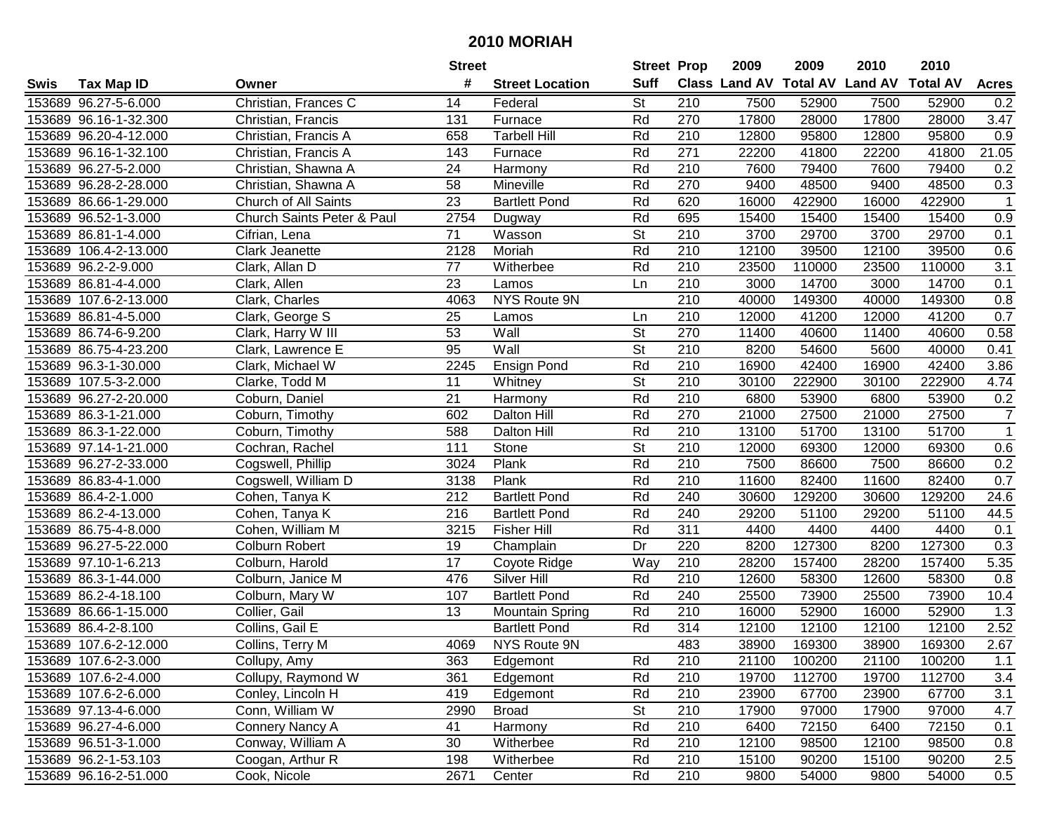# 2010 MORIAH

| Swis | Tax Map ID | Owner | Street # | Street Location | Street Suff | Prop Class | 2009 Land AV | 2009 Total AV | 2010 Land AV | 2010 Total AV | Acres |
|---|---|---|---|---|---|---|---|---|---|---|---|
| 153689 | 96.27-5-6.000 | Christian, Frances C | 14 | Federal | St | 210 | 7500 | 52900 | 7500 | 52900 | 0.2 |
| 153689 | 96.16-1-32.300 | Christian, Francis | 131 | Furnace | Rd | 270 | 17800 | 28000 | 17800 | 28000 | 3.47 |
| 153689 | 96.20-4-12.000 | Christian, Francis A | 658 | Tarbell Hill | Rd | 210 | 12800 | 95800 | 12800 | 95800 | 0.9 |
| 153689 | 96.16-1-32.100 | Christian, Francis A | 143 | Furnace | Rd | 271 | 22200 | 41800 | 22200 | 41800 | 21.05 |
| 153689 | 96.27-5-2.000 | Christian, Shawna A | 24 | Harmony | Rd | 210 | 7600 | 79400 | 7600 | 79400 | 0.2 |
| 153689 | 96.28-2-28.000 | Christian, Shawna A | 58 | Mineville | Rd | 270 | 9400 | 48500 | 9400 | 48500 | 0.3 |
| 153689 | 86.66-1-29.000 | Church of All Saints | 23 | Bartlett Pond | Rd | 620 | 16000 | 422900 | 16000 | 422900 | 1 |
| 153689 | 96.52-1-3.000 | Church Saints Peter & Paul | 2754 | Dugway | Rd | 695 | 15400 | 15400 | 15400 | 15400 | 0.9 |
| 153689 | 86.81-1-4.000 | Cifrian, Lena | 71 | Wasson | St | 210 | 3700 | 29700 | 3700 | 29700 | 0.1 |
| 153689 | 106.4-2-13.000 | Clark Jeanette | 2128 | Moriah | Rd | 210 | 12100 | 39500 | 12100 | 39500 | 0.6 |
| 153689 | 96.2-2-9.000 | Clark, Allan D | 77 | Witherbee | Rd | 210 | 23500 | 110000 | 23500 | 110000 | 3.1 |
| 153689 | 86.81-4-4.000 | Clark, Allen | 23 | Lamos | Ln | 210 | 3000 | 14700 | 3000 | 14700 | 0.1 |
| 153689 | 107.6-2-13.000 | Clark, Charles | 4063 | NYS Route 9N | | 210 | 40000 | 149300 | 40000 | 149300 | 0.8 |
| 153689 | 86.81-4-5.000 | Clark, George S | 25 | Lamos | Ln | 210 | 12000 | 41200 | 12000 | 41200 | 0.7 |
| 153689 | 86.74-6-9.200 | Clark, Harry W III | 53 | Wall | St | 270 | 11400 | 40600 | 11400 | 40600 | 0.58 |
| 153689 | 86.75-4-23.200 | Clark, Lawrence E | 95 | Wall | St | 210 | 8200 | 54600 | 5600 | 40000 | 0.41 |
| 153689 | 96.3-1-30.000 | Clark, Michael W | 2245 | Ensign Pond | Rd | 210 | 16900 | 42400 | 16900 | 42400 | 3.86 |
| 153689 | 107.5-3-2.000 | Clarke, Todd M | 11 | Whitney | St | 210 | 30100 | 222900 | 30100 | 222900 | 4.74 |
| 153689 | 96.27-2-20.000 | Coburn, Daniel | 21 | Harmony | Rd | 210 | 6800 | 53900 | 6800 | 53900 | 0.2 |
| 153689 | 86.3-1-21.000 | Coburn, Timothy | 602 | Dalton Hill | Rd | 270 | 21000 | 27500 | 21000 | 27500 | 7 |
| 153689 | 86.3-1-22.000 | Coburn, Timothy | 588 | Dalton Hill | Rd | 210 | 13100 | 51700 | 13100 | 51700 | 1 |
| 153689 | 97.14-1-21.000 | Cochran, Rachel | 111 | Stone | St | 210 | 12000 | 69300 | 12000 | 69300 | 0.6 |
| 153689 | 96.27-2-33.000 | Cogswell, Phillip | 3024 | Plank | Rd | 210 | 7500 | 86600 | 7500 | 86600 | 0.2 |
| 153689 | 86.83-4-1.000 | Cogswell, William D | 3138 | Plank | Rd | 210 | 11600 | 82400 | 11600 | 82400 | 0.7 |
| 153689 | 86.4-2-1.000 | Cohen, Tanya K | 212 | Bartlett Pond | Rd | 240 | 30600 | 129200 | 30600 | 129200 | 24.6 |
| 153689 | 86.2-4-13.000 | Cohen, Tanya K | 216 | Bartlett Pond | Rd | 240 | 29200 | 51100 | 29200 | 51100 | 44.5 |
| 153689 | 86.75-4-8.000 | Cohen, William M | 3215 | Fisher Hill | Rd | 311 | 4400 | 4400 | 4400 | 4400 | 0.1 |
| 153689 | 96.27-5-22.000 | Colburn Robert | 19 | Champlain | Dr | 220 | 8200 | 127300 | 8200 | 127300 | 0.3 |
| 153689 | 97.10-1-6.213 | Colburn, Harold | 17 | Coyote Ridge | Way | 210 | 28200 | 157400 | 28200 | 157400 | 5.35 |
| 153689 | 86.3-1-44.000 | Colburn, Janice M | 476 | Silver Hill | Rd | 210 | 12600 | 58300 | 12600 | 58300 | 0.8 |
| 153689 | 86.2-4-18.100 | Colburn, Mary W | 107 | Bartlett Pond | Rd | 240 | 25500 | 73900 | 25500 | 73900 | 10.4 |
| 153689 | 86.66-1-15.000 | Collier, Gail | 13 | Mountain Spring | Rd | 210 | 16000 | 52900 | 16000 | 52900 | 1.3 |
| 153689 | 86.4-2-8.100 | Collins, Gail E | | Bartlett Pond | Rd | 314 | 12100 | 12100 | 12100 | 12100 | 2.52 |
| 153689 | 107.6-2-12.000 | Collins, Terry M | 4069 | NYS Route 9N | | 483 | 38900 | 169300 | 38900 | 169300 | 2.67 |
| 153689 | 107.6-2-3.000 | Collupy, Amy | 363 | Edgemont | Rd | 210 | 21100 | 100200 | 21100 | 100200 | 1.1 |
| 153689 | 107.6-2-4.000 | Collupy, Raymond W | 361 | Edgemont | Rd | 210 | 19700 | 112700 | 19700 | 112700 | 3.4 |
| 153689 | 107.6-2-6.000 | Conley, Lincoln H | 419 | Edgemont | Rd | 210 | 23900 | 67700 | 23900 | 67700 | 3.1 |
| 153689 | 97.13-4-6.000 | Conn, William W | 2990 | Broad | St | 210 | 17900 | 97000 | 17900 | 97000 | 4.7 |
| 153689 | 96.27-4-6.000 | Connery Nancy A | 41 | Harmony | Rd | 210 | 6400 | 72150 | 6400 | 72150 | 0.1 |
| 153689 | 96.51-3-1.000 | Conway, William A | 30 | Witherbee | Rd | 210 | 12100 | 98500 | 12100 | 98500 | 0.8 |
| 153689 | 96.2-1-53.103 | Coogan, Arthur R | 198 | Witherbee | Rd | 210 | 15100 | 90200 | 15100 | 90200 | 2.5 |
| 153689 | 96.16-2-51.000 | Cook, Nicole | 2671 | Center | Rd | 210 | 9800 | 54000 | 9800 | 54000 | 0.5 |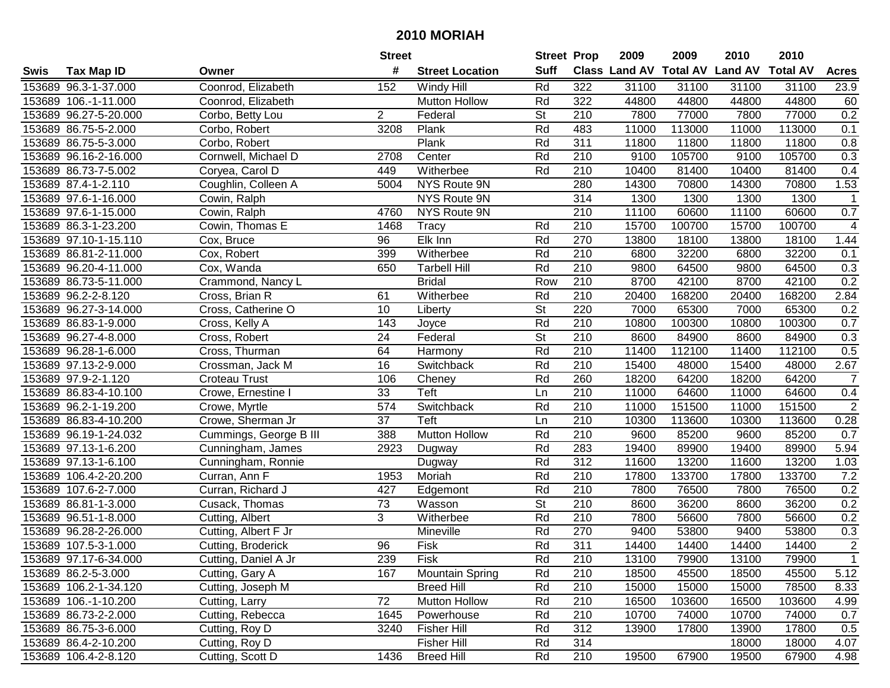# 2010 MORIAH

| Swis | Tax Map ID | Owner | Street # | Street Location | Street Suff | Prop Class | 2009 Land AV | 2009 Total AV | 2010 Land AV | 2010 Total AV | Acres |
|---|---|---|---|---|---|---|---|---|---|---|---|
| 153689 | 96.3-1-37.000 | Coonrod, Elizabeth | 152 | Windy Hill | Rd | 322 | 31100 | 31100 | 31100 | 31100 | 23.9 |
| 153689 | 106.-1-11.000 | Coonrod, Elizabeth | | Mutton Hollow | Rd | 322 | 44800 | 44800 | 44800 | 44800 | 60 |
| 153689 | 96.27-5-20.000 | Corbo, Betty Lou | 2 | Federal | St | 210 | 7800 | 77000 | 7800 | 77000 | 0.2 |
| 153689 | 86.75-5-2.000 | Corbo, Robert | 3208 | Plank | Rd | 483 | 11000 | 113000 | 11000 | 113000 | 0.1 |
| 153689 | 86.75-5-3.000 | Corbo, Robert | | Plank | Rd | 311 | 11800 | 11800 | 11800 | 11800 | 0.8 |
| 153689 | 96.16-2-16.000 | Cornwell, Michael D | 2708 | Center | Rd | 210 | 9100 | 105700 | 9100 | 105700 | 0.3 |
| 153689 | 86.73-7-5.002 | Coryea, Carol D | 449 | Witherbee | Rd | 210 | 10400 | 81400 | 10400 | 81400 | 0.4 |
| 153689 | 87.4-1-2.110 | Coughlin, Colleen A | 5004 | NYS Route 9N | | 280 | 14300 | 70800 | 14300 | 70800 | 1.53 |
| 153689 | 97.6-1-16.000 | Cowin, Ralph | | NYS Route 9N | | 314 | 1300 | 1300 | 1300 | 1300 | 1 |
| 153689 | 97.6-1-15.000 | Cowin, Ralph | 4760 | NYS Route 9N | | 210 | 11100 | 60600 | 11100 | 60600 | 0.7 |
| 153689 | 86.3-1-23.200 | Cowin, Thomas E | 1468 | Tracy | Rd | 210 | 15700 | 100700 | 15700 | 100700 | 4 |
| 153689 | 97.10-1-15.110 | Cox, Bruce | 96 | Elk Inn | Rd | 270 | 13800 | 18100 | 13800 | 18100 | 1.44 |
| 153689 | 86.81-2-11.000 | Cox, Robert | 399 | Witherbee | Rd | 210 | 6800 | 32200 | 6800 | 32200 | 0.1 |
| 153689 | 96.20-4-11.000 | Cox, Wanda | 650 | Tarbell Hill | Rd | 210 | 9800 | 64500 | 9800 | 64500 | 0.3 |
| 153689 | 86.73-5-11.000 | Crammond, Nancy L | | Bridal | Row | 210 | 8700 | 42100 | 8700 | 42100 | 0.2 |
| 153689 | 96.2-2-8.120 | Cross, Brian R | 61 | Witherbee | Rd | 210 | 20400 | 168200 | 20400 | 168200 | 2.84 |
| 153689 | 96.27-3-14.000 | Cross, Catherine O | 10 | Liberty | St | 220 | 7000 | 65300 | 7000 | 65300 | 0.2 |
| 153689 | 86.83-1-9.000 | Cross, Kelly A | 143 | Joyce | Rd | 210 | 10800 | 100300 | 10800 | 100300 | 0.7 |
| 153689 | 96.27-4-8.000 | Cross, Robert | 24 | Federal | St | 210 | 8600 | 84900 | 8600 | 84900 | 0.3 |
| 153689 | 96.28-1-6.000 | Cross, Thurman | 64 | Harmony | Rd | 210 | 11400 | 112100 | 11400 | 112100 | 0.5 |
| 153689 | 97.13-2-9.000 | Crossman, Jack M | 16 | Switchback | Rd | 210 | 15400 | 48000 | 15400 | 48000 | 2.67 |
| 153689 | 97.9-2-1.120 | Croteau Trust | 106 | Cheney | Rd | 260 | 18200 | 64200 | 18200 | 64200 | 7 |
| 153689 | 86.83-4-10.100 | Crowe, Ernestine I | 33 | Teft | Ln | 210 | 11000 | 64600 | 11000 | 64600 | 0.4 |
| 153689 | 96.2-1-19.200 | Crowe, Myrtle | 574 | Switchback | Rd | 210 | 11000 | 151500 | 11000 | 151500 | 2 |
| 153689 | 86.83-4-10.200 | Crowe, Sherman Jr | 37 | Teft | Ln | 210 | 10300 | 113600 | 10300 | 113600 | 0.28 |
| 153689 | 96.19-1-24.032 | Cummings, George B III | 388 | Mutton Hollow | Rd | 210 | 9600 | 85200 | 9600 | 85200 | 0.7 |
| 153689 | 97.13-1-6.200 | Cunningham, James | 2923 | Dugway | Rd | 283 | 19400 | 89900 | 19400 | 89900 | 5.94 |
| 153689 | 97.13-1-6.100 | Cunningham, Ronnie | | Dugway | Rd | 312 | 11600 | 13200 | 11600 | 13200 | 1.03 |
| 153689 | 106.4-2-20.200 | Curran, Ann F | 1953 | Moriah | Rd | 210 | 17800 | 133700 | 17800 | 133700 | 7.2 |
| 153689 | 107.6-2-7.000 | Curran, Richard J | 427 | Edgemont | Rd | 210 | 7800 | 76500 | 7800 | 76500 | 0.2 |
| 153689 | 86.81-1-3.000 | Cusack, Thomas | 73 | Wasson | St | 210 | 8600 | 36200 | 8600 | 36200 | 0.2 |
| 153689 | 96.51-1-8.000 | Cutting, Albert | 3 | Witherbee | Rd | 210 | 7800 | 56600 | 7800 | 56600 | 0.2 |
| 153689 | 96.28-2-26.000 | Cutting, Albert F Jr | | Mineville | Rd | 270 | 9400 | 53800 | 9400 | 53800 | 0.3 |
| 153689 | 107.5-3-1.000 | Cutting, Broderick | 96 | Fisk | Rd | 311 | 14400 | 14400 | 14400 | 14400 | 2 |
| 153689 | 97.17-6-34.000 | Cutting, Daniel A Jr | 239 | Fisk | Rd | 210 | 13100 | 79900 | 13100 | 79900 | 1 |
| 153689 | 86.2-5-3.000 | Cutting, Gary A | 167 | Mountain Spring | Rd | 210 | 18500 | 45500 | 18500 | 45500 | 5.12 |
| 153689 | 106.2-1-34.120 | Cutting, Joseph M | | Breed Hill | Rd | 210 | 15000 | 15000 | 15000 | 78500 | 8.33 |
| 153689 | 106.-1-10.200 | Cutting, Larry | 72 | Mutton Hollow | Rd | 210 | 16500 | 103600 | 16500 | 103600 | 4.99 |
| 153689 | 86.73-2-2.000 | Cutting, Rebecca | 1645 | Powerhouse | Rd | 210 | 10700 | 74000 | 10700 | 74000 | 0.7 |
| 153689 | 86.75-3-6.000 | Cutting, Roy D | 3240 | Fisher Hill | Rd | 312 | 13900 | 17800 | 13900 | 17800 | 0.5 |
| 153689 | 86.4-2-10.200 | Cutting, Roy D | | Fisher Hill | Rd | 314 | | | 18000 | 18000 | 4.07 |
| 153689 | 106.4-2-8.120 | Cutting, Scott D | 1436 | Breed Hill | Rd | 210 | 19500 | 67900 | 19500 | 67900 | 4.98 |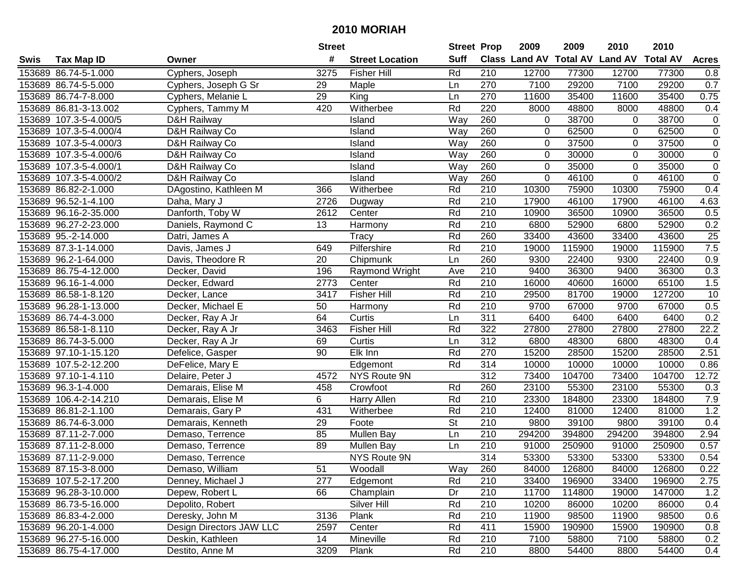# 2010 MORIAH

| Swis | Tax Map ID | Owner | Street # | Street Location | Street Suff | Prop Class | 2009 Land AV | 2009 Total AV | 2010 Land AV | 2010 Total AV | Acres |
|---|---|---|---|---|---|---|---|---|---|---|---|
| 153689 | 86.74-5-1.000 | Cyphers, Joseph | 3275 | Fisher Hill | Rd | 210 | 12700 | 77300 | 12700 | 77300 | 0.8 |
| 153689 | 86.74-5-5.000 | Cyphers, Joseph G Sr | 29 | Maple | Ln | 270 | 7100 | 29200 | 7100 | 29200 | 0.7 |
| 153689 | 86.74-7-8.000 | Cyphers, Melanie L | 29 | King | Ln | 270 | 11600 | 35400 | 11600 | 35400 | 0.75 |
| 153689 | 86.81-3-13.002 | Cyphers, Tammy M | 420 | Witherbee | Rd | 220 | 8000 | 48800 | 8000 | 48800 | 0.4 |
| 153689 | 107.3-5-4.000/5 | D&H Railway | | Island | Way | 260 | 0 | 38700 | 0 | 38700 | 0 |
| 153689 | 107.3-5-4.000/4 | D&H Railway Co | | Island | Way | 260 | 0 | 62500 | 0 | 62500 | 0 |
| 153689 | 107.3-5-4.000/3 | D&H Railway Co | | Island | Way | 260 | 0 | 37500 | 0 | 37500 | 0 |
| 153689 | 107.3-5-4.000/6 | D&H Railway Co | | Island | Way | 260 | 0 | 30000 | 0 | 30000 | 0 |
| 153689 | 107.3-5-4.000/1 | D&H Railway Co | | Island | Way | 260 | 0 | 35000 | 0 | 35000 | 0 |
| 153689 | 107.3-5-4.000/2 | D&H Railway Co | | Island | Way | 260 | 0 | 46100 | 0 | 46100 | 0 |
| 153689 | 86.82-2-1.000 | DAgostino, Kathleen M | 366 | Witherbee | Rd | 210 | 10300 | 75900 | 10300 | 75900 | 0.4 |
| 153689 | 96.52-1-4.100 | Daha, Mary J | 2726 | Dugway | Rd | 210 | 17900 | 46100 | 17900 | 46100 | 4.63 |
| 153689 | 96.16-2-35.000 | Danforth, Toby W | 2612 | Center | Rd | 210 | 10900 | 36500 | 10900 | 36500 | 0.5 |
| 153689 | 96.27-2-23.000 | Daniels, Raymond C | 13 | Harmony | Rd | 210 | 6800 | 52900 | 6800 | 52900 | 0.2 |
| 153689 | 95.-2-14.000 | Datri, James A | | Tracy | Rd | 260 | 33400 | 43600 | 33400 | 43600 | 25 |
| 153689 | 87.3-1-14.000 | Davis, James J | 649 | Pilfershire | Rd | 210 | 19000 | 115900 | 19000 | 115900 | 7.5 |
| 153689 | 96.2-1-64.000 | Davis, Theodore R | 20 | Chipmunk | Ln | 260 | 9300 | 22400 | 9300 | 22400 | 0.9 |
| 153689 | 86.75-4-12.000 | Decker, David | 196 | Raymond Wright | Ave | 210 | 9400 | 36300 | 9400 | 36300 | 0.3 |
| 153689 | 96.16-1-4.000 | Decker, Edward | 2773 | Center | Rd | 210 | 16000 | 40600 | 16000 | 65100 | 1.5 |
| 153689 | 86.58-1-8.120 | Decker, Lance | 3417 | Fisher Hill | Rd | 210 | 29500 | 81700 | 19000 | 127200 | 10 |
| 153689 | 96.28-1-13.000 | Decker, Michael E | 50 | Harmony | Rd | 210 | 9700 | 67000 | 9700 | 67000 | 0.5 |
| 153689 | 86.74-4-3.000 | Decker, Ray A Jr | 64 | Curtis | Ln | 311 | 6400 | 6400 | 6400 | 6400 | 0.2 |
| 153689 | 86.58-1-8.110 | Decker, Ray A Jr | 3463 | Fisher Hill | Rd | 322 | 27800 | 27800 | 27800 | 27800 | 22.2 |
| 153689 | 86.74-3-5.000 | Decker, Ray A Jr | 69 | Curtis | Ln | 312 | 6800 | 48300 | 6800 | 48300 | 0.4 |
| 153689 | 97.10-1-15.120 | Defelice, Gasper | 90 | Elk Inn | Rd | 270 | 15200 | 28500 | 15200 | 28500 | 2.51 |
| 153689 | 107.5-2-12.200 | DeFelice, Mary E | | Edgemont | Rd | 314 | 10000 | 10000 | 10000 | 10000 | 0.86 |
| 153689 | 97.10-1-4.110 | Delaire, Peter J | 4572 | NYS Route 9N | | 312 | 73400 | 104700 | 73400 | 104700 | 12.72 |
| 153689 | 96.3-1-4.000 | Demarais, Elise M | 458 | Crowfoot | Rd | 260 | 23100 | 55300 | 23100 | 55300 | 0.3 |
| 153689 | 106.4-2-14.210 | Demarais, Elise M | 6 | Harry Allen | Rd | 210 | 23300 | 184800 | 23300 | 184800 | 7.9 |
| 153689 | 86.81-2-1.100 | Demarais, Gary P | 431 | Witherbee | Rd | 210 | 12400 | 81000 | 12400 | 81000 | 1.2 |
| 153689 | 86.74-6-3.000 | Demarais, Kenneth | 29 | Foote | St | 210 | 9800 | 39100 | 9800 | 39100 | 0.4 |
| 153689 | 87.11-2-7.000 | Demaso, Terrence | 85 | Mullen Bay | Ln | 210 | 294200 | 394800 | 294200 | 394800 | 2.94 |
| 153689 | 87.11-2-8.000 | Demaso, Terrence | 89 | Mullen Bay | Ln | 210 | 91000 | 250900 | 91000 | 250900 | 0.57 |
| 153689 | 87.11-2-9.000 | Demaso, Terrence | | NYS Route 9N | | 314 | 53300 | 53300 | 53300 | 53300 | 0.54 |
| 153689 | 87.15-3-8.000 | Demaso, William | 51 | Woodall | Way | 260 | 84000 | 126800 | 84000 | 126800 | 0.22 |
| 153689 | 107.5-2-17.200 | Denney, Michael J | 277 | Edgemont | Rd | 210 | 33400 | 196900 | 33400 | 196900 | 2.75 |
| 153689 | 96.28-3-10.000 | Depew, Robert L | 66 | Champlain | Dr | 210 | 11700 | 114800 | 19000 | 147000 | 1.2 |
| 153689 | 86.73-5-16.000 | Depolito, Robert | | Silver Hill | Rd | 210 | 10200 | 86000 | 10200 | 86000 | 0.4 |
| 153689 | 86.83-4-2.000 | Deresky, John M | 3136 | Plank | Rd | 210 | 11900 | 98500 | 11900 | 98500 | 0.6 |
| 153689 | 96.20-1-4.000 | Design Directors JAW LLC | 2597 | Center | Rd | 411 | 15900 | 190900 | 15900 | 190900 | 0.8 |
| 153689 | 96.27-5-16.000 | Deskin, Kathleen | 14 | Mineville | Rd | 210 | 7100 | 58800 | 7100 | 58800 | 0.2 |
| 153689 | 86.75-4-17.000 | Destito, Anne M | 3209 | Plank | Rd | 210 | 8800 | 54400 | 8800 | 54400 | 0.4 |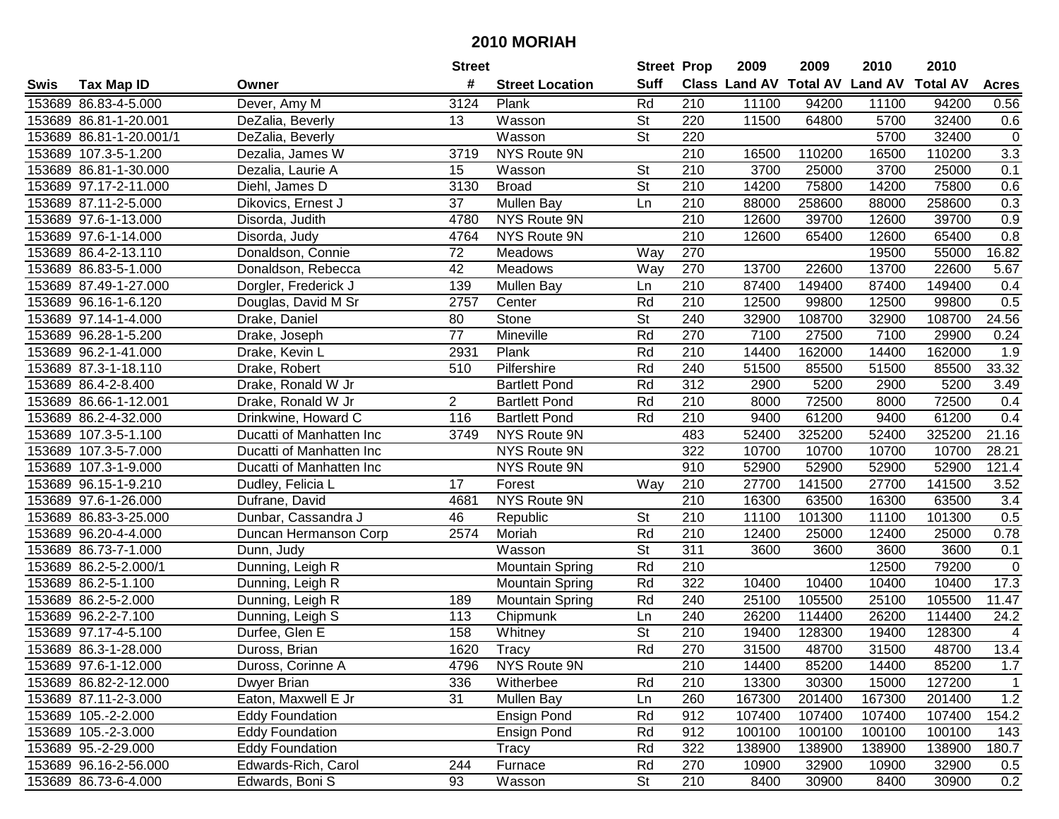# 2010 MORIAH

| Swis | Tax Map ID | Owner | Street # | Street Location | Street Suff | Prop Class | 2009 Land AV | 2009 Total AV | 2010 Land AV | 2010 Total AV | Acres |
|---|---|---|---|---|---|---|---|---|---|---|---|
| 153689 | 86.83-4-5.000 | Dever, Amy M | 3124 | Plank | Rd | 210 | 11100 | 94200 | 11100 | 94200 | 0.56 |
| 153689 | 86.81-1-20.001 | DeZalia, Beverly | 13 | Wasson | St | 220 | 11500 | 64800 | 5700 | 32400 | 0.6 |
| 153689 | 86.81-1-20.001/1 | DeZalia, Beverly | | Wasson | St | 220 | | | 5700 | 32400 | 0 |
| 153689 | 107.3-5-1.200 | Dezalia, James W | 3719 | NYS Route 9N | | 210 | 16500 | 110200 | 16500 | 110200 | 3.3 |
| 153689 | 86.81-1-30.000 | Dezalia, Laurie A | 15 | Wasson | St | 210 | 3700 | 25000 | 3700 | 25000 | 0.1 |
| 153689 | 97.17-2-11.000 | Diehl, James D | 3130 | Broad | St | 210 | 14200 | 75800 | 14200 | 75800 | 0.6 |
| 153689 | 87.11-2-5.000 | Dikovics, Ernest J | 37 | Mullen Bay | Ln | 210 | 88000 | 258600 | 88000 | 258600 | 0.3 |
| 153689 | 97.6-1-13.000 | Disorda, Judith | 4780 | NYS Route 9N | | 210 | 12600 | 39700 | 12600 | 39700 | 0.9 |
| 153689 | 97.6-1-14.000 | Disorda, Judy | 4764 | NYS Route 9N | | 210 | 12600 | 65400 | 12600 | 65400 | 0.8 |
| 153689 | 86.4-2-13.110 | Donaldson, Connie | 72 | Meadows | Way | 270 | | | 19500 | 55000 | 16.82 |
| 153689 | 86.83-5-1.000 | Donaldson, Rebecca | 42 | Meadows | Way | 270 | 13700 | 22600 | 13700 | 22600 | 5.67 |
| 153689 | 87.49-1-27.000 | Dorgler, Frederick J | 139 | Mullen Bay | Ln | 210 | 87400 | 149400 | 87400 | 149400 | 0.4 |
| 153689 | 96.16-1-6.120 | Douglas, David M Sr | 2757 | Center | Rd | 210 | 12500 | 99800 | 12500 | 99800 | 0.5 |
| 153689 | 97.14-1-4.000 | Drake, Daniel | 80 | Stone | St | 240 | 32900 | 108700 | 32900 | 108700 | 24.56 |
| 153689 | 96.28-1-5.200 | Drake, Joseph | 77 | Mineville | Rd | 270 | 7100 | 27500 | 7100 | 29900 | 0.24 |
| 153689 | 96.2-1-41.000 | Drake, Kevin L | 2931 | Plank | Rd | 210 | 14400 | 162000 | 14400 | 162000 | 1.9 |
| 153689 | 87.3-1-18.110 | Drake, Robert | 510 | Pilfershire | Rd | 240 | 51500 | 85500 | 51500 | 85500 | 33.32 |
| 153689 | 86.4-2-8.400 | Drake, Ronald W Jr | | Bartlett Pond | Rd | 312 | 2900 | 5200 | 2900 | 5200 | 3.49 |
| 153689 | 86.66-1-12.001 | Drake, Ronald W Jr | 2 | Bartlett Pond | Rd | 210 | 8000 | 72500 | 8000 | 72500 | 0.4 |
| 153689 | 86.2-4-32.000 | Drinkwine, Howard C | 116 | Bartlett Pond | Rd | 210 | 9400 | 61200 | 9400 | 61200 | 0.4 |
| 153689 | 107.3-5-1.100 | Ducatti of Manhatten Inc | 3749 | NYS Route 9N | | 483 | 52400 | 325200 | 52400 | 325200 | 21.16 |
| 153689 | 107.3-5-7.000 | Ducatti of Manhatten Inc | | NYS Route 9N | | 322 | 10700 | 10700 | 10700 | 10700 | 28.21 |
| 153689 | 107.3-1-9.000 | Ducatti of Manhatten Inc | | NYS Route 9N | | 910 | 52900 | 52900 | 52900 | 52900 | 121.4 |
| 153689 | 96.15-1-9.210 | Dudley, Felicia L | 17 | Forest | Way | 210 | 27700 | 141500 | 27700 | 141500 | 3.52 |
| 153689 | 97.6-1-26.000 | Dufrane, David | 4681 | NYS Route 9N | | 210 | 16300 | 63500 | 16300 | 63500 | 3.4 |
| 153689 | 86.83-3-25.000 | Dunbar, Cassandra J | 46 | Republic | St | 210 | 11100 | 101300 | 11100 | 101300 | 0.5 |
| 153689 | 96.20-4-4.000 | Duncan Hermanson Corp | 2574 | Moriah | Rd | 210 | 12400 | 25000 | 12400 | 25000 | 0.78 |
| 153689 | 86.73-7-1.000 | Dunn, Judy | | Wasson | St | 311 | 3600 | 3600 | 3600 | 3600 | 0.1 |
| 153689 | 86.2-5-2.000/1 | Dunning, Leigh R | | Mountain Spring | Rd | 210 | | | 12500 | 79200 | 0 |
| 153689 | 86.2-5-1.100 | Dunning, Leigh R | | Mountain Spring | Rd | 322 | 10400 | 10400 | 10400 | 10400 | 17.3 |
| 153689 | 86.2-5-2.000 | Dunning, Leigh R | 189 | Mountain Spring | Rd | 240 | 25100 | 105500 | 25100 | 105500 | 11.47 |
| 153689 | 96.2-2-7.100 | Dunning, Leigh S | 113 | Chipmunk | Ln | 240 | 26200 | 114400 | 26200 | 114400 | 24.2 |
| 153689 | 97.17-4-5.100 | Durfee, Glen E | 158 | Whitney | St | 210 | 19400 | 128300 | 19400 | 128300 | 4 |
| 153689 | 86.3-1-28.000 | Duross, Brian | 1620 | Tracy | Rd | 270 | 31500 | 48700 | 31500 | 48700 | 13.4 |
| 153689 | 97.6-1-12.000 | Duross, Corinne A | 4796 | NYS Route 9N | | 210 | 14400 | 85200 | 14400 | 85200 | 1.7 |
| 153689 | 86.82-2-12.000 | Dwyer Brian | 336 | Witherbee | Rd | 210 | 13300 | 30300 | 15000 | 127200 | 1 |
| 153689 | 87.11-2-3.000 | Eaton, Maxwell E Jr | 31 | Mullen Bay | Ln | 260 | 167300 | 201400 | 167300 | 201400 | 1.2 |
| 153689 | 105.-2-2.000 | Eddy Foundation | | Ensign Pond | Rd | 912 | 107400 | 107400 | 107400 | 107400 | 154.2 |
| 153689 | 105.-2-3.000 | Eddy Foundation | | Ensign Pond | Rd | 912 | 100100 | 100100 | 100100 | 100100 | 143 |
| 153689 | 95.-2-29.000 | Eddy Foundation | | Tracy | Rd | 322 | 138900 | 138900 | 138900 | 138900 | 180.7 |
| 153689 | 96.16-2-56.000 | Edwards-Rich, Carol | 244 | Furnace | Rd | 270 | 10900 | 32900 | 10900 | 32900 | 0.5 |
| 153689 | 86.73-6-4.000 | Edwards, Boni S | 93 | Wasson | St | 210 | 8400 | 30900 | 8400 | 30900 | 0.2 |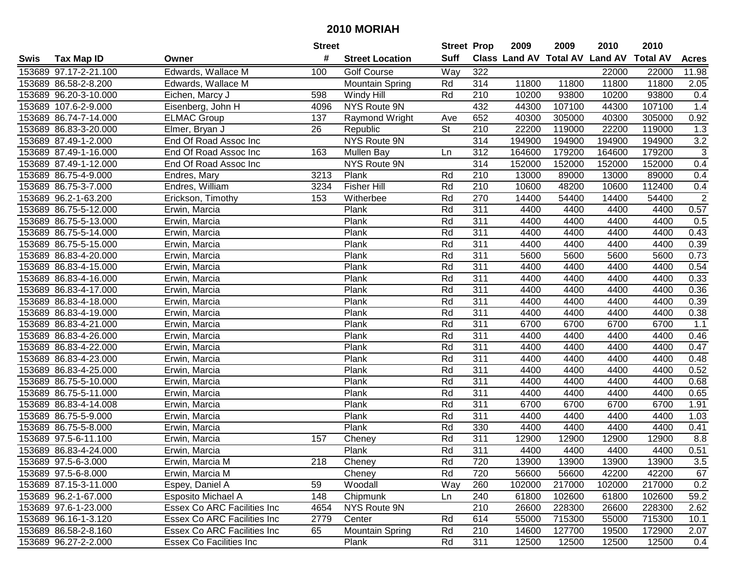# 2010 MORIAH

| Swis | Tax Map ID | Owner | Street # | Street Location | Street Suff | Prop Class | 2009 Land AV | 2009 Total AV | 2010 Land AV | 2010 Total AV | Acres |
|---|---|---|---|---|---|---|---|---|---|---|---|
| 153689 | 97.17-2-21.100 | Edwards, Wallace M | 100 | Golf Course | Way | 322 | | | 22000 | 22000 | 11.98 |
| 153689 | 86.58-2-8.200 | Edwards, Wallace M | | Mountain Spring | Rd | 314 | 11800 | 11800 | 11800 | 11800 | 2.05 |
| 153689 | 96.20-3-10.000 | Eichen, Marcy J | 598 | Windy Hill | Rd | 210 | 10200 | 93800 | 10200 | 93800 | 0.4 |
| 153689 | 107.6-2-9.000 | Eisenberg, John H | 4096 | NYS Route 9N | | 432 | 44300 | 107100 | 44300 | 107100 | 1.4 |
| 153689 | 86.74-7-14.000 | ELMAC Group | 137 | Raymond Wright | Ave | 652 | 40300 | 305000 | 40300 | 305000 | 0.92 |
| 153689 | 86.83-3-20.000 | Elmer, Bryan J | 26 | Republic | St | 210 | 22200 | 119000 | 22200 | 119000 | 1.3 |
| 153689 | 87.49-1-2.000 | End Of Road Assoc Inc | | NYS Route 9N | | 314 | 194900 | 194900 | 194900 | 194900 | 3.2 |
| 153689 | 87.49-1-16.000 | End Of Road Assoc Inc | 163 | Mullen Bay | Ln | 312 | 164600 | 179200 | 164600 | 179200 | 3 |
| 153689 | 87.49-1-12.000 | End Of Road Assoc Inc | | NYS Route 9N | | 314 | 152000 | 152000 | 152000 | 152000 | 0.4 |
| 153689 | 86.75-4-9.000 | Endres, Mary | 3213 | Plank | Rd | 210 | 13000 | 89000 | 13000 | 89000 | 0.4 |
| 153689 | 86.75-3-7.000 | Endres, William | 3234 | Fisher Hill | Rd | 210 | 10600 | 48200 | 10600 | 112400 | 0.4 |
| 153689 | 96.2-1-63.200 | Erickson, Timothy | 153 | Witherbee | Rd | 270 | 14400 | 54400 | 14400 | 54400 | 2 |
| 153689 | 86.75-5-12.000 | Erwin, Marcia | | Plank | Rd | 311 | 4400 | 4400 | 4400 | 4400 | 0.57 |
| 153689 | 86.75-5-13.000 | Erwin, Marcia | | Plank | Rd | 311 | 4400 | 4400 | 4400 | 4400 | 0.5 |
| 153689 | 86.75-5-14.000 | Erwin, Marcia | | Plank | Rd | 311 | 4400 | 4400 | 4400 | 4400 | 0.43 |
| 153689 | 86.75-5-15.000 | Erwin, Marcia | | Plank | Rd | 311 | 4400 | 4400 | 4400 | 4400 | 0.39 |
| 153689 | 86.83-4-20.000 | Erwin, Marcia | | Plank | Rd | 311 | 5600 | 5600 | 5600 | 5600 | 0.73 |
| 153689 | 86.83-4-15.000 | Erwin, Marcia | | Plank | Rd | 311 | 4400 | 4400 | 4400 | 4400 | 0.54 |
| 153689 | 86.83-4-16.000 | Erwin, Marcia | | Plank | Rd | 311 | 4400 | 4400 | 4400 | 4400 | 0.33 |
| 153689 | 86.83-4-17.000 | Erwin, Marcia | | Plank | Rd | 311 | 4400 | 4400 | 4400 | 4400 | 0.36 |
| 153689 | 86.83-4-18.000 | Erwin, Marcia | | Plank | Rd | 311 | 4400 | 4400 | 4400 | 4400 | 0.39 |
| 153689 | 86.83-4-19.000 | Erwin, Marcia | | Plank | Rd | 311 | 4400 | 4400 | 4400 | 4400 | 0.38 |
| 153689 | 86.83-4-21.000 | Erwin, Marcia | | Plank | Rd | 311 | 6700 | 6700 | 6700 | 6700 | 1.1 |
| 153689 | 86.83-4-26.000 | Erwin, Marcia | | Plank | Rd | 311 | 4400 | 4400 | 4400 | 4400 | 0.46 |
| 153689 | 86.83-4-22.000 | Erwin, Marcia | | Plank | Rd | 311 | 4400 | 4400 | 4400 | 4400 | 0.47 |
| 153689 | 86.83-4-23.000 | Erwin, Marcia | | Plank | Rd | 311 | 4400 | 4400 | 4400 | 4400 | 0.48 |
| 153689 | 86.83-4-25.000 | Erwin, Marcia | | Plank | Rd | 311 | 4400 | 4400 | 4400 | 4400 | 0.52 |
| 153689 | 86.75-5-10.000 | Erwin, Marcia | | Plank | Rd | 311 | 4400 | 4400 | 4400 | 4400 | 0.68 |
| 153689 | 86.75-5-11.000 | Erwin, Marcia | | Plank | Rd | 311 | 4400 | 4400 | 4400 | 4400 | 0.65 |
| 153689 | 86.83-4-14.008 | Erwin, Marcia | | Plank | Rd | 311 | 6700 | 6700 | 6700 | 6700 | 1.91 |
| 153689 | 86.75-5-9.000 | Erwin, Marcia | | Plank | Rd | 311 | 4400 | 4400 | 4400 | 4400 | 1.03 |
| 153689 | 86.75-5-8.000 | Erwin, Marcia | | Plank | Rd | 330 | 4400 | 4400 | 4400 | 4400 | 0.41 |
| 153689 | 97.5-6-11.100 | Erwin, Marcia | 157 | Cheney | Rd | 311 | 12900 | 12900 | 12900 | 12900 | 8.8 |
| 153689 | 86.83-4-24.000 | Erwin, Marcia | | Plank | Rd | 311 | 4400 | 4400 | 4400 | 4400 | 0.51 |
| 153689 | 97.5-6-3.000 | Erwin, Marcia M | 218 | Cheney | Rd | 720 | 13900 | 13900 | 13900 | 13900 | 3.5 |
| 153689 | 97.5-6-8.000 | Erwin, Marcia M | | Cheney | Rd | 720 | 56600 | 56600 | 42200 | 42200 | 67 |
| 153689 | 87.15-3-11.000 | Espey, Daniel A | 59 | Woodall | Way | 260 | 102000 | 217000 | 102000 | 217000 | 0.2 |
| 153689 | 96.2-1-67.000 | Esposito Michael A | 148 | Chipmunk | Ln | 240 | 61800 | 102600 | 61800 | 102600 | 59.2 |
| 153689 | 97.6-1-23.000 | Essex Co ARC Facilities Inc | 4654 | NYS Route 9N | | 210 | 26600 | 228300 | 26600 | 228300 | 2.62 |
| 153689 | 96.16-1-3.120 | Essex Co ARC Facilities Inc | 2779 | Center | Rd | 614 | 55000 | 715300 | 55000 | 715300 | 10.1 |
| 153689 | 86.58-2-8.160 | Essex Co ARC Facilities Inc | 65 | Mountain Spring | Rd | 210 | 14600 | 127700 | 19500 | 172900 | 2.07 |
| 153689 | 96.27-2-2.000 | Essex Co Facilities Inc | | Plank | Rd | 311 | 12500 | 12500 | 12500 | 12500 | 0.4 |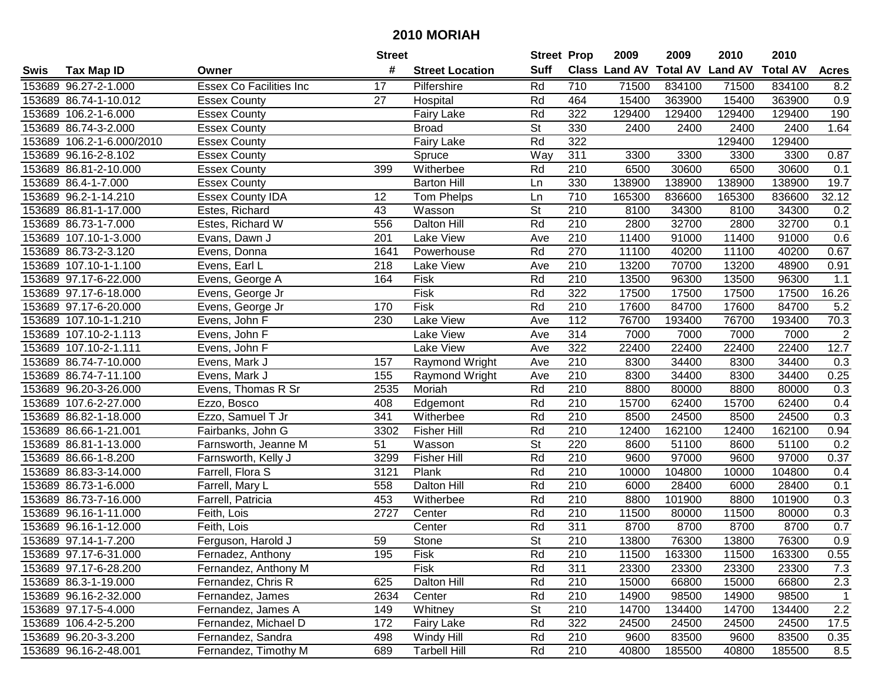# 2010 MORIAH

| Swis | Tax Map ID | Owner | Street # | Street Location | Street Suff | Prop Class | 2009 Land AV | 2009 Total AV | 2010 Land AV | 2010 Total AV | Acres |
|---|---|---|---|---|---|---|---|---|---|---|---|
| 153689 | 96.27-2-1.000 | Essex Co Facilities Inc | 17 | Pilfershire | Rd | 710 | 71500 | 834100 | 71500 | 834100 | 8.2 |
| 153689 | 86.74-1-10.012 | Essex County | 27 | Hospital | Rd | 464 | 15400 | 363900 | 15400 | 363900 | 0.9 |
| 153689 | 106.2-1-6.000 | Essex County | | Fairy Lake | Rd | 322 | 129400 | 129400 | 129400 | 129400 | 190 |
| 153689 | 86.74-3-2.000 | Essex County | | Broad | St | 330 | 2400 | 2400 | 2400 | 2400 | 1.64 |
| 153689 | 106.2-1-6.000/2010 | Essex County | | Fairy Lake | Rd | 322 | | | 129400 | 129400 | |
| 153689 | 96.16-2-8.102 | Essex County | | Spruce | Way | 311 | 3300 | 3300 | 3300 | 3300 | 0.87 |
| 153689 | 86.81-2-10.000 | Essex County | 399 | Witherbee | Rd | 210 | 6500 | 30600 | 6500 | 30600 | 0.1 |
| 153689 | 86.4-1-7.000 | Essex County | | Barton Hill | Ln | 330 | 138900 | 138900 | 138900 | 138900 | 19.7 |
| 153689 | 96.2-1-14.210 | Essex County IDA | 12 | Tom Phelps | Ln | 710 | 165300 | 836600 | 165300 | 836600 | 32.12 |
| 153689 | 86.81-1-17.000 | Estes, Richard | 43 | Wasson | St | 210 | 8100 | 34300 | 8100 | 34300 | 0.2 |
| 153689 | 86.73-1-7.000 | Estes, Richard W | 556 | Dalton Hill | Rd | 210 | 2800 | 32700 | 2800 | 32700 | 0.1 |
| 153689 | 107.10-1-3.000 | Evans, Dawn J | 201 | Lake View | Ave | 210 | 11400 | 91000 | 11400 | 91000 | 0.6 |
| 153689 | 86.73-2-3.120 | Evens, Donna | 1641 | Powerhouse | Rd | 270 | 11100 | 40200 | 11100 | 40200 | 0.67 |
| 153689 | 107.10-1-1.100 | Evens, Earl L | 218 | Lake View | Ave | 210 | 13200 | 70700 | 13200 | 48900 | 0.91 |
| 153689 | 97.17-6-22.000 | Evens, George A | 164 | Fisk | Rd | 210 | 13500 | 96300 | 13500 | 96300 | 1.1 |
| 153689 | 97.17-6-18.000 | Evens, George Jr | | Fisk | Rd | 322 | 17500 | 17500 | 17500 | 17500 | 16.26 |
| 153689 | 97.17-6-20.000 | Evens, George Jr | 170 | Fisk | Rd | 210 | 17600 | 84700 | 17600 | 84700 | 5.2 |
| 153689 | 107.10-1-1.210 | Evens, John F | 230 | Lake View | Ave | 112 | 76700 | 193400 | 76700 | 193400 | 70.3 |
| 153689 | 107.10-2-1.113 | Evens, John F | | Lake View | Ave | 314 | 7000 | 7000 | 7000 | 7000 | 2 |
| 153689 | 107.10-2-1.111 | Evens, John F | | Lake View | Ave | 322 | 22400 | 22400 | 22400 | 22400 | 12.7 |
| 153689 | 86.74-7-10.000 | Evens, Mark J | 157 | Raymond Wright | Ave | 210 | 8300 | 34400 | 8300 | 34400 | 0.3 |
| 153689 | 86.74-7-11.100 | Evens, Mark J | 155 | Raymond Wright | Ave | 210 | 8300 | 34400 | 8300 | 34400 | 0.25 |
| 153689 | 96.20-3-26.000 | Evens, Thomas R Sr | 2535 | Moriah | Rd | 210 | 8800 | 80000 | 8800 | 80000 | 0.3 |
| 153689 | 107.6-2-27.000 | Ezzo, Bosco | 408 | Edgemont | Rd | 210 | 15700 | 62400 | 15700 | 62400 | 0.4 |
| 153689 | 86.82-1-18.000 | Ezzo, Samuel T Jr | 341 | Witherbee | Rd | 210 | 8500 | 24500 | 8500 | 24500 | 0.3 |
| 153689 | 86.66-1-21.001 | Fairbanks, John G | 3302 | Fisher Hill | Rd | 210 | 12400 | 162100 | 12400 | 162100 | 0.94 |
| 153689 | 86.81-1-13.000 | Farnsworth, Jeanne M | 51 | Wasson | St | 220 | 8600 | 51100 | 8600 | 51100 | 0.2 |
| 153689 | 86.66-1-8.200 | Farnsworth, Kelly J | 3299 | Fisher Hill | Rd | 210 | 9600 | 97000 | 9600 | 97000 | 0.37 |
| 153689 | 86.83-3-14.000 | Farrell, Flora S | 3121 | Plank | Rd | 210 | 10000 | 104800 | 10000 | 104800 | 0.4 |
| 153689 | 86.73-1-6.000 | Farrell, Mary L | 558 | Dalton Hill | Rd | 210 | 6000 | 28400 | 6000 | 28400 | 0.1 |
| 153689 | 86.73-7-16.000 | Farrell, Patricia | 453 | Witherbee | Rd | 210 | 8800 | 101900 | 8800 | 101900 | 0.3 |
| 153689 | 96.16-1-11.000 | Feith, Lois | 2727 | Center | Rd | 210 | 11500 | 80000 | 11500 | 80000 | 0.3 |
| 153689 | 96.16-1-12.000 | Feith, Lois | | Center | Rd | 311 | 8700 | 8700 | 8700 | 8700 | 0.7 |
| 153689 | 97.14-1-7.200 | Ferguson, Harold J | 59 | Stone | St | 210 | 13800 | 76300 | 13800 | 76300 | 0.9 |
| 153689 | 97.17-6-31.000 | Fernadez, Anthony | 195 | Fisk | Rd | 210 | 11500 | 163300 | 11500 | 163300 | 0.55 |
| 153689 | 97.17-6-28.200 | Fernandez, Anthony M | | Fisk | Rd | 311 | 23300 | 23300 | 23300 | 23300 | 7.3 |
| 153689 | 86.3-1-19.000 | Fernandez, Chris R | 625 | Dalton Hill | Rd | 210 | 15000 | 66800 | 15000 | 66800 | 2.3 |
| 153689 | 96.16-2-32.000 | Fernandez, James | 2634 | Center | Rd | 210 | 14900 | 98500 | 14900 | 98500 | 1 |
| 153689 | 97.17-5-4.000 | Fernandez, James A | 149 | Whitney | St | 210 | 14700 | 134400 | 14700 | 134400 | 2.2 |
| 153689 | 106.4-2-5.200 | Fernandez, Michael D | 172 | Fairy Lake | Rd | 322 | 24500 | 24500 | 24500 | 24500 | 17.5 |
| 153689 | 96.20-3-3.200 | Fernandez, Sandra | 498 | Windy Hill | Rd | 210 | 9600 | 83500 | 9600 | 83500 | 0.35 |
| 153689 | 96.16-2-48.001 | Fernandez, Timothy M | 689 | Tarbell Hill | Rd | 210 | 40800 | 185500 | 40800 | 185500 | 8.5 |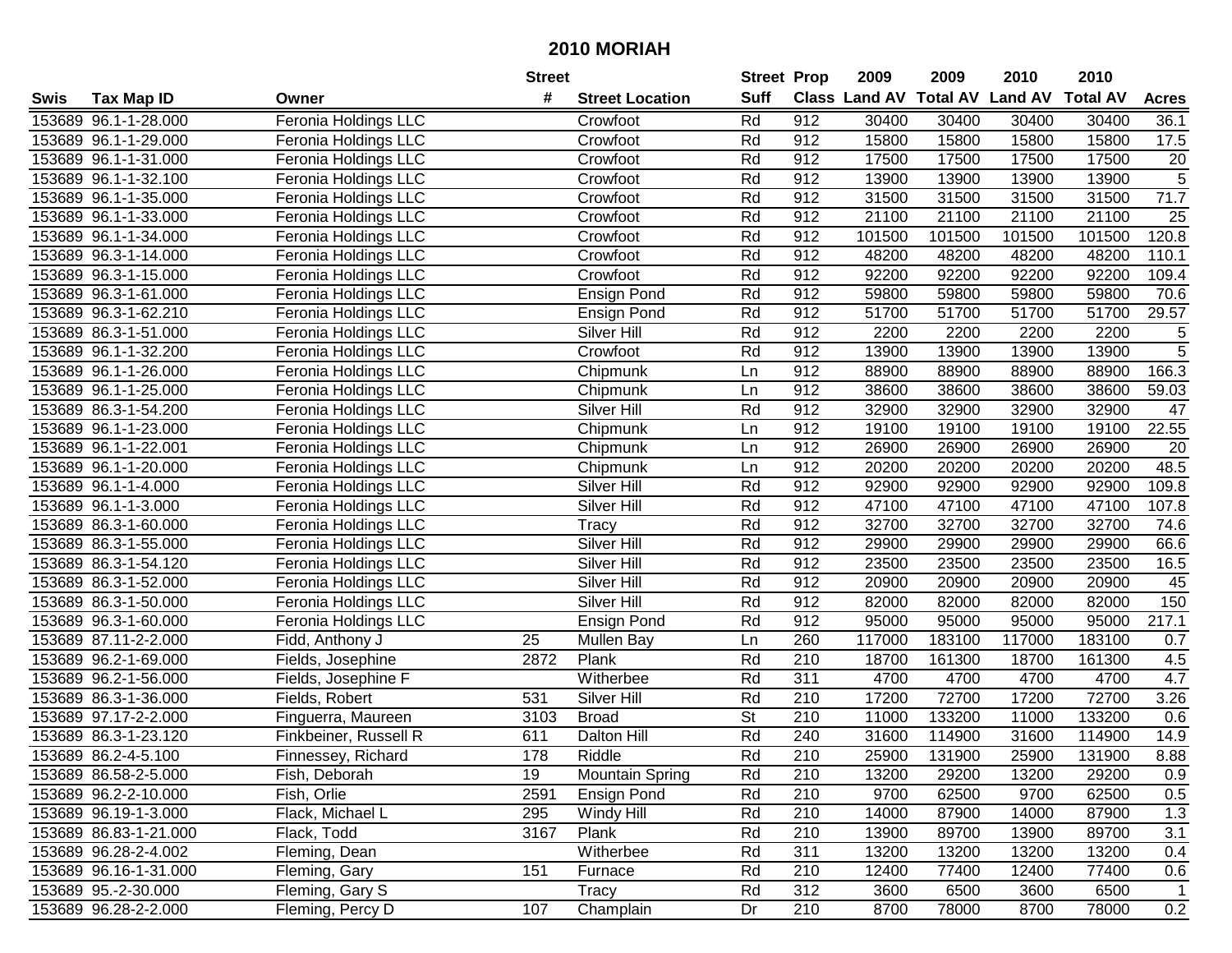# 2010 MORIAH

| Swis | Tax Map ID | Owner | Street # | Street Location | Street Suff | Prop Class | 2009 Land AV | 2009 Total AV | 2010 Land AV | 2010 Total AV | Acres |
|---|---|---|---|---|---|---|---|---|---|---|---|
| 153689 | 96.1-1-28.000 | Feronia Holdings LLC | | Crowfoot | Rd | 912 | 30400 | 30400 | 30400 | 30400 | 36.1 |
| 153689 | 96.1-1-29.000 | Feronia Holdings LLC | | Crowfoot | Rd | 912 | 15800 | 15800 | 15800 | 15800 | 17.5 |
| 153689 | 96.1-1-31.000 | Feronia Holdings LLC | | Crowfoot | Rd | 912 | 17500 | 17500 | 17500 | 17500 | 20 |
| 153689 | 96.1-1-32.100 | Feronia Holdings LLC | | Crowfoot | Rd | 912 | 13900 | 13900 | 13900 | 13900 | 5 |
| 153689 | 96.1-1-35.000 | Feronia Holdings LLC | | Crowfoot | Rd | 912 | 31500 | 31500 | 31500 | 31500 | 71.7 |
| 153689 | 96.1-1-33.000 | Feronia Holdings LLC | | Crowfoot | Rd | 912 | 21100 | 21100 | 21100 | 21100 | 25 |
| 153689 | 96.1-1-34.000 | Feronia Holdings LLC | | Crowfoot | Rd | 912 | 101500 | 101500 | 101500 | 101500 | 120.8 |
| 153689 | 96.3-1-14.000 | Feronia Holdings LLC | | Crowfoot | Rd | 912 | 48200 | 48200 | 48200 | 48200 | 110.1 |
| 153689 | 96.3-1-15.000 | Feronia Holdings LLC | | Crowfoot | Rd | 912 | 92200 | 92200 | 92200 | 92200 | 109.4 |
| 153689 | 96.3-1-61.000 | Feronia Holdings LLC | | Ensign Pond | Rd | 912 | 59800 | 59800 | 59800 | 59800 | 70.6 |
| 153689 | 96.3-1-62.210 | Feronia Holdings LLC | | Ensign Pond | Rd | 912 | 51700 | 51700 | 51700 | 51700 | 29.57 |
| 153689 | 86.3-1-51.000 | Feronia Holdings LLC | | Silver Hill | Rd | 912 | 2200 | 2200 | 2200 | 2200 | 5 |
| 153689 | 96.1-1-32.200 | Feronia Holdings LLC | | Crowfoot | Rd | 912 | 13900 | 13900 | 13900 | 13900 | 5 |
| 153689 | 96.1-1-26.000 | Feronia Holdings LLC | | Chipmunk | Ln | 912 | 88900 | 88900 | 88900 | 88900 | 166.3 |
| 153689 | 96.1-1-25.000 | Feronia Holdings LLC | | Chipmunk | Ln | 912 | 38600 | 38600 | 38600 | 38600 | 59.03 |
| 153689 | 86.3-1-54.200 | Feronia Holdings LLC | | Silver Hill | Rd | 912 | 32900 | 32900 | 32900 | 32900 | 47 |
| 153689 | 96.1-1-23.000 | Feronia Holdings LLC | | Chipmunk | Ln | 912 | 19100 | 19100 | 19100 | 19100 | 22.55 |
| 153689 | 96.1-1-22.001 | Feronia Holdings LLC | | Chipmunk | Ln | 912 | 26900 | 26900 | 26900 | 26900 | 20 |
| 153689 | 96.1-1-20.000 | Feronia Holdings LLC | | Chipmunk | Ln | 912 | 20200 | 20200 | 20200 | 20200 | 48.5 |
| 153689 | 96.1-1-4.000 | Feronia Holdings LLC | | Silver Hill | Rd | 912 | 92900 | 92900 | 92900 | 92900 | 109.8 |
| 153689 | 96.1-1-3.000 | Feronia Holdings LLC | | Silver Hill | Rd | 912 | 47100 | 47100 | 47100 | 47100 | 107.8 |
| 153689 | 86.3-1-60.000 | Feronia Holdings LLC | | Tracy | Rd | 912 | 32700 | 32700 | 32700 | 32700 | 74.6 |
| 153689 | 86.3-1-55.000 | Feronia Holdings LLC | | Silver Hill | Rd | 912 | 29900 | 29900 | 29900 | 29900 | 66.6 |
| 153689 | 86.3-1-54.120 | Feronia Holdings LLC | | Silver Hill | Rd | 912 | 23500 | 23500 | 23500 | 23500 | 16.5 |
| 153689 | 86.3-1-52.000 | Feronia Holdings LLC | | Silver Hill | Rd | 912 | 20900 | 20900 | 20900 | 20900 | 45 |
| 153689 | 86.3-1-50.000 | Feronia Holdings LLC | | Silver Hill | Rd | 912 | 82000 | 82000 | 82000 | 82000 | 150 |
| 153689 | 96.3-1-60.000 | Feronia Holdings LLC | | Ensign Pond | Rd | 912 | 95000 | 95000 | 95000 | 95000 | 217.1 |
| 153689 | 87.11-2-2.000 | Fidd, Anthony J | 25 | Mullen Bay | Ln | 260 | 117000 | 183100 | 117000 | 183100 | 0.7 |
| 153689 | 96.2-1-69.000 | Fields, Josephine | 2872 | Plank | Rd | 210 | 18700 | 161300 | 18700 | 161300 | 4.5 |
| 153689 | 96.2-1-56.000 | Fields, Josephine F | | Witherbee | Rd | 311 | 4700 | 4700 | 4700 | 4700 | 4.7 |
| 153689 | 86.3-1-36.000 | Fields, Robert | 531 | Silver Hill | Rd | 210 | 17200 | 72700 | 17200 | 72700 | 3.26 |
| 153689 | 97.17-2-2.000 | Finguerra, Maureen | 3103 | Broad | St | 210 | 11000 | 133200 | 11000 | 133200 | 0.6 |
| 153689 | 86.3-1-23.120 | Finkbeiner, Russell R | 611 | Dalton Hill | Rd | 240 | 31600 | 114900 | 31600 | 114900 | 14.9 |
| 153689 | 86.2-4-5.100 | Finnessey, Richard | 178 | Riddle | Rd | 210 | 25900 | 131900 | 25900 | 131900 | 8.88 |
| 153689 | 86.58-2-5.000 | Fish, Deborah | 19 | Mountain Spring | Rd | 210 | 13200 | 29200 | 13200 | 29200 | 0.9 |
| 153689 | 96.2-2-10.000 | Fish, Orlie | 2591 | Ensign Pond | Rd | 210 | 9700 | 62500 | 9700 | 62500 | 0.5 |
| 153689 | 96.19-1-3.000 | Flack, Michael L | 295 | Windy Hill | Rd | 210 | 14000 | 87900 | 14000 | 87900 | 1.3 |
| 153689 | 86.83-1-21.000 | Flack, Todd | 3167 | Plank | Rd | 210 | 13900 | 89700 | 13900 | 89700 | 3.1 |
| 153689 | 96.28-2-4.002 | Fleming, Dean | | Witherbee | Rd | 311 | 13200 | 13200 | 13200 | 13200 | 0.4 |
| 153689 | 96.16-1-31.000 | Fleming, Gary | 151 | Furnace | Rd | 210 | 12400 | 77400 | 12400 | 77400 | 0.6 |
| 153689 | 95.-2-30.000 | Fleming, Gary S | | Tracy | Rd | 312 | 3600 | 6500 | 3600 | 6500 | 1 |
| 153689 | 96.28-2-2.000 | Fleming, Percy D | 107 | Champlain | Dr | 210 | 8700 | 78000 | 8700 | 78000 | 0.2 |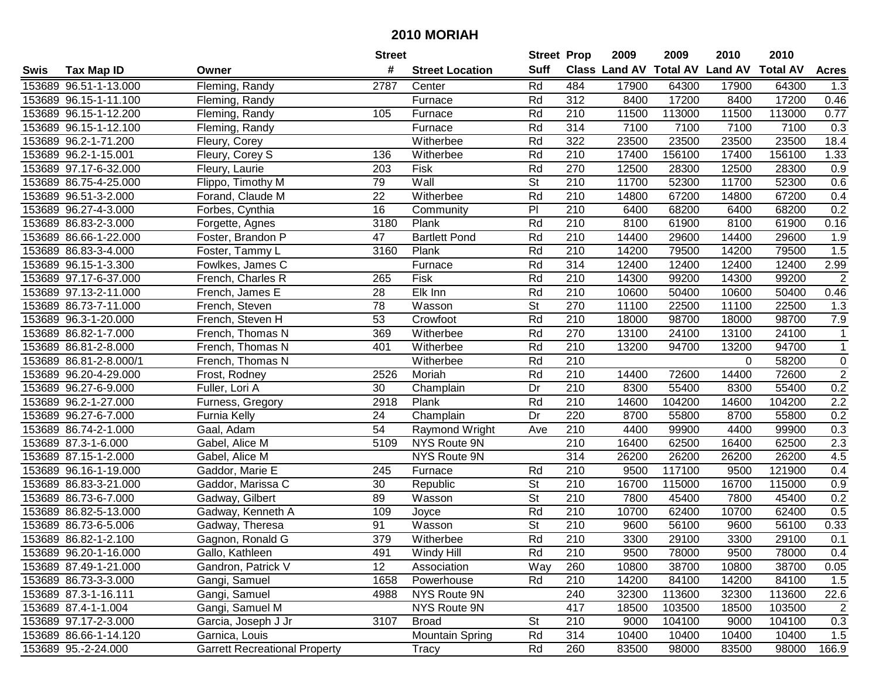# 2010 MORIAH

| Swis | Tax Map ID | Owner | Street # | Street Location | Street Suff | Prop Class | 2009 Land AV | 2009 Total AV | 2010 Land AV | 2010 Total AV | Acres |
|---|---|---|---|---|---|---|---|---|---|---|---|
| 153689 | 96.51-1-13.000 | Fleming, Randy | 2787 | Center | Rd | 484 | 17900 | 64300 | 17900 | 64300 | 1.3 |
| 153689 | 96.15-1-11.100 | Fleming, Randy | | Furnace | Rd | 312 | 8400 | 17200 | 8400 | 17200 | 0.46 |
| 153689 | 96.15-1-12.200 | Fleming, Randy | 105 | Furnace | Rd | 210 | 11500 | 113000 | 11500 | 113000 | 0.77 |
| 153689 | 96.15-1-12.100 | Fleming, Randy | | Furnace | Rd | 314 | 7100 | 7100 | 7100 | 7100 | 0.3 |
| 153689 | 96.2-1-71.200 | Fleury, Corey | | Witherbee | Rd | 322 | 23500 | 23500 | 23500 | 23500 | 18.4 |
| 153689 | 96.2-1-15.001 | Fleury, Corey S | 136 | Witherbee | Rd | 210 | 17400 | 156100 | 17400 | 156100 | 1.33 |
| 153689 | 97.17-6-32.000 | Fleury, Laurie | 203 | Fisk | Rd | 270 | 12500 | 28300 | 12500 | 28300 | 0.9 |
| 153689 | 86.75-4-25.000 | Flippo, Timothy M | 79 | Wall | St | 210 | 11700 | 52300 | 11700 | 52300 | 0.6 |
| 153689 | 96.51-3-2.000 | Forand, Claude M | 22 | Witherbee | Rd | 210 | 14800 | 67200 | 14800 | 67200 | 0.4 |
| 153689 | 96.27-4-3.000 | Forbes, Cynthia | 16 | Community | Pl | 210 | 6400 | 68200 | 6400 | 68200 | 0.2 |
| 153689 | 86.83-2-3.000 | Forgette, Agnes | 3180 | Plank | Rd | 210 | 8100 | 61900 | 8100 | 61900 | 0.16 |
| 153689 | 86.66-1-22.000 | Foster, Brandon P | 47 | Bartlett Pond | Rd | 210 | 14400 | 29600 | 14400 | 29600 | 1.9 |
| 153689 | 86.83-3-4.000 | Foster, Tammy L | 3160 | Plank | Rd | 210 | 14200 | 79500 | 14200 | 79500 | 1.5 |
| 153689 | 96.15-1-3.300 | Fowlkes, James C | | Furnace | Rd | 314 | 12400 | 12400 | 12400 | 12400 | 2.99 |
| 153689 | 97.17-6-37.000 | French, Charles R | 265 | Fisk | Rd | 210 | 14300 | 99200 | 14300 | 99200 | 2 |
| 153689 | 97.13-2-11.000 | French, James E | 28 | Elk Inn | Rd | 210 | 10600 | 50400 | 10600 | 50400 | 0.46 |
| 153689 | 86.73-7-11.000 | French, Steven | 78 | Wasson | St | 270 | 11100 | 22500 | 11100 | 22500 | 1.3 |
| 153689 | 96.3-1-20.000 | French, Steven H | 53 | Crowfoot | Rd | 210 | 18000 | 98700 | 18000 | 98700 | 7.9 |
| 153689 | 86.82-1-7.000 | French, Thomas N | 369 | Witherbee | Rd | 270 | 13100 | 24100 | 13100 | 24100 | 1 |
| 153689 | 86.81-2-8.000 | French, Thomas N | 401 | Witherbee | Rd | 210 | 13200 | 94700 | 13200 | 94700 | 1 |
| 153689 | 86.81-2-8.000/1 | French, Thomas N | | Witherbee | Rd | 210 | | | 0 | 58200 | 0 |
| 153689 | 96.20-4-29.000 | Frost, Rodney | 2526 | Moriah | Rd | 210 | 14400 | 72600 | 14400 | 72600 | 2 |
| 153689 | 96.27-6-9.000 | Fuller, Lori A | 30 | Champlain | Dr | 210 | 8300 | 55400 | 8300 | 55400 | 0.2 |
| 153689 | 96.2-1-27.000 | Furness, Gregory | 2918 | Plank | Rd | 210 | 14600 | 104200 | 14600 | 104200 | 2.2 |
| 153689 | 96.27-6-7.000 | Furnia Kelly | 24 | Champlain | Dr | 220 | 8700 | 55800 | 8700 | 55800 | 0.2 |
| 153689 | 86.74-2-1.000 | Gaal, Adam | 54 | Raymond Wright | Ave | 210 | 4400 | 99900 | 4400 | 99900 | 0.3 |
| 153689 | 87.3-1-6.000 | Gabel, Alice M | 5109 | NYS Route 9N | | 210 | 16400 | 62500 | 16400 | 62500 | 2.3 |
| 153689 | 87.15-1-2.000 | Gabel, Alice M | | NYS Route 9N | | 314 | 26200 | 26200 | 26200 | 26200 | 4.5 |
| 153689 | 96.16-1-19.000 | Gaddor, Marie E | 245 | Furnace | Rd | 210 | 9500 | 117100 | 9500 | 121900 | 0.4 |
| 153689 | 86.83-3-21.000 | Gaddor, Marissa C | 30 | Republic | St | 210 | 16700 | 115000 | 16700 | 115000 | 0.9 |
| 153689 | 86.73-6-7.000 | Gadway, Gilbert | 89 | Wasson | St | 210 | 7800 | 45400 | 7800 | 45400 | 0.2 |
| 153689 | 86.82-5-13.000 | Gadway, Kenneth A | 109 | Joyce | Rd | 210 | 10700 | 62400 | 10700 | 62400 | 0.5 |
| 153689 | 86.73-6-5.006 | Gadway, Theresa | 91 | Wasson | St | 210 | 9600 | 56100 | 9600 | 56100 | 0.33 |
| 153689 | 86.82-1-2.100 | Gagnon, Ronald G | 379 | Witherbee | Rd | 210 | 3300 | 29100 | 3300 | 29100 | 0.1 |
| 153689 | 96.20-1-16.000 | Gallo, Kathleen | 491 | Windy Hill | Rd | 210 | 9500 | 78000 | 9500 | 78000 | 0.4 |
| 153689 | 87.49-1-21.000 | Gandron, Patrick V | 12 | Association | Way | 260 | 10800 | 38700 | 10800 | 38700 | 0.05 |
| 153689 | 86.73-3-3.000 | Gangi, Samuel | 1658 | Powerhouse | Rd | 210 | 14200 | 84100 | 14200 | 84100 | 1.5 |
| 153689 | 87.3-1-16.111 | Gangi, Samuel | 4988 | NYS Route 9N | | 240 | 32300 | 113600 | 32300 | 113600 | 22.6 |
| 153689 | 87.4-1-1.004 | Gangi, Samuel M | | NYS Route 9N | | 417 | 18500 | 103500 | 18500 | 103500 | 2 |
| 153689 | 97.17-2-3.000 | Garcia, Joseph J Jr | 3107 | Broad | St | 210 | 9000 | 104100 | 9000 | 104100 | 0.3 |
| 153689 | 86.66-1-14.120 | Garnica, Louis | | Mountain Spring | Rd | 314 | 10400 | 10400 | 10400 | 10400 | 1.5 |
| 153689 | 95.-2-24.000 | Garrett Recreational Property | | Tracy | Rd | 260 | 83500 | 98000 | 83500 | 98000 | 166.9 |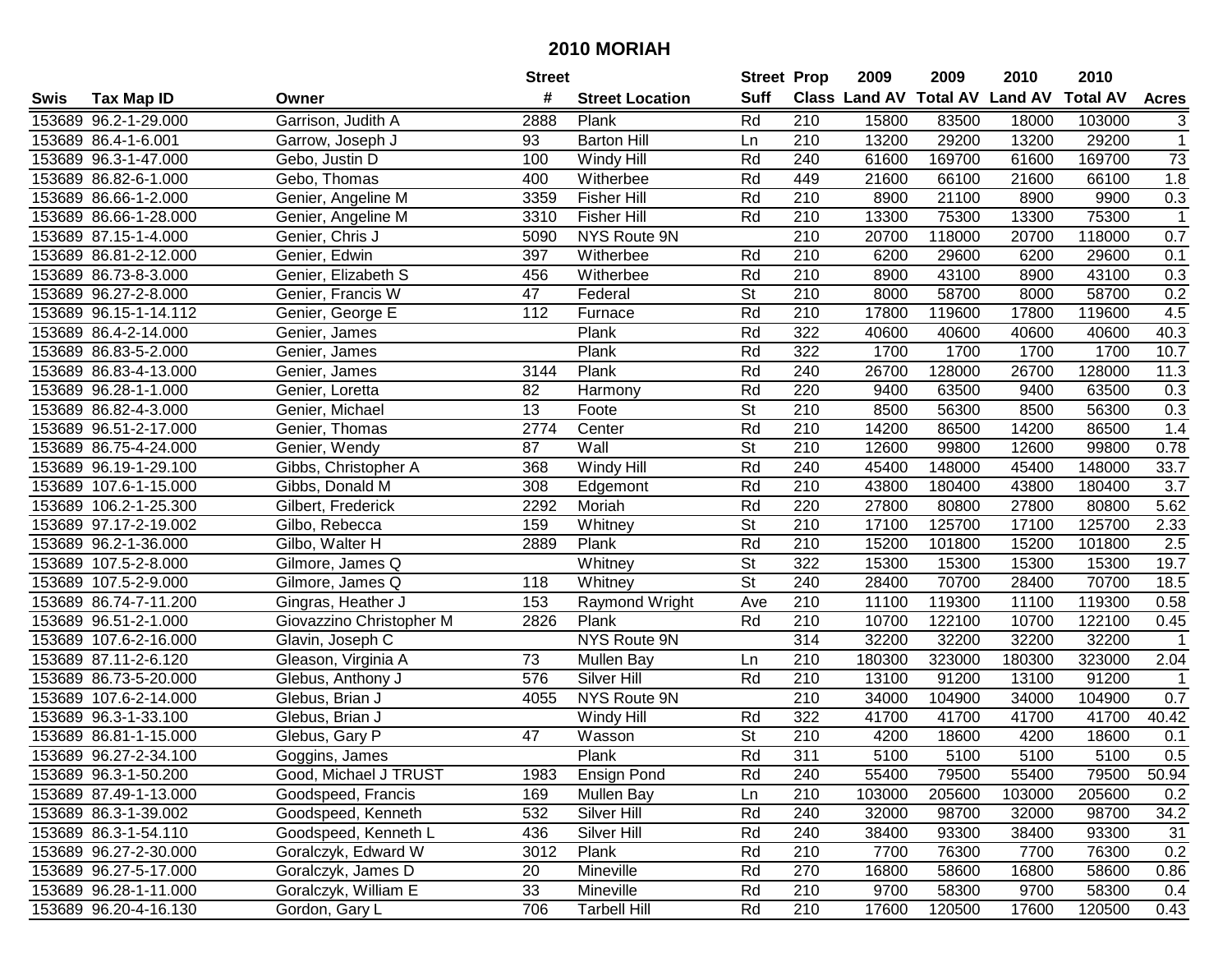# 2010 MORIAH

| Swis | Tax Map ID | Owner | Street # | Street Location | Street Suff | Prop Class | 2009 Land AV | 2009 Total AV | 2010 Land AV | 2010 Total AV | Acres |
|---|---|---|---|---|---|---|---|---|---|---|---|
| 153689 | 96.2-1-29.000 | Garrison, Judith A | 2888 | Plank | Rd | 210 | 15800 | 83500 | 18000 | 103000 | 3 |
| 153689 | 86.4-1-6.001 | Garrow, Joseph J | 93 | Barton Hill | Ln | 210 | 13200 | 29200 | 13200 | 29200 | 1 |
| 153689 | 96.3-1-47.000 | Gebo, Justin D | 100 | Windy Hill | Rd | 240 | 61600 | 169700 | 61600 | 169700 | 73 |
| 153689 | 86.82-6-1.000 | Gebo, Thomas | 400 | Witherbee | Rd | 449 | 21600 | 66100 | 21600 | 66100 | 1.8 |
| 153689 | 86.66-1-2.000 | Genier, Angeline M | 3359 | Fisher Hill | Rd | 210 | 8900 | 21100 | 8900 | 9900 | 0.3 |
| 153689 | 86.66-1-28.000 | Genier, Angeline M | 3310 | Fisher Hill | Rd | 210 | 13300 | 75300 | 13300 | 75300 | 1 |
| 153689 | 87.15-1-4.000 | Genier, Chris J | 5090 | NYS Route 9N | | 210 | 20700 | 118000 | 20700 | 118000 | 0.7 |
| 153689 | 86.81-2-12.000 | Genier, Edwin | 397 | Witherbee | Rd | 210 | 6200 | 29600 | 6200 | 29600 | 0.1 |
| 153689 | 86.73-8-3.000 | Genier, Elizabeth S | 456 | Witherbee | Rd | 210 | 8900 | 43100 | 8900 | 43100 | 0.3 |
| 153689 | 96.27-2-8.000 | Genier, Francis W | 47 | Federal | St | 210 | 8000 | 58700 | 8000 | 58700 | 0.2 |
| 153689 | 96.15-1-14.112 | Genier, George E | 112 | Furnace | Rd | 210 | 17800 | 119600 | 17800 | 119600 | 4.5 |
| 153689 | 86.4-2-14.000 | Genier, James | | Plank | Rd | 322 | 40600 | 40600 | 40600 | 40600 | 40.3 |
| 153689 | 86.83-5-2.000 | Genier, James | | Plank | Rd | 322 | 1700 | 1700 | 1700 | 1700 | 10.7 |
| 153689 | 86.83-4-13.000 | Genier, James | 3144 | Plank | Rd | 240 | 26700 | 128000 | 26700 | 128000 | 11.3 |
| 153689 | 96.28-1-1.000 | Genier, Loretta | 82 | Harmony | Rd | 220 | 9400 | 63500 | 9400 | 63500 | 0.3 |
| 153689 | 86.82-4-3.000 | Genier, Michael | 13 | Foote | St | 210 | 8500 | 56300 | 8500 | 56300 | 0.3 |
| 153689 | 96.51-2-17.000 | Genier, Thomas | 2774 | Center | Rd | 210 | 14200 | 86500 | 14200 | 86500 | 1.4 |
| 153689 | 86.75-4-24.000 | Genier, Wendy | 87 | Wall | St | 210 | 12600 | 99800 | 12600 | 99800 | 0.78 |
| 153689 | 96.19-1-29.100 | Gibbs, Christopher A | 368 | Windy Hill | Rd | 240 | 45400 | 148000 | 45400 | 148000 | 33.7 |
| 153689 | 107.6-1-15.000 | Gibbs, Donald M | 308 | Edgemont | Rd | 210 | 43800 | 180400 | 43800 | 180400 | 3.7 |
| 153689 | 106.2-1-25.300 | Gilbert, Frederick | 2292 | Moriah | Rd | 220 | 27800 | 80800 | 27800 | 80800 | 5.62 |
| 153689 | 97.17-2-19.002 | Gilbo, Rebecca | 159 | Whitney | St | 210 | 17100 | 125700 | 17100 | 125700 | 2.33 |
| 153689 | 96.2-1-36.000 | Gilbo, Walter H | 2889 | Plank | Rd | 210 | 15200 | 101800 | 15200 | 101800 | 2.5 |
| 153689 | 107.5-2-8.000 | Gilmore, James Q | | Whitney | St | 322 | 15300 | 15300 | 15300 | 15300 | 19.7 |
| 153689 | 107.5-2-9.000 | Gilmore, James Q | 118 | Whitney | St | 240 | 28400 | 70700 | 28400 | 70700 | 18.5 |
| 153689 | 86.74-7-11.200 | Gingras, Heather J | 153 | Raymond Wright | Ave | 210 | 11100 | 119300 | 11100 | 119300 | 0.58 |
| 153689 | 96.51-2-1.000 | Giovazzino Christopher M | 2826 | Plank | Rd | 210 | 10700 | 122100 | 10700 | 122100 | 0.45 |
| 153689 | 107.6-2-16.000 | Glavin, Joseph C | | NYS Route 9N | | 314 | 32200 | 32200 | 32200 | 32200 | 1 |
| 153689 | 87.11-2-6.120 | Gleason, Virginia A | 73 | Mullen Bay | Ln | 210 | 180300 | 323000 | 180300 | 323000 | 2.04 |
| 153689 | 86.73-5-20.000 | Glebus, Anthony J | 576 | Silver Hill | Rd | 210 | 13100 | 91200 | 13100 | 91200 | 1 |
| 153689 | 107.6-2-14.000 | Glebus, Brian J | 4055 | NYS Route 9N | | 210 | 34000 | 104900 | 34000 | 104900 | 0.7 |
| 153689 | 96.3-1-33.100 | Glebus, Brian J | | Windy Hill | Rd | 322 | 41700 | 41700 | 41700 | 41700 | 40.42 |
| 153689 | 86.81-1-15.000 | Glebus, Gary P | 47 | Wasson | St | 210 | 4200 | 18600 | 4200 | 18600 | 0.1 |
| 153689 | 96.27-2-34.100 | Goggins, James | | Plank | Rd | 311 | 5100 | 5100 | 5100 | 5100 | 0.5 |
| 153689 | 96.3-1-50.200 | Good, Michael J TRUST | 1983 | Ensign Pond | Rd | 240 | 55400 | 79500 | 55400 | 79500 | 50.94 |
| 153689 | 87.49-1-13.000 | Goodspeed, Francis | 169 | Mullen Bay | Ln | 210 | 103000 | 205600 | 103000 | 205600 | 0.2 |
| 153689 | 86.3-1-39.002 | Goodspeed, Kenneth | 532 | Silver Hill | Rd | 240 | 32000 | 98700 | 32000 | 98700 | 34.2 |
| 153689 | 86.3-1-54.110 | Goodspeed, Kenneth L | 436 | Silver Hill | Rd | 240 | 38400 | 93300 | 38400 | 93300 | 31 |
| 153689 | 96.27-2-30.000 | Goralczyk, Edward W | 3012 | Plank | Rd | 210 | 7700 | 76300 | 7700 | 76300 | 0.2 |
| 153689 | 96.27-5-17.000 | Goralczyk, James D | 20 | Mineville | Rd | 270 | 16800 | 58600 | 16800 | 58600 | 0.86 |
| 153689 | 96.28-1-11.000 | Goralczyk, William E | 33 | Mineville | Rd | 210 | 9700 | 58300 | 9700 | 58300 | 0.4 |
| 153689 | 96.20-4-16.130 | Gordon, Gary L | 706 | Tarbell Hill | Rd | 210 | 17600 | 120500 | 17600 | 120500 | 0.43 |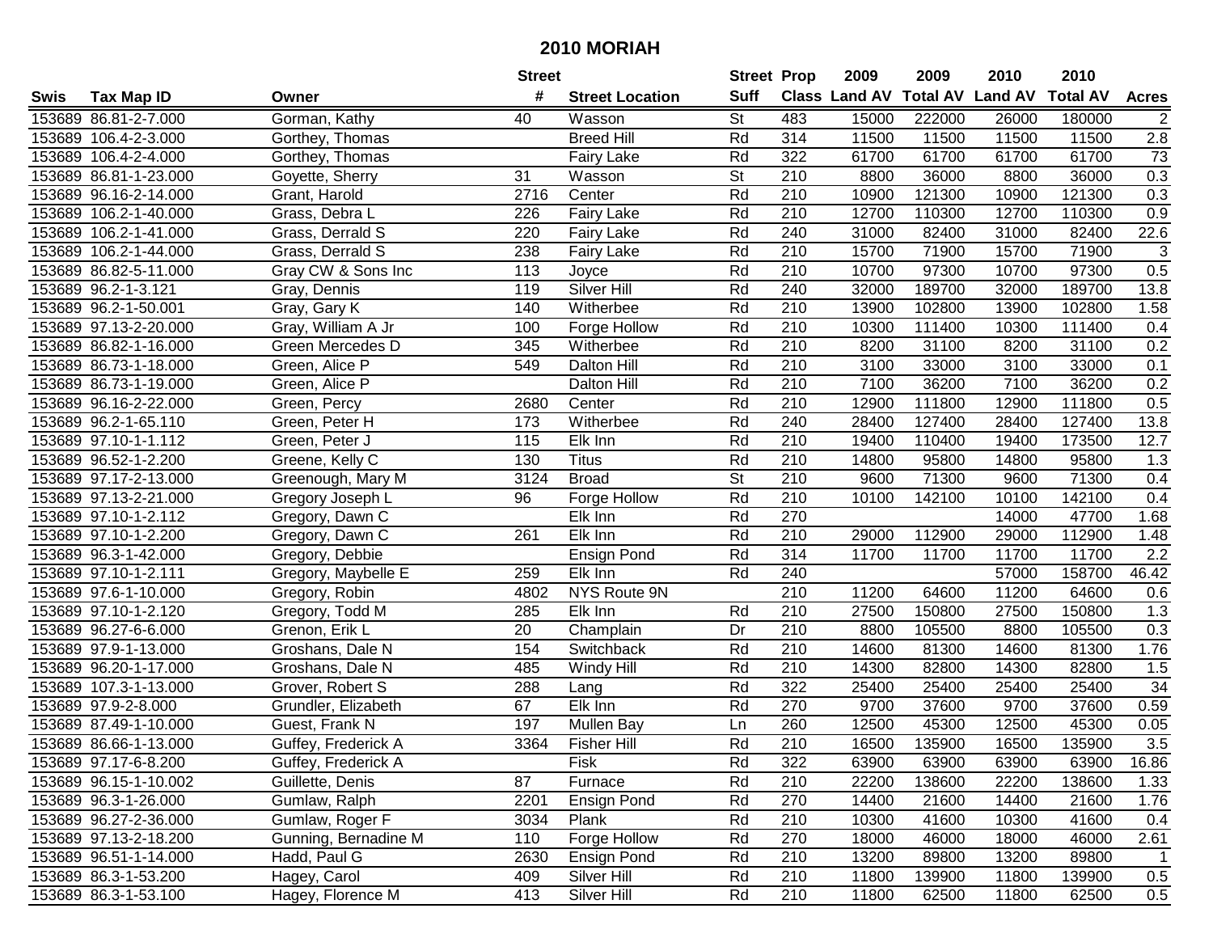# 2010 MORIAH

| Swis | Tax Map ID | Owner | Street # | Street Location | Street Suff | Prop Class | 2009 Land AV | 2009 Total AV | 2010 Land AV | 2010 Total AV | Acres |
|---|---|---|---|---|---|---|---|---|---|---|---|
| 153689 | 86.81-2-7.000 | Gorman, Kathy | 40 | Wasson | St | 483 | 15000 | 222000 | 26000 | 180000 | 2 |
| 153689 | 106.4-2-3.000 | Gorthey, Thomas | | Breed Hill | Rd | 314 | 11500 | 11500 | 11500 | 11500 | 2.8 |
| 153689 | 106.4-2-4.000 | Gorthey, Thomas | | Fairy Lake | Rd | 322 | 61700 | 61700 | 61700 | 61700 | 73 |
| 153689 | 86.81-1-23.000 | Goyette, Sherry | 31 | Wasson | St | 210 | 8800 | 36000 | 8800 | 36000 | 0.3 |
| 153689 | 96.16-2-14.000 | Grant, Harold | 2716 | Center | Rd | 210 | 10900 | 121300 | 10900 | 121300 | 0.3 |
| 153689 | 106.2-1-40.000 | Grass, Debra L | 226 | Fairy Lake | Rd | 210 | 12700 | 110300 | 12700 | 110300 | 0.9 |
| 153689 | 106.2-1-41.000 | Grass, Derrald S | 220 | Fairy Lake | Rd | 240 | 31000 | 82400 | 31000 | 82400 | 22.6 |
| 153689 | 106.2-1-44.000 | Grass, Derrald S | 238 | Fairy Lake | Rd | 210 | 15700 | 71900 | 15700 | 71900 | 3 |
| 153689 | 86.82-5-11.000 | Gray CW & Sons Inc | 113 | Joyce | Rd | 210 | 10700 | 97300 | 10700 | 97300 | 0.5 |
| 153689 | 96.2-1-3.121 | Gray, Dennis | 119 | Silver Hill | Rd | 240 | 32000 | 189700 | 32000 | 189700 | 13.8 |
| 153689 | 96.2-1-50.001 | Gray, Gary K | 140 | Witherbee | Rd | 210 | 13900 | 102800 | 13900 | 102800 | 1.58 |
| 153689 | 97.13-2-20.000 | Gray, William A Jr | 100 | Forge Hollow | Rd | 210 | 10300 | 111400 | 10300 | 111400 | 0.4 |
| 153689 | 86.82-1-16.000 | Green Mercedes D | 345 | Witherbee | Rd | 210 | 8200 | 31100 | 8200 | 31100 | 0.2 |
| 153689 | 86.73-1-18.000 | Green, Alice P | 549 | Dalton Hill | Rd | 210 | 3100 | 33000 | 3100 | 33000 | 0.1 |
| 153689 | 86.73-1-19.000 | Green, Alice P | | Dalton Hill | Rd | 210 | 7100 | 36200 | 7100 | 36200 | 0.2 |
| 153689 | 96.16-2-22.000 | Green, Percy | 2680 | Center | Rd | 210 | 12900 | 111800 | 12900 | 111800 | 0.5 |
| 153689 | 96.2-1-65.110 | Green, Peter H | 173 | Witherbee | Rd | 240 | 28400 | 127400 | 28400 | 127400 | 13.8 |
| 153689 | 97.10-1-1.112 | Green, Peter J | 115 | Elk Inn | Rd | 210 | 19400 | 110400 | 19400 | 173500 | 12.7 |
| 153689 | 96.52-1-2.200 | Greene, Kelly C | 130 | Titus | Rd | 210 | 14800 | 95800 | 14800 | 95800 | 1.3 |
| 153689 | 97.17-2-13.000 | Greenough, Mary M | 3124 | Broad | St | 210 | 9600 | 71300 | 9600 | 71300 | 0.4 |
| 153689 | 97.13-2-21.000 | Gregory Joseph L | 96 | Forge Hollow | Rd | 210 | 10100 | 142100 | 10100 | 142100 | 0.4 |
| 153689 | 97.10-1-2.112 | Gregory, Dawn C | | Elk Inn | Rd | 270 | | | 14000 | 47700 | 1.68 |
| 153689 | 97.10-1-2.200 | Gregory, Dawn C | 261 | Elk Inn | Rd | 210 | 29000 | 112900 | 29000 | 112900 | 1.48 |
| 153689 | 96.3-1-42.000 | Gregory, Debbie | | Ensign Pond | Rd | 314 | 11700 | 11700 | 11700 | 11700 | 2.2 |
| 153689 | 97.10-1-2.111 | Gregory, Maybelle E | 259 | Elk Inn | Rd | 240 | | | 57000 | 158700 | 46.42 |
| 153689 | 97.6-1-10.000 | Gregory, Robin | 4802 | NYS Route 9N | | 210 | 11200 | 64600 | 11200 | 64600 | 0.6 |
| 153689 | 97.10-1-2.120 | Gregory, Todd M | 285 | Elk Inn | Rd | 210 | 27500 | 150800 | 27500 | 150800 | 1.3 |
| 153689 | 96.27-6-6.000 | Grenon, Erik L | 20 | Champlain | Dr | 210 | 8800 | 105500 | 8800 | 105500 | 0.3 |
| 153689 | 97.9-1-13.000 | Groshans, Dale N | 154 | Switchback | Rd | 210 | 14600 | 81300 | 14600 | 81300 | 1.76 |
| 153689 | 96.20-1-17.000 | Groshans, Dale N | 485 | Windy Hill | Rd | 210 | 14300 | 82800 | 14300 | 82800 | 1.5 |
| 153689 | 107.3-1-13.000 | Grover, Robert S | 288 | Lang | Rd | 322 | 25400 | 25400 | 25400 | 25400 | 34 |
| 153689 | 97.9-2-8.000 | Grundler, Elizabeth | 67 | Elk Inn | Rd | 270 | 9700 | 37600 | 9700 | 37600 | 0.59 |
| 153689 | 87.49-1-10.000 | Guest, Frank N | 197 | Mullen Bay | Ln | 260 | 12500 | 45300 | 12500 | 45300 | 0.05 |
| 153689 | 86.66-1-13.000 | Guffey, Frederick A | 3364 | Fisher Hill | Rd | 210 | 16500 | 135900 | 16500 | 135900 | 3.5 |
| 153689 | 97.17-6-8.200 | Guffey, Frederick A | | Fisk | Rd | 322 | 63900 | 63900 | 63900 | 63900 | 16.86 |
| 153689 | 96.15-1-10.002 | Guillette, Denis | 87 | Furnace | Rd | 210 | 22200 | 138600 | 22200 | 138600 | 1.33 |
| 153689 | 96.3-1-26.000 | Gumlaw, Ralph | 2201 | Ensign Pond | Rd | 270 | 14400 | 21600 | 14400 | 21600 | 1.76 |
| 153689 | 96.27-2-36.000 | Gumlaw, Roger F | 3034 | Plank | Rd | 210 | 10300 | 41600 | 10300 | 41600 | 0.4 |
| 153689 | 97.13-2-18.200 | Gunning, Bernadine M | 110 | Forge Hollow | Rd | 270 | 18000 | 46000 | 18000 | 46000 | 2.61 |
| 153689 | 96.51-1-14.000 | Hadd, Paul G | 2630 | Ensign Pond | Rd | 210 | 13200 | 89800 | 13200 | 89800 | 1 |
| 153689 | 86.3-1-53.200 | Hagey, Carol | 409 | Silver Hill | Rd | 210 | 11800 | 139900 | 11800 | 139900 | 0.5 |
| 153689 | 86.3-1-53.100 | Hagey, Florence M | 413 | Silver Hill | Rd | 210 | 11800 | 62500 | 11800 | 62500 | 0.5 |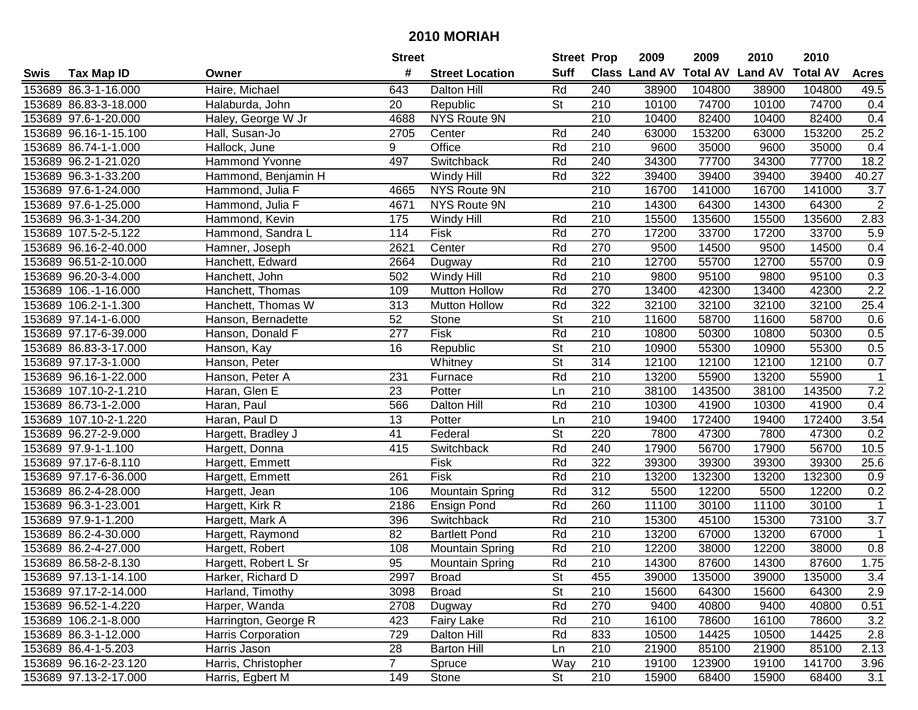# 2010 MORIAH

| Swis | Tax Map ID | Owner | Street # | Street Location | Street Suff | Prop Class | 2009 Land AV | 2009 Total AV | 2010 Land AV | 2010 Total AV | Acres |
|---|---|---|---|---|---|---|---|---|---|---|---|
| 153689 | 86.3-1-16.000 | Haire, Michael | 643 | Dalton Hill | Rd | 240 | 38900 | 104800 | 38900 | 104800 | 49.5 |
| 153689 | 86.83-3-18.000 | Halaburda, John | 20 | Republic | St | 210 | 10100 | 74700 | 10100 | 74700 | 0.4 |
| 153689 | 97.6-1-20.000 | Haley, George W Jr | 4688 | NYS Route 9N | | 210 | 10400 | 82400 | 10400 | 82400 | 0.4 |
| 153689 | 96.16-1-15.100 | Hall, Susan-Jo | 2705 | Center | Rd | 240 | 63000 | 153200 | 63000 | 153200 | 25.2 |
| 153689 | 86.74-1-1.000 | Hallock, June | 9 | Office | Rd | 210 | 9600 | 35000 | 9600 | 35000 | 0.4 |
| 153689 | 96.2-1-21.020 | Hammond Yvonne | 497 | Switchback | Rd | 240 | 34300 | 77700 | 34300 | 77700 | 18.2 |
| 153689 | 96.3-1-33.200 | Hammond, Benjamin H | | Windy Hill | Rd | 322 | 39400 | 39400 | 39400 | 39400 | 40.27 |
| 153689 | 97.6-1-24.000 | Hammond, Julia F | 4665 | NYS Route 9N | | 210 | 16700 | 141000 | 16700 | 141000 | 3.7 |
| 153689 | 97.6-1-25.000 | Hammond, Julia F | 4671 | NYS Route 9N | | 210 | 14300 | 64300 | 14300 | 64300 | 2 |
| 153689 | 96.3-1-34.200 | Hammond, Kevin | 175 | Windy Hill | Rd | 210 | 15500 | 135600 | 15500 | 135600 | 2.83 |
| 153689 | 107.5-2-5.122 | Hammond, Sandra L | 114 | Fisk | Rd | 270 | 17200 | 33700 | 17200 | 33700 | 5.9 |
| 153689 | 96.16-2-40.000 | Hamner, Joseph | 2621 | Center | Rd | 270 | 9500 | 14500 | 9500 | 14500 | 0.4 |
| 153689 | 96.51-2-10.000 | Hanchett, Edward | 2664 | Dugway | Rd | 210 | 12700 | 55700 | 12700 | 55700 | 0.9 |
| 153689 | 96.20-3-4.000 | Hanchett, John | 502 | Windy Hill | Rd | 210 | 9800 | 95100 | 9800 | 95100 | 0.3 |
| 153689 | 106.-1-16.000 | Hanchett, Thomas | 109 | Mutton Hollow | Rd | 270 | 13400 | 42300 | 13400 | 42300 | 2.2 |
| 153689 | 106.2-1-1.300 | Hanchett, Thomas W | 313 | Mutton Hollow | Rd | 322 | 32100 | 32100 | 32100 | 32100 | 25.4 |
| 153689 | 97.14-1-6.000 | Hanson, Bernadette | 52 | Stone | St | 210 | 11600 | 58700 | 11600 | 58700 | 0.6 |
| 153689 | 97.17-6-39.000 | Hanson, Donald F | 277 | Fisk | Rd | 210 | 10800 | 50300 | 10800 | 50300 | 0.5 |
| 153689 | 86.83-3-17.000 | Hanson, Kay | 16 | Republic | St | 210 | 10900 | 55300 | 10900 | 55300 | 0.5 |
| 153689 | 97.17-3-1.000 | Hanson, Peter | | Whitney | St | 314 | 12100 | 12100 | 12100 | 12100 | 0.7 |
| 153689 | 96.16-1-22.000 | Hanson, Peter A | 231 | Furnace | Rd | 210 | 13200 | 55900 | 13200 | 55900 | 1 |
| 153689 | 107.10-2-1.210 | Haran, Glen E | 23 | Potter | Ln | 210 | 38100 | 143500 | 38100 | 143500 | 7.2 |
| 153689 | 86.73-1-2.000 | Haran, Paul | 566 | Dalton Hill | Rd | 210 | 10300 | 41900 | 10300 | 41900 | 0.4 |
| 153689 | 107.10-2-1.220 | Haran, Paul D | 13 | Potter | Ln | 210 | 19400 | 172400 | 19400 | 172400 | 3.54 |
| 153689 | 96.27-2-9.000 | Hargett, Bradley J | 41 | Federal | St | 220 | 7800 | 47300 | 7800 | 47300 | 0.2 |
| 153689 | 97.9-1-1.100 | Hargett, Donna | 415 | Switchback | Rd | 240 | 17900 | 56700 | 17900 | 56700 | 10.5 |
| 153689 | 97.17-6-8.110 | Hargett, Emmett | | Fisk | Rd | 322 | 39300 | 39300 | 39300 | 39300 | 25.6 |
| 153689 | 97.17-6-36.000 | Hargett, Emmett | 261 | Fisk | Rd | 210 | 13200 | 132300 | 13200 | 132300 | 0.9 |
| 153689 | 86.2-4-28.000 | Hargett, Jean | 106 | Mountain Spring | Rd | 312 | 5500 | 12200 | 5500 | 12200 | 0.2 |
| 153689 | 96.3-1-23.001 | Hargett, Kirk R | 2186 | Ensign Pond | Rd | 260 | 11100 | 30100 | 11100 | 30100 | 1 |
| 153689 | 97.9-1-1.200 | Hargett, Mark A | 396 | Switchback | Rd | 210 | 15300 | 45100 | 15300 | 73100 | 3.7 |
| 153689 | 86.2-4-30.000 | Hargett, Raymond | 82 | Bartlett Pond | Rd | 210 | 13200 | 67000 | 13200 | 67000 | 1 |
| 153689 | 86.2-4-27.000 | Hargett, Robert | 108 | Mountain Spring | Rd | 210 | 12200 | 38000 | 12200 | 38000 | 0.8 |
| 153689 | 86.58-2-8.130 | Hargett, Robert L Sr | 95 | Mountain Spring | Rd | 210 | 14300 | 87600 | 14300 | 87600 | 1.75 |
| 153689 | 97.13-1-14.100 | Harker, Richard D | 2997 | Broad | St | 455 | 39000 | 135000 | 39000 | 135000 | 3.4 |
| 153689 | 97.17-2-14.000 | Harland, Timothy | 3098 | Broad | St | 210 | 15600 | 64300 | 15600 | 64300 | 2.9 |
| 153689 | 96.52-1-4.220 | Harper, Wanda | 2708 | Dugway | Rd | 270 | 9400 | 40800 | 9400 | 40800 | 0.51 |
| 153689 | 106.2-1-8.000 | Harrington, George R | 423 | Fairy Lake | Rd | 210 | 16100 | 78600 | 16100 | 78600 | 3.2 |
| 153689 | 86.3-1-12.000 | Harris Corporation | 729 | Dalton Hill | Rd | 833 | 10500 | 14425 | 10500 | 14425 | 2.8 |
| 153689 | 86.4-1-5.203 | Harris Jason | 28 | Barton Hill | Ln | 210 | 21900 | 85100 | 21900 | 85100 | 2.13 |
| 153689 | 96.16-2-23.120 | Harris, Christopher | 7 | Spruce | Way | 210 | 19100 | 123900 | 19100 | 141700 | 3.96 |
| 153689 | 97.13-2-17.000 | Harris, Egbert M | 149 | Stone | St | 210 | 15900 | 68400 | 15900 | 68400 | 3.1 |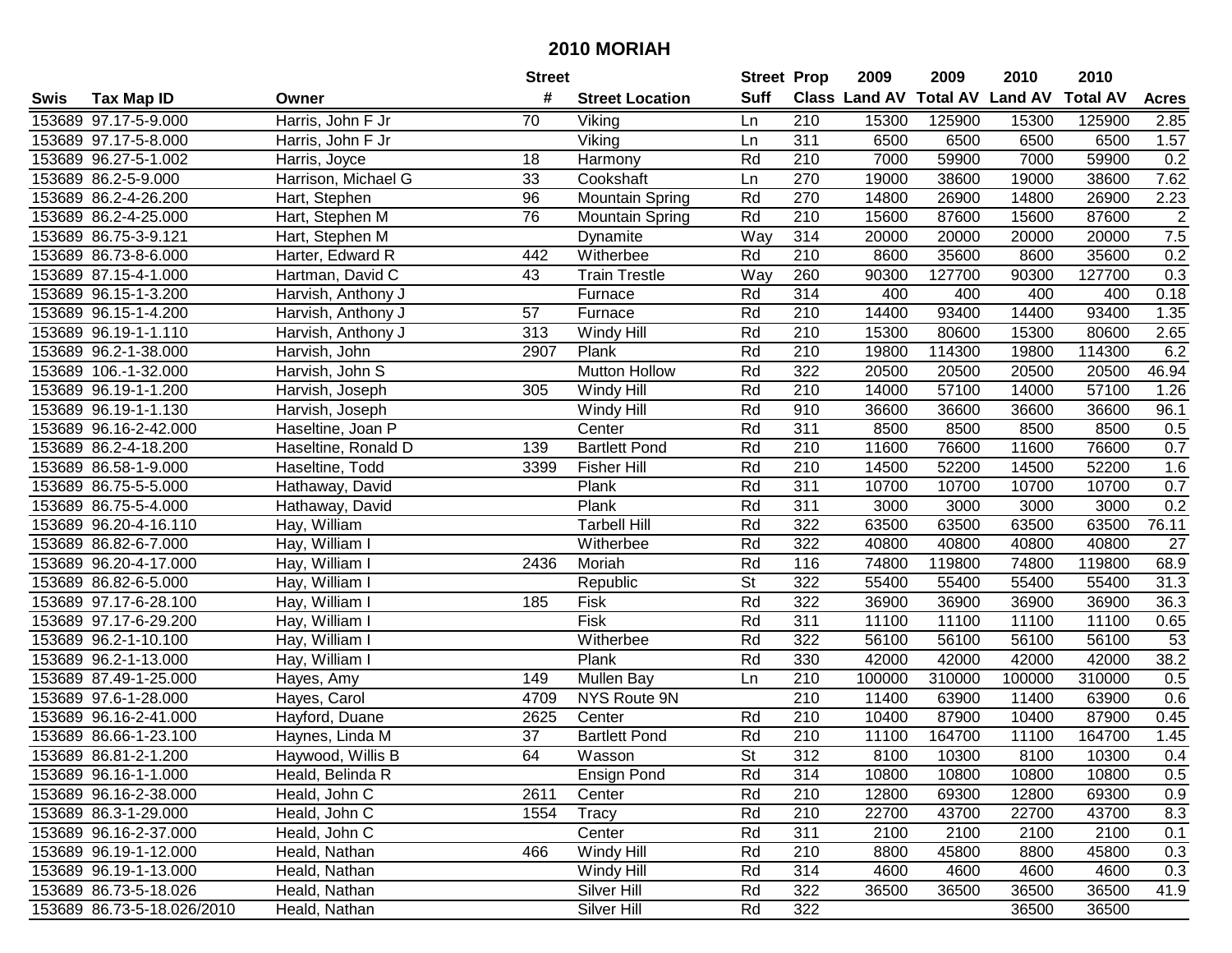# 2010 MORIAH

| Swis | Tax Map ID | Owner | Street # | Street Location | Street Suff | Prop Class | 2009 Land AV | 2009 Total AV | 2010 Land AV | 2010 Total AV | Acres |
|---|---|---|---|---|---|---|---|---|---|---|---|
| 153689 | 97.17-5-9.000 | Harris, John F Jr | 70 | Viking | Ln | 210 | 15300 | 125900 | 15300 | 125900 | 2.85 |
| 153689 | 97.17-5-8.000 | Harris, John F Jr | | Viking | Ln | 311 | 6500 | 6500 | 6500 | 6500 | 1.57 |
| 153689 | 96.27-5-1.002 | Harris, Joyce | 18 | Harmony | Rd | 210 | 7000 | 59900 | 7000 | 59900 | 0.2 |
| 153689 | 86.2-5-9.000 | Harrison, Michael G | 33 | Cookshaft | Ln | 270 | 19000 | 38600 | 19000 | 38600 | 7.62 |
| 153689 | 86.2-4-26.200 | Hart, Stephen | 96 | Mountain Spring | Rd | 270 | 14800 | 26900 | 14800 | 26900 | 2.23 |
| 153689 | 86.2-4-25.000 | Hart, Stephen M | 76 | Mountain Spring | Rd | 210 | 15600 | 87600 | 15600 | 87600 | 2 |
| 153689 | 86.75-3-9.121 | Hart, Stephen M | | Dynamite | Way | 314 | 20000 | 20000 | 20000 | 20000 | 7.5 |
| 153689 | 86.73-8-6.000 | Harter, Edward R | 442 | Witherbee | Rd | 210 | 8600 | 35600 | 8600 | 35600 | 0.2 |
| 153689 | 87.15-4-1.000 | Hartman, David C | 43 | Train Trestle | Way | 260 | 90300 | 127700 | 90300 | 127700 | 0.3 |
| 153689 | 96.15-1-3.200 | Harvish, Anthony J | | Furnace | Rd | 314 | 400 | 400 | 400 | 400 | 0.18 |
| 153689 | 96.15-1-4.200 | Harvish, Anthony J | 57 | Furnace | Rd | 210 | 14400 | 93400 | 14400 | 93400 | 1.35 |
| 153689 | 96.19-1-1.110 | Harvish, Anthony J | 313 | Windy Hill | Rd | 210 | 15300 | 80600 | 15300 | 80600 | 2.65 |
| 153689 | 96.2-1-38.000 | Harvish, John | 2907 | Plank | Rd | 210 | 19800 | 114300 | 19800 | 114300 | 6.2 |
| 153689 | 106.-1-32.000 | Harvish, John S | | Mutton Hollow | Rd | 322 | 20500 | 20500 | 20500 | 20500 | 46.94 |
| 153689 | 96.19-1-1.200 | Harvish, Joseph | 305 | Windy Hill | Rd | 210 | 14000 | 57100 | 14000 | 57100 | 1.26 |
| 153689 | 96.19-1-1.130 | Harvish, Joseph | | Windy Hill | Rd | 910 | 36600 | 36600 | 36600 | 36600 | 96.1 |
| 153689 | 96.16-2-42.000 | Haseltine, Joan P | | Center | Rd | 311 | 8500 | 8500 | 8500 | 8500 | 0.5 |
| 153689 | 86.2-4-18.200 | Haseltine, Ronald D | 139 | Bartlett Pond | Rd | 210 | 11600 | 76600 | 11600 | 76600 | 0.7 |
| 153689 | 86.58-1-9.000 | Haseltine, Todd | 3399 | Fisher Hill | Rd | 210 | 14500 | 52200 | 14500 | 52200 | 1.6 |
| 153689 | 86.75-5-5.000 | Hathaway, David | | Plank | Rd | 311 | 10700 | 10700 | 10700 | 10700 | 0.7 |
| 153689 | 86.75-5-4.000 | Hathaway, David | | Plank | Rd | 311 | 3000 | 3000 | 3000 | 3000 | 0.2 |
| 153689 | 96.20-4-16.110 | Hay, William | | Tarbell Hill | Rd | 322 | 63500 | 63500 | 63500 | 63500 | 76.11 |
| 153689 | 86.82-6-7.000 | Hay, William I | | Witherbee | Rd | 322 | 40800 | 40800 | 40800 | 40800 | 27 |
| 153689 | 96.20-4-17.000 | Hay, William I | 2436 | Moriah | Rd | 116 | 74800 | 119800 | 74800 | 119800 | 68.9 |
| 153689 | 86.82-6-5.000 | Hay, William I | | Republic | St | 322 | 55400 | 55400 | 55400 | 55400 | 31.3 |
| 153689 | 97.17-6-28.100 | Hay, William I | 185 | Fisk | Rd | 322 | 36900 | 36900 | 36900 | 36900 | 36.3 |
| 153689 | 97.17-6-29.200 | Hay, William I | | Fisk | Rd | 311 | 11100 | 11100 | 11100 | 11100 | 0.65 |
| 153689 | 96.2-1-10.100 | Hay, William I | | Witherbee | Rd | 322 | 56100 | 56100 | 56100 | 56100 | 53 |
| 153689 | 96.2-1-13.000 | Hay, William I | | Plank | Rd | 330 | 42000 | 42000 | 42000 | 42000 | 38.2 |
| 153689 | 87.49-1-25.000 | Hayes, Amy | 149 | Mullen Bay | Ln | 210 | 100000 | 310000 | 100000 | 310000 | 0.5 |
| 153689 | 97.6-1-28.000 | Hayes, Carol | 4709 | NYS Route 9N | | 210 | 11400 | 63900 | 11400 | 63900 | 0.6 |
| 153689 | 96.16-2-41.000 | Hayford, Duane | 2625 | Center | Rd | 210 | 10400 | 87900 | 10400 | 87900 | 0.45 |
| 153689 | 86.66-1-23.100 | Haynes, Linda M | 37 | Bartlett Pond | Rd | 210 | 11100 | 164700 | 11100 | 164700 | 1.45 |
| 153689 | 86.81-2-1.200 | Haywood, Willis B | 64 | Wasson | St | 312 | 8100 | 10300 | 8100 | 10300 | 0.4 |
| 153689 | 96.16-1-1.000 | Heald, Belinda R | | Ensign Pond | Rd | 314 | 10800 | 10800 | 10800 | 10800 | 0.5 |
| 153689 | 96.16-2-38.000 | Heald, John C | 2611 | Center | Rd | 210 | 12800 | 69300 | 12800 | 69300 | 0.9 |
| 153689 | 86.3-1-29.000 | Heald, John C | 1554 | Tracy | Rd | 210 | 22700 | 43700 | 22700 | 43700 | 8.3 |
| 153689 | 96.16-2-37.000 | Heald, John C | | Center | Rd | 311 | 2100 | 2100 | 2100 | 2100 | 0.1 |
| 153689 | 96.19-1-12.000 | Heald, Nathan | 466 | Windy Hill | Rd | 210 | 8800 | 45800 | 8800 | 45800 | 0.3 |
| 153689 | 96.19-1-13.000 | Heald, Nathan | | Windy Hill | Rd | 314 | 4600 | 4600 | 4600 | 4600 | 0.3 |
| 153689 | 86.73-5-18.026 | Heald, Nathan | | Silver Hill | Rd | 322 | 36500 | 36500 | 36500 | 36500 | 41.9 |
| 153689 | 86.73-5-18.026/2010 | Heald, Nathan | | Silver Hill | Rd | 322 | | | 36500 | 36500 | |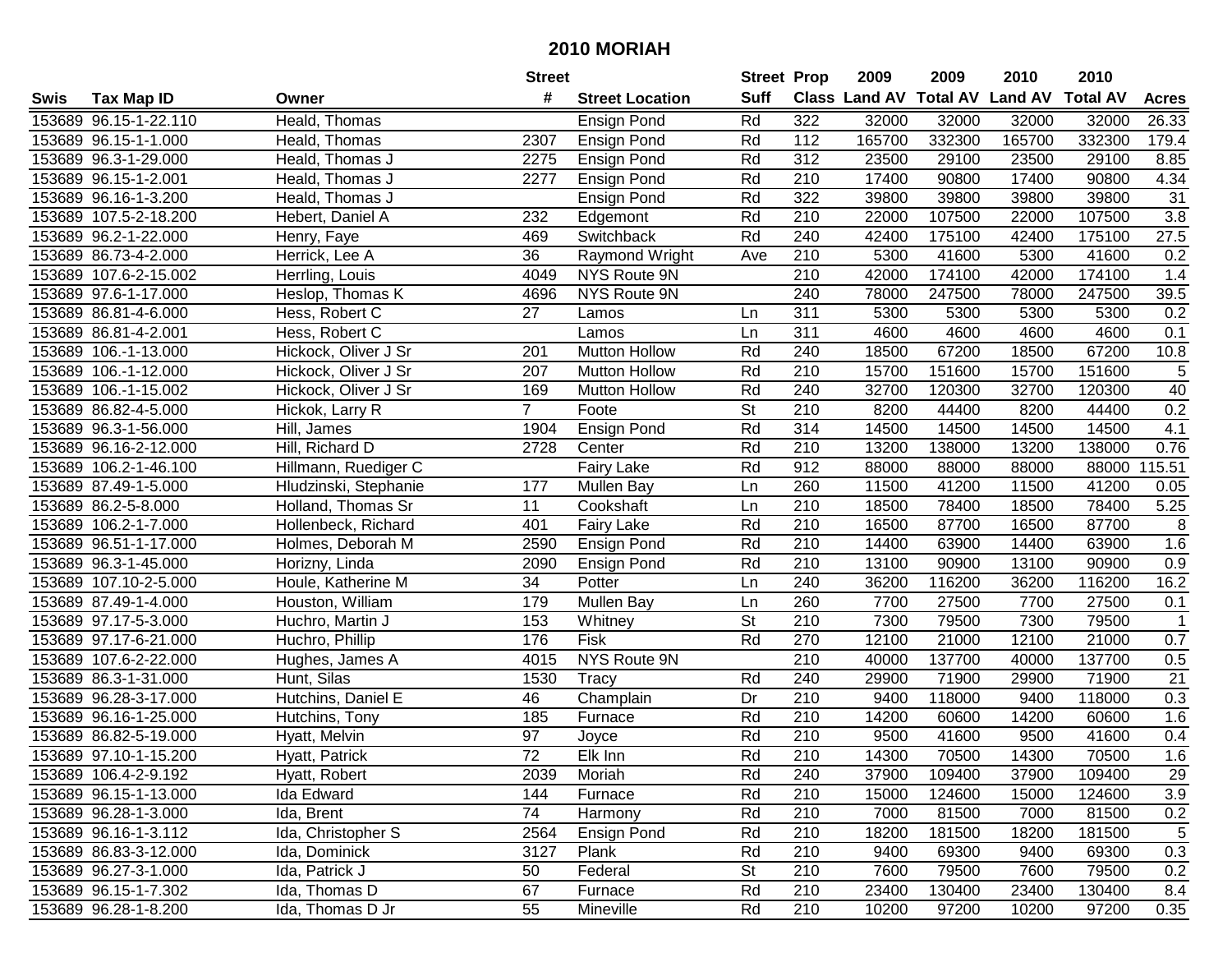# 2010 MORIAH

| Swis | Tax Map ID | Owner | Street # | Street Location | Street Suff | Prop Class | 2009 Land AV | 2009 Total AV | 2010 Land AV | 2010 Total AV | Acres |
|---|---|---|---|---|---|---|---|---|---|---|---|
| 153689 | 96.15-1-22.110 | Heald, Thomas | | Ensign Pond | Rd | 322 | 32000 | 32000 | 32000 | 32000 | 26.33 |
| 153689 | 96.15-1-1.000 | Heald, Thomas | 2307 | Ensign Pond | Rd | 112 | 165700 | 332300 | 165700 | 332300 | 179.4 |
| 153689 | 96.3-1-29.000 | Heald, Thomas J | 2275 | Ensign Pond | Rd | 312 | 23500 | 29100 | 23500 | 29100 | 8.85 |
| 153689 | 96.15-1-2.001 | Heald, Thomas J | 2277 | Ensign Pond | Rd | 210 | 17400 | 90800 | 17400 | 90800 | 4.34 |
| 153689 | 96.16-1-3.200 | Heald, Thomas J | | Ensign Pond | Rd | 322 | 39800 | 39800 | 39800 | 39800 | 31 |
| 153689 | 107.5-2-18.200 | Hebert, Daniel A | 232 | Edgemont | Rd | 210 | 22000 | 107500 | 22000 | 107500 | 3.8 |
| 153689 | 96.2-1-22.000 | Henry, Faye | 469 | Switchback | Rd | 240 | 42400 | 175100 | 42400 | 175100 | 27.5 |
| 153689 | 86.73-4-2.000 | Herrick, Lee A | 36 | Raymond Wright | Ave | 210 | 5300 | 41600 | 5300 | 41600 | 0.2 |
| 153689 | 107.6-2-15.002 | Herrling, Louis | 4049 | NYS Route 9N | | 210 | 42000 | 174100 | 42000 | 174100 | 1.4 |
| 153689 | 97.6-1-17.000 | Heslop, Thomas K | 4696 | NYS Route 9N | | 240 | 78000 | 247500 | 78000 | 247500 | 39.5 |
| 153689 | 86.81-4-6.000 | Hess, Robert C | 27 | Lamos | Ln | 311 | 5300 | 5300 | 5300 | 5300 | 0.2 |
| 153689 | 86.81-4-2.001 | Hess, Robert C | | Lamos | Ln | 311 | 4600 | 4600 | 4600 | 4600 | 0.1 |
| 153689 | 106.-1-13.000 | Hickock, Oliver J Sr | 201 | Mutton Hollow | Rd | 240 | 18500 | 67200 | 18500 | 67200 | 10.8 |
| 153689 | 106.-1-12.000 | Hickock, Oliver J Sr | 207 | Mutton Hollow | Rd | 210 | 15700 | 151600 | 15700 | 151600 | 5 |
| 153689 | 106.-1-15.002 | Hickock, Oliver J Sr | 169 | Mutton Hollow | Rd | 240 | 32700 | 120300 | 32700 | 120300 | 40 |
| 153689 | 86.82-4-5.000 | Hickok, Larry R | 7 | Foote | St | 210 | 8200 | 44400 | 8200 | 44400 | 0.2 |
| 153689 | 96.3-1-56.000 | Hill, James | 1904 | Ensign Pond | Rd | 314 | 14500 | 14500 | 14500 | 14500 | 4.1 |
| 153689 | 96.16-2-12.000 | Hill, Richard D | 2728 | Center | Rd | 210 | 13200 | 138000 | 13200 | 138000 | 0.76 |
| 153689 | 106.2-1-46.100 | Hillmann, Ruediger C | | Fairy Lake | Rd | 912 | 88000 | 88000 | 88000 | 88000 | 115.51 |
| 153689 | 87.49-1-5.000 | Hludzinski, Stephanie | 177 | Mullen Bay | Ln | 260 | 11500 | 41200 | 11500 | 41200 | 0.05 |
| 153689 | 86.2-5-8.000 | Holland, Thomas Sr | 11 | Cookshaft | Ln | 210 | 18500 | 78400 | 18500 | 78400 | 5.25 |
| 153689 | 106.2-1-7.000 | Hollenbeck, Richard | 401 | Fairy Lake | Rd | 210 | 16500 | 87700 | 16500 | 87700 | 8 |
| 153689 | 96.51-1-17.000 | Holmes, Deborah M | 2590 | Ensign Pond | Rd | 210 | 14400 | 63900 | 14400 | 63900 | 1.6 |
| 153689 | 96.3-1-45.000 | Horizny, Linda | 2090 | Ensign Pond | Rd | 210 | 13100 | 90900 | 13100 | 90900 | 0.9 |
| 153689 | 107.10-2-5.000 | Houle, Katherine M | 34 | Potter | Ln | 240 | 36200 | 116200 | 36200 | 116200 | 16.2 |
| 153689 | 87.49-1-4.000 | Houston, William | 179 | Mullen Bay | Ln | 260 | 7700 | 27500 | 7700 | 27500 | 0.1 |
| 153689 | 97.17-5-3.000 | Huchro, Martin J | 153 | Whitney | St | 210 | 7300 | 79500 | 7300 | 79500 | 1 |
| 153689 | 97.17-6-21.000 | Huchro, Phillip | 176 | Fisk | Rd | 270 | 12100 | 21000 | 12100 | 21000 | 0.7 |
| 153689 | 107.6-2-22.000 | Hughes, James A | 4015 | NYS Route 9N | | 210 | 40000 | 137700 | 40000 | 137700 | 0.5 |
| 153689 | 86.3-1-31.000 | Hunt, Silas | 1530 | Tracy | Rd | 240 | 29900 | 71900 | 29900 | 71900 | 21 |
| 153689 | 96.28-3-17.000 | Hutchins, Daniel E | 46 | Champlain | Dr | 210 | 9400 | 118000 | 9400 | 118000 | 0.3 |
| 153689 | 96.16-1-25.000 | Hutchins, Tony | 185 | Furnace | Rd | 210 | 14200 | 60600 | 14200 | 60600 | 1.6 |
| 153689 | 86.82-5-19.000 | Hyatt, Melvin | 97 | Joyce | Rd | 210 | 9500 | 41600 | 9500 | 41600 | 0.4 |
| 153689 | 97.10-1-15.200 | Hyatt, Patrick | 72 | Elk Inn | Rd | 210 | 14300 | 70500 | 14300 | 70500 | 1.6 |
| 153689 | 106.4-2-9.192 | Hyatt, Robert | 2039 | Moriah | Rd | 240 | 37900 | 109400 | 37900 | 109400 | 29 |
| 153689 | 96.15-1-13.000 | Ida Edward | 144 | Furnace | Rd | 210 | 15000 | 124600 | 15000 | 124600 | 3.9 |
| 153689 | 96.28-1-3.000 | Ida, Brent | 74 | Harmony | Rd | 210 | 7000 | 81500 | 7000 | 81500 | 0.2 |
| 153689 | 96.16-1-3.112 | Ida, Christopher S | 2564 | Ensign Pond | Rd | 210 | 18200 | 181500 | 18200 | 181500 | 5 |
| 153689 | 86.83-3-12.000 | Ida, Dominick | 3127 | Plank | Rd | 210 | 9400 | 69300 | 9400 | 69300 | 0.3 |
| 153689 | 96.27-3-1.000 | Ida, Patrick J | 50 | Federal | St | 210 | 7600 | 79500 | 7600 | 79500 | 0.2 |
| 153689 | 96.15-1-7.302 | Ida, Thomas D | 67 | Furnace | Rd | 210 | 23400 | 130400 | 23400 | 130400 | 8.4 |
| 153689 | 96.28-1-8.200 | Ida, Thomas D Jr | 55 | Mineville | Rd | 210 | 10200 | 97200 | 10200 | 97200 | 0.35 |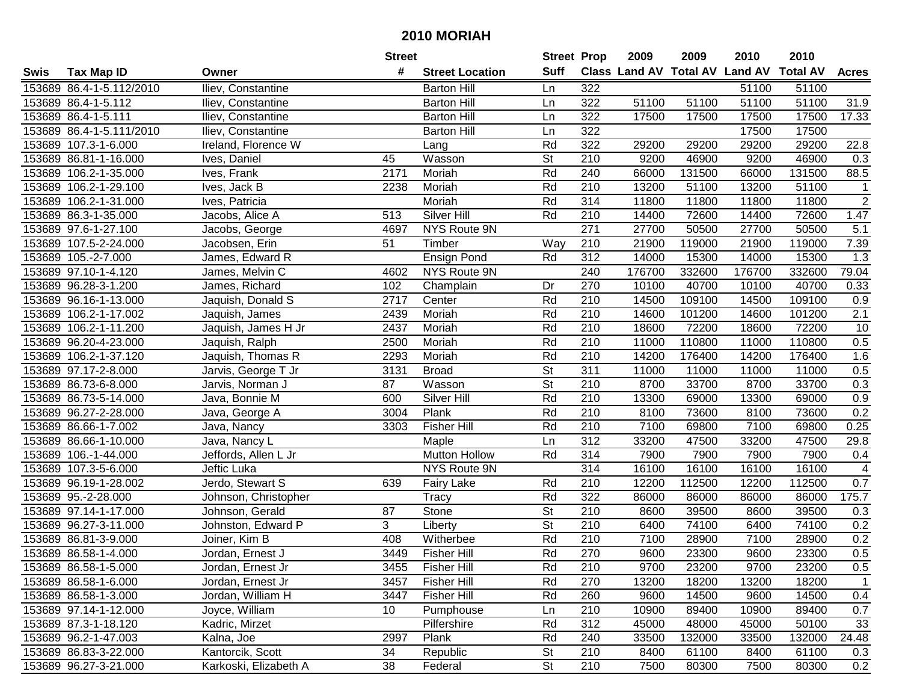# 2010 MORIAH

| Swis | Tax Map ID | Owner | Street # | Street Location | Street Suff | Prop Class | 2009 Land AV | 2009 Total AV | 2010 Land AV | 2010 Total AV | Acres |
|---|---|---|---|---|---|---|---|---|---|---|---|
| 153689 | 86.4-1-5.112/2010 | Iliev, Constantine | | Barton Hill | Ln | 322 | | | 51100 | 51100 | |
| 153689 | 86.4-1-5.112 | Iliev, Constantine | | Barton Hill | Ln | 322 | 51100 | 51100 | 51100 | 51100 | 31.9 |
| 153689 | 86.4-1-5.111 | Iliev, Constantine | | Barton Hill | Ln | 322 | 17500 | 17500 | 17500 | 17500 | 17.33 |
| 153689 | 86.4-1-5.111/2010 | Iliev, Constantine | | Barton Hill | Ln | 322 | | | 17500 | 17500 | |
| 153689 | 107.3-1-6.000 | Ireland, Florence W | | Lang | Rd | 322 | 29200 | 29200 | 29200 | 29200 | 22.8 |
| 153689 | 86.81-1-16.000 | Ives, Daniel | 45 | Wasson | St | 210 | 9200 | 46900 | 9200 | 46900 | 0.3 |
| 153689 | 106.2-1-35.000 | Ives, Frank | 2171 | Moriah | Rd | 240 | 66000 | 131500 | 66000 | 131500 | 88.5 |
| 153689 | 106.2-1-29.100 | Ives, Jack B | 2238 | Moriah | Rd | 210 | 13200 | 51100 | 13200 | 51100 | 1 |
| 153689 | 106.2-1-31.000 | Ives, Patricia | | Moriah | Rd | 314 | 11800 | 11800 | 11800 | 11800 | 2 |
| 153689 | 86.3-1-35.000 | Jacobs, Alice A | 513 | Silver Hill | Rd | 210 | 14400 | 72600 | 14400 | 72600 | 1.47 |
| 153689 | 97.6-1-27.100 | Jacobs, George | 4697 | NYS Route 9N | | 271 | 27700 | 50500 | 27700 | 50500 | 5.1 |
| 153689 | 107.5-2-24.000 | Jacobsen, Erin | 51 | Timber | Way | 210 | 21900 | 119000 | 21900 | 119000 | 7.39 |
| 153689 | 105.-2-7.000 | James, Edward R | | Ensign Pond | Rd | 312 | 14000 | 15300 | 14000 | 15300 | 1.3 |
| 153689 | 97.10-1-4.120 | James, Melvin C | 4602 | NYS Route 9N | | 240 | 176700 | 332600 | 176700 | 332600 | 79.04 |
| 153689 | 96.28-3-1.200 | James, Richard | 102 | Champlain | Dr | 270 | 10100 | 40700 | 10100 | 40700 | 0.33 |
| 153689 | 96.16-1-13.000 | Jaquish, Donald S | 2717 | Center | Rd | 210 | 14500 | 109100 | 14500 | 109100 | 0.9 |
| 153689 | 106.2-1-17.002 | Jaquish, James | 2439 | Moriah | Rd | 210 | 14600 | 101200 | 14600 | 101200 | 2.1 |
| 153689 | 106.2-1-11.200 | Jaquish, James H Jr | 2437 | Moriah | Rd | 210 | 18600 | 72200 | 18600 | 72200 | 10 |
| 153689 | 96.20-4-23.000 | Jaquish, Ralph | 2500 | Moriah | Rd | 210 | 11000 | 110800 | 11000 | 110800 | 0.5 |
| 153689 | 106.2-1-37.120 | Jaquish, Thomas R | 2293 | Moriah | Rd | 210 | 14200 | 176400 | 14200 | 176400 | 1.6 |
| 153689 | 97.17-2-8.000 | Jarvis, George T Jr | 3131 | Broad | St | 311 | 11000 | 11000 | 11000 | 11000 | 0.5 |
| 153689 | 86.73-6-8.000 | Jarvis, Norman J | 87 | Wasson | St | 210 | 8700 | 33700 | 8700 | 33700 | 0.3 |
| 153689 | 86.73-5-14.000 | Java, Bonnie M | 600 | Silver Hill | Rd | 210 | 13300 | 69000 | 13300 | 69000 | 0.9 |
| 153689 | 96.27-2-28.000 | Java, George A | 3004 | Plank | Rd | 210 | 8100 | 73600 | 8100 | 73600 | 0.2 |
| 153689 | 86.66-1-7.002 | Java, Nancy | 3303 | Fisher Hill | Rd | 210 | 7100 | 69800 | 7100 | 69800 | 0.25 |
| 153689 | 86.66-1-10.000 | Java, Nancy L | | Maple | Ln | 312 | 33200 | 47500 | 33200 | 47500 | 29.8 |
| 153689 | 106.-1-44.000 | Jeffords, Allen L Jr | | Mutton Hollow | Rd | 314 | 7900 | 7900 | 7900 | 7900 | 0.4 |
| 153689 | 107.3-5-6.000 | Jeftic Luka | | NYS Route 9N | | 314 | 16100 | 16100 | 16100 | 16100 | 4 |
| 153689 | 96.19-1-28.002 | Jerdo, Stewart S | 639 | Fairy Lake | Rd | 210 | 12200 | 112500 | 12200 | 112500 | 0.7 |
| 153689 | 95.-2-28.000 | Johnson, Christopher | | Tracy | Rd | 322 | 86000 | 86000 | 86000 | 86000 | 175.7 |
| 153689 | 97.14-1-17.000 | Johnson, Gerald | 87 | Stone | St | 210 | 8600 | 39500 | 8600 | 39500 | 0.3 |
| 153689 | 96.27-3-11.000 | Johnston, Edward P | 3 | Liberty | St | 210 | 6400 | 74100 | 6400 | 74100 | 0.2 |
| 153689 | 86.81-3-9.000 | Joiner, Kim B | 408 | Witherbee | Rd | 210 | 7100 | 28900 | 7100 | 28900 | 0.2 |
| 153689 | 86.58-1-4.000 | Jordan, Ernest J | 3449 | Fisher Hill | Rd | 270 | 9600 | 23300 | 9600 | 23300 | 0.5 |
| 153689 | 86.58-1-5.000 | Jordan, Ernest Jr | 3455 | Fisher Hill | Rd | 210 | 9700 | 23200 | 9700 | 23200 | 0.5 |
| 153689 | 86.58-1-6.000 | Jordan, Ernest Jr | 3457 | Fisher Hill | Rd | 270 | 13200 | 18200 | 13200 | 18200 | 1 |
| 153689 | 86.58-1-3.000 | Jordan, William H | 3447 | Fisher Hill | Rd | 260 | 9600 | 14500 | 9600 | 14500 | 0.4 |
| 153689 | 97.14-1-12.000 | Joyce, William | 10 | Pumphouse | Ln | 210 | 10900 | 89400 | 10900 | 89400 | 0.7 |
| 153689 | 87.3-1-18.120 | Kadric, Mirzet | | Pilfershire | Rd | 312 | 45000 | 48000 | 45000 | 50100 | 33 |
| 153689 | 96.2-1-47.003 | Kalna, Joe | 2997 | Plank | Rd | 240 | 33500 | 132000 | 33500 | 132000 | 24.48 |
| 153689 | 86.83-3-22.000 | Kantorcik, Scott | 34 | Republic | St | 210 | 8400 | 61100 | 8400 | 61100 | 0.3 |
| 153689 | 96.27-3-21.000 | Karkoski, Elizabeth A | 38 | Federal | St | 210 | 7500 | 80300 | 7500 | 80300 | 0.2 |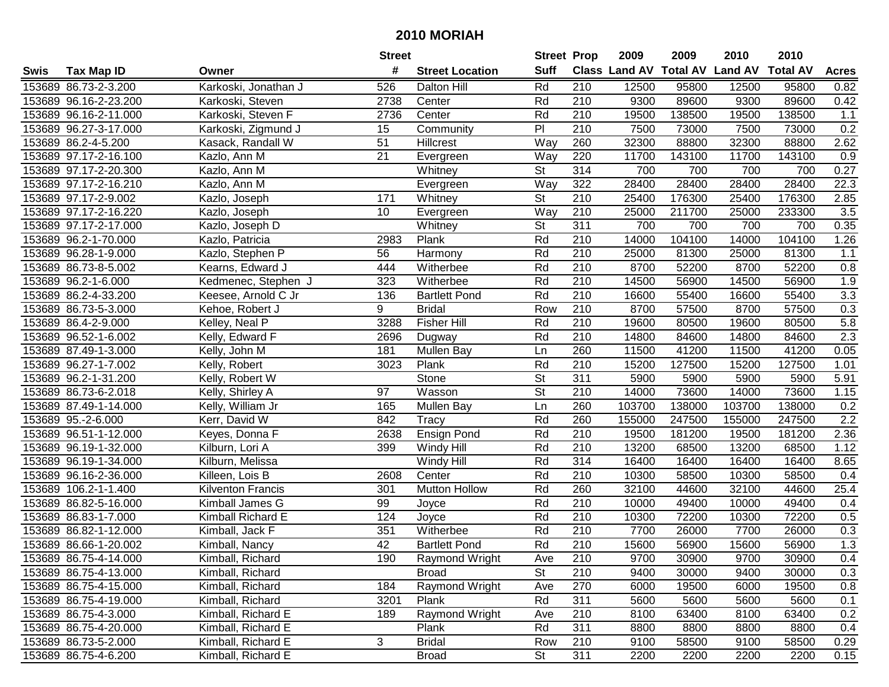# 2010 MORIAH

| Swis | Tax Map ID | Owner | Street # | Street Location | Street Suff | Prop Class | 2009 Land AV | 2009 Total AV | 2010 Land AV | 2010 Total AV | Acres |
|---|---|---|---|---|---|---|---|---|---|---|---|
| 153689 | 86.73-2-3.200 | Karkoski, Jonathan J | 526 | Dalton Hill | Rd | 210 | 12500 | 95800 | 12500 | 95800 | 0.82 |
| 153689 | 96.16-2-23.200 | Karkoski, Steven | 2738 | Center | Rd | 210 | 9300 | 89600 | 9300 | 89600 | 0.42 |
| 153689 | 96.16-2-11.000 | Karkoski, Steven F | 2736 | Center | Rd | 210 | 19500 | 138500 | 19500 | 138500 | 1.1 |
| 153689 | 96.27-3-17.000 | Karkoski, Zigmund J | 15 | Community | Pl | 210 | 7500 | 73000 | 7500 | 73000 | 0.2 |
| 153689 | 86.2-4-5.200 | Kasack, Randall W | 51 | Hillcrest | Way | 260 | 32300 | 88800 | 32300 | 88800 | 2.62 |
| 153689 | 97.17-2-16.100 | Kazlo, Ann M | 21 | Evergreen | Way | 220 | 11700 | 143100 | 11700 | 143100 | 0.9 |
| 153689 | 97.17-2-20.300 | Kazlo, Ann M | | Whitney | St | 314 | 700 | 700 | 700 | 700 | 0.27 |
| 153689 | 97.17-2-16.210 | Kazlo, Ann M | | Evergreen | Way | 322 | 28400 | 28400 | 28400 | 28400 | 22.3 |
| 153689 | 97.17-2-9.002 | Kazlo, Joseph | 171 | Whitney | St | 210 | 25400 | 176300 | 25400 | 176300 | 2.85 |
| 153689 | 97.17-2-16.220 | Kazlo, Joseph | 10 | Evergreen | Way | 210 | 25000 | 211700 | 25000 | 233300 | 3.5 |
| 153689 | 97.17-2-17.000 | Kazlo, Joseph D | | Whitney | St | 311 | 700 | 700 | 700 | 700 | 0.35 |
| 153689 | 96.2-1-70.000 | Kazlo, Patricia | 2983 | Plank | Rd | 210 | 14000 | 104100 | 14000 | 104100 | 1.26 |
| 153689 | 96.28-1-9.000 | Kazlo, Stephen P | 56 | Harmony | Rd | 210 | 25000 | 81300 | 25000 | 81300 | 1.1 |
| 153689 | 86.73-8-5.002 | Kearns, Edward J | 444 | Witherbee | Rd | 210 | 8700 | 52200 | 8700 | 52200 | 0.8 |
| 153689 | 96.2-1-6.000 | Kedmenec, Stephen J | 323 | Witherbee | Rd | 210 | 14500 | 56900 | 14500 | 56900 | 1.9 |
| 153689 | 86.2-4-33.200 | Keesee, Arnold C Jr | 136 | Bartlett Pond | Rd | 210 | 16600 | 55400 | 16600 | 55400 | 3.3 |
| 153689 | 86.73-5-3.000 | Kehoe, Robert J | 9 | Bridal | Row | 210 | 8700 | 57500 | 8700 | 57500 | 0.3 |
| 153689 | 86.4-2-9.000 | Kelley, Neal P | 3288 | Fisher Hill | Rd | 210 | 19600 | 80500 | 19600 | 80500 | 5.8 |
| 153689 | 96.52-1-6.002 | Kelly, Edward F | 2696 | Dugway | Rd | 210 | 14800 | 84600 | 14800 | 84600 | 2.3 |
| 153689 | 87.49-1-3.000 | Kelly, John M | 181 | Mullen Bay | Ln | 260 | 11500 | 41200 | 11500 | 41200 | 0.05 |
| 153689 | 96.27-1-7.002 | Kelly, Robert | 3023 | Plank | Rd | 210 | 15200 | 127500 | 15200 | 127500 | 1.01 |
| 153689 | 96.2-1-31.200 | Kelly, Robert W | | Stone | St | 311 | 5900 | 5900 | 5900 | 5900 | 5.91 |
| 153689 | 86.73-6-2.018 | Kelly, Shirley A | 97 | Wasson | St | 210 | 14000 | 73600 | 14000 | 73600 | 1.15 |
| 153689 | 87.49-1-14.000 | Kelly, William Jr | 165 | Mullen Bay | Ln | 260 | 103700 | 138000 | 103700 | 138000 | 0.2 |
| 153689 | 95.-2-6.000 | Kerr, David W | 842 | Tracy | Rd | 260 | 155000 | 247500 | 155000 | 247500 | 2.2 |
| 153689 | 96.51-1-12.000 | Keyes, Donna F | 2638 | Ensign Pond | Rd | 210 | 19500 | 181200 | 19500 | 181200 | 2.36 |
| 153689 | 96.19-1-32.000 | Kilburn, Lori A | 399 | Windy Hill | Rd | 210 | 13200 | 68500 | 13200 | 68500 | 1.12 |
| 153689 | 96.19-1-34.000 | Kilburn, Melissa | | Windy Hill | Rd | 314 | 16400 | 16400 | 16400 | 16400 | 8.65 |
| 153689 | 96.16-2-36.000 | Killeen, Lois B | 2608 | Center | Rd | 210 | 10300 | 58500 | 10300 | 58500 | 0.4 |
| 153689 | 106.2-1-1.400 | Kilventon Francis | 301 | Mutton Hollow | Rd | 260 | 32100 | 44600 | 32100 | 44600 | 25.4 |
| 153689 | 86.82-5-16.000 | Kimball James G | 99 | Joyce | Rd | 210 | 10000 | 49400 | 10000 | 49400 | 0.4 |
| 153689 | 86.83-1-7.000 | Kimball Richard E | 124 | Joyce | Rd | 210 | 10300 | 72200 | 10300 | 72200 | 0.5 |
| 153689 | 86.82-1-12.000 | Kimball, Jack F | 351 | Witherbee | Rd | 210 | 7700 | 26000 | 7700 | 26000 | 0.3 |
| 153689 | 86.66-1-20.002 | Kimball, Nancy | 42 | Bartlett Pond | Rd | 210 | 15600 | 56900 | 15600 | 56900 | 1.3 |
| 153689 | 86.75-4-14.000 | Kimball, Richard | 190 | Raymond Wright | Ave | 210 | 9700 | 30900 | 9700 | 30900 | 0.4 |
| 153689 | 86.75-4-13.000 | Kimball, Richard | | Broad | St | 210 | 9400 | 30000 | 9400 | 30000 | 0.3 |
| 153689 | 86.75-4-15.000 | Kimball, Richard | 184 | Raymond Wright | Ave | 270 | 6000 | 19500 | 6000 | 19500 | 0.8 |
| 153689 | 86.75-4-19.000 | Kimball, Richard | 3201 | Plank | Rd | 311 | 5600 | 5600 | 5600 | 5600 | 0.1 |
| 153689 | 86.75-4-3.000 | Kimball, Richard E | 189 | Raymond Wright | Ave | 210 | 8100 | 63400 | 8100 | 63400 | 0.2 |
| 153689 | 86.75-4-20.000 | Kimball, Richard E | | Plank | Rd | 311 | 8800 | 8800 | 8800 | 8800 | 0.4 |
| 153689 | 86.73-5-2.000 | Kimball, Richard E | 3 | Bridal | Row | 210 | 9100 | 58500 | 9100 | 58500 | 0.29 |
| 153689 | 86.75-4-6.200 | Kimball, Richard E | | Broad | St | 311 | 2200 | 2200 | 2200 | 2200 | 0.15 |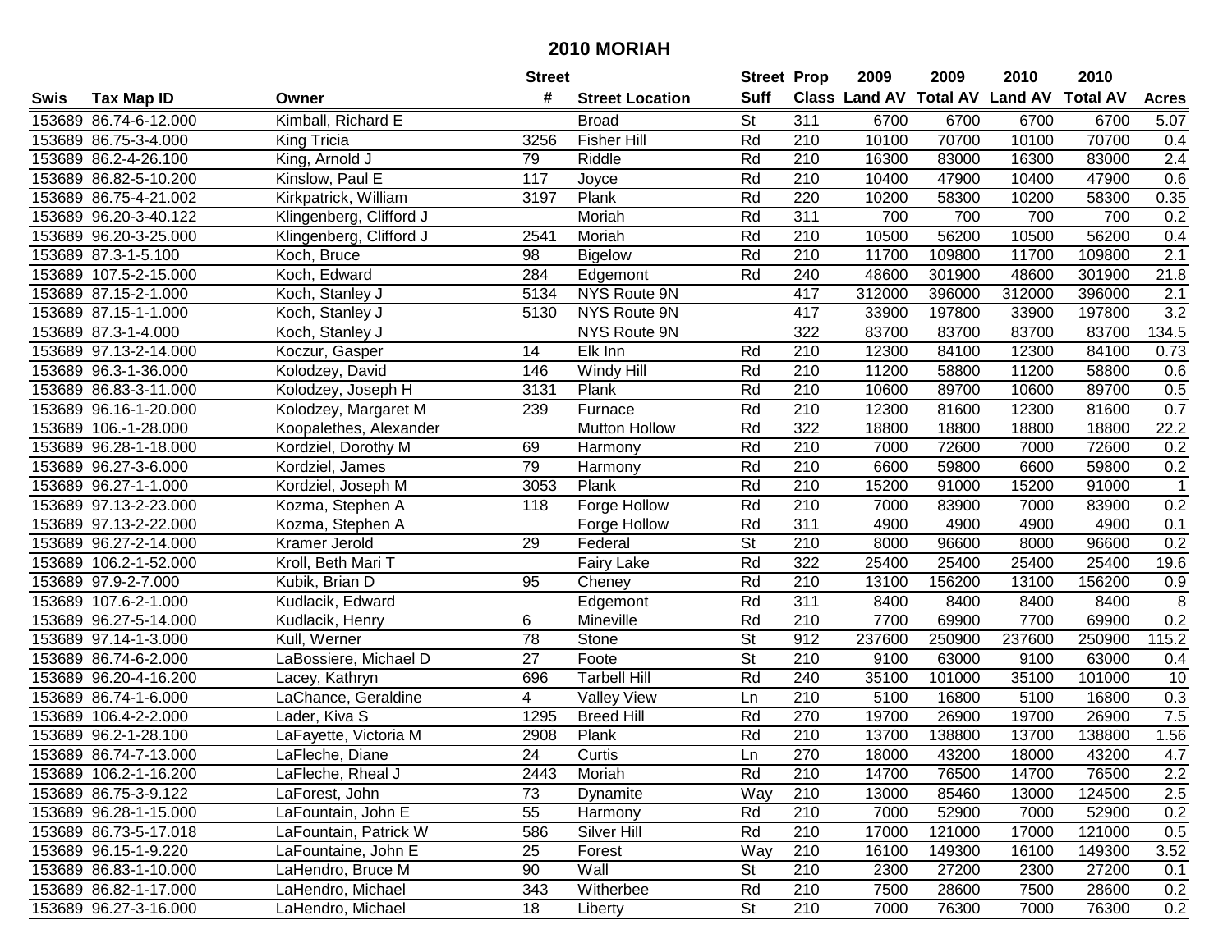# 2010 MORIAH

| Swis | Tax Map ID | Owner | Street # | Street Location | Street Suff | Prop Class | 2009 Land AV | 2009 Total AV | 2010 Land AV | 2010 Total AV | Acres |
|---|---|---|---|---|---|---|---|---|---|---|---|
| 153689 | 86.74-6-12.000 | Kimball, Richard E | | Broad | St | 311 | 6700 | 6700 | 6700 | 6700 | 5.07 |
| 153689 | 86.75-3-4.000 | King Tricia | 3256 | Fisher Hill | Rd | 210 | 10100 | 70700 | 10100 | 70700 | 0.4 |
| 153689 | 86.2-4-26.100 | King, Arnold J | 79 | Riddle | Rd | 210 | 16300 | 83000 | 16300 | 83000 | 2.4 |
| 153689 | 86.82-5-10.200 | Kinslow, Paul E | 117 | Joyce | Rd | 210 | 10400 | 47900 | 10400 | 47900 | 0.6 |
| 153689 | 86.75-4-21.002 | Kirkpatrick, William | 3197 | Plank | Rd | 220 | 10200 | 58300 | 10200 | 58300 | 0.35 |
| 153689 | 96.20-3-40.122 | Klingenberg, Clifford J | | Moriah | Rd | 311 | 700 | 700 | 700 | 700 | 0.2 |
| 153689 | 96.20-3-25.000 | Klingenberg, Clifford J | 2541 | Moriah | Rd | 210 | 10500 | 56200 | 10500 | 56200 | 0.4 |
| 153689 | 87.3-1-5.100 | Koch, Bruce | 98 | Bigelow | Rd | 210 | 11700 | 109800 | 11700 | 109800 | 2.1 |
| 153689 | 107.5-2-15.000 | Koch, Edward | 284 | Edgemont | Rd | 240 | 48600 | 301900 | 48600 | 301900 | 21.8 |
| 153689 | 87.15-2-1.000 | Koch, Stanley J | 5134 | NYS Route 9N | | 417 | 312000 | 396000 | 312000 | 396000 | 2.1 |
| 153689 | 87.15-1-1.000 | Koch, Stanley J | 5130 | NYS Route 9N | | 417 | 33900 | 197800 | 33900 | 197800 | 3.2 |
| 153689 | 87.3-1-4.000 | Koch, Stanley J | | NYS Route 9N | | 322 | 83700 | 83700 | 83700 | 83700 | 134.5 |
| 153689 | 97.13-2-14.000 | Koczur, Gasper | 14 | Elk Inn | Rd | 210 | 12300 | 84100 | 12300 | 84100 | 0.73 |
| 153689 | 96.3-1-36.000 | Kolodzey, David | 146 | Windy Hill | Rd | 210 | 11200 | 58800 | 11200 | 58800 | 0.6 |
| 153689 | 86.83-3-11.000 | Kolodzey, Joseph H | 3131 | Plank | Rd | 210 | 10600 | 89700 | 10600 | 89700 | 0.5 |
| 153689 | 96.16-1-20.000 | Kolodzey, Margaret M | 239 | Furnace | Rd | 210 | 12300 | 81600 | 12300 | 81600 | 0.7 |
| 153689 | 106.-1-28.000 | Koopalethes, Alexander | | Mutton Hollow | Rd | 322 | 18800 | 18800 | 18800 | 18800 | 22.2 |
| 153689 | 96.28-1-18.000 | Kordziel, Dorothy M | 69 | Harmony | Rd | 210 | 7000 | 72600 | 7000 | 72600 | 0.2 |
| 153689 | 96.27-3-6.000 | Kordziel, James | 79 | Harmony | Rd | 210 | 6600 | 59800 | 6600 | 59800 | 0.2 |
| 153689 | 96.27-1-1.000 | Kordziel, Joseph M | 3053 | Plank | Rd | 210 | 15200 | 91000 | 15200 | 91000 | 1 |
| 153689 | 97.13-2-23.000 | Kozma, Stephen A | 118 | Forge Hollow | Rd | 210 | 7000 | 83900 | 7000 | 83900 | 0.2 |
| 153689 | 97.13-2-22.000 | Kozma, Stephen A | | Forge Hollow | Rd | 311 | 4900 | 4900 | 4900 | 4900 | 0.1 |
| 153689 | 96.27-2-14.000 | Kramer Jerold | 29 | Federal | St | 210 | 8000 | 96600 | 8000 | 96600 | 0.2 |
| 153689 | 106.2-1-52.000 | Kroll, Beth Mari T | | Fairy Lake | Rd | 322 | 25400 | 25400 | 25400 | 25400 | 19.6 |
| 153689 | 97.9-2-7.000 | Kubik, Brian D | 95 | Cheney | Rd | 210 | 13100 | 156200 | 13100 | 156200 | 0.9 |
| 153689 | 107.6-2-1.000 | Kudlacik, Edward | | Edgemont | Rd | 311 | 8400 | 8400 | 8400 | 8400 | 8 |
| 153689 | 96.27-5-14.000 | Kudlacik, Henry | 6 | Mineville | Rd | 210 | 7700 | 69900 | 7700 | 69900 | 0.2 |
| 153689 | 97.14-1-3.000 | Kull, Werner | 78 | Stone | St | 912 | 237600 | 250900 | 237600 | 250900 | 115.2 |
| 153689 | 86.74-6-2.000 | LaBossiere, Michael D | 27 | Foote | St | 210 | 9100 | 63000 | 9100 | 63000 | 0.4 |
| 153689 | 96.20-4-16.200 | Lacey, Kathryn | 696 | Tarbell Hill | Rd | 240 | 35100 | 101000 | 35100 | 101000 | 10 |
| 153689 | 86.74-1-6.000 | LaChance, Geraldine | 4 | Valley View | Ln | 210 | 5100 | 16800 | 5100 | 16800 | 0.3 |
| 153689 | 106.4-2-2.000 | Lader, Kiva S | 1295 | Breed Hill | Rd | 270 | 19700 | 26900 | 19700 | 26900 | 7.5 |
| 153689 | 96.2-1-28.100 | LaFayette, Victoria M | 2908 | Plank | Rd | 210 | 13700 | 138800 | 13700 | 138800 | 1.56 |
| 153689 | 86.74-7-13.000 | LaFleche, Diane | 24 | Curtis | Ln | 270 | 18000 | 43200 | 18000 | 43200 | 4.7 |
| 153689 | 106.2-1-16.200 | LaFleche, Rheal J | 2443 | Moriah | Rd | 210 | 14700 | 76500 | 14700 | 76500 | 2.2 |
| 153689 | 86.75-3-9.122 | LaForest, John | 73 | Dynamite | Way | 210 | 13000 | 85460 | 13000 | 124500 | 2.5 |
| 153689 | 96.28-1-15.000 | LaFountain, John E | 55 | Harmony | Rd | 210 | 7000 | 52900 | 7000 | 52900 | 0.2 |
| 153689 | 86.73-5-17.018 | LaFountain, Patrick W | 586 | Silver Hill | Rd | 210 | 17000 | 121000 | 17000 | 121000 | 0.5 |
| 153689 | 96.15-1-9.220 | LaFountaine, John E | 25 | Forest | Way | 210 | 16100 | 149300 | 16100 | 149300 | 3.52 |
| 153689 | 86.83-1-10.000 | LaHendro, Bruce M | 90 | Wall | St | 210 | 2300 | 27200 | 2300 | 27200 | 0.1 |
| 153689 | 86.82-1-17.000 | LaHendro, Michael | 343 | Witherbee | Rd | 210 | 7500 | 28600 | 7500 | 28600 | 0.2 |
| 153689 | 96.27-3-16.000 | LaHendro, Michael | 18 | Liberty | St | 210 | 7000 | 76300 | 7000 | 76300 | 0.2 |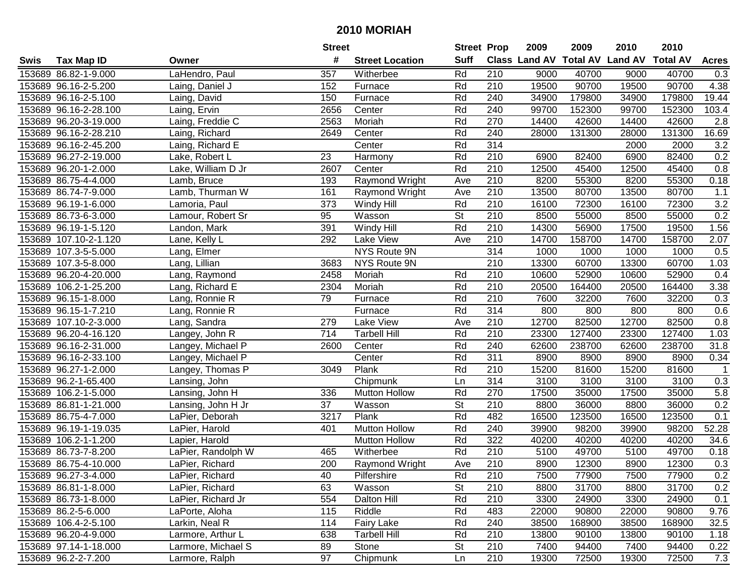# 2010 MORIAH

| Swis | Tax Map ID | Owner | Street # | Street Location | Street Suff | Prop Class | 2009 Land AV | 2009 Total AV | 2010 Land AV | 2010 Total AV | Acres |
|---|---|---|---|---|---|---|---|---|---|---|---|
| 153689 | 86.82-1-9.000 | LaHendro, Paul | 357 | Witherbee | Rd | 210 | 9000 | 40700 | 9000 | 40700 | 0.3 |
| 153689 | 96.16-2-5.200 | Laing, Daniel J | 152 | Furnace | Rd | 210 | 19500 | 90700 | 19500 | 90700 | 4.38 |
| 153689 | 96.16-2-5.100 | Laing, David | 150 | Furnace | Rd | 240 | 34900 | 179800 | 34900 | 179800 | 19.44 |
| 153689 | 96.16-2-28.100 | Laing, Ervin | 2656 | Center | Rd | 240 | 99700 | 152300 | 99700 | 152300 | 103.4 |
| 153689 | 96.20-3-19.000 | Laing, Freddie C | 2563 | Moriah | Rd | 270 | 14400 | 42600 | 14400 | 42600 | 2.8 |
| 153689 | 96.16-2-28.210 | Laing, Richard | 2649 | Center | Rd | 240 | 28000 | 131300 | 28000 | 131300 | 16.69 |
| 153689 | 96.16-2-45.200 | Laing, Richard E | | Center | Rd | 314 | | | 2000 | 2000 | 3.2 |
| 153689 | 96.27-2-19.000 | Lake, Robert L | 23 | Harmony | Rd | 210 | 6900 | 82400 | 6900 | 82400 | 0.2 |
| 153689 | 96.20-1-2.000 | Lake, William D Jr | 2607 | Center | Rd | 210 | 12500 | 45400 | 12500 | 45400 | 0.8 |
| 153689 | 86.75-4-4.000 | Lamb, Bruce | 193 | Raymond Wright | Ave | 210 | 8200 | 55300 | 8200 | 55300 | 0.18 |
| 153689 | 86.74-7-9.000 | Lamb, Thurman W | 161 | Raymond Wright | Ave | 210 | 13500 | 80700 | 13500 | 80700 | 1.1 |
| 153689 | 96.19-1-6.000 | Lamoria, Paul | 373 | Windy Hill | Rd | 210 | 16100 | 72300 | 16100 | 72300 | 3.2 |
| 153689 | 86.73-6-3.000 | Lamour, Robert Sr | 95 | Wasson | St | 210 | 8500 | 55000 | 8500 | 55000 | 0.2 |
| 153689 | 96.19-1-5.120 | Landon, Mark | 391 | Windy Hill | Rd | 210 | 14300 | 56900 | 17500 | 19500 | 1.56 |
| 153689 | 107.10-2-1.120 | Lane, Kelly L | 292 | Lake View | Ave | 210 | 14700 | 158700 | 14700 | 158700 | 2.07 |
| 153689 | 107.3-5-5.000 | Lang, Elmer | | NYS Route 9N | | 314 | 1000 | 1000 | 1000 | 1000 | 0.5 |
| 153689 | 107.3-5-8.000 | Lang, Lillian | 3683 | NYS Route 9N | | 210 | 13300 | 60700 | 13300 | 60700 | 1.03 |
| 153689 | 96.20-4-20.000 | Lang, Raymond | 2458 | Moriah | Rd | 210 | 10600 | 52900 | 10600 | 52900 | 0.4 |
| 153689 | 106.2-1-25.200 | Lang, Richard E | 2304 | Moriah | Rd | 210 | 20500 | 164400 | 20500 | 164400 | 3.38 |
| 153689 | 96.15-1-8.000 | Lang, Ronnie R | 79 | Furnace | Rd | 210 | 7600 | 32200 | 7600 | 32200 | 0.3 |
| 153689 | 96.15-1-7.210 | Lang, Ronnie R | | Furnace | Rd | 314 | 800 | 800 | 800 | 800 | 0.6 |
| 153689 | 107.10-2-3.000 | Lang, Sandra | 279 | Lake View | Ave | 210 | 12700 | 82500 | 12700 | 82500 | 0.8 |
| 153689 | 96.20-4-16.120 | Langey, John R | 714 | Tarbell Hill | Rd | 210 | 23300 | 127400 | 23300 | 127400 | 1.03 |
| 153689 | 96.16-2-31.000 | Langey, Michael P | 2600 | Center | Rd | 240 | 62600 | 238700 | 62600 | 238700 | 31.8 |
| 153689 | 96.16-2-33.100 | Langey, Michael P | | Center | Rd | 311 | 8900 | 8900 | 8900 | 8900 | 0.34 |
| 153689 | 96.27-1-2.000 | Langey, Thomas P | 3049 | Plank | Rd | 210 | 15200 | 81600 | 15200 | 81600 | 1 |
| 153689 | 96.2-1-65.400 | Lansing, John | | Chipmunk | Ln | 314 | 3100 | 3100 | 3100 | 3100 | 0.3 |
| 153689 | 106.2-1-5.000 | Lansing, John H | 336 | Mutton Hollow | Rd | 270 | 17500 | 35000 | 17500 | 35000 | 5.8 |
| 153689 | 86.81-1-21.000 | Lansing, John H Jr | 37 | Wasson | St | 210 | 8800 | 36000 | 8800 | 36000 | 0.2 |
| 153689 | 86.75-4-7.000 | LaPier, Deborah | 3217 | Plank | Rd | 482 | 16500 | 123500 | 16500 | 123500 | 0.1 |
| 153689 | 96.19-1-19.035 | LaPier, Harold | 401 | Mutton Hollow | Rd | 240 | 39900 | 98200 | 39900 | 98200 | 52.28 |
| 153689 | 106.2-1-1.200 | Lapier, Harold | | Mutton Hollow | Rd | 322 | 40200 | 40200 | 40200 | 40200 | 34.6 |
| 153689 | 86.73-7-8.200 | LaPier, Randolph W | 465 | Witherbee | Rd | 210 | 5100 | 49700 | 5100 | 49700 | 0.18 |
| 153689 | 86.75-4-10.000 | LaPier, Richard | 200 | Raymond Wright | Ave | 210 | 8900 | 12300 | 8900 | 12300 | 0.3 |
| 153689 | 96.27-3-4.000 | LaPier, Richard | 40 | Pilfershire | Rd | 210 | 7500 | 77900 | 7500 | 77900 | 0.2 |
| 153689 | 86.81-1-8.000 | LaPier, Richard | 63 | Wasson | St | 210 | 8800 | 31700 | 8800 | 31700 | 0.2 |
| 153689 | 86.73-1-8.000 | LaPier, Richard Jr | 554 | Dalton Hill | Rd | 210 | 3300 | 24900 | 3300 | 24900 | 0.1 |
| 153689 | 86.2-5-6.000 | LaPorte, Aloha | 115 | Riddle | Rd | 483 | 22000 | 90800 | 22000 | 90800 | 9.76 |
| 153689 | 106.4-2-5.100 | Larkin, Neal R | 114 | Fairy Lake | Rd | 240 | 38500 | 168900 | 38500 | 168900 | 32.5 |
| 153689 | 96.20-4-9.000 | Larmore, Arthur L | 638 | Tarbell Hill | Rd | 210 | 13800 | 90100 | 13800 | 90100 | 1.18 |
| 153689 | 97.14-1-18.000 | Larmore, Michael S | 89 | Stone | St | 210 | 7400 | 94400 | 7400 | 94400 | 0.22 |
| 153689 | 96.2-2-7.200 | Larmore, Ralph | 97 | Chipmunk | Ln | 210 | 19300 | 72500 | 19300 | 72500 | 7.3 |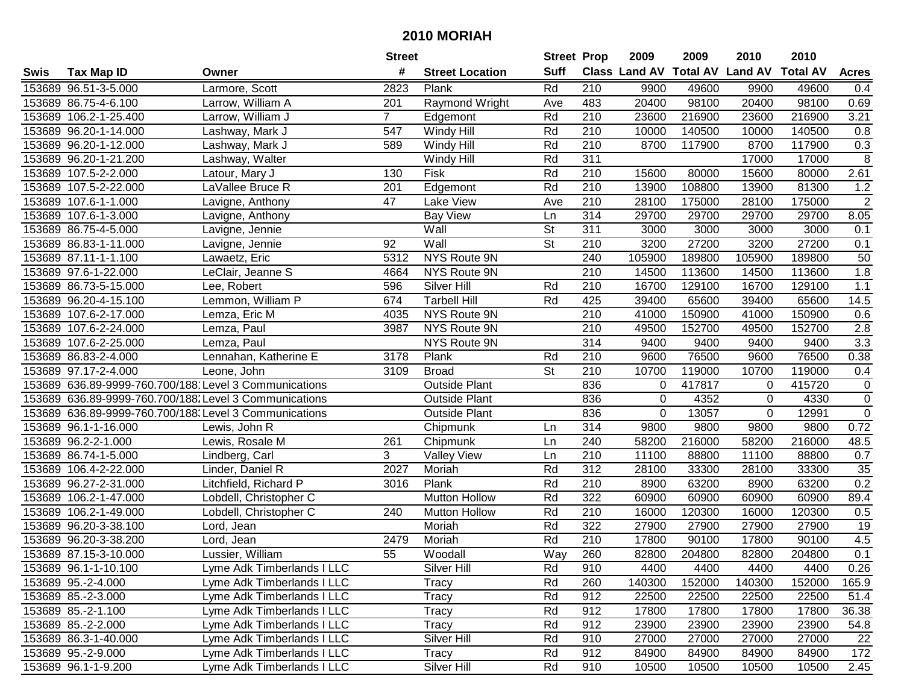# 2010 MORIAH

| Swis | Tax Map ID | Owner | Street # | Street Location | Street Suff | Prop Class | 2009 Land AV | 2009 Total AV | 2010 Land AV | 2010 Total AV | Acres |
|---|---|---|---|---|---|---|---|---|---|---|---|
| 153689 | 96.51-3-5.000 | Larmore, Scott | 2823 | Plank | Rd | 210 | 9900 | 49600 | 9900 | 49600 | 0.4 |
| 153689 | 86.75-4-6.100 | Larrow, William A | 201 | Raymond Wright | Ave | 483 | 20400 | 98100 | 20400 | 98100 | 0.69 |
| 153689 | 106.2-1-25.400 | Larrow, William J | 7 | Edgemont | Rd | 210 | 23600 | 216900 | 23600 | 216900 | 3.21 |
| 153689 | 96.20-1-14.000 | Lashway, Mark J | 547 | Windy Hill | Rd | 210 | 10000 | 140500 | 10000 | 140500 | 0.8 |
| 153689 | 96.20-1-12.000 | Lashway, Mark J | 589 | Windy Hill | Rd | 210 | 8700 | 117900 | 8700 | 117900 | 0.3 |
| 153689 | 96.20-1-21.200 | Lashway, Walter | | Windy Hill | Rd | 311 | | | 17000 | 17000 | 8 |
| 153689 | 107.5-2-2.000 | Latour, Mary J | 130 | Fisk | Rd | 210 | 15600 | 80000 | 15600 | 80000 | 2.61 |
| 153689 | 107.5-2-22.000 | LaVallee Bruce R | 201 | Edgemont | Rd | 210 | 13900 | 108800 | 13900 | 81300 | 1.2 |
| 153689 | 107.6-1-1.000 | Lavigne, Anthony | 47 | Lake View | Ave | 210 | 28100 | 175000 | 28100 | 175000 | 2 |
| 153689 | 107.6-1-3.000 | Lavigne, Anthony | | Bay View | Ln | 314 | 29700 | 29700 | 29700 | 29700 | 8.05 |
| 153689 | 86.75-4-5.000 | Lavigne, Jennie | | Wall | St | 311 | 3000 | 3000 | 3000 | 3000 | 0.1 |
| 153689 | 86.83-1-11.000 | Lavigne, Jennie | 92 | Wall | St | 210 | 3200 | 27200 | 3200 | 27200 | 0.1 |
| 153689 | 87.11-1-1.100 | Lawaetz, Eric | 5312 | NYS Route 9N | | 240 | 105900 | 189800 | 105900 | 189800 | 50 |
| 153689 | 97.6-1-22.000 | LeClair, Jeanne S | 4664 | NYS Route 9N | | 210 | 14500 | 113600 | 14500 | 113600 | 1.8 |
| 153689 | 86.73-5-15.000 | Lee, Robert | 596 | Silver Hill | Rd | 210 | 16700 | 129100 | 16700 | 129100 | 1.1 |
| 153689 | 96.20-4-15.100 | Lemmon, William P | 674 | Tarbell Hill | Rd | 425 | 39400 | 65600 | 39400 | 65600 | 14.5 |
| 153689 | 107.6-2-17.000 | Lemza, Eric M | 4035 | NYS Route 9N | | 210 | 41000 | 150900 | 41000 | 150900 | 0.6 |
| 153689 | 107.6-2-24.000 | Lemza, Paul | 3987 | NYS Route 9N | | 210 | 49500 | 152700 | 49500 | 152700 | 2.8 |
| 153689 | 107.6-2-25.000 | Lemza, Paul | | NYS Route 9N | | 314 | 9400 | 9400 | 9400 | 9400 | 3.3 |
| 153689 | 86.83-2-4.000 | Lennahan, Katherine E | 3178 | Plank | Rd | 210 | 9600 | 76500 | 9600 | 76500 | 0.38 |
| 153689 | 97.17-2-4.000 | Leone, John | 3109 | Broad | St | 210 | 10700 | 119000 | 10700 | 119000 | 0.4 |
| 153689 | 636.89-9999-760.700/188 | Level 3 Communications | | Outside Plant | | 836 | 0 | 417817 | 0 | 415720 | 0 |
| 153689 | 636.89-9999-760.700/188 | Level 3 Communications | | Outside Plant | | 836 | 0 | 4352 | 0 | 4330 | 0 |
| 153689 | 636.89-9999-760.700/188 | Level 3 Communications | | Outside Plant | | 836 | 0 | 13057 | 0 | 12991 | 0 |
| 153689 | 96.1-1-16.000 | Lewis, John R | | Chipmunk | Ln | 314 | 9800 | 9800 | 9800 | 9800 | 0.72 |
| 153689 | 96.2-2-1.000 | Lewis, Rosale M | 261 | Chipmunk | Ln | 240 | 58200 | 216000 | 58200 | 216000 | 48.5 |
| 153689 | 86.74-1-5.000 | Lindberg, Carl | 3 | Valley View | Ln | 210 | 11100 | 88800 | 11100 | 88800 | 0.7 |
| 153689 | 106.4-2-22.000 | Linder, Daniel R | 2027 | Moriah | Rd | 312 | 28100 | 33300 | 28100 | 33300 | 35 |
| 153689 | 96.27-2-31.000 | Litchfield, Richard P | 3016 | Plank | Rd | 210 | 8900 | 63200 | 8900 | 63200 | 0.2 |
| 153689 | 106.2-1-47.000 | Lobdell, Christopher C | | Mutton Hollow | Rd | 322 | 60900 | 60900 | 60900 | 60900 | 89.4 |
| 153689 | 106.2-1-49.000 | Lobdell, Christopher C | 240 | Mutton Hollow | Rd | 210 | 16000 | 120300 | 16000 | 120300 | 0.5 |
| 153689 | 96.20-3-38.100 | Lord, Jean | | Moriah | Rd | 322 | 27900 | 27900 | 27900 | 27900 | 19 |
| 153689 | 96.20-3-38.200 | Lord, Jean | 2479 | Moriah | Rd | 210 | 17800 | 90100 | 17800 | 90100 | 4.5 |
| 153689 | 87.15-3-10.000 | Lussier, William | 55 | Woodall | Way | 260 | 82800 | 204800 | 82800 | 204800 | 0.1 |
| 153689 | 96.1-1-10.100 | Lyme Adk Timberlands I LLC | | Silver Hill | Rd | 910 | 4400 | 4400 | 4400 | 4400 | 0.26 |
| 153689 | 95.-2-4.000 | Lyme Adk Timberlands I LLC | | Tracy | Rd | 260 | 140300 | 152000 | 140300 | 152000 | 165.9 |
| 153689 | 85.-2-3.000 | Lyme Adk Timberlands I LLC | | Tracy | Rd | 912 | 22500 | 22500 | 22500 | 22500 | 51.4 |
| 153689 | 85.-2-1.100 | Lyme Adk Timberlands I LLC | | Tracy | Rd | 912 | 17800 | 17800 | 17800 | 17800 | 36.38 |
| 153689 | 85.-2-2.000 | Lyme Adk Timberlands I LLC | | Tracy | Rd | 912 | 23900 | 23900 | 23900 | 23900 | 54.8 |
| 153689 | 86.3-1-40.000 | Lyme Adk Timberlands I LLC | | Silver Hill | Rd | 910 | 27000 | 27000 | 27000 | 27000 | 22 |
| 153689 | 95.-2-9.000 | Lyme Adk Timberlands I LLC | | Tracy | Rd | 912 | 84900 | 84900 | 84900 | 84900 | 172 |
| 153689 | 96.1-1-9.200 | Lyme Adk Timberlands I LLC | | Silver Hill | Rd | 910 | 10500 | 10500 | 10500 | 10500 | 2.45 |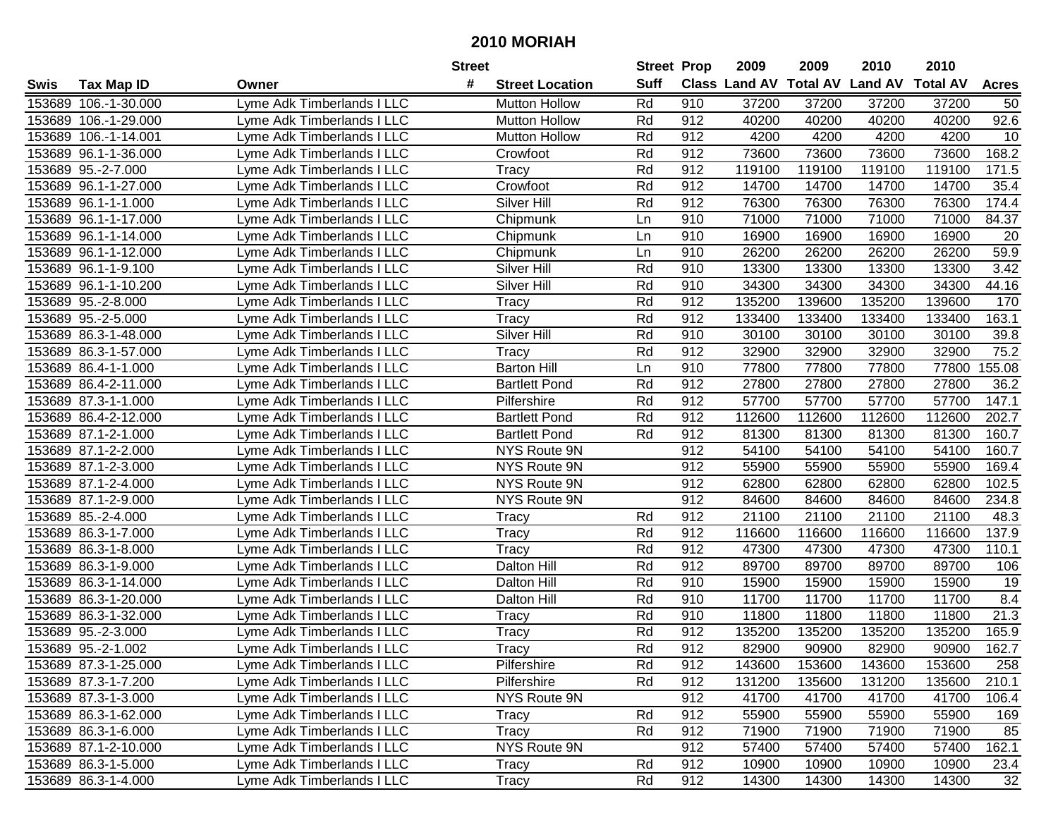# 2010 MORIAH

| Swis | Tax Map ID | Owner | Street # | Street Location | Street Suff | Prop Class | 2009 Land AV | 2009 Total AV | 2010 Land AV | 2010 Total AV | Acres |
|---|---|---|---|---|---|---|---|---|---|---|---|
| 153689 | 106.-1-30.000 | Lyme Adk Timberlands I LLC | | Mutton Hollow | Rd | 910 | 37200 | 37200 | 37200 | 37200 | 50 |
| 153689 | 106.-1-29.000 | Lyme Adk Timberlands I LLC | | Mutton Hollow | Rd | 912 | 40200 | 40200 | 40200 | 40200 | 92.6 |
| 153689 | 106.-1-14.001 | Lyme Adk Timberlands I LLC | | Mutton Hollow | Rd | 912 | 4200 | 4200 | 4200 | 4200 | 10 |
| 153689 | 96.1-1-36.000 | Lyme Adk Timberlands I LLC | | Crowfoot | Rd | 912 | 73600 | 73600 | 73600 | 73600 | 168.2 |
| 153689 | 95.-2-7.000 | Lyme Adk Timberlands I LLC | | Tracy | Rd | 912 | 119100 | 119100 | 119100 | 119100 | 171.5 |
| 153689 | 96.1-1-27.000 | Lyme Adk Timberlands I LLC | | Crowfoot | Rd | 912 | 14700 | 14700 | 14700 | 14700 | 35.4 |
| 153689 | 96.1-1-1.000 | Lyme Adk Timberlands I LLC | | Silver Hill | Rd | 912 | 76300 | 76300 | 76300 | 76300 | 174.4 |
| 153689 | 96.1-1-17.000 | Lyme Adk Timberlands I LLC | | Chipmunk | Ln | 910 | 71000 | 71000 | 71000 | 71000 | 84.37 |
| 153689 | 96.1-1-14.000 | Lyme Adk Timberlands I LLC | | Chipmunk | Ln | 910 | 16900 | 16900 | 16900 | 16900 | 20 |
| 153689 | 96.1-1-12.000 | Lyme Adk Timberlands I LLC | | Chipmunk | Ln | 910 | 26200 | 26200 | 26200 | 26200 | 59.9 |
| 153689 | 96.1-1-9.100 | Lyme Adk Timberlands I LLC | | Silver Hill | Rd | 910 | 13300 | 13300 | 13300 | 13300 | 3.42 |
| 153689 | 96.1-1-10.200 | Lyme Adk Timberlands I LLC | | Silver Hill | Rd | 910 | 34300 | 34300 | 34300 | 34300 | 44.16 |
| 153689 | 95.-2-8.000 | Lyme Adk Timberlands I LLC | | Tracy | Rd | 912 | 135200 | 139600 | 135200 | 139600 | 170 |
| 153689 | 95.-2-5.000 | Lyme Adk Timberlands I LLC | | Tracy | Rd | 912 | 133400 | 133400 | 133400 | 133400 | 163.1 |
| 153689 | 86.3-1-48.000 | Lyme Adk Timberlands I LLC | | Silver Hill | Rd | 910 | 30100 | 30100 | 30100 | 30100 | 39.8 |
| 153689 | 86.3-1-57.000 | Lyme Adk Timberlands I LLC | | Tracy | Rd | 912 | 32900 | 32900 | 32900 | 32900 | 75.2 |
| 153689 | 86.4-1-1.000 | Lyme Adk Timberlands I LLC | | Barton Hill | Ln | 910 | 77800 | 77800 | 77800 | 77800 | 155.08 |
| 153689 | 86.4-2-11.000 | Lyme Adk Timberlands I LLC | | Bartlett Pond | Rd | 912 | 27800 | 27800 | 27800 | 27800 | 36.2 |
| 153689 | 87.3-1-1.000 | Lyme Adk Timberlands I LLC | | Pilfershire | Rd | 912 | 57700 | 57700 | 57700 | 57700 | 147.1 |
| 153689 | 86.4-2-12.000 | Lyme Adk Timberlands I LLC | | Bartlett Pond | Rd | 912 | 112600 | 112600 | 112600 | 112600 | 202.7 |
| 153689 | 87.1-2-1.000 | Lyme Adk Timberlands I LLC | | Bartlett Pond | Rd | 912 | 81300 | 81300 | 81300 | 81300 | 160.7 |
| 153689 | 87.1-2-2.000 | Lyme Adk Timberlands I LLC | | NYS Route 9N | | 912 | 54100 | 54100 | 54100 | 54100 | 160.7 |
| 153689 | 87.1-2-3.000 | Lyme Adk Timberlands I LLC | | NYS Route 9N | | 912 | 55900 | 55900 | 55900 | 55900 | 169.4 |
| 153689 | 87.1-2-4.000 | Lyme Adk Timberlands I LLC | | NYS Route 9N | | 912 | 62800 | 62800 | 62800 | 62800 | 102.5 |
| 153689 | 87.1-2-9.000 | Lyme Adk Timberlands I LLC | | NYS Route 9N | | 912 | 84600 | 84600 | 84600 | 84600 | 234.8 |
| 153689 | 85.-2-4.000 | Lyme Adk Timberlands I LLC | | Tracy | Rd | 912 | 21100 | 21100 | 21100 | 21100 | 48.3 |
| 153689 | 86.3-1-7.000 | Lyme Adk Timberlands I LLC | | Tracy | Rd | 912 | 116600 | 116600 | 116600 | 116600 | 137.9 |
| 153689 | 86.3-1-8.000 | Lyme Adk Timberlands I LLC | | Tracy | Rd | 912 | 47300 | 47300 | 47300 | 47300 | 110.1 |
| 153689 | 86.3-1-9.000 | Lyme Adk Timberlands I LLC | | Dalton Hill | Rd | 912 | 89700 | 89700 | 89700 | 89700 | 106 |
| 153689 | 86.3-1-14.000 | Lyme Adk Timberlands I LLC | | Dalton Hill | Rd | 910 | 15900 | 15900 | 15900 | 15900 | 19 |
| 153689 | 86.3-1-20.000 | Lyme Adk Timberlands I LLC | | Dalton Hill | Rd | 910 | 11700 | 11700 | 11700 | 11700 | 8.4 |
| 153689 | 86.3-1-32.000 | Lyme Adk Timberlands I LLC | | Tracy | Rd | 910 | 11800 | 11800 | 11800 | 11800 | 21.3 |
| 153689 | 95.-2-3.000 | Lyme Adk Timberlands I LLC | | Tracy | Rd | 912 | 135200 | 135200 | 135200 | 135200 | 165.9 |
| 153689 | 95.-2-1.002 | Lyme Adk Timberlands I LLC | | Tracy | Rd | 912 | 82900 | 90900 | 82900 | 90900 | 162.7 |
| 153689 | 87.3-1-25.000 | Lyme Adk Timberlands I LLC | | Pilfershire | Rd | 912 | 143600 | 153600 | 143600 | 153600 | 258 |
| 153689 | 87.3-1-7.200 | Lyme Adk Timberlands I LLC | | Pilfershire | Rd | 912 | 131200 | 135600 | 131200 | 135600 | 210.1 |
| 153689 | 87.3-1-3.000 | Lyme Adk Timberlands I LLC | | NYS Route 9N | | 912 | 41700 | 41700 | 41700 | 41700 | 106.4 |
| 153689 | 86.3-1-62.000 | Lyme Adk Timberlands I LLC | | Tracy | Rd | 912 | 55900 | 55900 | 55900 | 55900 | 169 |
| 153689 | 86.3-1-6.000 | Lyme Adk Timberlands I LLC | | Tracy | Rd | 912 | 71900 | 71900 | 71900 | 71900 | 85 |
| 153689 | 87.1-2-10.000 | Lyme Adk Timberlands I LLC | | NYS Route 9N | | 912 | 57400 | 57400 | 57400 | 57400 | 162.1 |
| 153689 | 86.3-1-5.000 | Lyme Adk Timberlands I LLC | | Tracy | Rd | 912 | 10900 | 10900 | 10900 | 10900 | 23.4 |
| 153689 | 86.3-1-4.000 | Lyme Adk Timberlands I LLC | | Tracy | Rd | 912 | 14300 | 14300 | 14300 | 14300 | 32 |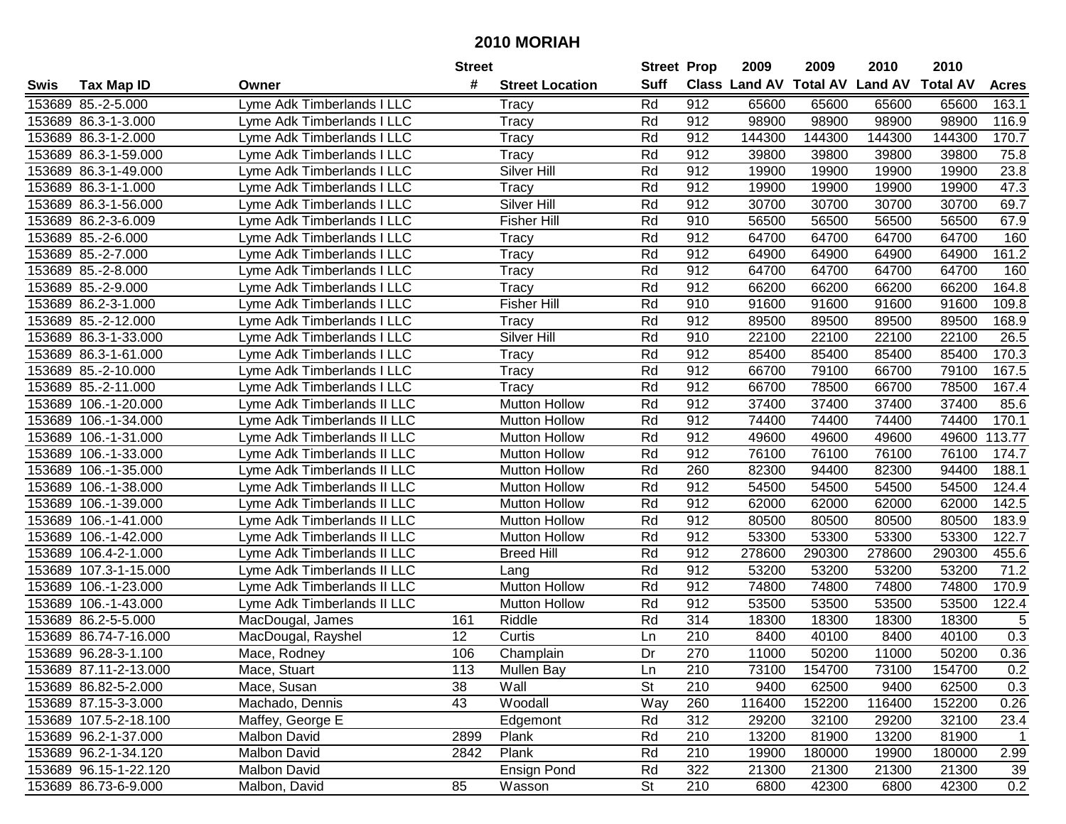# 2010 MORIAH

| Swis | Tax Map ID | Owner | Street # | Street Location | Street Suff | Prop Class | 2009 Land AV | 2009 Total AV | 2010 Land AV | 2010 Total AV | Acres |
|---|---|---|---|---|---|---|---|---|---|---|---|
| 153689 | 85.-2-5.000 | Lyme Adk Timberlands I LLC | | Tracy | Rd | 912 | 65600 | 65600 | 65600 | 65600 | 163.1 |
| 153689 | 86.3-1-3.000 | Lyme Adk Timberlands I LLC | | Tracy | Rd | 912 | 98900 | 98900 | 98900 | 98900 | 116.9 |
| 153689 | 86.3-1-2.000 | Lyme Adk Timberlands I LLC | | Tracy | Rd | 912 | 144300 | 144300 | 144300 | 144300 | 170.7 |
| 153689 | 86.3-1-59.000 | Lyme Adk Timberlands I LLC | | Tracy | Rd | 912 | 39800 | 39800 | 39800 | 39800 | 75.8 |
| 153689 | 86.3-1-49.000 | Lyme Adk Timberlands I LLC | | Silver Hill | Rd | 912 | 19900 | 19900 | 19900 | 19900 | 23.8 |
| 153689 | 86.3-1-1.000 | Lyme Adk Timberlands I LLC | | Tracy | Rd | 912 | 19900 | 19900 | 19900 | 19900 | 47.3 |
| 153689 | 86.3-1-56.000 | Lyme Adk Timberlands I LLC | | Silver Hill | Rd | 912 | 30700 | 30700 | 30700 | 30700 | 69.7 |
| 153689 | 86.2-3-6.009 | Lyme Adk Timberlands I LLC | | Fisher Hill | Rd | 910 | 56500 | 56500 | 56500 | 56500 | 67.9 |
| 153689 | 85.-2-6.000 | Lyme Adk Timberlands I LLC | | Tracy | Rd | 912 | 64700 | 64700 | 64700 | 64700 | 160 |
| 153689 | 85.-2-7.000 | Lyme Adk Timberlands I LLC | | Tracy | Rd | 912 | 64900 | 64900 | 64900 | 64900 | 161.2 |
| 153689 | 85.-2-8.000 | Lyme Adk Timberlands I LLC | | Tracy | Rd | 912 | 64700 | 64700 | 64700 | 64700 | 160 |
| 153689 | 85.-2-9.000 | Lyme Adk Timberlands I LLC | | Tracy | Rd | 912 | 66200 | 66200 | 66200 | 66200 | 164.8 |
| 153689 | 86.2-3-1.000 | Lyme Adk Timberlands I LLC | | Fisher Hill | Rd | 910 | 91600 | 91600 | 91600 | 91600 | 109.8 |
| 153689 | 85.-2-12.000 | Lyme Adk Timberlands I LLC | | Tracy | Rd | 912 | 89500 | 89500 | 89500 | 89500 | 168.9 |
| 153689 | 86.3-1-33.000 | Lyme Adk Timberlands I LLC | | Silver Hill | Rd | 910 | 22100 | 22100 | 22100 | 22100 | 26.5 |
| 153689 | 86.3-1-61.000 | Lyme Adk Timberlands I LLC | | Tracy | Rd | 912 | 85400 | 85400 | 85400 | 85400 | 170.3 |
| 153689 | 85.-2-10.000 | Lyme Adk Timberlands I LLC | | Tracy | Rd | 912 | 66700 | 79100 | 66700 | 79100 | 167.5 |
| 153689 | 85.-2-11.000 | Lyme Adk Timberlands I LLC | | Tracy | Rd | 912 | 66700 | 78500 | 66700 | 78500 | 167.4 |
| 153689 | 106.-1-20.000 | Lyme Adk Timberlands II LLC | | Mutton Hollow | Rd | 912 | 37400 | 37400 | 37400 | 37400 | 85.6 |
| 153689 | 106.-1-34.000 | Lyme Adk Timberlands II LLC | | Mutton Hollow | Rd | 912 | 74400 | 74400 | 74400 | 74400 | 170.1 |
| 153689 | 106.-1-31.000 | Lyme Adk Timberlands II LLC | | Mutton Hollow | Rd | 912 | 49600 | 49600 | 49600 | 49600 | 113.77 |
| 153689 | 106.-1-33.000 | Lyme Adk Timberlands II LLC | | Mutton Hollow | Rd | 912 | 76100 | 76100 | 76100 | 76100 | 174.7 |
| 153689 | 106.-1-35.000 | Lyme Adk Timberlands II LLC | | Mutton Hollow | Rd | 260 | 82300 | 94400 | 82300 | 94400 | 188.1 |
| 153689 | 106.-1-38.000 | Lyme Adk Timberlands II LLC | | Mutton Hollow | Rd | 912 | 54500 | 54500 | 54500 | 54500 | 124.4 |
| 153689 | 106.-1-39.000 | Lyme Adk Timberlands II LLC | | Mutton Hollow | Rd | 912 | 62000 | 62000 | 62000 | 62000 | 142.5 |
| 153689 | 106.-1-41.000 | Lyme Adk Timberlands II LLC | | Mutton Hollow | Rd | 912 | 80500 | 80500 | 80500 | 80500 | 183.9 |
| 153689 | 106.-1-42.000 | Lyme Adk Timberlands II LLC | | Mutton Hollow | Rd | 912 | 53300 | 53300 | 53300 | 53300 | 122.7 |
| 153689 | 106.4-2-1.000 | Lyme Adk Timberlands II LLC | | Breed Hill | Rd | 912 | 278600 | 290300 | 278600 | 290300 | 455.6 |
| 153689 | 107.3-1-15.000 | Lyme Adk Timberlands II LLC | | Lang | Rd | 912 | 53200 | 53200 | 53200 | 53200 | 71.2 |
| 153689 | 106.-1-23.000 | Lyme Adk Timberlands II LLC | | Mutton Hollow | Rd | 912 | 74800 | 74800 | 74800 | 74800 | 170.9 |
| 153689 | 106.-1-43.000 | Lyme Adk Timberlands II LLC | | Mutton Hollow | Rd | 912 | 53500 | 53500 | 53500 | 53500 | 122.4 |
| 153689 | 86.2-5-5.000 | MacDougal, James | 161 | Riddle | Rd | 314 | 18300 | 18300 | 18300 | 18300 | 5 |
| 153689 | 86.74-7-16.000 | MacDougal, Rayshel | 12 | Curtis | Ln | 210 | 8400 | 40100 | 8400 | 40100 | 0.3 |
| 153689 | 96.28-3-1.100 | Mace, Rodney | 106 | Champlain | Dr | 270 | 11000 | 50200 | 11000 | 50200 | 0.36 |
| 153689 | 87.11-2-13.000 | Mace, Stuart | 113 | Mullen Bay | Ln | 210 | 73100 | 154700 | 73100 | 154700 | 0.2 |
| 153689 | 86.82-5-2.000 | Mace, Susan | 38 | Wall | St | 210 | 9400 | 62500 | 9400 | 62500 | 0.3 |
| 153689 | 87.15-3-3.000 | Machado, Dennis | 43 | Woodall | Way | 260 | 116400 | 152200 | 116400 | 152200 | 0.26 |
| 153689 | 107.5-2-18.100 | Maffey, George E | | Edgemont | Rd | 312 | 29200 | 32100 | 29200 | 32100 | 23.4 |
| 153689 | 96.2-1-37.000 | Malbon David | 2899 | Plank | Rd | 210 | 13200 | 81900 | 13200 | 81900 | 1 |
| 153689 | 96.2-1-34.120 | Malbon David | 2842 | Plank | Rd | 210 | 19900 | 180000 | 19900 | 180000 | 2.99 |
| 153689 | 96.15-1-22.120 | Malbon David | | Ensign Pond | Rd | 322 | 21300 | 21300 | 21300 | 21300 | 39 |
| 153689 | 86.73-6-9.000 | Malbon, David | 85 | Wasson | St | 210 | 6800 | 42300 | 6800 | 42300 | 0.2 |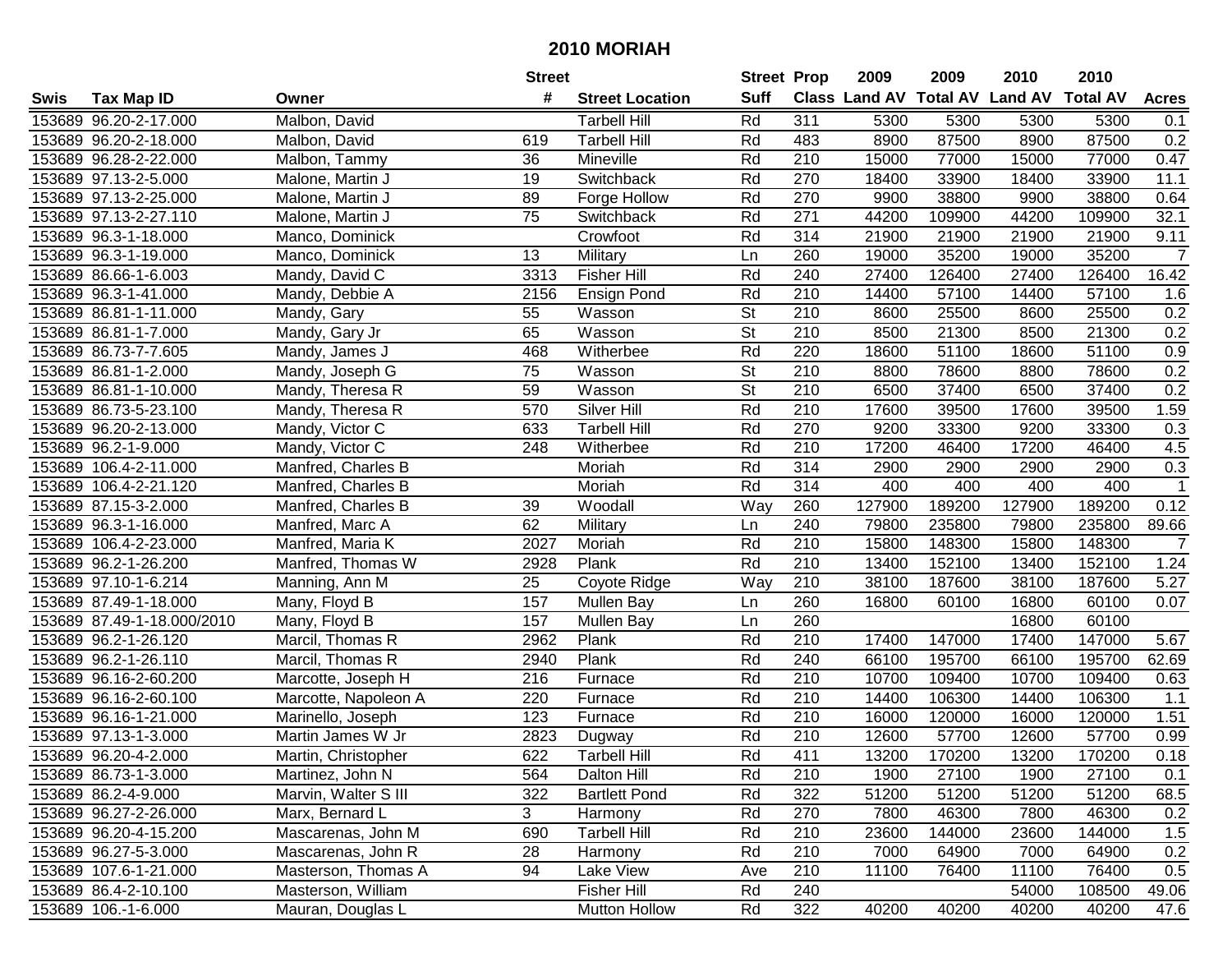# 2010 MORIAH

| Swis | Tax Map ID | Owner | Street # | Street Location | Street Suff | Prop Class | 2009 Land AV | 2009 Total AV | 2010 Land AV | 2010 Total AV | Acres |
|---|---|---|---|---|---|---|---|---|---|---|---|
| 153689 | 96.20-2-17.000 | Malbon, David | | Tarbell Hill | Rd | 311 | 5300 | 5300 | 5300 | 5300 | 0.1 |
| 153689 | 96.20-2-18.000 | Malbon, David | 619 | Tarbell Hill | Rd | 483 | 8900 | 87500 | 8900 | 87500 | 0.2 |
| 153689 | 96.28-2-22.000 | Malbon, Tammy | 36 | Mineville | Rd | 210 | 15000 | 77000 | 15000 | 77000 | 0.47 |
| 153689 | 97.13-2-5.000 | Malone, Martin J | 19 | Switchback | Rd | 270 | 18400 | 33900 | 18400 | 33900 | 11.1 |
| 153689 | 97.13-2-25.000 | Malone, Martin J | 89 | Forge Hollow | Rd | 270 | 9900 | 38800 | 9900 | 38800 | 0.64 |
| 153689 | 97.13-2-27.110 | Malone, Martin J | 75 | Switchback | Rd | 271 | 44200 | 109900 | 44200 | 109900 | 32.1 |
| 153689 | 96.3-1-18.000 | Manco, Dominick | | Crowfoot | Rd | 314 | 21900 | 21900 | 21900 | 21900 | 9.11 |
| 153689 | 96.3-1-19.000 | Manco, Dominick | 13 | Military | Ln | 260 | 19000 | 35200 | 19000 | 35200 | 7 |
| 153689 | 86.66-1-6.003 | Mandy, David C | 3313 | Fisher Hill | Rd | 240 | 27400 | 126400 | 27400 | 126400 | 16.42 |
| 153689 | 96.3-1-41.000 | Mandy, Debbie A | 2156 | Ensign Pond | Rd | 210 | 14400 | 57100 | 14400 | 57100 | 1.6 |
| 153689 | 86.81-1-11.000 | Mandy, Gary | 55 | Wasson | St | 210 | 8600 | 25500 | 8600 | 25500 | 0.2 |
| 153689 | 86.81-1-7.000 | Mandy, Gary Jr | 65 | Wasson | St | 210 | 8500 | 21300 | 8500 | 21300 | 0.2 |
| 153689 | 86.73-7-7.605 | Mandy, James J | 468 | Witherbee | Rd | 220 | 18600 | 51100 | 18600 | 51100 | 0.9 |
| 153689 | 86.81-1-2.000 | Mandy, Joseph G | 75 | Wasson | St | 210 | 8800 | 78600 | 8800 | 78600 | 0.2 |
| 153689 | 86.81-1-10.000 | Mandy, Theresa R | 59 | Wasson | St | 210 | 6500 | 37400 | 6500 | 37400 | 0.2 |
| 153689 | 86.73-5-23.100 | Mandy, Theresa R | 570 | Silver Hill | Rd | 210 | 17600 | 39500 | 17600 | 39500 | 1.59 |
| 153689 | 96.20-2-13.000 | Mandy, Victor C | 633 | Tarbell Hill | Rd | 270 | 9200 | 33300 | 9200 | 33300 | 0.3 |
| 153689 | 96.2-1-9.000 | Mandy, Victor C | 248 | Witherbee | Rd | 210 | 17200 | 46400 | 17200 | 46400 | 4.5 |
| 153689 | 106.4-2-11.000 | Manfred, Charles B | | Moriah | Rd | 314 | 2900 | 2900 | 2900 | 2900 | 0.3 |
| 153689 | 106.4-2-21.120 | Manfred, Charles B | | Moriah | Rd | 314 | 400 | 400 | 400 | 400 | 1 |
| 153689 | 87.15-3-2.000 | Manfred, Charles B | 39 | Woodall | Way | 260 | 127900 | 189200 | 127900 | 189200 | 0.12 |
| 153689 | 96.3-1-16.000 | Manfred, Marc A | 62 | Military | Ln | 240 | 79800 | 235800 | 79800 | 235800 | 89.66 |
| 153689 | 106.4-2-23.000 | Manfred, Maria K | 2027 | Moriah | Rd | 210 | 15800 | 148300 | 15800 | 148300 | 7 |
| 153689 | 96.2-1-26.200 | Manfred, Thomas W | 2928 | Plank | Rd | 210 | 13400 | 152100 | 13400 | 152100 | 1.24 |
| 153689 | 97.10-1-6.214 | Manning, Ann M | 25 | Coyote Ridge | Way | 210 | 38100 | 187600 | 38100 | 187600 | 5.27 |
| 153689 | 87.49-1-18.000 | Many, Floyd B | 157 | Mullen Bay | Ln | 260 | 16800 | 60100 | 16800 | 60100 | 0.07 |
| 153689 | 87.49-1-18.000/2010 | Many, Floyd B | 157 | Mullen Bay | Ln | 260 | | | 16800 | 60100 | |
| 153689 | 96.2-1-26.120 | Marcil, Thomas R | 2962 | Plank | Rd | 210 | 17400 | 147000 | 17400 | 147000 | 5.67 |
| 153689 | 96.2-1-26.110 | Marcil, Thomas R | 2940 | Plank | Rd | 240 | 66100 | 195700 | 66100 | 195700 | 62.69 |
| 153689 | 96.16-2-60.200 | Marcotte, Joseph H | 216 | Furnace | Rd | 210 | 10700 | 109400 | 10700 | 109400 | 0.63 |
| 153689 | 96.16-2-60.100 | Marcotte, Napoleon A | 220 | Furnace | Rd | 210 | 14400 | 106300 | 14400 | 106300 | 1.1 |
| 153689 | 96.16-1-21.000 | Marinello, Joseph | 123 | Furnace | Rd | 210 | 16000 | 120000 | 16000 | 120000 | 1.51 |
| 153689 | 97.13-1-3.000 | Martin James W Jr | 2823 | Dugway | Rd | 210 | 12600 | 57700 | 12600 | 57700 | 0.99 |
| 153689 | 96.20-4-2.000 | Martin, Christopher | 622 | Tarbell Hill | Rd | 411 | 13200 | 170200 | 13200 | 170200 | 0.18 |
| 153689 | 86.73-1-3.000 | Martinez, John N | 564 | Dalton Hill | Rd | 210 | 1900 | 27100 | 1900 | 27100 | 0.1 |
| 153689 | 86.2-4-9.000 | Marvin, Walter S III | 322 | Bartlett Pond | Rd | 322 | 51200 | 51200 | 51200 | 51200 | 68.5 |
| 153689 | 96.27-2-26.000 | Marx, Bernard L | 3 | Harmony | Rd | 270 | 7800 | 46300 | 7800 | 46300 | 0.2 |
| 153689 | 96.20-4-15.200 | Mascarenas, John M | 690 | Tarbell Hill | Rd | 210 | 23600 | 144000 | 23600 | 144000 | 1.5 |
| 153689 | 96.27-5-3.000 | Mascarenas, John R | 28 | Harmony | Rd | 210 | 7000 | 64900 | 7000 | 64900 | 0.2 |
| 153689 | 107.6-1-21.000 | Masterson, Thomas A | 94 | Lake View | Ave | 210 | 11100 | 76400 | 11100 | 76400 | 0.5 |
| 153689 | 86.4-2-10.100 | Masterson, William | | Fisher Hill | Rd | 240 | | | 54000 | 108500 | 49.06 |
| 153689 | 106.-1-6.000 | Mauran, Douglas L | | Mutton Hollow | Rd | 322 | 40200 | 40200 | 40200 | 40200 | 47.6 |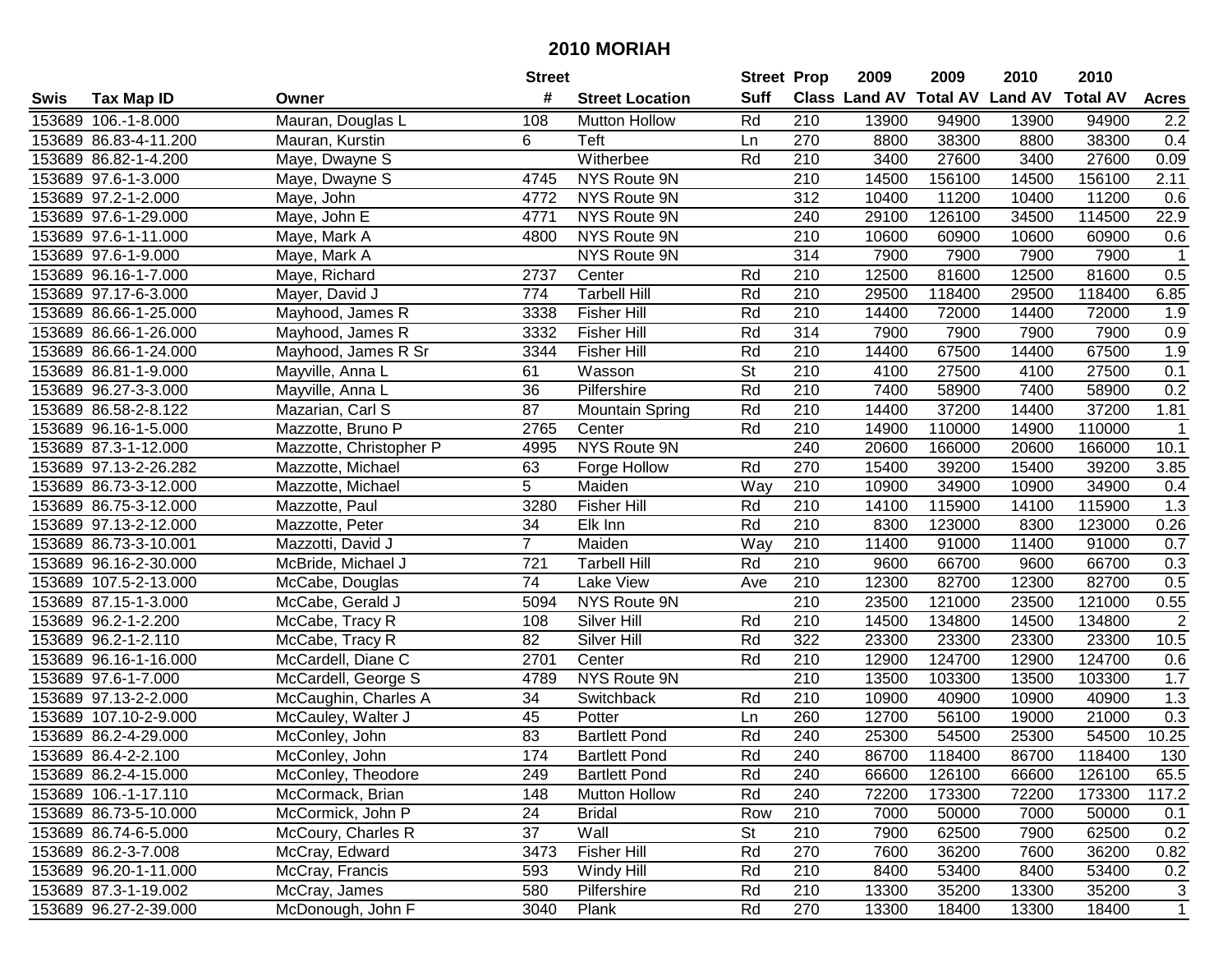# 2010 MORIAH

| Swis | Tax Map ID | Owner | Street # | Street Location | Street Suff | Prop Class | 2009 Land AV | 2009 Total AV | 2010 Land AV | 2010 Total AV | Acres |
|---|---|---|---|---|---|---|---|---|---|---|---|
| 153689 | 106.-1-8.000 | Mauran, Douglas L | 108 | Mutton Hollow | Rd | 210 | 13900 | 94900 | 13900 | 94900 | 2.2 |
| 153689 | 86.83-4-11.200 | Mauran, Kurstin | 6 | Teft | Ln | 270 | 8800 | 38300 | 8800 | 38300 | 0.4 |
| 153689 | 86.82-1-4.200 | Maye, Dwayne S | | Witherbee | Rd | 210 | 3400 | 27600 | 3400 | 27600 | 0.09 |
| 153689 | 97.6-1-3.000 | Maye, Dwayne S | 4745 | NYS Route 9N | | 210 | 14500 | 156100 | 14500 | 156100 | 2.11 |
| 153689 | 97.2-1-2.000 | Maye, John | 4772 | NYS Route 9N | | 312 | 10400 | 11200 | 10400 | 11200 | 0.6 |
| 153689 | 97.6-1-29.000 | Maye, John E | 4771 | NYS Route 9N | | 240 | 29100 | 126100 | 34500 | 114500 | 22.9 |
| 153689 | 97.6-1-11.000 | Maye, Mark A | 4800 | NYS Route 9N | | 210 | 10600 | 60900 | 10600 | 60900 | 0.6 |
| 153689 | 97.6-1-9.000 | Maye, Mark A | | NYS Route 9N | | 314 | 7900 | 7900 | 7900 | 7900 | 1 |
| 153689 | 96.16-1-7.000 | Maye, Richard | 2737 | Center | Rd | 210 | 12500 | 81600 | 12500 | 81600 | 0.5 |
| 153689 | 97.17-6-3.000 | Mayer, David J | 774 | Tarbell Hill | Rd | 210 | 29500 | 118400 | 29500 | 118400 | 6.85 |
| 153689 | 86.66-1-25.000 | Mayhood, James R | 3338 | Fisher Hill | Rd | 210 | 14400 | 72000 | 14400 | 72000 | 1.9 |
| 153689 | 86.66-1-26.000 | Mayhood, James R | 3332 | Fisher Hill | Rd | 314 | 7900 | 7900 | 7900 | 7900 | 0.9 |
| 153689 | 86.66-1-24.000 | Mayhood, James R Sr | 3344 | Fisher Hill | Rd | 210 | 14400 | 67500 | 14400 | 67500 | 1.9 |
| 153689 | 86.81-1-9.000 | Mayville, Anna L | 61 | Wasson | St | 210 | 4100 | 27500 | 4100 | 27500 | 0.1 |
| 153689 | 96.27-3-3.000 | Mayville, Anna L | 36 | Pilfershire | Rd | 210 | 7400 | 58900 | 7400 | 58900 | 0.2 |
| 153689 | 86.58-2-8.122 | Mazarian, Carl S | 87 | Mountain Spring | Rd | 210 | 14400 | 37200 | 14400 | 37200 | 1.81 |
| 153689 | 96.16-1-5.000 | Mazzotte, Bruno P | 2765 | Center | Rd | 210 | 14900 | 110000 | 14900 | 110000 | 1 |
| 153689 | 87.3-1-12.000 | Mazzotte, Christopher P | 4995 | NYS Route 9N | | 240 | 20600 | 166000 | 20600 | 166000 | 10.1 |
| 153689 | 97.13-2-26.282 | Mazzotte, Michael | 63 | Forge Hollow | Rd | 270 | 15400 | 39200 | 15400 | 39200 | 3.85 |
| 153689 | 86.73-3-12.000 | Mazzotte, Michael | 5 | Maiden | Way | 210 | 10900 | 34900 | 10900 | 34900 | 0.4 |
| 153689 | 86.75-3-12.000 | Mazzotte, Paul | 3280 | Fisher Hill | Rd | 210 | 14100 | 115900 | 14100 | 115900 | 1.3 |
| 153689 | 97.13-2-12.000 | Mazzotte, Peter | 34 | Elk Inn | Rd | 210 | 8300 | 123000 | 8300 | 123000 | 0.26 |
| 153689 | 86.73-3-10.001 | Mazzotti, David J | 7 | Maiden | Way | 210 | 11400 | 91000 | 11400 | 91000 | 0.7 |
| 153689 | 96.16-2-30.000 | McBride, Michael J | 721 | Tarbell Hill | Rd | 210 | 9600 | 66700 | 9600 | 66700 | 0.3 |
| 153689 | 107.5-2-13.000 | McCabe, Douglas | 74 | Lake View | Ave | 210 | 12300 | 82700 | 12300 | 82700 | 0.5 |
| 153689 | 87.15-1-3.000 | McCabe, Gerald J | 5094 | NYS Route 9N | | 210 | 23500 | 121000 | 23500 | 121000 | 0.55 |
| 153689 | 96.2-1-2.200 | McCabe, Tracy R | 108 | Silver Hill | Rd | 210 | 14500 | 134800 | 14500 | 134800 | 2 |
| 153689 | 96.2-1-2.110 | McCabe, Tracy R | 82 | Silver Hill | Rd | 322 | 23300 | 23300 | 23300 | 23300 | 10.5 |
| 153689 | 96.16-1-16.000 | McCardell, Diane C | 2701 | Center | Rd | 210 | 12900 | 124700 | 12900 | 124700 | 0.6 |
| 153689 | 97.6-1-7.000 | McCardell, George S | 4789 | NYS Route 9N | | 210 | 13500 | 103300 | 13500 | 103300 | 1.7 |
| 153689 | 97.13-2-2.000 | McCaughin, Charles A | 34 | Switchback | Rd | 210 | 10900 | 40900 | 10900 | 40900 | 1.3 |
| 153689 | 107.10-2-9.000 | McCauley, Walter J | 45 | Potter | Ln | 260 | 12700 | 56100 | 19000 | 21000 | 0.3 |
| 153689 | 86.2-4-29.000 | McConley, John | 83 | Bartlett Pond | Rd | 240 | 25300 | 54500 | 25300 | 54500 | 10.25 |
| 153689 | 86.4-2-2.100 | McConley, John | 174 | Bartlett Pond | Rd | 240 | 86700 | 118400 | 86700 | 118400 | 130 |
| 153689 | 86.2-4-15.000 | McConley, Theodore | 249 | Bartlett Pond | Rd | 240 | 66600 | 126100 | 66600 | 126100 | 65.5 |
| 153689 | 106.-1-17.110 | McCormack, Brian | 148 | Mutton Hollow | Rd | 240 | 72200 | 173300 | 72200 | 173300 | 117.2 |
| 153689 | 86.73-5-10.000 | McCormick, John P | 24 | Bridal | Row | 210 | 7000 | 50000 | 7000 | 50000 | 0.1 |
| 153689 | 86.74-6-5.000 | McCoury, Charles R | 37 | Wall | St | 210 | 7900 | 62500 | 7900 | 62500 | 0.2 |
| 153689 | 86.2-3-7.008 | McCray, Edward | 3473 | Fisher Hill | Rd | 270 | 7600 | 36200 | 7600 | 36200 | 0.82 |
| 153689 | 96.20-1-11.000 | McCray, Francis | 593 | Windy Hill | Rd | 210 | 8400 | 53400 | 8400 | 53400 | 0.2 |
| 153689 | 87.3-1-19.002 | McCray, James | 580 | Pilfershire | Rd | 210 | 13300 | 35200 | 13300 | 35200 | 3 |
| 153689 | 96.27-2-39.000 | McDonough, John F | 3040 | Plank | Rd | 270 | 13300 | 18400 | 13300 | 18400 | 1 |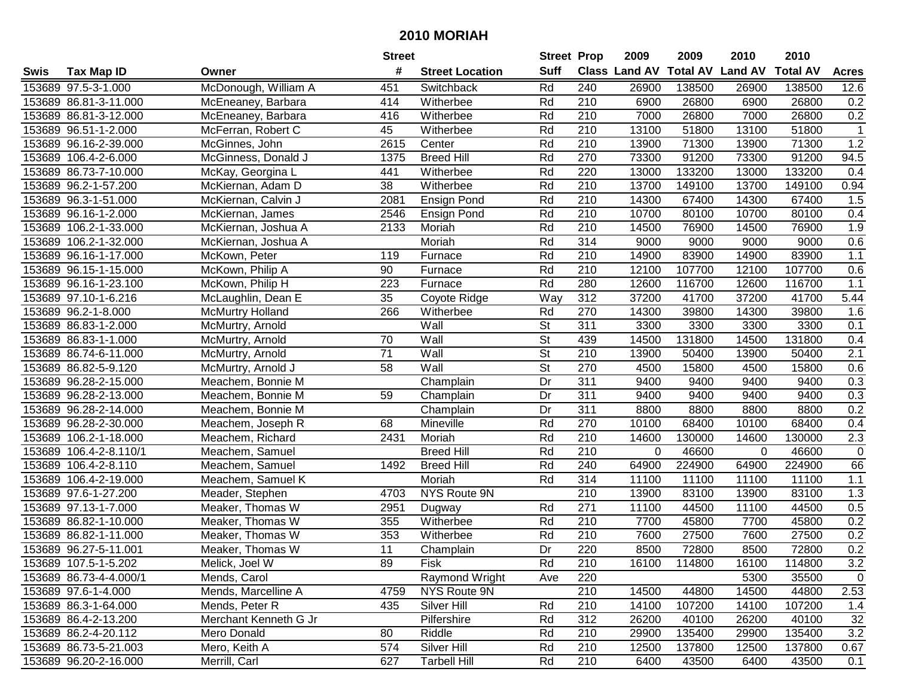# 2010 MORIAH

| Swis | Tax Map ID | Owner | Street # | Street Location | Street Suff | Prop Class | 2009 Land AV | 2009 Total AV | 2010 Land AV | 2010 Total AV | Acres |
|---|---|---|---|---|---|---|---|---|---|---|---|
| 153689 | 97.5-3-1.000 | McDonough, William A | 451 | Switchback | Rd | 240 | 26900 | 138500 | 26900 | 138500 | 12.6 |
| 153689 | 86.81-3-11.000 | McEneaney, Barbara | 414 | Witherbee | Rd | 210 | 6900 | 26800 | 6900 | 26800 | 0.2 |
| 153689 | 86.81-3-12.000 | McEneaney, Barbara | 416 | Witherbee | Rd | 210 | 7000 | 26800 | 7000 | 26800 | 0.2 |
| 153689 | 96.51-1-2.000 | McFerran, Robert C | 45 | Witherbee | Rd | 210 | 13100 | 51800 | 13100 | 51800 | 1 |
| 153689 | 96.16-2-39.000 | McGinnes, John | 2615 | Center | Rd | 210 | 13900 | 71300 | 13900 | 71300 | 1.2 |
| 153689 | 106.4-2-6.000 | McGinness, Donald J | 1375 | Breed Hill | Rd | 270 | 73300 | 91200 | 73300 | 91200 | 94.5 |
| 153689 | 86.73-7-10.000 | McKay, Georgina L | 441 | Witherbee | Rd | 220 | 13000 | 133200 | 13000 | 133200 | 0.4 |
| 153689 | 96.2-1-57.200 | McKiernan, Adam D | 38 | Witherbee | Rd | 210 | 13700 | 149100 | 13700 | 149100 | 0.94 |
| 153689 | 96.3-1-51.000 | McKiernan, Calvin J | 2081 | Ensign Pond | Rd | 210 | 14300 | 67400 | 14300 | 67400 | 1.5 |
| 153689 | 96.16-1-2.000 | McKiernan, James | 2546 | Ensign Pond | Rd | 210 | 10700 | 80100 | 10700 | 80100 | 0.4 |
| 153689 | 106.2-1-33.000 | McKiernan, Joshua A | 2133 | Moriah | Rd | 210 | 14500 | 76900 | 14500 | 76900 | 1.9 |
| 153689 | 106.2-1-32.000 | McKiernan, Joshua A | | Moriah | Rd | 314 | 9000 | 9000 | 9000 | 9000 | 0.6 |
| 153689 | 96.16-1-17.000 | McKown, Peter | 119 | Furnace | Rd | 210 | 14900 | 83900 | 14900 | 83900 | 1.1 |
| 153689 | 96.15-1-15.000 | McKown, Philip A | 90 | Furnace | Rd | 210 | 12100 | 107700 | 12100 | 107700 | 0.6 |
| 153689 | 96.16-1-23.100 | McKown, Philip H | 223 | Furnace | Rd | 280 | 12600 | 116700 | 12600 | 116700 | 1.1 |
| 153689 | 97.10-1-6.216 | McLaughlin, Dean E | 35 | Coyote Ridge | Way | 312 | 37200 | 41700 | 37200 | 41700 | 5.44 |
| 153689 | 96.2-1-8.000 | McMurtry Holland | 266 | Witherbee | Rd | 270 | 14300 | 39800 | 14300 | 39800 | 1.6 |
| 153689 | 86.83-1-2.000 | McMurtry, Arnold | | Wall | St | 311 | 3300 | 3300 | 3300 | 3300 | 0.1 |
| 153689 | 86.83-1-1.000 | McMurtry, Arnold | 70 | Wall | St | 439 | 14500 | 131800 | 14500 | 131800 | 0.4 |
| 153689 | 86.74-6-11.000 | McMurtry, Arnold | 71 | Wall | St | 210 | 13900 | 50400 | 13900 | 50400 | 2.1 |
| 153689 | 86.82-5-9.120 | McMurtry, Arnold J | 58 | Wall | St | 270 | 4500 | 15800 | 4500 | 15800 | 0.6 |
| 153689 | 96.28-2-15.000 | Meachem, Bonnie M | | Champlain | Dr | 311 | 9400 | 9400 | 9400 | 9400 | 0.3 |
| 153689 | 96.28-2-13.000 | Meachem, Bonnie M | 59 | Champlain | Dr | 311 | 9400 | 9400 | 9400 | 9400 | 0.3 |
| 153689 | 96.28-2-14.000 | Meachem, Bonnie M | | Champlain | Dr | 311 | 8800 | 8800 | 8800 | 8800 | 0.2 |
| 153689 | 96.28-2-30.000 | Meachem, Joseph R | 68 | Mineville | Rd | 270 | 10100 | 68400 | 10100 | 68400 | 0.4 |
| 153689 | 106.2-1-18.000 | Meachem, Richard | 2431 | Moriah | Rd | 210 | 14600 | 130000 | 14600 | 130000 | 2.3 |
| 153689 | 106.4-2-8.110/1 | Meachem, Samuel | | Breed Hill | Rd | 210 | 0 | 46600 | 0 | 46600 | 0 |
| 153689 | 106.4-2-8.110 | Meachem, Samuel | 1492 | Breed Hill | Rd | 240 | 64900 | 224900 | 64900 | 224900 | 66 |
| 153689 | 106.4-2-19.000 | Meachem, Samuel K | | Moriah | Rd | 314 | 11100 | 11100 | 11100 | 11100 | 1.1 |
| 153689 | 97.6-1-27.200 | Meader, Stephen | 4703 | NYS Route 9N | | 210 | 13900 | 83100 | 13900 | 83100 | 1.3 |
| 153689 | 97.13-1-7.000 | Meaker, Thomas W | 2951 | Dugway | Rd | 271 | 11100 | 44500 | 11100 | 44500 | 0.5 |
| 153689 | 86.82-1-10.000 | Meaker, Thomas W | 355 | Witherbee | Rd | 210 | 7700 | 45800 | 7700 | 45800 | 0.2 |
| 153689 | 86.82-1-11.000 | Meaker, Thomas W | 353 | Witherbee | Rd | 210 | 7600 | 27500 | 7600 | 27500 | 0.2 |
| 153689 | 96.27-5-11.001 | Meaker, Thomas W | 11 | Champlain | Dr | 220 | 8500 | 72800 | 8500 | 72800 | 0.2 |
| 153689 | 107.5-1-5.202 | Melick, Joel W | 89 | Fisk | Rd | 210 | 16100 | 114800 | 16100 | 114800 | 3.2 |
| 153689 | 86.73-4-4.000/1 | Mends, Carol | | Raymond Wright | Ave | 220 | | | 5300 | 35500 | 0 |
| 153689 | 97.6-1-4.000 | Mends, Marcelline A | 4759 | NYS Route 9N | | 210 | 14500 | 44800 | 14500 | 44800 | 2.53 |
| 153689 | 86.3-1-64.000 | Mends, Peter R | 435 | Silver Hill | Rd | 210 | 14100 | 107200 | 14100 | 107200 | 1.4 |
| 153689 | 86.4-2-13.200 | Merchant Kenneth G Jr | | Pilfershire | Rd | 312 | 26200 | 40100 | 26200 | 40100 | 32 |
| 153689 | 86.2-4-20.112 | Mero Donald | 80 | Riddle | Rd | 210 | 29900 | 135400 | 29900 | 135400 | 3.2 |
| 153689 | 86.73-5-21.003 | Mero, Keith A | 574 | Silver Hill | Rd | 210 | 12500 | 137800 | 12500 | 137800 | 0.67 |
| 153689 | 96.20-2-16.000 | Merrill, Carl | 627 | Tarbell Hill | Rd | 210 | 6400 | 43500 | 6400 | 43500 | 0.1 |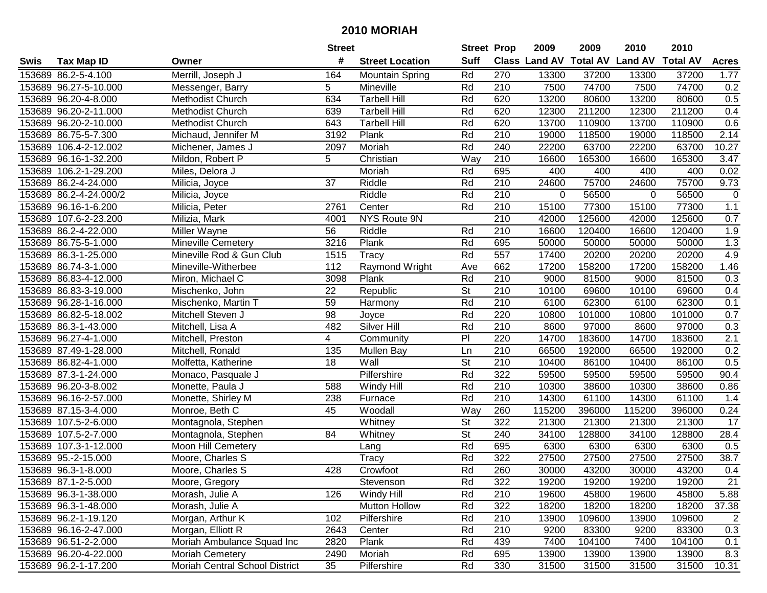# 2010 MORIAH

| Swis | Tax Map ID | Owner | Street # | Street Location | Street Suff | Prop Class | 2009 Land AV | 2009 Total AV | 2010 Land AV | 2010 Total AV | Acres |
|---|---|---|---|---|---|---|---|---|---|---|---|
| 153689 | 86.2-5-4.100 | Merrill, Joseph J | 164 | Mountain Spring | Rd | 270 | 13300 | 37200 | 13300 | 37200 | 1.77 |
| 153689 | 96.27-5-10.000 | Messenger, Barry | 5 | Mineville | Rd | 210 | 7500 | 74700 | 7500 | 74700 | 0.2 |
| 153689 | 96.20-4-8.000 | Methodist Church | 634 | Tarbell Hill | Rd | 620 | 13200 | 80600 | 13200 | 80600 | 0.5 |
| 153689 | 96.20-2-11.000 | Methodist Church | 639 | Tarbell Hill | Rd | 620 | 12300 | 211200 | 12300 | 211200 | 0.4 |
| 153689 | 96.20-2-10.000 | Methodist Church | 643 | Tarbell Hill | Rd | 620 | 13700 | 110900 | 13700 | 110900 | 0.6 |
| 153689 | 86.75-5-7.300 | Michaud, Jennifer M | 3192 | Plank | Rd | 210 | 19000 | 118500 | 19000 | 118500 | 2.14 |
| 153689 | 106.4-2-12.002 | Michener, James J | 2097 | Moriah | Rd | 240 | 22200 | 63700 | 22200 | 63700 | 10.27 |
| 153689 | 96.16-1-32.200 | Mildon, Robert P | 5 | Christian | Way | 210 | 16600 | 165300 | 16600 | 165300 | 3.47 |
| 153689 | 106.2-1-29.200 | Miles, Delora J | | Moriah | Rd | 695 | 400 | 400 | 400 | 400 | 0.02 |
| 153689 | 86.2-4-24.000 | Milicia, Joyce | 37 | Riddle | Rd | 210 | 24600 | 75700 | 24600 | 75700 | 9.73 |
| 153689 | 86.2-4-24.000/2 | Milicia, Joyce | | Riddle | Rd | 210 | 0 | 56500 | 0 | 56500 | 0 |
| 153689 | 96.16-1-6.200 | Milicia, Peter | 2761 | Center | Rd | 210 | 15100 | 77300 | 15100 | 77300 | 1.1 |
| 153689 | 107.6-2-23.200 | Milizia, Mark | 4001 | NYS Route 9N | | 210 | 42000 | 125600 | 42000 | 125600 | 0.7 |
| 153689 | 86.2-4-22.000 | Miller Wayne | 56 | Riddle | Rd | 210 | 16600 | 120400 | 16600 | 120400 | 1.9 |
| 153689 | 86.75-5-1.000 | Mineville Cemetery | 3216 | Plank | Rd | 695 | 50000 | 50000 | 50000 | 50000 | 1.3 |
| 153689 | 86.3-1-25.000 | Mineville Rod & Gun Club | 1515 | Tracy | Rd | 557 | 17400 | 20200 | 20200 | 20200 | 4.9 |
| 153689 | 86.74-3-1.000 | Mineville-Witherbee | 112 | Raymond Wright | Ave | 662 | 17200 | 158200 | 17200 | 158200 | 1.46 |
| 153689 | 86.83-4-12.000 | Miron, Michael C | 3098 | Plank | Rd | 210 | 9000 | 81500 | 9000 | 81500 | 0.3 |
| 153689 | 86.83-3-19.000 | Mischenko, John | 22 | Republic | St | 210 | 10100 | 69600 | 10100 | 69600 | 0.4 |
| 153689 | 96.28-1-16.000 | Mischenko, Martin T | 59 | Harmony | Rd | 210 | 6100 | 62300 | 6100 | 62300 | 0.1 |
| 153689 | 86.82-5-18.002 | Mitchell Steven J | 98 | Joyce | Rd | 220 | 10800 | 101000 | 10800 | 101000 | 0.7 |
| 153689 | 86.3-1-43.000 | Mitchell, Lisa A | 482 | Silver Hill | Rd | 210 | 8600 | 97000 | 8600 | 97000 | 0.3 |
| 153689 | 96.27-4-1.000 | Mitchell, Preston | 4 | Community | Pl | 220 | 14700 | 183600 | 14700 | 183600 | 2.1 |
| 153689 | 87.49-1-28.000 | Mitchell, Ronald | 135 | Mullen Bay | Ln | 210 | 66500 | 192000 | 66500 | 192000 | 0.2 |
| 153689 | 86.82-4-1.000 | Molfetta, Katherine | 18 | Wall | St | 210 | 10400 | 86100 | 10400 | 86100 | 0.5 |
| 153689 | 87.3-1-24.000 | Monaco, Pasquale J | | Pilfershire | Rd | 322 | 59500 | 59500 | 59500 | 59500 | 90.4 |
| 153689 | 96.20-3-8.002 | Monette, Paula J | 588 | Windy Hill | Rd | 210 | 10300 | 38600 | 10300 | 38600 | 0.86 |
| 153689 | 96.16-2-57.000 | Monette, Shirley M | 238 | Furnace | Rd | 210 | 14300 | 61100 | 14300 | 61100 | 1.4 |
| 153689 | 87.15-3-4.000 | Monroe, Beth C | 45 | Woodall | Way | 260 | 115200 | 396000 | 115200 | 396000 | 0.24 |
| 153689 | 107.5-2-6.000 | Montagnola, Stephen | | Whitney | St | 322 | 21300 | 21300 | 21300 | 21300 | 17 |
| 153689 | 107.5-2-7.000 | Montagnola, Stephen | 84 | Whitney | St | 240 | 34100 | 128800 | 34100 | 128800 | 28.4 |
| 153689 | 107.3-1-12.000 | Moon Hill Cemetery | | Lang | Rd | 695 | 6300 | 6300 | 6300 | 6300 | 0.5 |
| 153689 | 95.-2-15.000 | Moore, Charles S | | Tracy | Rd | 322 | 27500 | 27500 | 27500 | 27500 | 38.7 |
| 153689 | 96.3-1-8.000 | Moore, Charles S | 428 | Crowfoot | Rd | 260 | 30000 | 43200 | 30000 | 43200 | 0.4 |
| 153689 | 87.1-2-5.000 | Moore, Gregory | | Stevenson | Rd | 322 | 19200 | 19200 | 19200 | 19200 | 21 |
| 153689 | 96.3-1-38.000 | Morash, Julie A | 126 | Windy Hill | Rd | 210 | 19600 | 45800 | 19600 | 45800 | 5.88 |
| 153689 | 96.3-1-48.000 | Morash, Julie A | | Mutton Hollow | Rd | 322 | 18200 | 18200 | 18200 | 18200 | 37.38 |
| 153689 | 96.2-1-19.120 | Morgan, Arthur K | 102 | Pilfershire | Rd | 210 | 13900 | 109600 | 13900 | 109600 | 2 |
| 153689 | 96.16-2-47.000 | Morgan, Elliott R | 2643 | Center | Rd | 210 | 9200 | 83300 | 9200 | 83300 | 0.3 |
| 153689 | 96.51-2-2.000 | Moriah Ambulance Squad Inc | 2820 | Plank | Rd | 439 | 7400 | 104100 | 7400 | 104100 | 0.1 |
| 153689 | 96.20-4-22.000 | Moriah Cemetery | 2490 | Moriah | Rd | 695 | 13900 | 13900 | 13900 | 13900 | 8.3 |
| 153689 | 96.2-1-17.200 | Moriah Central School District | 35 | Pilfershire | Rd | 330 | 31500 | 31500 | 31500 | 31500 | 10.31 |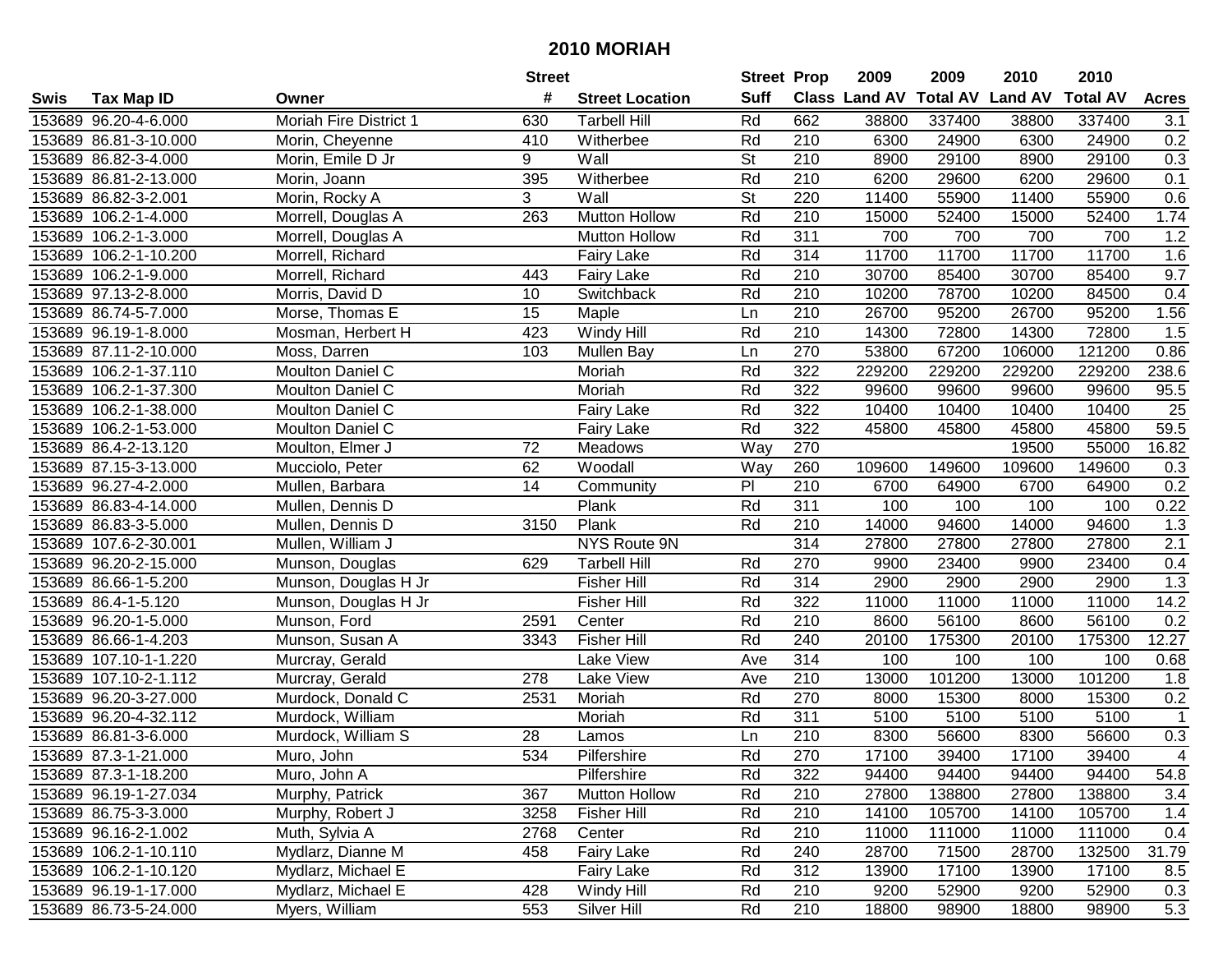# 2010 MORIAH

| Swis | Tax Map ID | Owner | Street # | Street Location | Street Suff | Prop Class | 2009 Land AV | 2009 Total AV | 2010 Land AV | 2010 Total AV | Acres |
|---|---|---|---|---|---|---|---|---|---|---|---|
| 153689 | 96.20-4-6.000 | Moriah Fire District 1 | 630 | Tarbell Hill | Rd | 662 | 38800 | 337400 | 38800 | 337400 | 3.1 |
| 153689 | 86.81-3-10.000 | Morin, Cheyenne | 410 | Witherbee | Rd | 210 | 6300 | 24900 | 6300 | 24900 | 0.2 |
| 153689 | 86.82-3-4.000 | Morin, Emile D Jr | 9 | Wall | St | 210 | 8900 | 29100 | 8900 | 29100 | 0.3 |
| 153689 | 86.81-2-13.000 | Morin, Joann | 395 | Witherbee | Rd | 210 | 6200 | 29600 | 6200 | 29600 | 0.1 |
| 153689 | 86.82-3-2.001 | Morin, Rocky A | 3 | Wall | St | 220 | 11400 | 55900 | 11400 | 55900 | 0.6 |
| 153689 | 106.2-1-4.000 | Morrell, Douglas A | 263 | Mutton Hollow | Rd | 210 | 15000 | 52400 | 15000 | 52400 | 1.74 |
| 153689 | 106.2-1-3.000 | Morrell, Douglas A | | Mutton Hollow | Rd | 311 | 700 | 700 | 700 | 700 | 1.2 |
| 153689 | 106.2-1-10.200 | Morrell, Richard | | Fairy Lake | Rd | 314 | 11700 | 11700 | 11700 | 11700 | 1.6 |
| 153689 | 106.2-1-9.000 | Morrell, Richard | 443 | Fairy Lake | Rd | 210 | 30700 | 85400 | 30700 | 85400 | 9.7 |
| 153689 | 97.13-2-8.000 | Morris, David D | 10 | Switchback | Rd | 210 | 10200 | 78700 | 10200 | 84500 | 0.4 |
| 153689 | 86.74-5-7.000 | Morse, Thomas E | 15 | Maple | Ln | 210 | 26700 | 95200 | 26700 | 95200 | 1.56 |
| 153689 | 96.19-1-8.000 | Mosman, Herbert H | 423 | Windy Hill | Rd | 210 | 14300 | 72800 | 14300 | 72800 | 1.5 |
| 153689 | 87.11-2-10.000 | Moss, Darren | 103 | Mullen Bay | Ln | 270 | 53800 | 67200 | 106000 | 121200 | 0.86 |
| 153689 | 106.2-1-37.110 | Moulton Daniel C | | Moriah | Rd | 322 | 229200 | 229200 | 229200 | 229200 | 238.6 |
| 153689 | 106.2-1-37.300 | Moulton Daniel C | | Moriah | Rd | 322 | 99600 | 99600 | 99600 | 99600 | 95.5 |
| 153689 | 106.2-1-38.000 | Moulton Daniel C | | Fairy Lake | Rd | 322 | 10400 | 10400 | 10400 | 10400 | 25 |
| 153689 | 106.2-1-53.000 | Moulton Daniel C | | Fairy Lake | Rd | 322 | 45800 | 45800 | 45800 | 45800 | 59.5 |
| 153689 | 86.4-2-13.120 | Moulton, Elmer J | 72 | Meadows | Way | 270 | | | 19500 | 55000 | 16.82 |
| 153689 | 87.15-3-13.000 | Mucciolo, Peter | 62 | Woodall | Way | 260 | 109600 | 149600 | 109600 | 149600 | 0.3 |
| 153689 | 96.27-4-2.000 | Mullen, Barbara | 14 | Community | Pl | 210 | 6700 | 64900 | 6700 | 64900 | 0.2 |
| 153689 | 86.83-4-14.000 | Mullen, Dennis D | | Plank | Rd | 311 | 100 | 100 | 100 | 100 | 0.22 |
| 153689 | 86.83-3-5.000 | Mullen, Dennis D | 3150 | Plank | Rd | 210 | 14000 | 94600 | 14000 | 94600 | 1.3 |
| 153689 | 107.6-2-30.001 | Mullen, William J | | NYS Route 9N | | 314 | 27800 | 27800 | 27800 | 27800 | 2.1 |
| 153689 | 96.20-2-15.000 | Munson, Douglas | 629 | Tarbell Hill | Rd | 270 | 9900 | 23400 | 9900 | 23400 | 0.4 |
| 153689 | 86.66-1-5.200 | Munson, Douglas H Jr | | Fisher Hill | Rd | 314 | 2900 | 2900 | 2900 | 2900 | 1.3 |
| 153689 | 86.4-1-5.120 | Munson, Douglas H Jr | | Fisher Hill | Rd | 322 | 11000 | 11000 | 11000 | 11000 | 14.2 |
| 153689 | 96.20-1-5.000 | Munson, Ford | 2591 | Center | Rd | 210 | 8600 | 56100 | 8600 | 56100 | 0.2 |
| 153689 | 86.66-1-4.203 | Munson, Susan A | 3343 | Fisher Hill | Rd | 240 | 20100 | 175300 | 20100 | 175300 | 12.27 |
| 153689 | 107.10-1-1.220 | Murcray, Gerald | | Lake View | Ave | 314 | 100 | 100 | 100 | 100 | 0.68 |
| 153689 | 107.10-2-1.112 | Murcray, Gerald | 278 | Lake View | Ave | 210 | 13000 | 101200 | 13000 | 101200 | 1.8 |
| 153689 | 96.20-3-27.000 | Murdock, Donald C | 2531 | Moriah | Rd | 270 | 8000 | 15300 | 8000 | 15300 | 0.2 |
| 153689 | 96.20-4-32.112 | Murdock, William | | Moriah | Rd | 311 | 5100 | 5100 | 5100 | 5100 | 1 |
| 153689 | 86.81-3-6.000 | Murdock, William S | 28 | Lamos | Ln | 210 | 8300 | 56600 | 8300 | 56600 | 0.3 |
| 153689 | 87.3-1-21.000 | Muro, John | 534 | Pilfershire | Rd | 270 | 17100 | 39400 | 17100 | 39400 | 4 |
| 153689 | 87.3-1-18.200 | Muro, John A | | Pilfershire | Rd | 322 | 94400 | 94400 | 94400 | 94400 | 54.8 |
| 153689 | 96.19-1-27.034 | Murphy, Patrick | 367 | Mutton Hollow | Rd | 210 | 27800 | 138800 | 27800 | 138800 | 3.4 |
| 153689 | 86.75-3-3.000 | Murphy, Robert J | 3258 | Fisher Hill | Rd | 210 | 14100 | 105700 | 14100 | 105700 | 1.4 |
| 153689 | 96.16-2-1.002 | Muth, Sylvia A | 2768 | Center | Rd | 210 | 11000 | 111000 | 11000 | 111000 | 0.4 |
| 153689 | 106.2-1-10.110 | Mydlarz, Dianne M | 458 | Fairy Lake | Rd | 240 | 28700 | 71500 | 28700 | 132500 | 31.79 |
| 153689 | 106.2-1-10.120 | Mydlarz, Michael E | | Fairy Lake | Rd | 312 | 13900 | 17100 | 13900 | 17100 | 8.5 |
| 153689 | 96.19-1-17.000 | Mydlarz, Michael E | 428 | Windy Hill | Rd | 210 | 9200 | 52900 | 9200 | 52900 | 0.3 |
| 153689 | 86.73-5-24.000 | Myers, William | 553 | Silver Hill | Rd | 210 | 18800 | 98900 | 18800 | 98900 | 5.3 |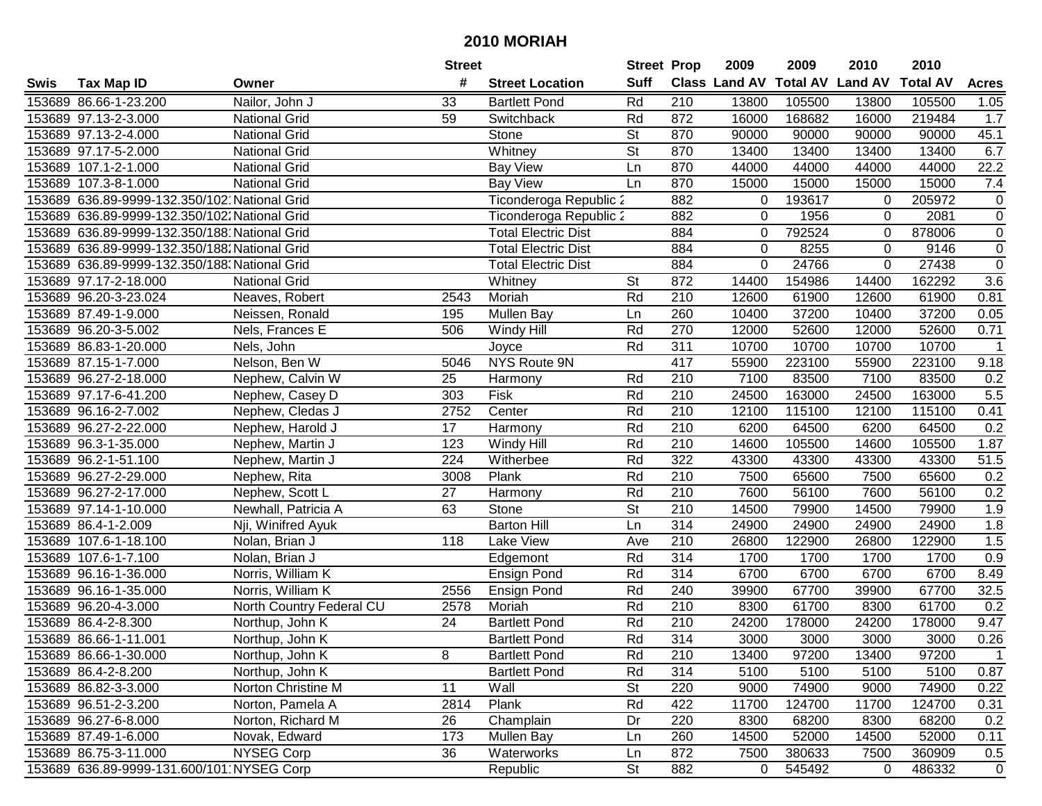# 2010 MORIAH

| Swis | Tax Map ID | Owner | Street # | Street Location | Street Suff | Prop Class | 2009 Land AV | 2009 Total AV | 2010 Land AV | 2010 Total AV | Acres |
|---|---|---|---|---|---|---|---|---|---|---|---|
| 153689 | 86.66-1-23.200 | Nailor, John J | 33 | Bartlett Pond | Rd | 210 | 13800 | 105500 | 13800 | 105500 | 1.05 |
| 153689 | 97.13-2-3.000 | National Grid | 59 | Switchback | Rd | 872 | 16000 | 168682 | 16000 | 219484 | 1.7 |
| 153689 | 97.13-2-4.000 | National Grid | | Stone | St | 870 | 90000 | 90000 | 90000 | 90000 | 45.1 |
| 153689 | 97.17-5-2.000 | National Grid | | Whitney | St | 870 | 13400 | 13400 | 13400 | 13400 | 6.7 |
| 153689 | 107.1-2-1.000 | National Grid | | Bay View | Ln | 870 | 44000 | 44000 | 44000 | 44000 | 22.2 |
| 153689 | 107.3-8-1.000 | National Grid | | Bay View | Ln | 870 | 15000 | 15000 | 15000 | 15000 | 7.4 |
| 153689 | 636.89-9999-132.350/102 | National Grid | | Ticonderoga Republic 2 | | 882 | 0 | 193617 | 0 | 205972 | 0 |
| 153689 | 636.89-9999-132.350/102 | National Grid | | Ticonderoga Republic 2 | | 882 | 0 | 1956 | 0 | 2081 | 0 |
| 153689 | 636.89-9999-132.350/188 | National Grid | | Total Electric Dist | | 884 | 0 | 792524 | 0 | 878006 | 0 |
| 153689 | 636.89-9999-132.350/188 | National Grid | | Total Electric Dist | | 884 | 0 | 8255 | 0 | 9146 | 0 |
| 153689 | 636.89-9999-132.350/188 | National Grid | | Total Electric Dist | | 884 | 0 | 24766 | 0 | 27438 | 0 |
| 153689 | 97.17-2-18.000 | National Grid | | Whitney | St | 872 | 14400 | 154986 | 14400 | 162292 | 3.6 |
| 153689 | 96.20-3-23.024 | Neaves, Robert | 2543 | Moriah | Rd | 210 | 12600 | 61900 | 12600 | 61900 | 0.81 |
| 153689 | 87.49-1-9.000 | Neissen, Ronald | 195 | Mullen Bay | Ln | 260 | 10400 | 37200 | 10400 | 37200 | 0.05 |
| 153689 | 96.20-3-5.002 | Nels, Frances E | 506 | Windy Hill | Rd | 270 | 12000 | 52600 | 12000 | 52600 | 0.71 |
| 153689 | 86.83-1-20.000 | Nels, John | | Joyce | Rd | 311 | 10700 | 10700 | 10700 | 10700 | 1 |
| 153689 | 87.15-1-7.000 | Nelson, Ben W | 5046 | NYS Route 9N | | 417 | 55900 | 223100 | 55900 | 223100 | 9.18 |
| 153689 | 96.27-2-18.000 | Nephew, Calvin W | 25 | Harmony | Rd | 210 | 7100 | 83500 | 7100 | 83500 | 0.2 |
| 153689 | 97.17-6-41.200 | Nephew, Casey D | 303 | Fisk | Rd | 210 | 24500 | 163000 | 24500 | 163000 | 5.5 |
| 153689 | 96.16-2-7.002 | Nephew, Cledas J | 2752 | Center | Rd | 210 | 12100 | 115100 | 12100 | 115100 | 0.41 |
| 153689 | 96.27-2-22.000 | Nephew, Harold J | 17 | Harmony | Rd | 210 | 6200 | 64500 | 6200 | 64500 | 0.2 |
| 153689 | 96.3-1-35.000 | Nephew, Martin J | 123 | Windy Hill | Rd | 210 | 14600 | 105500 | 14600 | 105500 | 1.87 |
| 153689 | 96.2-1-51.100 | Nephew, Martin J | 224 | Witherbee | Rd | 322 | 43300 | 43300 | 43300 | 43300 | 51.5 |
| 153689 | 96.27-2-29.000 | Nephew, Rita | 3008 | Plank | Rd | 210 | 7500 | 65600 | 7500 | 65600 | 0.2 |
| 153689 | 96.27-2-17.000 | Nephew, Scott L | 27 | Harmony | Rd | 210 | 7600 | 56100 | 7600 | 56100 | 0.2 |
| 153689 | 97.14-1-10.000 | Newhall, Patricia A | 63 | Stone | St | 210 | 14500 | 79900 | 14500 | 79900 | 1.9 |
| 153689 | 86.4-1-2.009 | Nji, Winifred Ayuk | | Barton Hill | Ln | 314 | 24900 | 24900 | 24900 | 24900 | 1.8 |
| 153689 | 107.6-1-18.100 | Nolan, Brian J | 118 | Lake View | Ave | 210 | 26800 | 122900 | 26800 | 122900 | 1.5 |
| 153689 | 107.6-1-7.100 | Nolan, Brian J | | Edgemont | Rd | 314 | 1700 | 1700 | 1700 | 1700 | 0.9 |
| 153689 | 96.16-1-36.000 | Norris, William K | | Ensign Pond | Rd | 314 | 6700 | 6700 | 6700 | 6700 | 8.49 |
| 153689 | 96.16-1-35.000 | Norris, William K | 2556 | Ensign Pond | Rd | 240 | 39900 | 67700 | 39900 | 67700 | 32.5 |
| 153689 | 96.20-4-3.000 | North Country Federal CU | 2578 | Moriah | Rd | 210 | 8300 | 61700 | 8300 | 61700 | 0.2 |
| 153689 | 86.4-2-8.300 | Northup, John K | 24 | Bartlett Pond | Rd | 210 | 24200 | 178000 | 24200 | 178000 | 9.47 |
| 153689 | 86.66-1-11.001 | Northup, John K | | Bartlett Pond | Rd | 314 | 3000 | 3000 | 3000 | 3000 | 0.26 |
| 153689 | 86.66-1-30.000 | Northup, John K | 8 | Bartlett Pond | Rd | 210 | 13400 | 97200 | 13400 | 97200 | 1 |
| 153689 | 86.4-2-8.200 | Northup, John K | | Bartlett Pond | Rd | 314 | 5100 | 5100 | 5100 | 5100 | 0.87 |
| 153689 | 86.82-3-3.000 | Norton Christine M | 11 | Wall | St | 220 | 9000 | 74900 | 9000 | 74900 | 0.22 |
| 153689 | 96.51-2-3.200 | Norton, Pamela A | 2814 | Plank | Rd | 422 | 11700 | 124700 | 11700 | 124700 | 0.31 |
| 153689 | 96.27-6-8.000 | Norton, Richard M | 26 | Champlain | Dr | 220 | 8300 | 68200 | 8300 | 68200 | 0.2 |
| 153689 | 87.49-1-6.000 | Novak, Edward | 173 | Mullen Bay | Ln | 260 | 14500 | 52000 | 14500 | 52000 | 0.11 |
| 153689 | 86.75-3-11.000 | NYSEG Corp | 36 | Waterworks | Ln | 872 | 7500 | 380633 | 7500 | 360909 | 0.5 |
| 153689 | 636.89-9999-131.600/101 | NYSEG Corp | | Republic | St | 882 | 0 | 545492 | 0 | 486332 | 0 |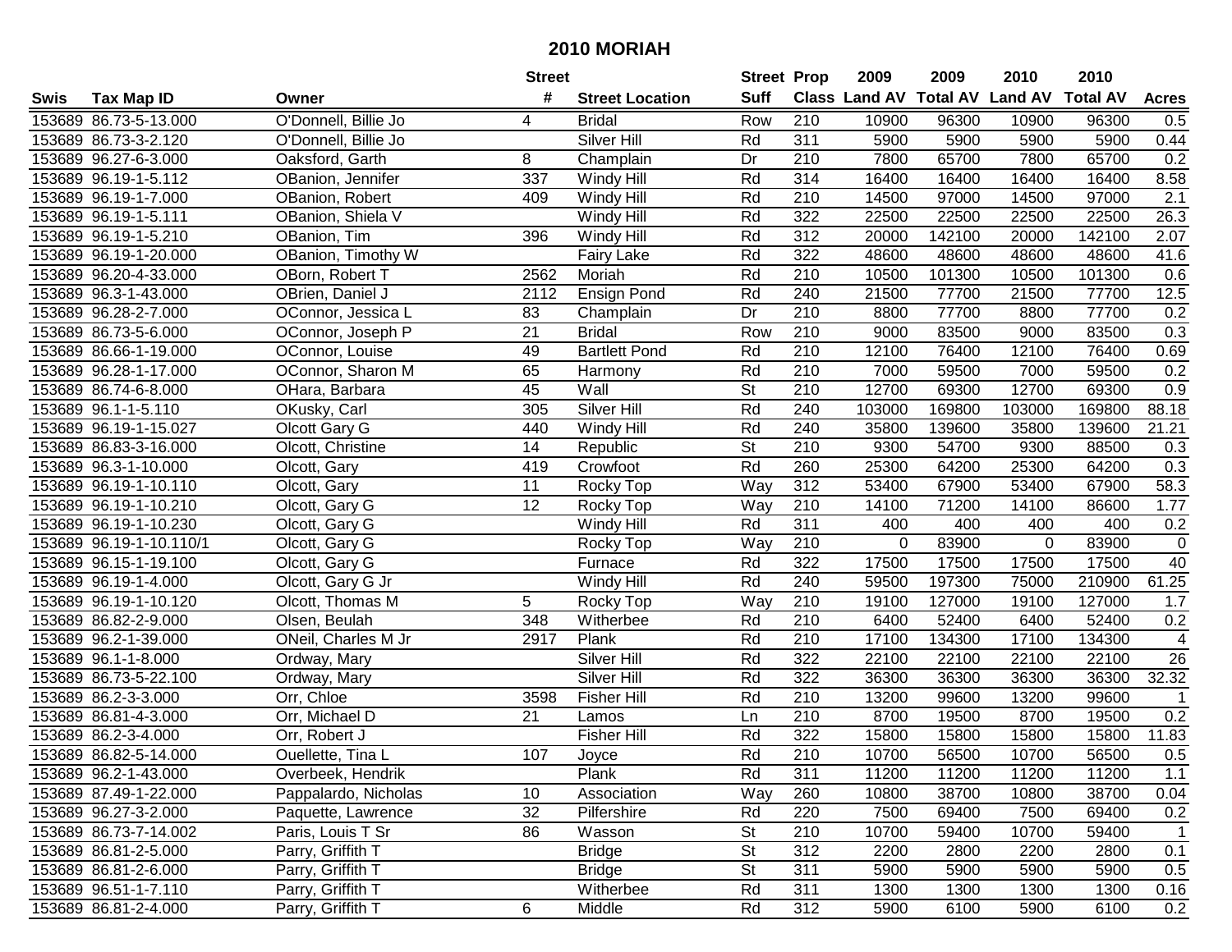# 2010 MORIAH

| Swis | Tax Map ID | Owner | Street # | Street Location | Street Suff | Prop Class | 2009 Land AV | 2009 Total AV | 2010 Land AV | 2010 Total AV | Acres |
|---|---|---|---|---|---|---|---|---|---|---|---|
| 153689 | 86.73-5-13.000 | O'Donnell, Billie Jo | 4 | Bridal | Row | 210 | 10900 | 96300 | 10900 | 96300 | 0.5 |
| 153689 | 86.73-3-2.120 | O'Donnell, Billie Jo | | Silver Hill | Rd | 311 | 5900 | 5900 | 5900 | 5900 | 0.44 |
| 153689 | 96.27-6-3.000 | Oaksford, Garth | 8 | Champlain | Dr | 210 | 7800 | 65700 | 7800 | 65700 | 0.2 |
| 153689 | 96.19-1-5.112 | OBanion, Jennifer | 337 | Windy Hill | Rd | 314 | 16400 | 16400 | 16400 | 16400 | 8.58 |
| 153689 | 96.19-1-7.000 | OBanion, Robert | 409 | Windy Hill | Rd | 210 | 14500 | 97000 | 14500 | 97000 | 2.1 |
| 153689 | 96.19-1-5.111 | OBanion, Shiela V | | Windy Hill | Rd | 322 | 22500 | 22500 | 22500 | 22500 | 26.3 |
| 153689 | 96.19-1-5.210 | OBanion, Tim | 396 | Windy Hill | Rd | 312 | 20000 | 142100 | 20000 | 142100 | 2.07 |
| 153689 | 96.19-1-20.000 | OBanion, Timothy W | | Fairy Lake | Rd | 322 | 48600 | 48600 | 48600 | 48600 | 41.6 |
| 153689 | 96.20-4-33.000 | OBorn, Robert T | 2562 | Moriah | Rd | 210 | 10500 | 101300 | 10500 | 101300 | 0.6 |
| 153689 | 96.3-1-43.000 | OBrien, Daniel J | 2112 | Ensign Pond | Rd | 240 | 21500 | 77700 | 21500 | 77700 | 12.5 |
| 153689 | 96.28-2-7.000 | OConnor, Jessica L | 83 | Champlain | Dr | 210 | 8800 | 77700 | 8800 | 77700 | 0.2 |
| 153689 | 86.73-5-6.000 | OConnor, Joseph P | 21 | Bridal | Row | 210 | 9000 | 83500 | 9000 | 83500 | 0.3 |
| 153689 | 86.66-1-19.000 | OConnor, Louise | 49 | Bartlett Pond | Rd | 210 | 12100 | 76400 | 12100 | 76400 | 0.69 |
| 153689 | 96.28-1-17.000 | OConnor, Sharon M | 65 | Harmony | Rd | 210 | 7000 | 59500 | 7000 | 59500 | 0.2 |
| 153689 | 86.74-6-8.000 | OHara, Barbara | 45 | Wall | St | 210 | 12700 | 69300 | 12700 | 69300 | 0.9 |
| 153689 | 96.1-1-5.110 | OKusky, Carl | 305 | Silver Hill | Rd | 240 | 103000 | 169800 | 103000 | 169800 | 88.18 |
| 153689 | 96.19-1-15.027 | Olcott Gary G | 440 | Windy Hill | Rd | 240 | 35800 | 139600 | 35800 | 139600 | 21.21 |
| 153689 | 86.83-3-16.000 | Olcott, Christine | 14 | Republic | St | 210 | 9300 | 54700 | 9300 | 88500 | 0.3 |
| 153689 | 96.3-1-10.000 | Olcott, Gary | 419 | Crowfoot | Rd | 260 | 25300 | 64200 | 25300 | 64200 | 0.3 |
| 153689 | 96.19-1-10.110 | Olcott, Gary | 11 | Rocky Top | Way | 312 | 53400 | 67900 | 53400 | 67900 | 58.3 |
| 153689 | 96.19-1-10.210 | Olcott, Gary G | 12 | Rocky Top | Way | 210 | 14100 | 71200 | 14100 | 86600 | 1.77 |
| 153689 | 96.19-1-10.230 | Olcott, Gary G | | Windy Hill | Rd | 311 | 400 | 400 | 400 | 400 | 0.2 |
| 153689 | 96.19-1-10.110/1 | Olcott, Gary G | | Rocky Top | Way | 210 | 0 | 83900 | 0 | 83900 | 0 |
| 153689 | 96.15-1-19.100 | Olcott, Gary G | | Furnace | Rd | 322 | 17500 | 17500 | 17500 | 17500 | 40 |
| 153689 | 96.19-1-4.000 | Olcott, Gary G Jr | | Windy Hill | Rd | 240 | 59500 | 197300 | 75000 | 210900 | 61.25 |
| 153689 | 96.19-1-10.120 | Olcott, Thomas M | 5 | Rocky Top | Way | 210 | 19100 | 127000 | 19100 | 127000 | 1.7 |
| 153689 | 86.82-2-9.000 | Olsen, Beulah | 348 | Witherbee | Rd | 210 | 6400 | 52400 | 6400 | 52400 | 0.2 |
| 153689 | 96.2-1-39.000 | ONeil, Charles M Jr | 2917 | Plank | Rd | 210 | 17100 | 134300 | 17100 | 134300 | 4 |
| 153689 | 96.1-1-8.000 | Ordway, Mary | | Silver Hill | Rd | 322 | 22100 | 22100 | 22100 | 22100 | 26 |
| 153689 | 86.73-5-22.100 | Ordway, Mary | | Silver Hill | Rd | 322 | 36300 | 36300 | 36300 | 36300 | 32.32 |
| 153689 | 86.2-3-3.000 | Orr, Chloe | 3598 | Fisher Hill | Rd | 210 | 13200 | 99600 | 13200 | 99600 | 1 |
| 153689 | 86.81-4-3.000 | Orr, Michael D | 21 | Lamos | Ln | 210 | 8700 | 19500 | 8700 | 19500 | 0.2 |
| 153689 | 86.2-3-4.000 | Orr, Robert J | | Fisher Hill | Rd | 322 | 15800 | 15800 | 15800 | 15800 | 11.83 |
| 153689 | 86.82-5-14.000 | Ouellette, Tina L | 107 | Joyce | Rd | 210 | 10700 | 56500 | 10700 | 56500 | 0.5 |
| 153689 | 96.2-1-43.000 | Overbeek, Hendrik | | Plank | Rd | 311 | 11200 | 11200 | 11200 | 11200 | 1.1 |
| 153689 | 87.49-1-22.000 | Pappalardo, Nicholas | 10 | Association | Way | 260 | 10800 | 38700 | 10800 | 38700 | 0.04 |
| 153689 | 96.27-3-2.000 | Paquette, Lawrence | 32 | Pilfershire | Rd | 220 | 7500 | 69400 | 7500 | 69400 | 0.2 |
| 153689 | 86.73-7-14.002 | Paris, Louis T Sr | 86 | Wasson | St | 210 | 10700 | 59400 | 10700 | 59400 | 1 |
| 153689 | 86.81-2-5.000 | Parry, Griffith T | | Bridge | St | 312 | 2200 | 2800 | 2200 | 2800 | 0.1 |
| 153689 | 86.81-2-6.000 | Parry, Griffith T | | Bridge | St | 311 | 5900 | 5900 | 5900 | 5900 | 0.5 |
| 153689 | 96.51-1-7.110 | Parry, Griffith T | | Witherbee | Rd | 311 | 1300 | 1300 | 1300 | 1300 | 0.16 |
| 153689 | 86.81-2-4.000 | Parry, Griffith T | 6 | Middle | Rd | 312 | 5900 | 6100 | 5900 | 6100 | 0.2 |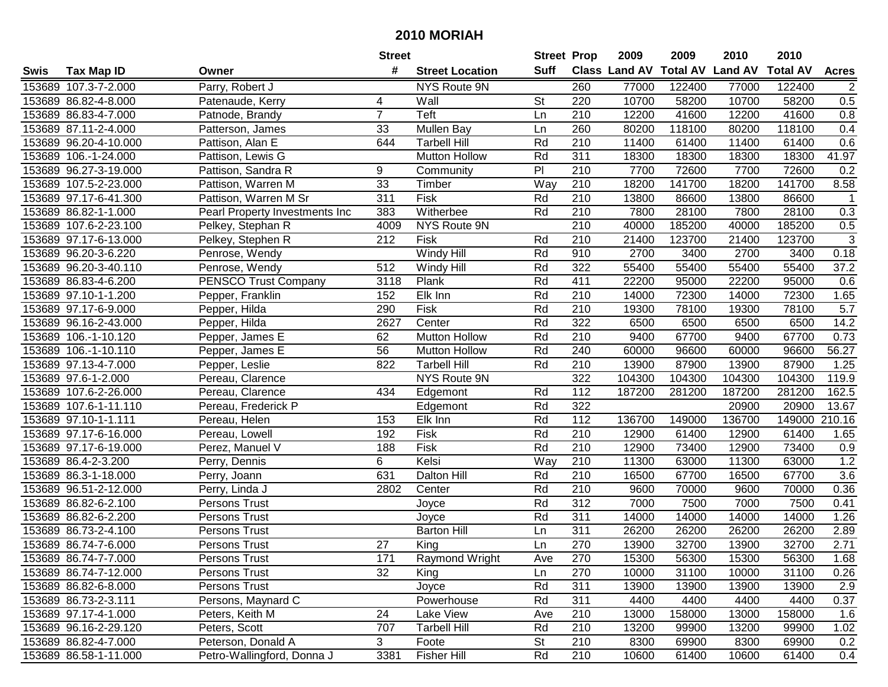# 2010 MORIAH

| Swis | Tax Map ID | Owner | Street # | Street Location | Street Suff | Prop Class | 2009 Land AV | 2009 Total AV | 2010 Land AV | 2010 Total AV | Acres |
|---|---|---|---|---|---|---|---|---|---|---|---|
| 153689 | 107.3-7-2.000 | Parry, Robert J | | NYS Route 9N | | 260 | 77000 | 122400 | 77000 | 122400 | 2 |
| 153689 | 86.82-4-8.000 | Patenaude, Kerry | 4 | Wall | St | 220 | 10700 | 58200 | 10700 | 58200 | 0.5 |
| 153689 | 86.83-4-7.000 | Patnode, Brandy | 7 | Teft | Ln | 210 | 12200 | 41600 | 12200 | 41600 | 0.8 |
| 153689 | 87.11-2-4.000 | Patterson, James | 33 | Mullen Bay | Ln | 260 | 80200 | 118100 | 80200 | 118100 | 0.4 |
| 153689 | 96.20-4-10.000 | Pattison, Alan E | 644 | Tarbell Hill | Rd | 210 | 11400 | 61400 | 11400 | 61400 | 0.6 |
| 153689 | 106.-1-24.000 | Pattison, Lewis G | | Mutton Hollow | Rd | 311 | 18300 | 18300 | 18300 | 18300 | 41.97 |
| 153689 | 96.27-3-19.000 | Pattison, Sandra R | 9 | Community | Pl | 210 | 7700 | 72600 | 7700 | 72600 | 0.2 |
| 153689 | 107.5-2-23.000 | Pattison, Warren M | 33 | Timber | Way | 210 | 18200 | 141700 | 18200 | 141700 | 8.58 |
| 153689 | 97.17-6-41.300 | Pattison, Warren M Sr | 311 | Fisk | Rd | 210 | 13800 | 86600 | 13800 | 86600 | 1 |
| 153689 | 86.82-1-1.000 | Pearl Property Investments Inc | 383 | Witherbee | Rd | 210 | 7800 | 28100 | 7800 | 28100 | 0.3 |
| 153689 | 107.6-2-23.100 | Pelkey, Stephan R | 4009 | NYS Route 9N | | 210 | 40000 | 185200 | 40000 | 185200 | 0.5 |
| 153689 | 97.17-6-13.000 | Pelkey, Stephen R | 212 | Fisk | Rd | 210 | 21400 | 123700 | 21400 | 123700 | 3 |
| 153689 | 96.20-3-6.220 | Penrose, Wendy | | Windy Hill | Rd | 910 | 2700 | 3400 | 2700 | 3400 | 0.18 |
| 153689 | 96.20-3-40.110 | Penrose, Wendy | 512 | Windy Hill | Rd | 322 | 55400 | 55400 | 55400 | 55400 | 37.2 |
| 153689 | 86.83-4-6.200 | PENSCO Trust Company | 3118 | Plank | Rd | 411 | 22200 | 95000 | 22200 | 95000 | 0.6 |
| 153689 | 97.10-1-1.200 | Pepper, Franklin | 152 | Elk Inn | Rd | 210 | 14000 | 72300 | 14000 | 72300 | 1.65 |
| 153689 | 97.17-6-9.000 | Pepper, Hilda | 290 | Fisk | Rd | 210 | 19300 | 78100 | 19300 | 78100 | 5.7 |
| 153689 | 96.16-2-43.000 | Pepper, Hilda | 2627 | Center | Rd | 322 | 6500 | 6500 | 6500 | 6500 | 14.2 |
| 153689 | 106.-1-10.120 | Pepper, James E | 62 | Mutton Hollow | Rd | 210 | 9400 | 67700 | 9400 | 67700 | 0.73 |
| 153689 | 106.-1-10.110 | Pepper, James E | 56 | Mutton Hollow | Rd | 240 | 60000 | 96600 | 60000 | 96600 | 56.27 |
| 153689 | 97.13-4-7.000 | Pepper, Leslie | 822 | Tarbell Hill | Rd | 210 | 13900 | 87900 | 13900 | 87900 | 1.25 |
| 153689 | 97.6-1-2.000 | Pereau, Clarence | | NYS Route 9N | | 322 | 104300 | 104300 | 104300 | 104300 | 119.9 |
| 153689 | 107.6-2-26.000 | Pereau, Clarence | 434 | Edgemont | Rd | 112 | 187200 | 281200 | 187200 | 281200 | 162.5 |
| 153689 | 107.6-1-11.110 | Pereau, Frederick P | | Edgemont | Rd | 322 | | | 20900 | 20900 | 13.67 |
| 153689 | 97.10-1-1.111 | Pereau, Helen | 153 | Elk Inn | Rd | 112 | 136700 | 149000 | 136700 | 149000 | 210.16 |
| 153689 | 97.17-6-16.000 | Pereau, Lowell | 192 | Fisk | Rd | 210 | 12900 | 61400 | 12900 | 61400 | 1.65 |
| 153689 | 97.17-6-19.000 | Perez, Manuel V | 188 | Fisk | Rd | 210 | 12900 | 73400 | 12900 | 73400 | 0.9 |
| 153689 | 86.4-2-3.200 | Perry, Dennis | 6 | Kelsi | Way | 210 | 11300 | 63000 | 11300 | 63000 | 1.2 |
| 153689 | 86.3-1-18.000 | Perry, Joann | 631 | Dalton Hill | Rd | 210 | 16500 | 67700 | 16500 | 67700 | 3.6 |
| 153689 | 96.51-2-12.000 | Perry, Linda J | 2802 | Center | Rd | 210 | 9600 | 70000 | 9600 | 70000 | 0.36 |
| 153689 | 86.82-6-2.100 | Persons Trust | | Joyce | Rd | 312 | 7000 | 7500 | 7000 | 7500 | 0.41 |
| 153689 | 86.82-6-2.200 | Persons Trust | | Joyce | Rd | 311 | 14000 | 14000 | 14000 | 14000 | 1.26 |
| 153689 | 86.73-2-4.100 | Persons Trust | | Barton Hill | Ln | 311 | 26200 | 26200 | 26200 | 26200 | 2.89 |
| 153689 | 86.74-7-6.000 | Persons Trust | 27 | King | Ln | 270 | 13900 | 32700 | 13900 | 32700 | 2.71 |
| 153689 | 86.74-7-7.000 | Persons Trust | 171 | Raymond Wright | Ave | 270 | 15300 | 56300 | 15300 | 56300 | 1.68 |
| 153689 | 86.74-7-12.000 | Persons Trust | 32 | King | Ln | 270 | 10000 | 31100 | 10000 | 31100 | 0.26 |
| 153689 | 86.82-6-8.000 | Persons Trust | | Joyce | Rd | 311 | 13900 | 13900 | 13900 | 13900 | 2.9 |
| 153689 | 86.73-2-3.111 | Persons, Maynard C | | Powerhouse | Rd | 311 | 4400 | 4400 | 4400 | 4400 | 0.37 |
| 153689 | 97.17-4-1.000 | Peters, Keith M | 24 | Lake View | Ave | 210 | 13000 | 158000 | 13000 | 158000 | 1.6 |
| 153689 | 96.16-2-29.120 | Peters, Scott | 707 | Tarbell Hill | Rd | 210 | 13200 | 99900 | 13200 | 99900 | 1.02 |
| 153689 | 86.82-4-7.000 | Peterson, Donald A | 3 | Foote | St | 210 | 8300 | 69900 | 8300 | 69900 | 0.2 |
| 153689 | 86.58-1-11.000 | Petro-Wallingford, Donna J | 3381 | Fisher Hill | Rd | 210 | 10600 | 61400 | 10600 | 61400 | 0.4 |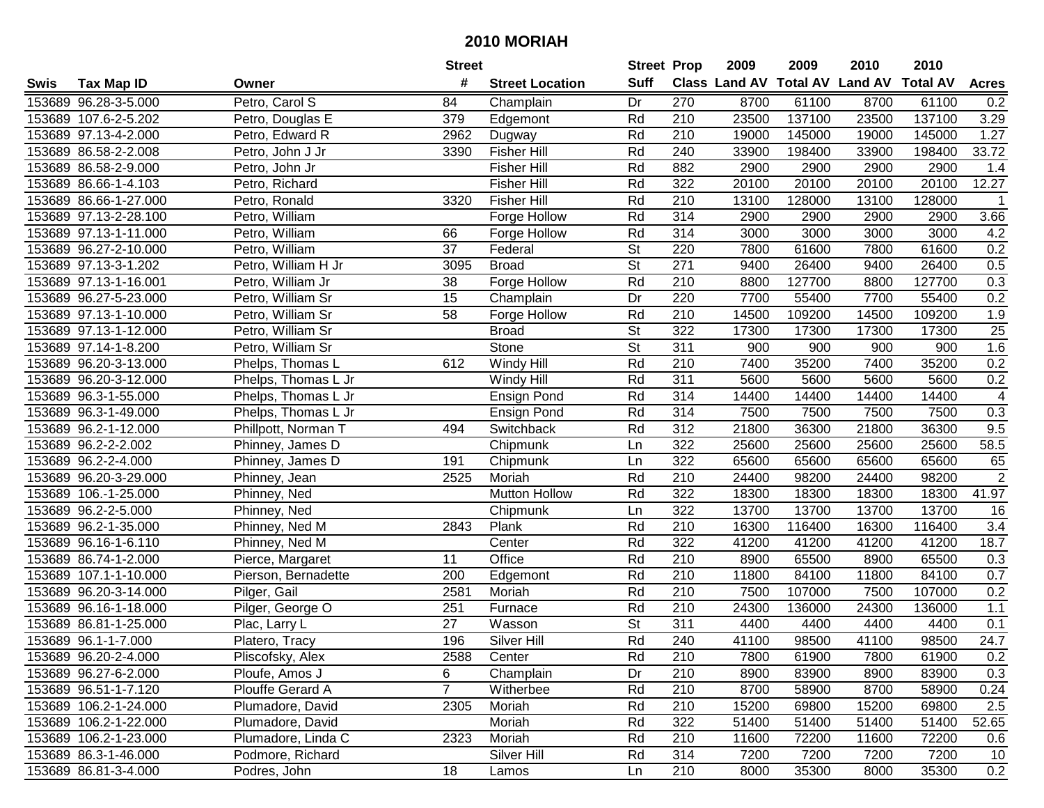# 2010 MORIAH

| Swis | Tax Map ID | Owner | Street # | Street Location | Street Suff | Prop Class | 2009 Land AV | 2009 Total AV | 2010 Land AV | 2010 Total AV | Acres |
|---|---|---|---|---|---|---|---|---|---|---|---|
| 153689 | 96.28-3-5.000 | Petro, Carol S | 84 | Champlain | Dr | 270 | 8700 | 61100 | 8700 | 61100 | 0.2 |
| 153689 | 107.6-2-5.202 | Petro, Douglas E | 379 | Edgemont | Rd | 210 | 23500 | 137100 | 23500 | 137100 | 3.29 |
| 153689 | 97.13-4-2.000 | Petro, Edward R | 2962 | Dugway | Rd | 210 | 19000 | 145000 | 19000 | 145000 | 1.27 |
| 153689 | 86.58-2-2.008 | Petro, John J Jr | 3390 | Fisher Hill | Rd | 240 | 33900 | 198400 | 33900 | 198400 | 33.72 |
| 153689 | 86.58-2-9.000 | Petro, John Jr | | Fisher Hill | Rd | 882 | 2900 | 2900 | 2900 | 2900 | 1.4 |
| 153689 | 86.66-1-4.103 | Petro, Richard | | Fisher Hill | Rd | 322 | 20100 | 20100 | 20100 | 20100 | 12.27 |
| 153689 | 86.66-1-27.000 | Petro, Ronald | 3320 | Fisher Hill | Rd | 210 | 13100 | 128000 | 13100 | 128000 | 1 |
| 153689 | 97.13-2-28.100 | Petro, William | | Forge Hollow | Rd | 314 | 2900 | 2900 | 2900 | 2900 | 3.66 |
| 153689 | 97.13-1-11.000 | Petro, William | 66 | Forge Hollow | Rd | 314 | 3000 | 3000 | 3000 | 3000 | 4.2 |
| 153689 | 96.27-2-10.000 | Petro, William | 37 | Federal | St | 220 | 7800 | 61600 | 7800 | 61600 | 0.2 |
| 153689 | 97.13-3-1.202 | Petro, William H Jr | 3095 | Broad | St | 271 | 9400 | 26400 | 9400 | 26400 | 0.5 |
| 153689 | 97.13-1-16.001 | Petro, William Jr | 38 | Forge Hollow | Rd | 210 | 8800 | 127700 | 8800 | 127700 | 0.3 |
| 153689 | 96.27-5-23.000 | Petro, William Sr | 15 | Champlain | Dr | 220 | 7700 | 55400 | 7700 | 55400 | 0.2 |
| 153689 | 97.13-1-10.000 | Petro, William Sr | 58 | Forge Hollow | Rd | 210 | 14500 | 109200 | 14500 | 109200 | 1.9 |
| 153689 | 97.13-1-12.000 | Petro, William Sr | | Broad | St | 322 | 17300 | 17300 | 17300 | 17300 | 25 |
| 153689 | 97.14-1-8.200 | Petro, William Sr | | Stone | St | 311 | 900 | 900 | 900 | 900 | 1.6 |
| 153689 | 96.20-3-13.000 | Phelps, Thomas L | 612 | Windy Hill | Rd | 210 | 7400 | 35200 | 7400 | 35200 | 0.2 |
| 153689 | 96.20-3-12.000 | Phelps, Thomas L Jr | | Windy Hill | Rd | 311 | 5600 | 5600 | 5600 | 5600 | 0.2 |
| 153689 | 96.3-1-55.000 | Phelps, Thomas L Jr | | Ensign Pond | Rd | 314 | 14400 | 14400 | 14400 | 14400 | 4 |
| 153689 | 96.3-1-49.000 | Phelps, Thomas L Jr | | Ensign Pond | Rd | 314 | 7500 | 7500 | 7500 | 7500 | 0.3 |
| 153689 | 96.2-1-12.000 | Phillpott, Norman T | 494 | Switchback | Rd | 312 | 21800 | 36300 | 21800 | 36300 | 9.5 |
| 153689 | 96.2-2-2.002 | Phinney, James D | | Chipmunk | Ln | 322 | 25600 | 25600 | 25600 | 25600 | 58.5 |
| 153689 | 96.2-2-4.000 | Phinney, James D | 191 | Chipmunk | Ln | 322 | 65600 | 65600 | 65600 | 65600 | 65 |
| 153689 | 96.20-3-29.000 | Phinney, Jean | 2525 | Moriah | Rd | 210 | 24400 | 98200 | 24400 | 98200 | 2 |
| 153689 | 106.-1-25.000 | Phinney, Ned | | Mutton Hollow | Rd | 322 | 18300 | 18300 | 18300 | 18300 | 41.97 |
| 153689 | 96.2-2-5.000 | Phinney, Ned | | Chipmunk | Ln | 322 | 13700 | 13700 | 13700 | 13700 | 16 |
| 153689 | 96.2-1-35.000 | Phinney, Ned M | 2843 | Plank | Rd | 210 | 16300 | 116400 | 16300 | 116400 | 3.4 |
| 153689 | 96.16-1-6.110 | Phinney, Ned M | | Center | Rd | 322 | 41200 | 41200 | 41200 | 41200 | 18.7 |
| 153689 | 86.74-1-2.000 | Pierce, Margaret | 11 | Office | Rd | 210 | 8900 | 65500 | 8900 | 65500 | 0.3 |
| 153689 | 107.1-1-10.000 | Pierson, Bernadette | 200 | Edgemont | Rd | 210 | 11800 | 84100 | 11800 | 84100 | 0.7 |
| 153689 | 96.20-3-14.000 | Pilger, Gail | 2581 | Moriah | Rd | 210 | 7500 | 107000 | 7500 | 107000 | 0.2 |
| 153689 | 96.16-1-18.000 | Pilger, George O | 251 | Furnace | Rd | 210 | 24300 | 136000 | 24300 | 136000 | 1.1 |
| 153689 | 86.81-1-25.000 | Plac, Larry L | 27 | Wasson | St | 311 | 4400 | 4400 | 4400 | 4400 | 0.1 |
| 153689 | 96.1-1-7.000 | Platero, Tracy | 196 | Silver Hill | Rd | 240 | 41100 | 98500 | 41100 | 98500 | 24.7 |
| 153689 | 96.20-2-4.000 | Pliscofsky, Alex | 2588 | Center | Rd | 210 | 7800 | 61900 | 7800 | 61900 | 0.2 |
| 153689 | 96.27-6-2.000 | Ploufe, Amos J | 6 | Champlain | Dr | 210 | 8900 | 83900 | 8900 | 83900 | 0.3 |
| 153689 | 96.51-1-7.120 | Plouffe Gerard A | 7 | Witherbee | Rd | 210 | 8700 | 58900 | 8700 | 58900 | 0.24 |
| 153689 | 106.2-1-24.000 | Plumadore, David | 2305 | Moriah | Rd | 210 | 15200 | 69800 | 15200 | 69800 | 2.5 |
| 153689 | 106.2-1-22.000 | Plumadore, David | | Moriah | Rd | 322 | 51400 | 51400 | 51400 | 51400 | 52.65 |
| 153689 | 106.2-1-23.000 | Plumadore, Linda C | 2323 | Moriah | Rd | 210 | 11600 | 72200 | 11600 | 72200 | 0.6 |
| 153689 | 86.3-1-46.000 | Podmore, Richard | | Silver Hill | Rd | 314 | 7200 | 7200 | 7200 | 7200 | 10 |
| 153689 | 86.81-3-4.000 | Podres, John | 18 | Lamos | Ln | 210 | 8000 | 35300 | 8000 | 35300 | 0.2 |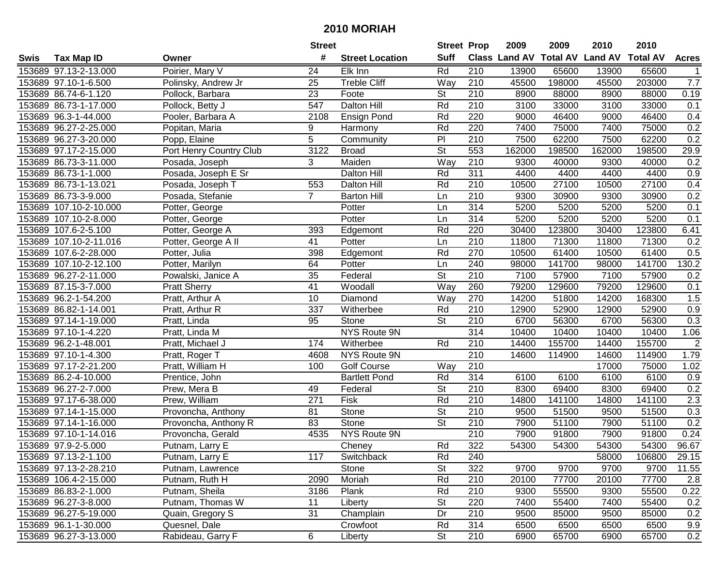# 2010 MORIAH

| Swis | Tax Map ID | Owner | Street # | Street Location | Street Suff | Prop Class | 2009 Land AV | 2009 Total AV | 2010 Land AV | 2010 Total AV | Acres |
|---|---|---|---|---|---|---|---|---|---|---|---|
| 153689 | 97.13-2-13.000 | Poirier, Mary V | 24 | Elk Inn | Rd | 210 | 13900 | 65600 | 13900 | 65600 | 1 |
| 153689 | 97.10-1-6.500 | Polinsky, Andrew Jr | 25 | Treble Cliff | Way | 210 | 45500 | 198000 | 45500 | 203000 | 7.7 |
| 153689 | 86.74-6-1.120 | Pollock, Barbara | 23 | Foote | St | 210 | 8900 | 88000 | 8900 | 88000 | 0.19 |
| 153689 | 86.73-1-17.000 | Pollock, Betty J | 547 | Dalton Hill | Rd | 210 | 3100 | 33000 | 3100 | 33000 | 0.1 |
| 153689 | 96.3-1-44.000 | Pooler, Barbara A | 2108 | Ensign Pond | Rd | 220 | 9000 | 46400 | 9000 | 46400 | 0.4 |
| 153689 | 96.27-2-25.000 | Popitan, Maria | 9 | Harmony | Rd | 220 | 7400 | 75000 | 7400 | 75000 | 0.2 |
| 153689 | 96.27-3-20.000 | Popp, Elaine | 5 | Community | Pl | 210 | 7500 | 62200 | 7500 | 62200 | 0.2 |
| 153689 | 97.17-2-15.000 | Port Henry Country Club | 3122 | Broad | St | 553 | 162000 | 198500 | 162000 | 198500 | 29.9 |
| 153689 | 86.73-3-11.000 | Posada, Joseph | 3 | Maiden | Way | 210 | 9300 | 40000 | 9300 | 40000 | 0.2 |
| 153689 | 86.73-1-1.000 | Posada, Joseph E Sr | | Dalton Hill | Rd | 311 | 4400 | 4400 | 4400 | 4400 | 0.9 |
| 153689 | 86.73-1-13.021 | Posada, Joseph T | 553 | Dalton Hill | Rd | 210 | 10500 | 27100 | 10500 | 27100 | 0.4 |
| 153689 | 86.73-3-9.000 | Posada, Stefanie | 7 | Barton Hill | Ln | 210 | 9300 | 30900 | 9300 | 30900 | 0.2 |
| 153689 | 107.10-2-10.000 | Potter, George | | Potter | Ln | 314 | 5200 | 5200 | 5200 | 5200 | 0.1 |
| 153689 | 107.10-2-8.000 | Potter, George | | Potter | Ln | 314 | 5200 | 5200 | 5200 | 5200 | 0.1 |
| 153689 | 107.6-2-5.100 | Potter, George A | 393 | Edgemont | Rd | 220 | 30400 | 123800 | 30400 | 123800 | 6.41 |
| 153689 | 107.10-2-11.016 | Potter, George A II | 41 | Potter | Ln | 210 | 11800 | 71300 | 11800 | 71300 | 0.2 |
| 153689 | 107.6-2-28.000 | Potter, Julia | 398 | Edgemont | Rd | 270 | 10500 | 61400 | 10500 | 61400 | 0.5 |
| 153689 | 107.10-2-12.100 | Potter, Marilyn | 64 | Potter | Ln | 240 | 98000 | 141700 | 98000 | 141700 | 130.2 |
| 153689 | 96.27-2-11.000 | Powalski, Janice A | 35 | Federal | St | 210 | 7100 | 57900 | 7100 | 57900 | 0.2 |
| 153689 | 87.15-3-7.000 | Pratt Sherry | 41 | Woodall | Way | 260 | 79200 | 129600 | 79200 | 129600 | 0.1 |
| 153689 | 96.2-1-54.200 | Pratt, Arthur A | 10 | Diamond | Way | 270 | 14200 | 51800 | 14200 | 168300 | 1.5 |
| 153689 | 86.82-1-14.001 | Pratt, Arthur R | 337 | Witherbee | Rd | 210 | 12900 | 52900 | 12900 | 52900 | 0.9 |
| 153689 | 97.14-1-19.000 | Pratt, Linda | 95 | Stone | St | 210 | 6700 | 56300 | 6700 | 56300 | 0.3 |
| 153689 | 97.10-1-4.220 | Pratt, Linda M | | NYS Route 9N | | 314 | 10400 | 10400 | 10400 | 10400 | 1.06 |
| 153689 | 96.2-1-48.001 | Pratt, Michael J | 174 | Witherbee | Rd | 210 | 14400 | 155700 | 14400 | 155700 | 2 |
| 153689 | 97.10-1-4.300 | Pratt, Roger T | 4608 | NYS Route 9N | | 210 | 14600 | 114900 | 14600 | 114900 | 1.79 |
| 153689 | 97.17-2-21.200 | Pratt, William H | 100 | Golf Course | Way | 210 | | | 17000 | 75000 | 1.02 |
| 153689 | 86.2-4-10.000 | Prentice, John | | Bartlett Pond | Rd | 314 | 6100 | 6100 | 6100 | 6100 | 0.9 |
| 153689 | 96.27-2-7.000 | Prew, Mera B | 49 | Federal | St | 210 | 8300 | 69400 | 8300 | 69400 | 0.2 |
| 153689 | 97.17-6-38.000 | Prew, William | 271 | Fisk | Rd | 210 | 14800 | 141100 | 14800 | 141100 | 2.3 |
| 153689 | 97.14-1-15.000 | Provoncha, Anthony | 81 | Stone | St | 210 | 9500 | 51500 | 9500 | 51500 | 0.3 |
| 153689 | 97.14-1-16.000 | Provoncha, Anthony R | 83 | Stone | St | 210 | 7900 | 51100 | 7900 | 51100 | 0.2 |
| 153689 | 97.10-1-14.016 | Provoncha, Gerald | 4535 | NYS Route 9N | | 210 | 7900 | 91800 | 7900 | 91800 | 0.24 |
| 153689 | 97.9-2-5.000 | Putnam, Larry E | | Cheney | Rd | 322 | 54300 | 54300 | 54300 | 54300 | 96.67 |
| 153689 | 97.13-2-1.100 | Putnam, Larry E | 117 | Switchback | Rd | 240 | | | 58000 | 106800 | 29.15 |
| 153689 | 97.13-2-28.210 | Putnam, Lawrence | | Stone | St | 322 | 9700 | 9700 | 9700 | 9700 | 11.55 |
| 153689 | 106.4-2-15.000 | Putnam, Ruth H | 2090 | Moriah | Rd | 210 | 20100 | 77700 | 20100 | 77700 | 2.8 |
| 153689 | 86.83-2-1.000 | Putnam, Sheila | 3186 | Plank | Rd | 210 | 9300 | 55500 | 9300 | 55500 | 0.22 |
| 153689 | 96.27-3-8.000 | Putnam, Thomas W | 11 | Liberty | St | 220 | 7400 | 55400 | 7400 | 55400 | 0.2 |
| 153689 | 96.27-5-19.000 | Quain, Gregory S | 31 | Champlain | Dr | 210 | 9500 | 85000 | 9500 | 85000 | 0.2 |
| 153689 | 96.1-1-30.000 | Quesnel, Dale | | Crowfoot | Rd | 314 | 6500 | 6500 | 6500 | 6500 | 9.9 |
| 153689 | 96.27-3-13.000 | Rabideau, Garry F | 6 | Liberty | St | 210 | 6900 | 65700 | 6900 | 65700 | 0.2 |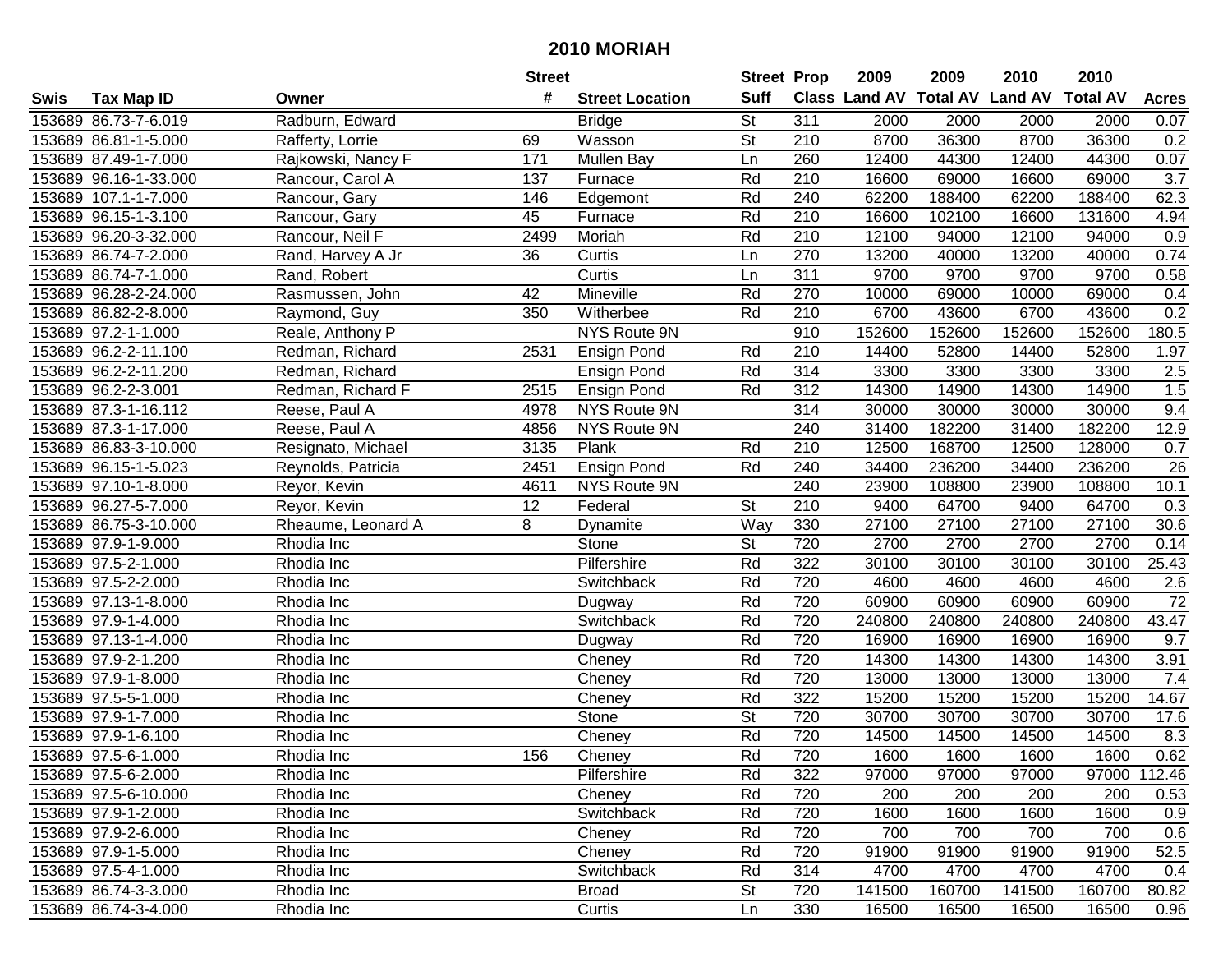# 2010 MORIAH

| Swis | Tax Map ID | Owner | Street # | Street Location | Street Suff | Prop Class | 2009 Land AV | 2009 Total AV | 2010 Land AV | 2010 Total AV | Acres |
|---|---|---|---|---|---|---|---|---|---|---|---|
| 153689 | 86.73-7-6.019 | Radburn, Edward | | Bridge | St | 311 | 2000 | 2000 | 2000 | 2000 | 0.07 |
| 153689 | 86.81-1-5.000 | Rafferty, Lorrie | 69 | Wasson | St | 210 | 8700 | 36300 | 8700 | 36300 | 0.2 |
| 153689 | 87.49-1-7.000 | Rajkowski, Nancy F | 171 | Mullen Bay | Ln | 260 | 12400 | 44300 | 12400 | 44300 | 0.07 |
| 153689 | 96.16-1-33.000 | Rancour, Carol A | 137 | Furnace | Rd | 210 | 16600 | 69000 | 16600 | 69000 | 3.7 |
| 153689 | 107.1-1-7.000 | Rancour, Gary | 146 | Edgemont | Rd | 240 | 62200 | 188400 | 62200 | 188400 | 62.3 |
| 153689 | 96.15-1-3.100 | Rancour, Gary | 45 | Furnace | Rd | 210 | 16600 | 102100 | 16600 | 131600 | 4.94 |
| 153689 | 96.20-3-32.000 | Rancour, Neil F | 2499 | Moriah | Rd | 210 | 12100 | 94000 | 12100 | 94000 | 0.9 |
| 153689 | 86.74-7-2.000 | Rand, Harvey A Jr | 36 | Curtis | Ln | 270 | 13200 | 40000 | 13200 | 40000 | 0.74 |
| 153689 | 86.74-7-1.000 | Rand, Robert | | Curtis | Ln | 311 | 9700 | 9700 | 9700 | 9700 | 0.58 |
| 153689 | 96.28-2-24.000 | Rasmussen, John | 42 | Mineville | Rd | 270 | 10000 | 69000 | 10000 | 69000 | 0.4 |
| 153689 | 86.82-2-8.000 | Raymond, Guy | 350 | Witherbee | Rd | 210 | 6700 | 43600 | 6700 | 43600 | 0.2 |
| 153689 | 97.2-1-1.000 | Reale, Anthony P | | NYS Route 9N | | 910 | 152600 | 152600 | 152600 | 152600 | 180.5 |
| 153689 | 96.2-2-11.100 | Redman, Richard | 2531 | Ensign Pond | Rd | 210 | 14400 | 52800 | 14400 | 52800 | 1.97 |
| 153689 | 96.2-2-11.200 | Redman, Richard | | Ensign Pond | Rd | 314 | 3300 | 3300 | 3300 | 3300 | 2.5 |
| 153689 | 96.2-2-3.001 | Redman, Richard F | 2515 | Ensign Pond | Rd | 312 | 14300 | 14900 | 14300 | 14900 | 1.5 |
| 153689 | 87.3-1-16.112 | Reese, Paul A | 4978 | NYS Route 9N | | 314 | 30000 | 30000 | 30000 | 30000 | 9.4 |
| 153689 | 87.3-1-17.000 | Reese, Paul A | 4856 | NYS Route 9N | | 240 | 31400 | 182200 | 31400 | 182200 | 12.9 |
| 153689 | 86.83-3-10.000 | Resignato, Michael | 3135 | Plank | Rd | 210 | 12500 | 168700 | 12500 | 128000 | 0.7 |
| 153689 | 96.15-1-5.023 | Reynolds, Patricia | 2451 | Ensign Pond | Rd | 240 | 34400 | 236200 | 34400 | 236200 | 26 |
| 153689 | 97.10-1-8.000 | Reyor, Kevin | 4611 | NYS Route 9N | | 240 | 23900 | 108800 | 23900 | 108800 | 10.1 |
| 153689 | 96.27-5-7.000 | Reyor, Kevin | 12 | Federal | St | 210 | 9400 | 64700 | 9400 | 64700 | 0.3 |
| 153689 | 86.75-3-10.000 | Rheaume, Leonard A | 8 | Dynamite | Way | 330 | 27100 | 27100 | 27100 | 27100 | 30.6 |
| 153689 | 97.9-1-9.000 | Rhodia Inc | | Stone | St | 720 | 2700 | 2700 | 2700 | 2700 | 0.14 |
| 153689 | 97.5-2-1.000 | Rhodia Inc | | Pilfershire | Rd | 322 | 30100 | 30100 | 30100 | 30100 | 25.43 |
| 153689 | 97.5-2-2.000 | Rhodia Inc | | Switchback | Rd | 720 | 4600 | 4600 | 4600 | 4600 | 2.6 |
| 153689 | 97.13-1-8.000 | Rhodia Inc | | Dugway | Rd | 720 | 60900 | 60900 | 60900 | 60900 | 72 |
| 153689 | 97.9-1-4.000 | Rhodia Inc | | Switchback | Rd | 720 | 240800 | 240800 | 240800 | 240800 | 43.47 |
| 153689 | 97.13-1-4.000 | Rhodia Inc | | Dugway | Rd | 720 | 16900 | 16900 | 16900 | 16900 | 9.7 |
| 153689 | 97.9-2-1.200 | Rhodia Inc | | Cheney | Rd | 720 | 14300 | 14300 | 14300 | 14300 | 3.91 |
| 153689 | 97.9-1-8.000 | Rhodia Inc | | Cheney | Rd | 720 | 13000 | 13000 | 13000 | 13000 | 7.4 |
| 153689 | 97.5-5-1.000 | Rhodia Inc | | Cheney | Rd | 322 | 15200 | 15200 | 15200 | 15200 | 14.67 |
| 153689 | 97.9-1-7.000 | Rhodia Inc | | Stone | St | 720 | 30700 | 30700 | 30700 | 30700 | 17.6 |
| 153689 | 97.9-1-6.100 | Rhodia Inc | | Cheney | Rd | 720 | 14500 | 14500 | 14500 | 14500 | 8.3 |
| 153689 | 97.5-6-1.000 | Rhodia Inc | 156 | Cheney | Rd | 720 | 1600 | 1600 | 1600 | 1600 | 0.62 |
| 153689 | 97.5-6-2.000 | Rhodia Inc | | Pilfershire | Rd | 322 | 97000 | 97000 | 97000 | 97000 | 112.46 |
| 153689 | 97.5-6-10.000 | Rhodia Inc | | Cheney | Rd | 720 | 200 | 200 | 200 | 200 | 0.53 |
| 153689 | 97.9-1-2.000 | Rhodia Inc | | Switchback | Rd | 720 | 1600 | 1600 | 1600 | 1600 | 0.9 |
| 153689 | 97.9-2-6.000 | Rhodia Inc | | Cheney | Rd | 720 | 700 | 700 | 700 | 700 | 0.6 |
| 153689 | 97.9-1-5.000 | Rhodia Inc | | Cheney | Rd | 720 | 91900 | 91900 | 91900 | 91900 | 52.5 |
| 153689 | 97.5-4-1.000 | Rhodia Inc | | Switchback | Rd | 314 | 4700 | 4700 | 4700 | 4700 | 0.4 |
| 153689 | 86.74-3-3.000 | Rhodia Inc | | Broad | St | 720 | 141500 | 160700 | 141500 | 160700 | 80.82 |
| 153689 | 86.74-3-4.000 | Rhodia Inc | | Curtis | Ln | 330 | 16500 | 16500 | 16500 | 16500 | 0.96 |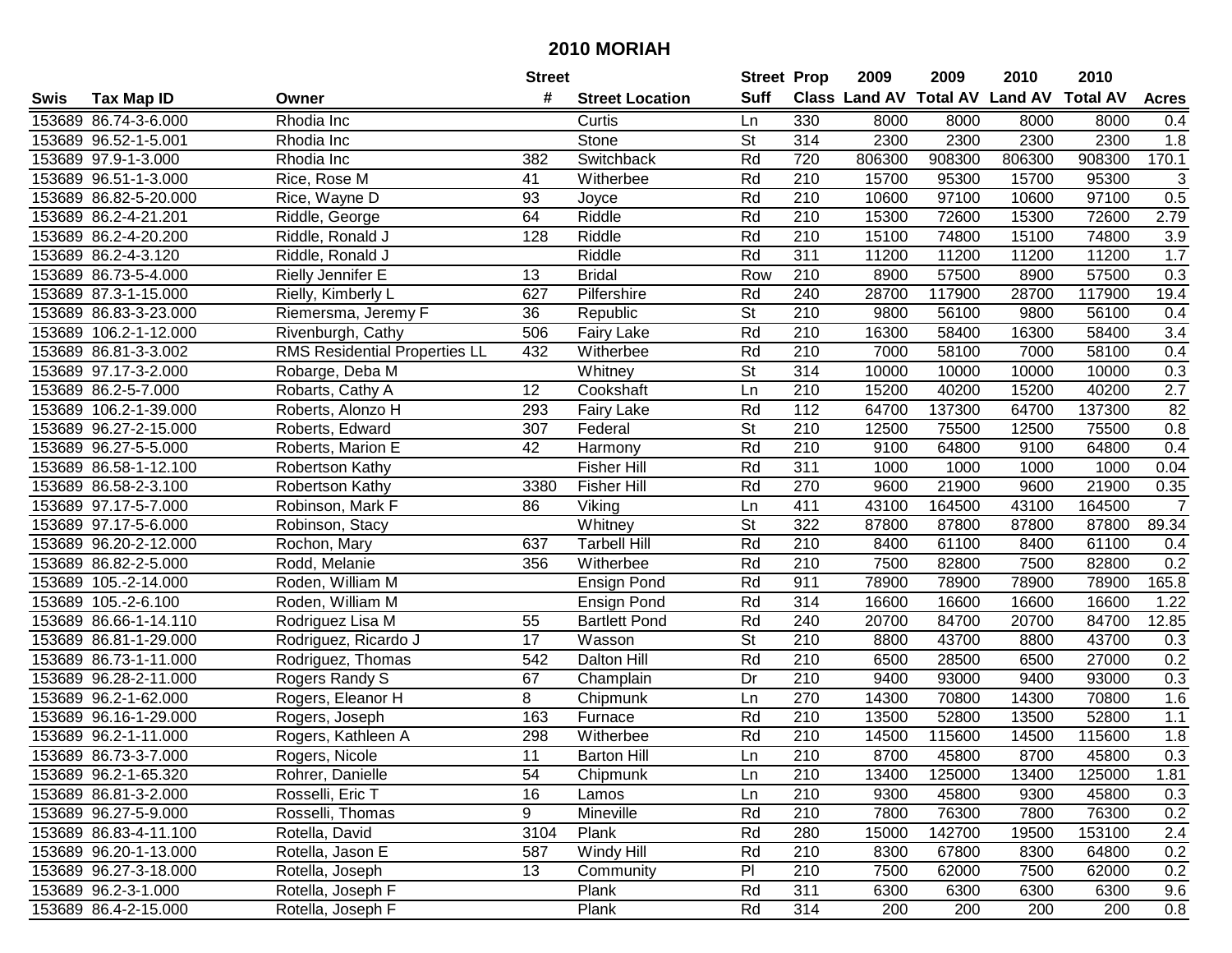## 2010 MORIAH

| Swis | Tax Map ID | Owner | Street # | Street Location | Street Suff | Prop Class | 2009 Land AV | 2009 Total AV | 2010 Land AV | 2010 Total AV | Acres |
|---|---|---|---|---|---|---|---|---|---|---|---|
| 153689 | 86.74-3-6.000 | Rhodia Inc | | Curtis | Ln | 330 | 8000 | 8000 | 8000 | 8000 | 0.4 |
| 153689 | 96.52-1-5.001 | Rhodia Inc | | Stone | St | 314 | 2300 | 2300 | 2300 | 2300 | 1.8 |
| 153689 | 97.9-1-3.000 | Rhodia Inc | 382 | Switchback | Rd | 720 | 806300 | 908300 | 806300 | 908300 | 170.1 |
| 153689 | 96.51-1-3.000 | Rice, Rose M | 41 | Witherbee | Rd | 210 | 15700 | 95300 | 15700 | 95300 | 3 |
| 153689 | 86.82-5-20.000 | Rice, Wayne D | 93 | Joyce | Rd | 210 | 10600 | 97100 | 10600 | 97100 | 0.5 |
| 153689 | 86.2-4-21.201 | Riddle, George | 64 | Riddle | Rd | 210 | 15300 | 72600 | 15300 | 72600 | 2.79 |
| 153689 | 86.2-4-20.200 | Riddle, Ronald J | 128 | Riddle | Rd | 210 | 15100 | 74800 | 15100 | 74800 | 3.9 |
| 153689 | 86.2-4-3.120 | Riddle, Ronald J | | Riddle | Rd | 311 | 11200 | 11200 | 11200 | 11200 | 1.7 |
| 153689 | 86.73-5-4.000 | Rielly Jennifer E | 13 | Bridal | Row | 210 | 8900 | 57500 | 8900 | 57500 | 0.3 |
| 153689 | 87.3-1-15.000 | Rielly, Kimberly L | 627 | Pilfershire | Rd | 240 | 28700 | 117900 | 28700 | 117900 | 19.4 |
| 153689 | 86.83-3-23.000 | Riemersma, Jeremy F | 36 | Republic | St | 210 | 9800 | 56100 | 9800 | 56100 | 0.4 |
| 153689 | 106.2-1-12.000 | Rivenburgh, Cathy | 506 | Fairy Lake | Rd | 210 | 16300 | 58400 | 16300 | 58400 | 3.4 |
| 153689 | 86.81-3-3.002 | RMS Residential Properties LL | 432 | Witherbee | Rd | 210 | 7000 | 58100 | 7000 | 58100 | 0.4 |
| 153689 | 97.17-3-2.000 | Robarge, Deba M | | Whitney | St | 314 | 10000 | 10000 | 10000 | 10000 | 0.3 |
| 153689 | 86.2-5-7.000 | Robarts, Cathy A | 12 | Cookshaft | Ln | 210 | 15200 | 40200 | 15200 | 40200 | 2.7 |
| 153689 | 106.2-1-39.000 | Roberts, Alonzo H | 293 | Fairy Lake | Rd | 112 | 64700 | 137300 | 64700 | 137300 | 82 |
| 153689 | 96.27-2-15.000 | Roberts, Edward | 307 | Federal | St | 210 | 12500 | 75500 | 12500 | 75500 | 0.8 |
| 153689 | 96.27-5-5.000 | Roberts, Marion E | 42 | Harmony | Rd | 210 | 9100 | 64800 | 9100 | 64800 | 0.4 |
| 153689 | 86.58-1-12.100 | Robertson Kathy | | Fisher Hill | Rd | 311 | 1000 | 1000 | 1000 | 1000 | 0.04 |
| 153689 | 86.58-2-3.100 | Robertson Kathy | 3380 | Fisher Hill | Rd | 270 | 9600 | 21900 | 9600 | 21900 | 0.35 |
| 153689 | 97.17-5-7.000 | Robinson, Mark F | 86 | Viking | Ln | 411 | 43100 | 164500 | 43100 | 164500 | 7 |
| 153689 | 97.17-5-6.000 | Robinson, Stacy | | Whitney | St | 322 | 87800 | 87800 | 87800 | 87800 | 89.34 |
| 153689 | 96.20-2-12.000 | Rochon, Mary | 637 | Tarbell Hill | Rd | 210 | 8400 | 61100 | 8400 | 61100 | 0.4 |
| 153689 | 86.82-2-5.000 | Rodd, Melanie | 356 | Witherbee | Rd | 210 | 7500 | 82800 | 7500 | 82800 | 0.2 |
| 153689 | 105.-2-14.000 | Roden, William M | | Ensign Pond | Rd | 911 | 78900 | 78900 | 78900 | 78900 | 165.8 |
| 153689 | 105.-2-6.100 | Roden, William M | | Ensign Pond | Rd | 314 | 16600 | 16600 | 16600 | 16600 | 1.22 |
| 153689 | 86.66-1-14.110 | Rodriguez Lisa M | 55 | Bartlett Pond | Rd | 240 | 20700 | 84700 | 20700 | 84700 | 12.85 |
| 153689 | 86.81-1-29.000 | Rodriguez, Ricardo J | 17 | Wasson | St | 210 | 8800 | 43700 | 8800 | 43700 | 0.3 |
| 153689 | 86.73-1-11.000 | Rodriguez, Thomas | 542 | Dalton Hill | Rd | 210 | 6500 | 28500 | 6500 | 27000 | 0.2 |
| 153689 | 96.28-2-11.000 | Rogers Randy S | 67 | Champlain | Dr | 210 | 9400 | 93000 | 9400 | 93000 | 0.3 |
| 153689 | 96.2-1-62.000 | Rogers, Eleanor H | 8 | Chipmunk | Ln | 270 | 14300 | 70800 | 14300 | 70800 | 1.6 |
| 153689 | 96.16-1-29.000 | Rogers, Joseph | 163 | Furnace | Rd | 210 | 13500 | 52800 | 13500 | 52800 | 1.1 |
| 153689 | 96.2-1-11.000 | Rogers, Kathleen A | 298 | Witherbee | Rd | 210 | 14500 | 115600 | 14500 | 115600 | 1.8 |
| 153689 | 86.73-3-7.000 | Rogers, Nicole | 11 | Barton Hill | Ln | 210 | 8700 | 45800 | 8700 | 45800 | 0.3 |
| 153689 | 96.2-1-65.320 | Rohrer, Danielle | 54 | Chipmunk | Ln | 210 | 13400 | 125000 | 13400 | 125000 | 1.81 |
| 153689 | 86.81-3-2.000 | Rosselli, Eric T | 16 | Lamos | Ln | 210 | 9300 | 45800 | 9300 | 45800 | 0.3 |
| 153689 | 96.27-5-9.000 | Rosselli, Thomas | 9 | Mineville | Rd | 210 | 7800 | 76300 | 7800 | 76300 | 0.2 |
| 153689 | 86.83-4-11.100 | Rotella, David | 3104 | Plank | Rd | 280 | 15000 | 142700 | 19500 | 153100 | 2.4 |
| 153689 | 96.20-1-13.000 | Rotella, Jason E | 587 | Windy Hill | Rd | 210 | 8300 | 67800 | 8300 | 64800 | 0.2 |
| 153689 | 96.27-3-18.000 | Rotella, Joseph | 13 | Community | Pl | 210 | 7500 | 62000 | 7500 | 62000 | 0.2 |
| 153689 | 96.2-3-1.000 | Rotella, Joseph F | | Plank | Rd | 311 | 6300 | 6300 | 6300 | 6300 | 9.6 |
| 153689 | 86.4-2-15.000 | Rotella, Joseph F | | Plank | Rd | 314 | 200 | 200 | 200 | 200 | 0.8 |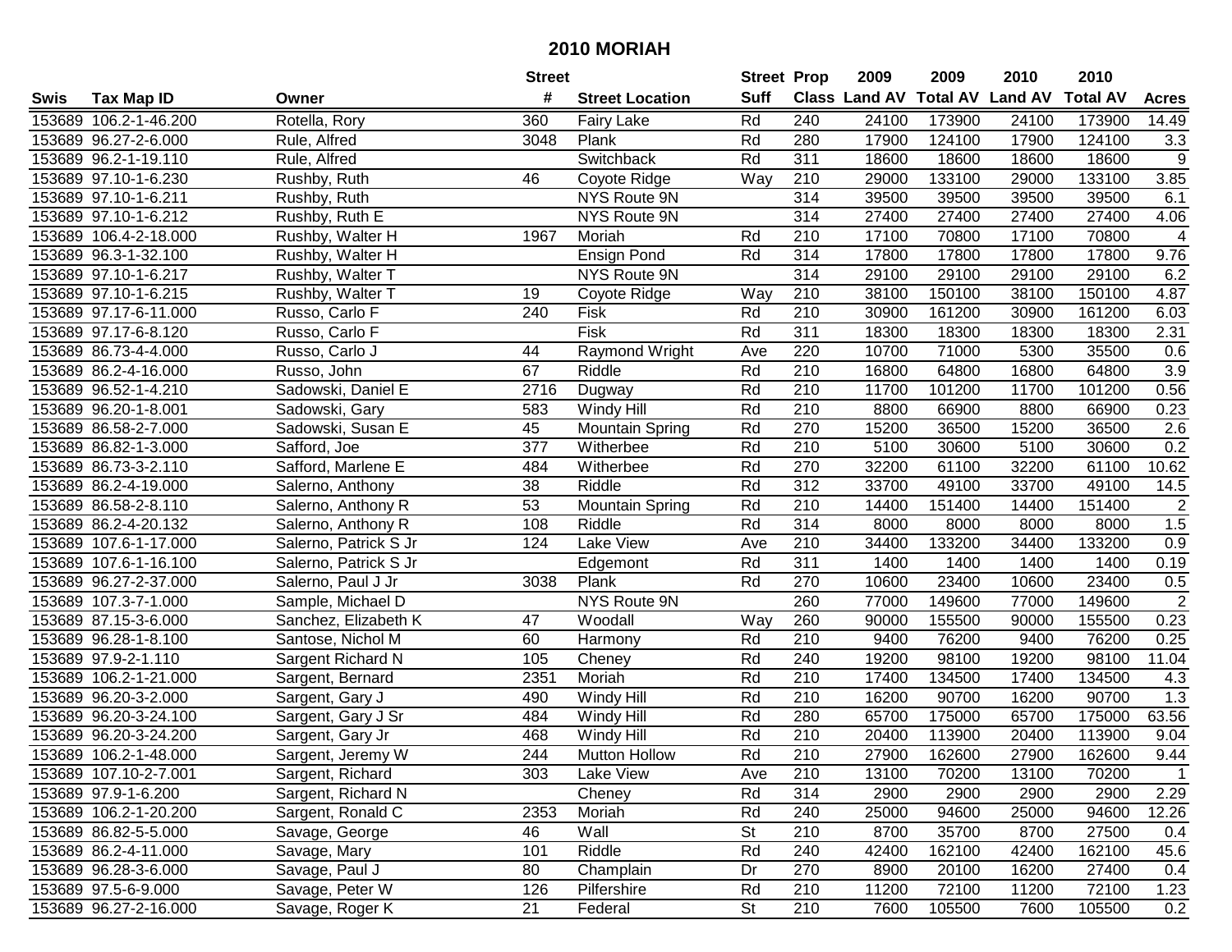# 2010 MORIAH

| Swis | Tax Map ID | Owner | Street # | Street Location | Street Suff | Prop Class | 2009 Land AV | 2009 Total AV | 2010 Land AV | 2010 Total AV | Acres |
|---|---|---|---|---|---|---|---|---|---|---|---|
| 153689 | 106.2-1-46.200 | Rotella, Rory | 360 | Fairy Lake | Rd | 240 | 24100 | 173900 | 24100 | 173900 | 14.49 |
| 153689 | 96.27-2-6.000 | Rule, Alfred | 3048 | Plank | Rd | 280 | 17900 | 124100 | 17900 | 124100 | 3.3 |
| 153689 | 96.2-1-19.110 | Rule, Alfred | | Switchback | Rd | 311 | 18600 | 18600 | 18600 | 18600 | 9 |
| 153689 | 97.10-1-6.230 | Rushby, Ruth | 46 | Coyote Ridge | Way | 210 | 29000 | 133100 | 29000 | 133100 | 3.85 |
| 153689 | 97.10-1-6.211 | Rushby, Ruth | | NYS Route 9N | | 314 | 39500 | 39500 | 39500 | 39500 | 6.1 |
| 153689 | 97.10-1-6.212 | Rushby, Ruth E | | NYS Route 9N | | 314 | 27400 | 27400 | 27400 | 27400 | 4.06 |
| 153689 | 106.4-2-18.000 | Rushby, Walter H | 1967 | Moriah | Rd | 210 | 17100 | 70800 | 17100 | 70800 | 4 |
| 153689 | 96.3-1-32.100 | Rushby, Walter H | | Ensign Pond | Rd | 314 | 17800 | 17800 | 17800 | 17800 | 9.76 |
| 153689 | 97.10-1-6.217 | Rushby, Walter T | | NYS Route 9N | | 314 | 29100 | 29100 | 29100 | 29100 | 6.2 |
| 153689 | 97.10-1-6.215 | Rushby, Walter T | 19 | Coyote Ridge | Way | 210 | 38100 | 150100 | 38100 | 150100 | 4.87 |
| 153689 | 97.17-6-11.000 | Russo, Carlo F | 240 | Fisk | Rd | 210 | 30900 | 161200 | 30900 | 161200 | 6.03 |
| 153689 | 97.17-6-8.120 | Russo, Carlo F | | Fisk | Rd | 311 | 18300 | 18300 | 18300 | 18300 | 2.31 |
| 153689 | 86.73-4-4.000 | Russo, Carlo J | 44 | Raymond Wright | Ave | 220 | 10700 | 71000 | 5300 | 35500 | 0.6 |
| 153689 | 86.2-4-16.000 | Russo, John | 67 | Riddle | Rd | 210 | 16800 | 64800 | 16800 | 64800 | 3.9 |
| 153689 | 96.52-1-4.210 | Sadowski, Daniel E | 2716 | Dugway | Rd | 210 | 11700 | 101200 | 11700 | 101200 | 0.56 |
| 153689 | 96.20-1-8.001 | Sadowski, Gary | 583 | Windy Hill | Rd | 210 | 8800 | 66900 | 8800 | 66900 | 0.23 |
| 153689 | 86.58-2-7.000 | Sadowski, Susan E | 45 | Mountain Spring | Rd | 270 | 15200 | 36500 | 15200 | 36500 | 2.6 |
| 153689 | 86.82-1-3.000 | Safford, Joe | 377 | Witherbee | Rd | 210 | 5100 | 30600 | 5100 | 30600 | 0.2 |
| 153689 | 86.73-3-2.110 | Safford, Marlene E | 484 | Witherbee | Rd | 270 | 32200 | 61100 | 32200 | 61100 | 10.62 |
| 153689 | 86.2-4-19.000 | Salerno, Anthony | 38 | Riddle | Rd | 312 | 33700 | 49100 | 33700 | 49100 | 14.5 |
| 153689 | 86.58-2-8.110 | Salerno, Anthony R | 53 | Mountain Spring | Rd | 210 | 14400 | 151400 | 14400 | 151400 | 2 |
| 153689 | 86.2-4-20.132 | Salerno, Anthony R | 108 | Riddle | Rd | 314 | 8000 | 8000 | 8000 | 8000 | 1.5 |
| 153689 | 107.6-1-17.000 | Salerno, Patrick S Jr | 124 | Lake View | Ave | 210 | 34400 | 133200 | 34400 | 133200 | 0.9 |
| 153689 | 107.6-1-16.100 | Salerno, Patrick S Jr | | Edgemont | Rd | 311 | 1400 | 1400 | 1400 | 1400 | 0.19 |
| 153689 | 96.27-2-37.000 | Salerno, Paul J Jr | 3038 | Plank | Rd | 270 | 10600 | 23400 | 10600 | 23400 | 0.5 |
| 153689 | 107.3-7-1.000 | Sample, Michael D | | NYS Route 9N | | 260 | 77000 | 149600 | 77000 | 149600 | 2 |
| 153689 | 87.15-3-6.000 | Sanchez, Elizabeth K | 47 | Woodall | Way | 260 | 90000 | 155500 | 90000 | 155500 | 0.23 |
| 153689 | 96.28-1-8.100 | Santose, Nichol M | 60 | Harmony | Rd | 210 | 9400 | 76200 | 9400 | 76200 | 0.25 |
| 153689 | 97.9-2-1.110 | Sargent Richard N | 105 | Cheney | Rd | 240 | 19200 | 98100 | 19200 | 98100 | 11.04 |
| 153689 | 106.2-1-21.000 | Sargent, Bernard | 2351 | Moriah | Rd | 210 | 17400 | 134500 | 17400 | 134500 | 4.3 |
| 153689 | 96.20-3-2.000 | Sargent, Gary J | 490 | Windy Hill | Rd | 210 | 16200 | 90700 | 16200 | 90700 | 1.3 |
| 153689 | 96.20-3-24.100 | Sargent, Gary J Sr | 484 | Windy Hill | Rd | 280 | 65700 | 175000 | 65700 | 175000 | 63.56 |
| 153689 | 96.20-3-24.200 | Sargent, Gary Jr | 468 | Windy Hill | Rd | 210 | 20400 | 113900 | 20400 | 113900 | 9.04 |
| 153689 | 106.2-1-48.000 | Sargent, Jeremy W | 244 | Mutton Hollow | Rd | 210 | 27900 | 162600 | 27900 | 162600 | 9.44 |
| 153689 | 107.10-2-7.001 | Sargent, Richard | 303 | Lake View | Ave | 210 | 13100 | 70200 | 13100 | 70200 | 1 |
| 153689 | 97.9-1-6.200 | Sargent, Richard N | | Cheney | Rd | 314 | 2900 | 2900 | 2900 | 2900 | 2.29 |
| 153689 | 106.2-1-20.200 | Sargent, Ronald C | 2353 | Moriah | Rd | 240 | 25000 | 94600 | 25000 | 94600 | 12.26 |
| 153689 | 86.82-5-5.000 | Savage, George | 46 | Wall | St | 210 | 8700 | 35700 | 8700 | 27500 | 0.4 |
| 153689 | 86.2-4-11.000 | Savage, Mary | 101 | Riddle | Rd | 240 | 42400 | 162100 | 42400 | 162100 | 45.6 |
| 153689 | 96.28-3-6.000 | Savage, Paul J | 80 | Champlain | Dr | 270 | 8900 | 20100 | 16200 | 27400 | 0.4 |
| 153689 | 97.5-6-9.000 | Savage, Peter W | 126 | Pilfershire | Rd | 210 | 11200 | 72100 | 11200 | 72100 | 1.23 |
| 153689 | 96.27-2-16.000 | Savage, Roger K | 21 | Federal | St | 210 | 7600 | 105500 | 7600 | 105500 | 0.2 |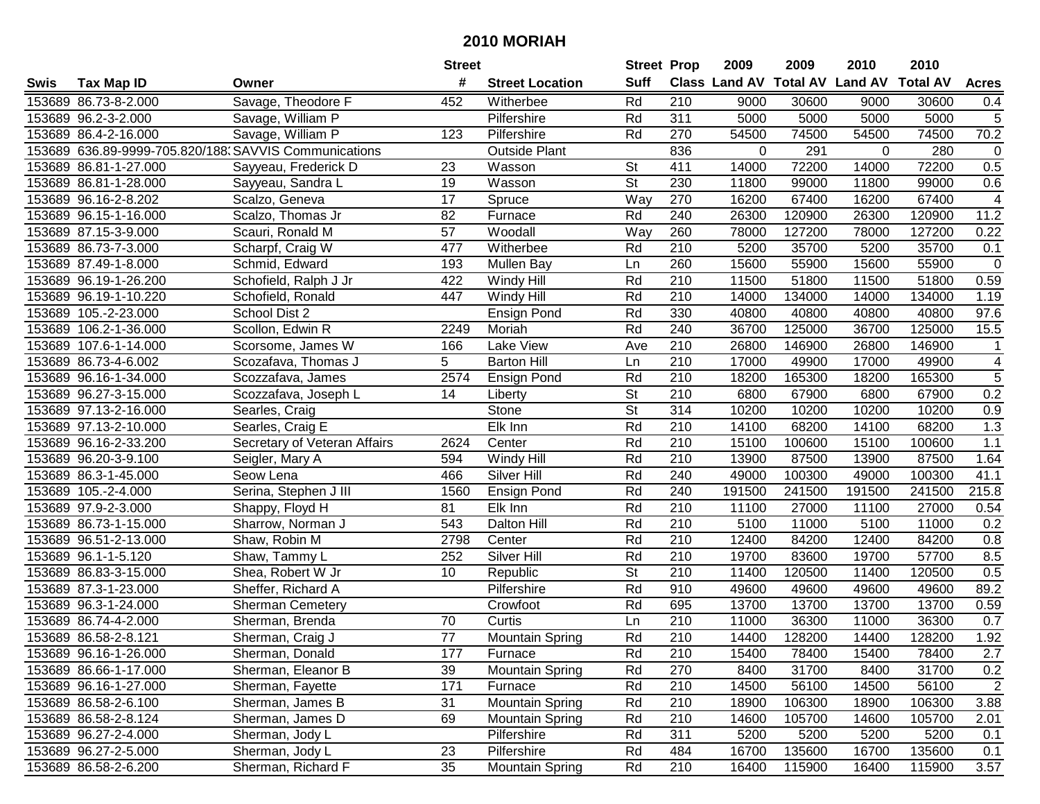# 2010 MORIAH

| Swis | Tax Map ID | Owner | Street # | Street Location | Street Suff | Prop Class | 2009 Land AV | 2009 Total AV | 2010 Land AV | 2010 Total AV | Acres |
|---|---|---|---|---|---|---|---|---|---|---|---|
| 153689 | 86.73-8-2.000 | Savage, Theodore F | 452 | Witherbee | Rd | 210 | 9000 | 30600 | 9000 | 30600 | 0.4 |
| 153689 | 96.2-3-2.000 | Savage, William P | | Pilfershire | Rd | 311 | 5000 | 5000 | 5000 | 5000 | 5 |
| 153689 | 86.4-2-16.000 | Savage, William P | 123 | Pilfershire | Rd | 270 | 54500 | 74500 | 54500 | 74500 | 70.2 |
| 153689 | 636.89-9999-705.820/188 | SAVVIS Communications | | Outside Plant | | 836 | 0 | 291 | 0 | 280 | 0 |
| 153689 | 86.81-1-27.000 | Sayyeau, Frederick D | 23 | Wasson | St | 411 | 14000 | 72200 | 14000 | 72200 | 0.5 |
| 153689 | 86.81-1-28.000 | Sayyeau, Sandra L | 19 | Wasson | St | 230 | 11800 | 99000 | 11800 | 99000 | 0.6 |
| 153689 | 96.16-2-8.202 | Scalzo, Geneva | 17 | Spruce | Way | 270 | 16200 | 67400 | 16200 | 67400 | 4 |
| 153689 | 96.15-1-16.000 | Scalzo, Thomas Jr | 82 | Furnace | Rd | 240 | 26300 | 120900 | 26300 | 120900 | 11.2 |
| 153689 | 87.15-3-9.000 | Scauri, Ronald M | 57 | Woodall | Way | 260 | 78000 | 127200 | 78000 | 127200 | 0.22 |
| 153689 | 86.73-7-3.000 | Scharpf, Craig W | 477 | Witherbee | Rd | 210 | 5200 | 35700 | 5200 | 35700 | 0.1 |
| 153689 | 87.49-1-8.000 | Schmid, Edward | 193 | Mullen Bay | Ln | 260 | 15600 | 55900 | 15600 | 55900 | 0 |
| 153689 | 96.19-1-26.200 | Schofield, Ralph J Jr | 422 | Windy Hill | Rd | 210 | 11500 | 51800 | 11500 | 51800 | 0.59 |
| 153689 | 96.19-1-10.220 | Schofield, Ronald | 447 | Windy Hill | Rd | 210 | 14000 | 134000 | 14000 | 134000 | 1.19 |
| 153689 | 105.-2-23.000 | School Dist 2 | | Ensign Pond | Rd | 330 | 40800 | 40800 | 40800 | 40800 | 97.6 |
| 153689 | 106.2-1-36.000 | Scollon, Edwin R | 2249 | Moriah | Rd | 240 | 36700 | 125000 | 36700 | 125000 | 15.5 |
| 153689 | 107.6-1-14.000 | Scorsome, James W | 166 | Lake View | Ave | 210 | 26800 | 146900 | 26800 | 146900 | 1 |
| 153689 | 86.73-4-6.002 | Scozafava, Thomas J | 5 | Barton Hill | Ln | 210 | 17000 | 49900 | 17000 | 49900 | 4 |
| 153689 | 96.16-1-34.000 | Scozzafava, James | 2574 | Ensign Pond | Rd | 210 | 18200 | 165300 | 18200 | 165300 | 5 |
| 153689 | 96.27-3-15.000 | Scozzafava, Joseph L | 14 | Liberty | St | 210 | 6800 | 67900 | 6800 | 67900 | 0.2 |
| 153689 | 97.13-2-16.000 | Searles, Craig | | Stone | St | 314 | 10200 | 10200 | 10200 | 10200 | 0.9 |
| 153689 | 97.13-2-10.000 | Searles, Craig E | | Elk Inn | Rd | 210 | 14100 | 68200 | 14100 | 68200 | 1.3 |
| 153689 | 96.16-2-33.200 | Secretary of Veteran Affairs | 2624 | Center | Rd | 210 | 15100 | 100600 | 15100 | 100600 | 1.1 |
| 153689 | 96.20-3-9.100 | Seigler, Mary A | 594 | Windy Hill | Rd | 210 | 13900 | 87500 | 13900 | 87500 | 1.64 |
| 153689 | 86.3-1-45.000 | Seow Lena | 466 | Silver Hill | Rd | 240 | 49000 | 100300 | 49000 | 100300 | 41.1 |
| 153689 | 105.-2-4.000 | Serina, Stephen J III | 1560 | Ensign Pond | Rd | 240 | 191500 | 241500 | 191500 | 241500 | 215.8 |
| 153689 | 97.9-2-3.000 | Shappy, Floyd H | 81 | Elk Inn | Rd | 210 | 11100 | 27000 | 11100 | 27000 | 0.54 |
| 153689 | 86.73-1-15.000 | Sharrow, Norman J | 543 | Dalton Hill | Rd | 210 | 5100 | 11000 | 5100 | 11000 | 0.2 |
| 153689 | 96.51-2-13.000 | Shaw, Robin M | 2798 | Center | Rd | 210 | 12400 | 84200 | 12400 | 84200 | 0.8 |
| 153689 | 96.1-1-5.120 | Shaw, Tammy L | 252 | Silver Hill | Rd | 210 | 19700 | 83600 | 19700 | 57700 | 8.5 |
| 153689 | 86.83-3-15.000 | Shea, Robert W Jr | 10 | Republic | St | 210 | 11400 | 120500 | 11400 | 120500 | 0.5 |
| 153689 | 87.3-1-23.000 | Sheffer, Richard A | | Pilfershire | Rd | 910 | 49600 | 49600 | 49600 | 49600 | 89.2 |
| 153689 | 96.3-1-24.000 | Sherman Cemetery | | Crowfoot | Rd | 695 | 13700 | 13700 | 13700 | 13700 | 0.59 |
| 153689 | 86.74-4-2.000 | Sherman, Brenda | 70 | Curtis | Ln | 210 | 11000 | 36300 | 11000 | 36300 | 0.7 |
| 153689 | 86.58-2-8.121 | Sherman, Craig J | 77 | Mountain Spring | Rd | 210 | 14400 | 128200 | 14400 | 128200 | 1.92 |
| 153689 | 96.16-1-26.000 | Sherman, Donald | 177 | Furnace | Rd | 210 | 15400 | 78400 | 15400 | 78400 | 2.7 |
| 153689 | 86.66-1-17.000 | Sherman, Eleanor B | 39 | Mountain Spring | Rd | 270 | 8400 | 31700 | 8400 | 31700 | 0.2 |
| 153689 | 96.16-1-27.000 | Sherman, Fayette | 171 | Furnace | Rd | 210 | 14500 | 56100 | 14500 | 56100 | 2 |
| 153689 | 86.58-2-6.100 | Sherman, James B | 31 | Mountain Spring | Rd | 210 | 18900 | 106300 | 18900 | 106300 | 3.88 |
| 153689 | 86.58-2-8.124 | Sherman, James D | 69 | Mountain Spring | Rd | 210 | 14600 | 105700 | 14600 | 105700 | 2.01 |
| 153689 | 96.27-2-4.000 | Sherman, Jody L | | Pilfershire | Rd | 311 | 5200 | 5200 | 5200 | 5200 | 0.1 |
| 153689 | 96.27-2-5.000 | Sherman, Jody L | 23 | Pilfershire | Rd | 484 | 16700 | 135600 | 16700 | 135600 | 0.1 |
| 153689 | 86.58-2-6.200 | Sherman, Richard F | 35 | Mountain Spring | Rd | 210 | 16400 | 115900 | 16400 | 115900 | 3.57 |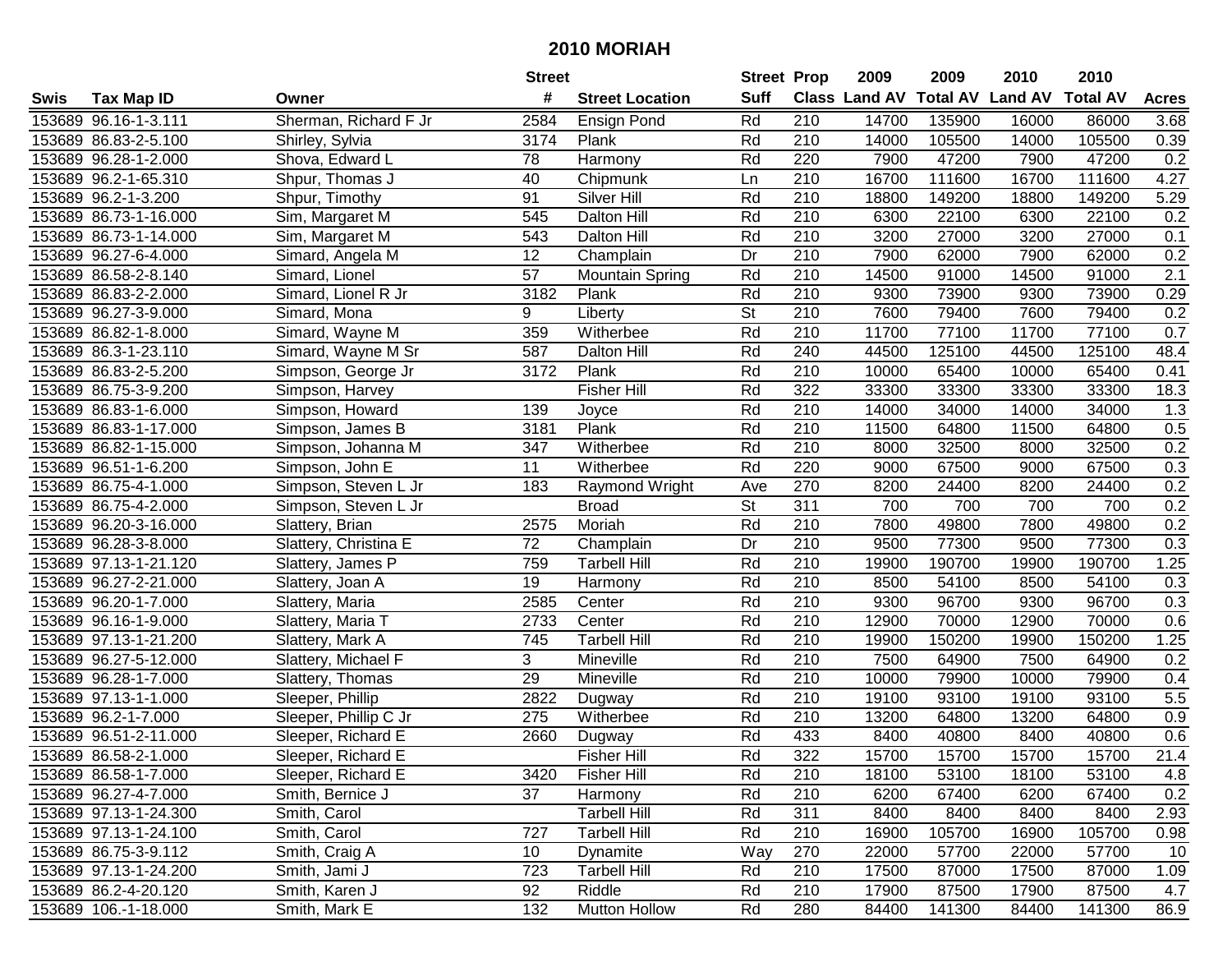# 2010 MORIAH

| Swis | Tax Map ID | Owner | Street # | Street Location | Street Suff | Prop Class | 2009 Land AV | 2009 Total AV | 2010 Land AV | 2010 Total AV | Acres |
|---|---|---|---|---|---|---|---|---|---|---|---|
| 153689 | 96.16-1-3.111 | Sherman, Richard F Jr | 2584 | Ensign Pond | Rd | 210 | 14700 | 135900 | 16000 | 86000 | 3.68 |
| 153689 | 86.83-2-5.100 | Shirley, Sylvia | 3174 | Plank | Rd | 210 | 14000 | 105500 | 14000 | 105500 | 0.39 |
| 153689 | 96.28-1-2.000 | Shova, Edward L | 78 | Harmony | Rd | 220 | 7900 | 47200 | 7900 | 47200 | 0.2 |
| 153689 | 96.2-1-65.310 | Shpur, Thomas J | 40 | Chipmunk | Ln | 210 | 16700 | 111600 | 16700 | 111600 | 4.27 |
| 153689 | 96.2-1-3.200 | Shpur, Timothy | 91 | Silver Hill | Rd | 210 | 18800 | 149200 | 18800 | 149200 | 5.29 |
| 153689 | 86.73-1-16.000 | Sim, Margaret M | 545 | Dalton Hill | Rd | 210 | 6300 | 22100 | 6300 | 22100 | 0.2 |
| 153689 | 86.73-1-14.000 | Sim, Margaret M | 543 | Dalton Hill | Rd | 210 | 3200 | 27000 | 3200 | 27000 | 0.1 |
| 153689 | 96.27-6-4.000 | Simard, Angela M | 12 | Champlain | Dr | 210 | 7900 | 62000 | 7900 | 62000 | 0.2 |
| 153689 | 86.58-2-8.140 | Simard, Lionel | 57 | Mountain Spring | Rd | 210 | 14500 | 91000 | 14500 | 91000 | 2.1 |
| 153689 | 86.83-2-2.000 | Simard, Lionel R Jr | 3182 | Plank | Rd | 210 | 9300 | 73900 | 9300 | 73900 | 0.29 |
| 153689 | 96.27-3-9.000 | Simard, Mona | 9 | Liberty | St | 210 | 7600 | 79400 | 7600 | 79400 | 0.2 |
| 153689 | 86.82-1-8.000 | Simard, Wayne M | 359 | Witherbee | Rd | 210 | 11700 | 77100 | 11700 | 77100 | 0.7 |
| 153689 | 86.3-1-23.110 | Simard, Wayne M Sr | 587 | Dalton Hill | Rd | 240 | 44500 | 125100 | 44500 | 125100 | 48.4 |
| 153689 | 86.83-2-5.200 | Simpson, George Jr | 3172 | Plank | Rd | 210 | 10000 | 65400 | 10000 | 65400 | 0.41 |
| 153689 | 86.75-3-9.200 | Simpson, Harvey | | Fisher Hill | Rd | 322 | 33300 | 33300 | 33300 | 33300 | 18.3 |
| 153689 | 86.83-1-6.000 | Simpson, Howard | 139 | Joyce | Rd | 210 | 14000 | 34000 | 14000 | 34000 | 1.3 |
| 153689 | 86.83-1-17.000 | Simpson, James B | 3181 | Plank | Rd | 210 | 11500 | 64800 | 11500 | 64800 | 0.5 |
| 153689 | 86.82-1-15.000 | Simpson, Johanna M | 347 | Witherbee | Rd | 210 | 8000 | 32500 | 8000 | 32500 | 0.2 |
| 153689 | 96.51-1-6.200 | Simpson, John E | 11 | Witherbee | Rd | 220 | 9000 | 67500 | 9000 | 67500 | 0.3 |
| 153689 | 86.75-4-1.000 | Simpson, Steven L Jr | 183 | Raymond Wright | Ave | 270 | 8200 | 24400 | 8200 | 24400 | 0.2 |
| 153689 | 86.75-4-2.000 | Simpson, Steven L Jr | | Broad | St | 311 | 700 | 700 | 700 | 700 | 0.2 |
| 153689 | 96.20-3-16.000 | Slattery, Brian | 2575 | Moriah | Rd | 210 | 7800 | 49800 | 7800 | 49800 | 0.2 |
| 153689 | 96.28-3-8.000 | Slattery, Christina E | 72 | Champlain | Dr | 210 | 9500 | 77300 | 9500 | 77300 | 0.3 |
| 153689 | 97.13-1-21.120 | Slattery, James P | 759 | Tarbell Hill | Rd | 210 | 19900 | 190700 | 19900 | 190700 | 1.25 |
| 153689 | 96.27-2-21.000 | Slattery, Joan A | 19 | Harmony | Rd | 210 | 8500 | 54100 | 8500 | 54100 | 0.3 |
| 153689 | 96.20-1-7.000 | Slattery, Maria | 2585 | Center | Rd | 210 | 9300 | 96700 | 9300 | 96700 | 0.3 |
| 153689 | 96.16-1-9.000 | Slattery, Maria T | 2733 | Center | Rd | 210 | 12900 | 70000 | 12900 | 70000 | 0.6 |
| 153689 | 97.13-1-21.200 | Slattery, Mark A | 745 | Tarbell Hill | Rd | 210 | 19900 | 150200 | 19900 | 150200 | 1.25 |
| 153689 | 96.27-5-12.000 | Slattery, Michael F | 3 | Mineville | Rd | 210 | 7500 | 64900 | 7500 | 64900 | 0.2 |
| 153689 | 96.28-1-7.000 | Slattery, Thomas | 29 | Mineville | Rd | 210 | 10000 | 79900 | 10000 | 79900 | 0.4 |
| 153689 | 97.13-1-1.000 | Sleeper, Phillip | 2822 | Dugway | Rd | 210 | 19100 | 93100 | 19100 | 93100 | 5.5 |
| 153689 | 96.2-1-7.000 | Sleeper, Phillip C Jr | 275 | Witherbee | Rd | 210 | 13200 | 64800 | 13200 | 64800 | 0.9 |
| 153689 | 96.51-2-11.000 | Sleeper, Richard E | 2660 | Dugway | Rd | 433 | 8400 | 40800 | 8400 | 40800 | 0.6 |
| 153689 | 86.58-2-1.000 | Sleeper, Richard E | | Fisher Hill | Rd | 322 | 15700 | 15700 | 15700 | 15700 | 21.4 |
| 153689 | 86.58-1-7.000 | Sleeper, Richard E | 3420 | Fisher Hill | Rd | 210 | 18100 | 53100 | 18100 | 53100 | 4.8 |
| 153689 | 96.27-4-7.000 | Smith, Bernice J | 37 | Harmony | Rd | 210 | 6200 | 67400 | 6200 | 67400 | 0.2 |
| 153689 | 97.13-1-24.300 | Smith, Carol | | Tarbell Hill | Rd | 311 | 8400 | 8400 | 8400 | 8400 | 2.93 |
| 153689 | 97.13-1-24.100 | Smith, Carol | 727 | Tarbell Hill | Rd | 210 | 16900 | 105700 | 16900 | 105700 | 0.98 |
| 153689 | 86.75-3-9.112 | Smith, Craig A | 10 | Dynamite | Way | 270 | 22000 | 57700 | 22000 | 57700 | 10 |
| 153689 | 97.13-1-24.200 | Smith, Jami J | 723 | Tarbell Hill | Rd | 210 | 17500 | 87000 | 17500 | 87000 | 1.09 |
| 153689 | 86.2-4-20.120 | Smith, Karen J | 92 | Riddle | Rd | 210 | 17900 | 87500 | 17900 | 87500 | 4.7 |
| 153689 | 106.-1-18.000 | Smith, Mark E | 132 | Mutton Hollow | Rd | 280 | 84400 | 141300 | 84400 | 141300 | 86.9 |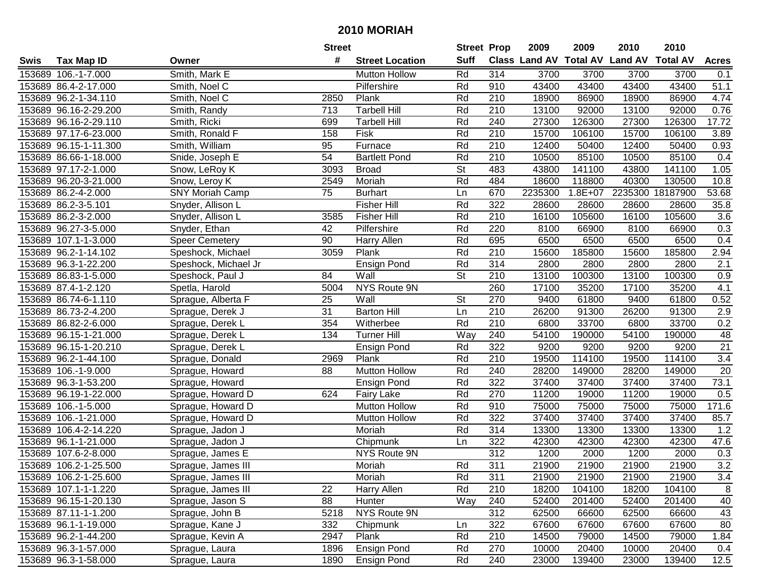# 2010 MORIAH

| Swis | Tax Map ID | Owner | Street # | Street Location | Street Suff | Prop Class | 2009 Land AV | 2009 Total AV | 2010 Land AV | 2010 Total AV | Acres |
|---|---|---|---|---|---|---|---|---|---|---|---|
| 153689 | 106.-1-7.000 | Smith, Mark E | | Mutton Hollow | Rd | 314 | 3700 | 3700 | 3700 | 3700 | 0.1 |
| 153689 | 86.4-2-17.000 | Smith, Noel C | | Pilfershire | Rd | 910 | 43400 | 43400 | 43400 | 43400 | 51.1 |
| 153689 | 96.2-1-34.110 | Smith, Noel C | 2850 | Plank | Rd | 210 | 18900 | 86900 | 18900 | 86900 | 4.74 |
| 153689 | 96.16-2-29.200 | Smith, Randy | 713 | Tarbell Hill | Rd | 210 | 13100 | 92000 | 13100 | 92000 | 0.76 |
| 153689 | 96.16-2-29.110 | Smith, Ricki | 699 | Tarbell Hill | Rd | 240 | 27300 | 126300 | 27300 | 126300 | 17.72 |
| 153689 | 97.17-6-23.000 | Smith, Ronald F | 158 | Fisk | Rd | 210 | 15700 | 106100 | 15700 | 106100 | 3.89 |
| 153689 | 96.15-1-11.300 | Smith, William | 95 | Furnace | Rd | 210 | 12400 | 50400 | 12400 | 50400 | 0.93 |
| 153689 | 86.66-1-18.000 | Snide, Joseph E | 54 | Bartlett Pond | Rd | 210 | 10500 | 85100 | 10500 | 85100 | 0.4 |
| 153689 | 97.17-2-1.000 | Snow, LeRoy K | 3093 | Broad | St | 483 | 43800 | 141100 | 43800 | 141100 | 1.05 |
| 153689 | 96.20-3-21.000 | Snow, Leroy K | 2549 | Moriah | Rd | 484 | 18600 | 118800 | 40300 | 130500 | 10.8 |
| 153689 | 86.2-4-2.000 | SNY Moriah Camp | 75 | Burhart | Ln | 670 | 2235300 | 1.8E+07 | 2235300 | 18187900 | 53.68 |
| 153689 | 86.2-3-5.101 | Snyder, Allison L | | Fisher Hill | Rd | 322 | 28600 | 28600 | 28600 | 28600 | 35.8 |
| 153689 | 86.2-3-2.000 | Snyder, Allison L | 3585 | Fisher Hill | Rd | 210 | 16100 | 105600 | 16100 | 105600 | 3.6 |
| 153689 | 96.27-3-5.000 | Snyder, Ethan | 42 | Pilfershire | Rd | 220 | 8100 | 66900 | 8100 | 66900 | 0.3 |
| 153689 | 107.1-1-3.000 | Speer Cemetery | 90 | Harry Allen | Rd | 695 | 6500 | 6500 | 6500 | 6500 | 0.4 |
| 153689 | 96.2-1-14.102 | Speshock, Michael | 3059 | Plank | Rd | 210 | 15600 | 185800 | 15600 | 185800 | 2.94 |
| 153689 | 96.3-1-22.200 | Speshock, Michael Jr | | Ensign Pond | Rd | 314 | 2800 | 2800 | 2800 | 2800 | 2.1 |
| 153689 | 86.83-1-5.000 | Speshock, Paul J | 84 | Wall | St | 210 | 13100 | 100300 | 13100 | 100300 | 0.9 |
| 153689 | 87.4-1-2.120 | Spetla, Harold | 5004 | NYS Route 9N | | 260 | 17100 | 35200 | 17100 | 35200 | 4.1 |
| 153689 | 86.74-6-1.110 | Sprague, Alberta F | 25 | Wall | St | 270 | 9400 | 61800 | 9400 | 61800 | 0.52 |
| 153689 | 86.73-2-4.200 | Sprague, Derek J | 31 | Barton Hill | Ln | 210 | 26200 | 91300 | 26200 | 91300 | 2.9 |
| 153689 | 86.82-2-6.000 | Sprague, Derek L | 354 | Witherbee | Rd | 210 | 6800 | 33700 | 6800 | 33700 | 0.2 |
| 153689 | 96.15-1-21.000 | Sprague, Derek L | 134 | Turner Hill | Way | 240 | 54100 | 190000 | 54100 | 190000 | 48 |
| 153689 | 96.15-1-20.210 | Sprague, Derek L | | Ensign Pond | Rd | 322 | 9200 | 9200 | 9200 | 9200 | 21 |
| 153689 | 96.2-1-44.100 | Sprague, Donald | 2969 | Plank | Rd | 210 | 19500 | 114100 | 19500 | 114100 | 3.4 |
| 153689 | 106.-1-9.000 | Sprague, Howard | 88 | Mutton Hollow | Rd | 240 | 28200 | 149000 | 28200 | 149000 | 20 |
| 153689 | 96.3-1-53.200 | Sprague, Howard | | Ensign Pond | Rd | 322 | 37400 | 37400 | 37400 | 37400 | 73.1 |
| 153689 | 96.19-1-22.000 | Sprague, Howard D | 624 | Fairy Lake | Rd | 270 | 11200 | 19000 | 11200 | 19000 | 0.5 |
| 153689 | 106.-1-5.000 | Sprague, Howard D | | Mutton Hollow | Rd | 910 | 75000 | 75000 | 75000 | 75000 | 171.6 |
| 153689 | 106.-1-21.000 | Sprague, Howard D | | Mutton Hollow | Rd | 322 | 37400 | 37400 | 37400 | 37400 | 85.7 |
| 153689 | 106.4-2-14.220 | Sprague, Jadon J | | Moriah | Rd | 314 | 13300 | 13300 | 13300 | 13300 | 1.2 |
| 153689 | 96.1-1-21.000 | Sprague, Jadon J | | Chipmunk | Ln | 322 | 42300 | 42300 | 42300 | 42300 | 47.6 |
| 153689 | 107.6-2-8.000 | Sprague, James E | | NYS Route 9N | | 312 | 1200 | 2000 | 1200 | 2000 | 0.3 |
| 153689 | 106.2-1-25.500 | Sprague, James III | | Moriah | Rd | 311 | 21900 | 21900 | 21900 | 21900 | 3.2 |
| 153689 | 106.2-1-25.600 | Sprague, James III | | Moriah | Rd | 311 | 21900 | 21900 | 21900 | 21900 | 3.4 |
| 153689 | 107.1-1-1.220 | Sprague, James III | 22 | Harry Allen | Rd | 210 | 18200 | 104100 | 18200 | 104100 | 8 |
| 153689 | 96.15-1-20.130 | Sprague, Jason S | 88 | Hunter | Way | 240 | 52400 | 201400 | 52400 | 201400 | 40 |
| 153689 | 87.11-1-1.200 | Sprague, John B | 5218 | NYS Route 9N | | 312 | 62500 | 66600 | 62500 | 66600 | 43 |
| 153689 | 96.1-1-19.000 | Sprague, Kane J | 332 | Chipmunk | Ln | 322 | 67600 | 67600 | 67600 | 67600 | 80 |
| 153689 | 96.2-1-44.200 | Sprague, Kevin A | 2947 | Plank | Rd | 210 | 14500 | 79000 | 14500 | 79000 | 1.84 |
| 153689 | 96.3-1-57.000 | Sprague, Laura | 1896 | Ensign Pond | Rd | 270 | 10000 | 20400 | 10000 | 20400 | 0.4 |
| 153689 | 96.3-1-58.000 | Sprague, Laura | 1890 | Ensign Pond | Rd | 240 | 23000 | 139400 | 23000 | 139400 | 12.5 |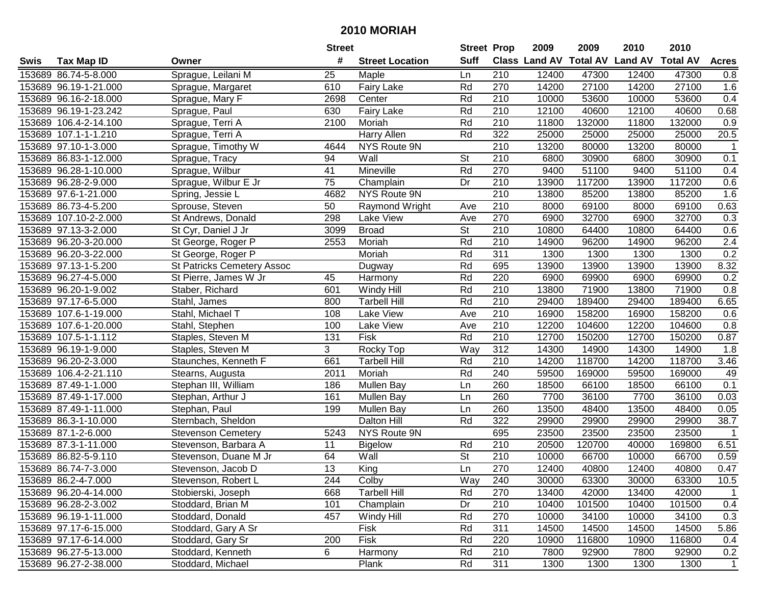# 2010 MORIAH

| Swis | Tax Map ID | Owner | Street # | Street Location | Street Suff | Prop Class | 2009 Land AV | 2009 Total AV | 2010 Land AV | 2010 Total AV | Acres |
|---|---|---|---|---|---|---|---|---|---|---|---|
| 153689 | 86.74-5-8.000 | Sprague, Leilani M | 25 | Maple | Ln | 210 | 12400 | 47300 | 12400 | 47300 | 0.8 |
| 153689 | 96.19-1-21.000 | Sprague, Margaret | 610 | Fairy Lake | Rd | 270 | 14200 | 27100 | 14200 | 27100 | 1.6 |
| 153689 | 96.16-2-18.000 | Sprague, Mary F | 2698 | Center | Rd | 210 | 10000 | 53600 | 10000 | 53600 | 0.4 |
| 153689 | 96.19-1-23.242 | Sprague, Paul | 630 | Fairy Lake | Rd | 210 | 12100 | 40600 | 12100 | 40600 | 0.68 |
| 153689 | 106.4-2-14.100 | Sprague, Terri A | 2100 | Moriah | Rd | 210 | 11800 | 132000 | 11800 | 132000 | 0.9 |
| 153689 | 107.1-1-1.210 | Sprague, Terri A | | Harry Allen | Rd | 322 | 25000 | 25000 | 25000 | 25000 | 20.5 |
| 153689 | 97.10-1-3.000 | Sprague, Timothy W | 4644 | NYS Route 9N | | 210 | 13200 | 80000 | 13200 | 80000 | 1 |
| 153689 | 86.83-1-12.000 | Sprague, Tracy | 94 | Wall | St | 210 | 6800 | 30900 | 6800 | 30900 | 0.1 |
| 153689 | 96.28-1-10.000 | Sprague, Wilbur | 41 | Mineville | Rd | 270 | 9400 | 51100 | 9400 | 51100 | 0.4 |
| 153689 | 96.28-2-9.000 | Sprague, Wilbur E Jr | 75 | Champlain | Dr | 210 | 13900 | 117200 | 13900 | 117200 | 0.6 |
| 153689 | 97.6-1-21.000 | Spring, Jessie L | 4682 | NYS Route 9N | | 210 | 13800 | 85200 | 13800 | 85200 | 1.6 |
| 153689 | 86.73-4-5.200 | Sprouse, Steven | 50 | Raymond Wright | Ave | 210 | 8000 | 69100 | 8000 | 69100 | 0.63 |
| 153689 | 107.10-2-2.000 | St Andrews, Donald | 298 | Lake View | Ave | 270 | 6900 | 32700 | 6900 | 32700 | 0.3 |
| 153689 | 97.13-3-2.000 | St Cyr, Daniel J Jr | 3099 | Broad | St | 210 | 10800 | 64400 | 10800 | 64400 | 0.6 |
| 153689 | 96.20-3-20.000 | St George, Roger P | 2553 | Moriah | Rd | 210 | 14900 | 96200 | 14900 | 96200 | 2.4 |
| 153689 | 96.20-3-22.000 | St George, Roger P | | Moriah | Rd | 311 | 1300 | 1300 | 1300 | 1300 | 0.2 |
| 153689 | 97.13-1-5.200 | St Patricks Cemetery Assoc | | Dugway | Rd | 695 | 13900 | 13900 | 13900 | 13900 | 8.32 |
| 153689 | 96.27-4-5.000 | St Pierre, James W Jr | 45 | Harmony | Rd | 220 | 6900 | 69900 | 6900 | 69900 | 0.2 |
| 153689 | 96.20-1-9.002 | Staber, Richard | 601 | Windy Hill | Rd | 210 | 13800 | 71900 | 13800 | 71900 | 0.8 |
| 153689 | 97.17-6-5.000 | Stahl, James | 800 | Tarbell Hill | Rd | 210 | 29400 | 189400 | 29400 | 189400 | 6.65 |
| 153689 | 107.6-1-19.000 | Stahl, Michael T | 108 | Lake View | Ave | 210 | 16900 | 158200 | 16900 | 158200 | 0.6 |
| 153689 | 107.6-1-20.000 | Stahl, Stephen | 100 | Lake View | Ave | 210 | 12200 | 104600 | 12200 | 104600 | 0.8 |
| 153689 | 107.5-1-1.112 | Staples, Steven M | 131 | Fisk | Rd | 210 | 12700 | 150200 | 12700 | 150200 | 0.87 |
| 153689 | 96.19-1-9.000 | Staples, Steven M | 3 | Rocky Top | Way | 312 | 14300 | 14900 | 14300 | 14900 | 1.8 |
| 153689 | 96.20-2-3.000 | Staunches, Kenneth F | 661 | Tarbell Hill | Rd | 210 | 14200 | 118700 | 14200 | 118700 | 3.46 |
| 153689 | 106.4-2-21.110 | Stearns, Augusta | 2011 | Moriah | Rd | 240 | 59500 | 169000 | 59500 | 169000 | 49 |
| 153689 | 87.49-1-1.000 | Stephan III, William | 186 | Mullen Bay | Ln | 260 | 18500 | 66100 | 18500 | 66100 | 0.1 |
| 153689 | 87.49-1-17.000 | Stephan, Arthur J | 161 | Mullen Bay | Ln | 260 | 7700 | 36100 | 7700 | 36100 | 0.03 |
| 153689 | 87.49-1-11.000 | Stephan, Paul | 199 | Mullen Bay | Ln | 260 | 13500 | 48400 | 13500 | 48400 | 0.05 |
| 153689 | 86.3-1-10.000 | Sternbach, Sheldon | | Dalton Hill | Rd | 322 | 29900 | 29900 | 29900 | 29900 | 38.7 |
| 153689 | 87.1-2-6.000 | Stevenson Cemetery | 5243 | NYS Route 9N | | 695 | 23500 | 23500 | 23500 | 23500 | 1 |
| 153689 | 87.3-1-11.000 | Stevenson, Barbara A | 11 | Bigelow | Rd | 210 | 20500 | 120700 | 40000 | 169800 | 6.51 |
| 153689 | 86.82-5-9.110 | Stevenson, Duane M Jr | 64 | Wall | St | 210 | 10000 | 66700 | 10000 | 66700 | 0.59 |
| 153689 | 86.74-7-3.000 | Stevenson, Jacob D | 13 | King | Ln | 270 | 12400 | 40800 | 12400 | 40800 | 0.47 |
| 153689 | 86.2-4-7.000 | Stevenson, Robert L | 244 | Colby | Way | 240 | 30000 | 63300 | 30000 | 63300 | 10.5 |
| 153689 | 96.20-4-14.000 | Stobierski, Joseph | 668 | Tarbell Hill | Rd | 270 | 13400 | 42000 | 13400 | 42000 | 1 |
| 153689 | 96.28-2-3.002 | Stoddard, Brian M | 101 | Champlain | Dr | 210 | 10400 | 101500 | 10400 | 101500 | 0.4 |
| 153689 | 96.19-1-11.000 | Stoddard, Donald | 457 | Windy Hill | Rd | 270 | 10000 | 34100 | 10000 | 34100 | 0.3 |
| 153689 | 97.17-6-15.000 | Stoddard, Gary A Sr | | Fisk | Rd | 311 | 14500 | 14500 | 14500 | 14500 | 5.86 |
| 153689 | 97.17-6-14.000 | Stoddard, Gary Sr | 200 | Fisk | Rd | 220 | 10900 | 116800 | 10900 | 116800 | 0.4 |
| 153689 | 96.27-5-13.000 | Stoddard, Kenneth | 6 | Harmony | Rd | 210 | 7800 | 92900 | 7800 | 92900 | 0.2 |
| 153689 | 96.27-2-38.000 | Stoddard, Michael | | Plank | Rd | 311 | 1300 | 1300 | 1300 | 1300 | 1 |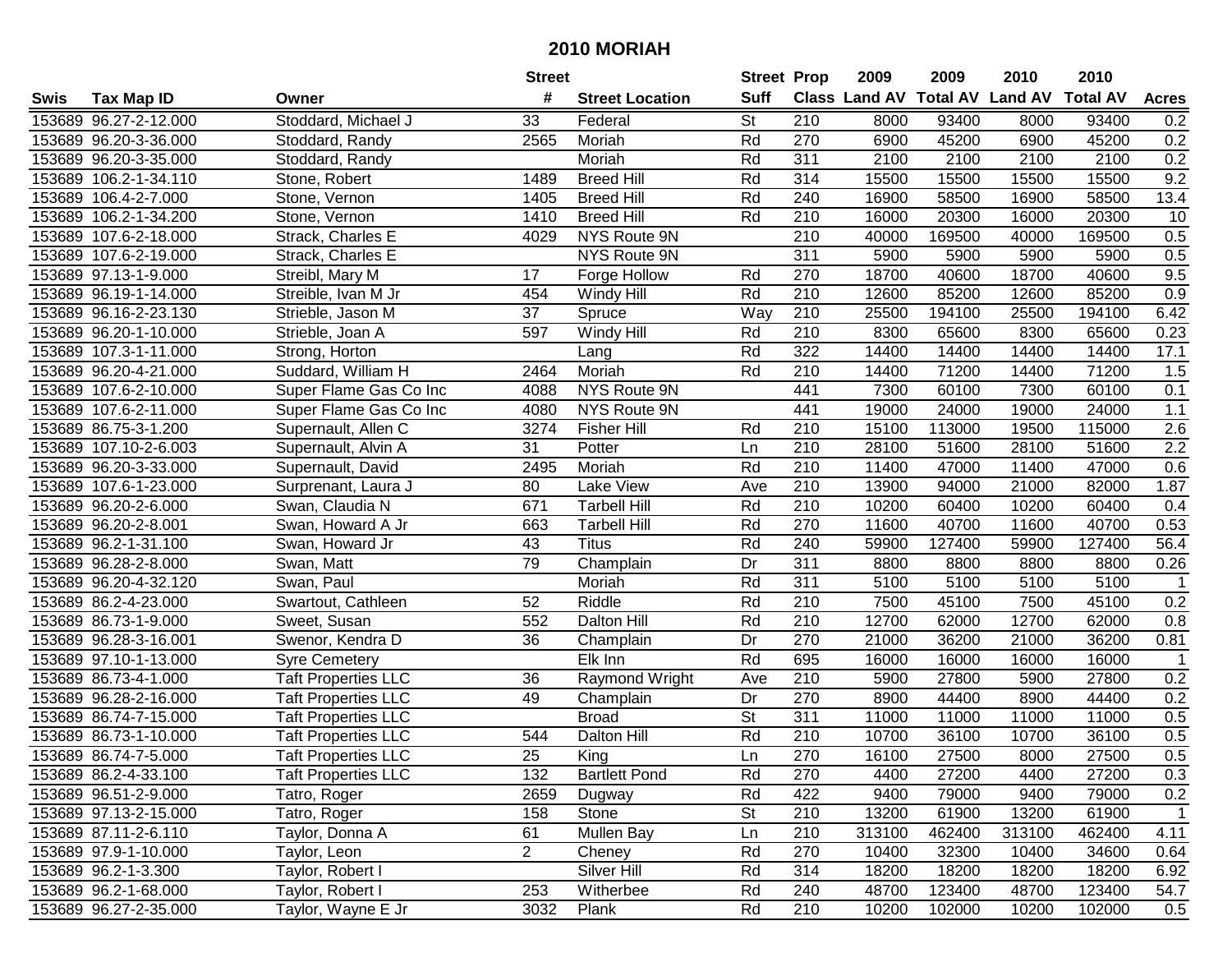# 2010 MORIAH

| Swis | Tax Map ID | Owner | Street # | Street Location | Street Suff | Prop Class | 2009 Land AV | 2009 Total AV | 2010 Land AV | 2010 Total AV | Acres |
|---|---|---|---|---|---|---|---|---|---|---|---|
| 153689 | 96.27-2-12.000 | Stoddard, Michael J | 33 | Federal | St | 210 | 8000 | 93400 | 8000 | 93400 | 0.2 |
| 153689 | 96.20-3-36.000 | Stoddard, Randy | 2565 | Moriah | Rd | 270 | 6900 | 45200 | 6900 | 45200 | 0.2 |
| 153689 | 96.20-3-35.000 | Stoddard, Randy | | Moriah | Rd | 311 | 2100 | 2100 | 2100 | 2100 | 0.2 |
| 153689 | 106.2-1-34.110 | Stone, Robert | 1489 | Breed Hill | Rd | 314 | 15500 | 15500 | 15500 | 15500 | 9.2 |
| 153689 | 106.4-2-7.000 | Stone, Vernon | 1405 | Breed Hill | Rd | 240 | 16900 | 58500 | 16900 | 58500 | 13.4 |
| 153689 | 106.2-1-34.200 | Stone, Vernon | 1410 | Breed Hill | Rd | 210 | 16000 | 20300 | 16000 | 20300 | 10 |
| 153689 | 107.6-2-18.000 | Strack, Charles E | 4029 | NYS Route 9N | | 210 | 40000 | 169500 | 40000 | 169500 | 0.5 |
| 153689 | 107.6-2-19.000 | Strack, Charles E | | NYS Route 9N | | 311 | 5900 | 5900 | 5900 | 5900 | 0.5 |
| 153689 | 97.13-1-9.000 | Streibl, Mary M | 17 | Forge Hollow | Rd | 270 | 18700 | 40600 | 18700 | 40600 | 9.5 |
| 153689 | 96.19-1-14.000 | Streible, Ivan M Jr | 454 | Windy Hill | Rd | 210 | 12600 | 85200 | 12600 | 85200 | 0.9 |
| 153689 | 96.16-2-23.130 | Strieble, Jason M | 37 | Spruce | Way | 210 | 25500 | 194100 | 25500 | 194100 | 6.42 |
| 153689 | 96.20-1-10.000 | Strieble, Joan A | 597 | Windy Hill | Rd | 210 | 8300 | 65600 | 8300 | 65600 | 0.23 |
| 153689 | 107.3-1-11.000 | Strong, Horton | | Lang | Rd | 322 | 14400 | 14400 | 14400 | 14400 | 17.1 |
| 153689 | 96.20-4-21.000 | Suddard, William H | 2464 | Moriah | Rd | 210 | 14400 | 71200 | 14400 | 71200 | 1.5 |
| 153689 | 107.6-2-10.000 | Super Flame Gas Co Inc | 4088 | NYS Route 9N | | 441 | 7300 | 60100 | 7300 | 60100 | 0.1 |
| 153689 | 107.6-2-11.000 | Super Flame Gas Co Inc | 4080 | NYS Route 9N | | 441 | 19000 | 24000 | 19000 | 24000 | 1.1 |
| 153689 | 86.75-3-1.200 | Supernault, Allen C | 3274 | Fisher Hill | Rd | 210 | 15100 | 113000 | 19500 | 115000 | 2.6 |
| 153689 | 107.10-2-6.003 | Supernault, Alvin A | 31 | Potter | Ln | 210 | 28100 | 51600 | 28100 | 51600 | 2.2 |
| 153689 | 96.20-3-33.000 | Supernault, David | 2495 | Moriah | Rd | 210 | 11400 | 47000 | 11400 | 47000 | 0.6 |
| 153689 | 107.6-1-23.000 | Surprenant, Laura J | 80 | Lake View | Ave | 210 | 13900 | 94000 | 21000 | 82000 | 1.87 |
| 153689 | 96.20-2-6.000 | Swan, Claudia N | 671 | Tarbell Hill | Rd | 210 | 10200 | 60400 | 10200 | 60400 | 0.4 |
| 153689 | 96.20-2-8.001 | Swan, Howard A Jr | 663 | Tarbell Hill | Rd | 270 | 11600 | 40700 | 11600 | 40700 | 0.53 |
| 153689 | 96.2-1-31.100 | Swan, Howard Jr | 43 | Titus | Rd | 240 | 59900 | 127400 | 59900 | 127400 | 56.4 |
| 153689 | 96.28-2-8.000 | Swan, Matt | 79 | Champlain | Dr | 311 | 8800 | 8800 | 8800 | 8800 | 0.26 |
| 153689 | 96.20-4-32.120 | Swan, Paul | | Moriah | Rd | 311 | 5100 | 5100 | 5100 | 5100 | 1 |
| 153689 | 86.2-4-23.000 | Swartout, Cathleen | 52 | Riddle | Rd | 210 | 7500 | 45100 | 7500 | 45100 | 0.2 |
| 153689 | 86.73-1-9.000 | Sweet, Susan | 552 | Dalton Hill | Rd | 210 | 12700 | 62000 | 12700 | 62000 | 0.8 |
| 153689 | 96.28-3-16.001 | Swenor, Kendra D | 36 | Champlain | Dr | 270 | 21000 | 36200 | 21000 | 36200 | 0.81 |
| 153689 | 97.10-1-13.000 | Syre Cemetery | | Elk Inn | Rd | 695 | 16000 | 16000 | 16000 | 16000 | 1 |
| 153689 | 86.73-4-1.000 | Taft Properties LLC | 36 | Raymond Wright | Ave | 210 | 5900 | 27800 | 5900 | 27800 | 0.2 |
| 153689 | 96.28-2-16.000 | Taft Properties LLC | 49 | Champlain | Dr | 270 | 8900 | 44400 | 8900 | 44400 | 0.2 |
| 153689 | 86.74-7-15.000 | Taft Properties LLC | | Broad | St | 311 | 11000 | 11000 | 11000 | 11000 | 0.5 |
| 153689 | 86.73-1-10.000 | Taft Properties LLC | 544 | Dalton Hill | Rd | 210 | 10700 | 36100 | 10700 | 36100 | 0.5 |
| 153689 | 86.74-7-5.000 | Taft Properties LLC | 25 | King | Ln | 270 | 16100 | 27500 | 8000 | 27500 | 0.5 |
| 153689 | 86.2-4-33.100 | Taft Properties LLC | 132 | Bartlett Pond | Rd | 270 | 4400 | 27200 | 4400 | 27200 | 0.3 |
| 153689 | 96.51-2-9.000 | Tatro, Roger | 2659 | Dugway | Rd | 422 | 9400 | 79000 | 9400 | 79000 | 0.2 |
| 153689 | 97.13-2-15.000 | Tatro, Roger | 158 | Stone | St | 210 | 13200 | 61900 | 13200 | 61900 | 1 |
| 153689 | 87.11-2-6.110 | Taylor, Donna A | 61 | Mullen Bay | Ln | 210 | 313100 | 462400 | 313100 | 462400 | 4.11 |
| 153689 | 97.9-1-10.000 | Taylor, Leon | 2 | Cheney | Rd | 270 | 10400 | 32300 | 10400 | 34600 | 0.64 |
| 153689 | 96.2-1-3.300 | Taylor, Robert I | | Silver Hill | Rd | 314 | 18200 | 18200 | 18200 | 18200 | 6.92 |
| 153689 | 96.2-1-68.000 | Taylor, Robert I | 253 | Witherbee | Rd | 240 | 48700 | 123400 | 48700 | 123400 | 54.7 |
| 153689 | 96.27-2-35.000 | Taylor, Wayne E Jr | 3032 | Plank | Rd | 210 | 10200 | 102000 | 10200 | 102000 | 0.5 |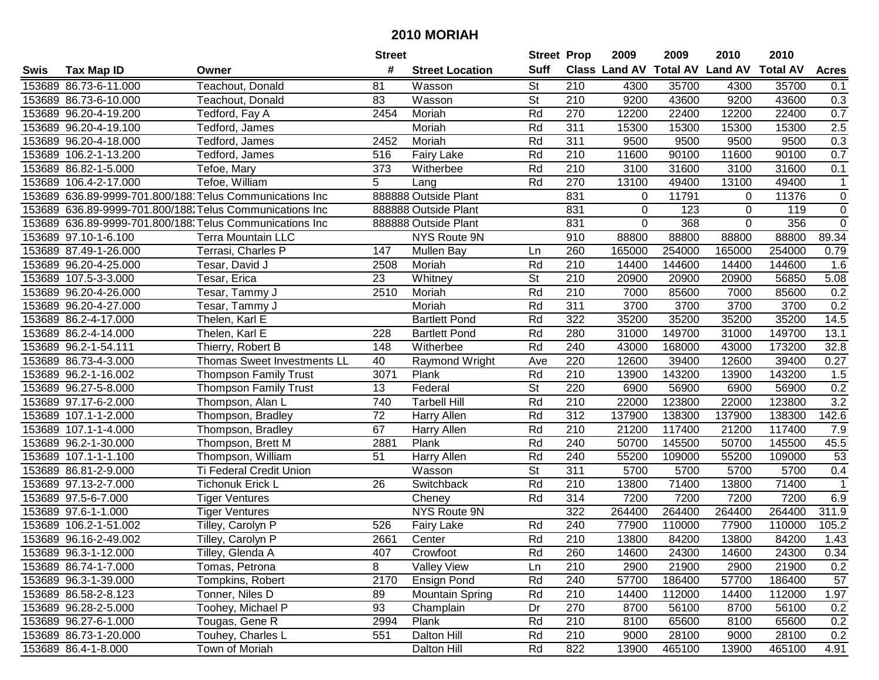# 2010 MORIAH

| Swis | Tax Map ID | Owner | Street # | Street Location | Street Suff | Prop Class | 2009 Land AV | 2009 Total AV | 2010 Land AV | 2010 Total AV | Acres |
|---|---|---|---|---|---|---|---|---|---|---|---|
| 153689 | 86.73-6-11.000 | Teachout, Donald | 81 | Wasson | St | 210 | 4300 | 35700 | 4300 | 35700 | 0.1 |
| 153689 | 86.73-6-10.000 | Teachout, Donald | 83 | Wasson | St | 210 | 9200 | 43600 | 9200 | 43600 | 0.3 |
| 153689 | 96.20-4-19.200 | Tedford, Fay A | 2454 | Moriah | Rd | 270 | 12200 | 22400 | 12200 | 22400 | 0.7 |
| 153689 | 96.20-4-19.100 | Tedford, James | | Moriah | Rd | 311 | 15300 | 15300 | 15300 | 15300 | 2.5 |
| 153689 | 96.20-4-18.000 | Tedford, James | 2452 | Moriah | Rd | 311 | 9500 | 9500 | 9500 | 9500 | 0.3 |
| 153689 | 106.2-1-13.200 | Tedford, James | 516 | Fairy Lake | Rd | 210 | 11600 | 90100 | 11600 | 90100 | 0.7 |
| 153689 | 86.82-1-5.000 | Tefoe, Mary | 373 | Witherbee | Rd | 210 | 3100 | 31600 | 3100 | 31600 | 0.1 |
| 153689 | 106.4-2-17.000 | Tefoe, William | 5 | Lang | Rd | 270 | 13100 | 49400 | 13100 | 49400 | 1 |
| 153689 | 636.89-9999-701.800/188 | Telus Communications Inc | 888888 | Outside Plant | | 831 | 0 | 11791 | 0 | 11376 | 0 |
| 153689 | 636.89-9999-701.800/188 | Telus Communications Inc | 888888 | Outside Plant | | 831 | 0 | 123 | 0 | 119 | 0 |
| 153689 | 636.89-9999-701.800/188 | Telus Communications Inc | 888888 | Outside Plant | | 831 | 0 | 368 | 0 | 356 | 0 |
| 153689 | 97.10-1-6.100 | Terra Mountain LLC | | NYS Route 9N | | 910 | 88800 | 88800 | 88800 | 88800 | 89.34 |
| 153689 | 87.49-1-26.000 | Terrasi, Charles P | 147 | Mullen Bay | Ln | 260 | 165000 | 254000 | 165000 | 254000 | 0.79 |
| 153689 | 96.20-4-25.000 | Tesar, David J | 2508 | Moriah | Rd | 210 | 14400 | 144600 | 14400 | 144600 | 1.6 |
| 153689 | 107.5-3-3.000 | Tesar, Erica | 23 | Whitney | St | 210 | 20900 | 20900 | 20900 | 56850 | 5.08 |
| 153689 | 96.20-4-26.000 | Tesar, Tammy J | 2510 | Moriah | Rd | 210 | 7000 | 85600 | 7000 | 85600 | 0.2 |
| 153689 | 96.20-4-27.000 | Tesar, Tammy J | | Moriah | Rd | 311 | 3700 | 3700 | 3700 | 3700 | 0.2 |
| 153689 | 86.2-4-17.000 | Thelen, Karl E | | Bartlett Pond | Rd | 322 | 35200 | 35200 | 35200 | 35200 | 14.5 |
| 153689 | 86.2-4-14.000 | Thelen, Karl E | 228 | Bartlett Pond | Rd | 280 | 31000 | 149700 | 31000 | 149700 | 13.1 |
| 153689 | 96.2-1-54.111 | Thierry, Robert B | 148 | Witherbee | Rd | 240 | 43000 | 168000 | 43000 | 173200 | 32.8 |
| 153689 | 86.73-4-3.000 | Thomas Sweet Investments LL | 40 | Raymond Wright | Ave | 220 | 12600 | 39400 | 12600 | 39400 | 0.27 |
| 153689 | 96.2-1-16.002 | Thompson Family Trust | 3071 | Plank | Rd | 210 | 13900 | 143200 | 13900 | 143200 | 1.5 |
| 153689 | 96.27-5-8.000 | Thompson Family Trust | 13 | Federal | St | 220 | 6900 | 56900 | 6900 | 56900 | 0.2 |
| 153689 | 97.17-6-2.000 | Thompson, Alan L | 740 | Tarbell Hill | Rd | 210 | 22000 | 123800 | 22000 | 123800 | 3.2 |
| 153689 | 107.1-1-2.000 | Thompson, Bradley | 72 | Harry Allen | Rd | 312 | 137900 | 138300 | 137900 | 138300 | 142.6 |
| 153689 | 107.1-1-4.000 | Thompson, Bradley | 67 | Harry Allen | Rd | 210 | 21200 | 117400 | 21200 | 117400 | 7.9 |
| 153689 | 96.2-1-30.000 | Thompson, Brett M | 2881 | Plank | Rd | 240 | 50700 | 145500 | 50700 | 145500 | 45.5 |
| 153689 | 107.1-1-1.100 | Thompson, William | 51 | Harry Allen | Rd | 240 | 55200 | 109000 | 55200 | 109000 | 53 |
| 153689 | 86.81-2-9.000 | Ti Federal Credit Union | | Wasson | St | 311 | 5700 | 5700 | 5700 | 5700 | 0.4 |
| 153689 | 97.13-2-7.000 | Tichonuk Erick L | 26 | Switchback | Rd | 210 | 13800 | 71400 | 13800 | 71400 | 1 |
| 153689 | 97.5-6-7.000 | Tiger Ventures | | Cheney | Rd | 314 | 7200 | 7200 | 7200 | 7200 | 6.9 |
| 153689 | 97.6-1-1.000 | Tiger Ventures | | NYS Route 9N | | 322 | 264400 | 264400 | 264400 | 264400 | 311.9 |
| 153689 | 106.2-1-51.002 | Tilley, Carolyn P | 526 | Fairy Lake | Rd | 240 | 77900 | 110000 | 77900 | 110000 | 105.2 |
| 153689 | 96.16-2-49.002 | Tilley, Carolyn P | 2661 | Center | Rd | 210 | 13800 | 84200 | 13800 | 84200 | 1.43 |
| 153689 | 96.3-1-12.000 | Tilley, Glenda A | 407 | Crowfoot | Rd | 260 | 14600 | 24300 | 14600 | 24300 | 0.34 |
| 153689 | 86.74-1-7.000 | Tomas, Petrona | 8 | Valley View | Ln | 210 | 2900 | 21900 | 2900 | 21900 | 0.2 |
| 153689 | 96.3-1-39.000 | Tompkins, Robert | 2170 | Ensign Pond | Rd | 240 | 57700 | 186400 | 57700 | 186400 | 57 |
| 153689 | 86.58-2-8.123 | Tonner, Niles D | 89 | Mountain Spring | Rd | 210 | 14400 | 112000 | 14400 | 112000 | 1.97 |
| 153689 | 96.28-2-5.000 | Toohey, Michael P | 93 | Champlain | Dr | 270 | 8700 | 56100 | 8700 | 56100 | 0.2 |
| 153689 | 96.27-6-1.000 | Tougas, Gene R | 2994 | Plank | Rd | 210 | 8100 | 65600 | 8100 | 65600 | 0.2 |
| 153689 | 86.73-1-20.000 | Touhey, Charles L | 551 | Dalton Hill | Rd | 210 | 9000 | 28100 | 9000 | 28100 | 0.2 |
| 153689 | 86.4-1-8.000 | Town of Moriah | | Dalton Hill | Rd | 822 | 13900 | 465100 | 13900 | 465100 | 4.91 |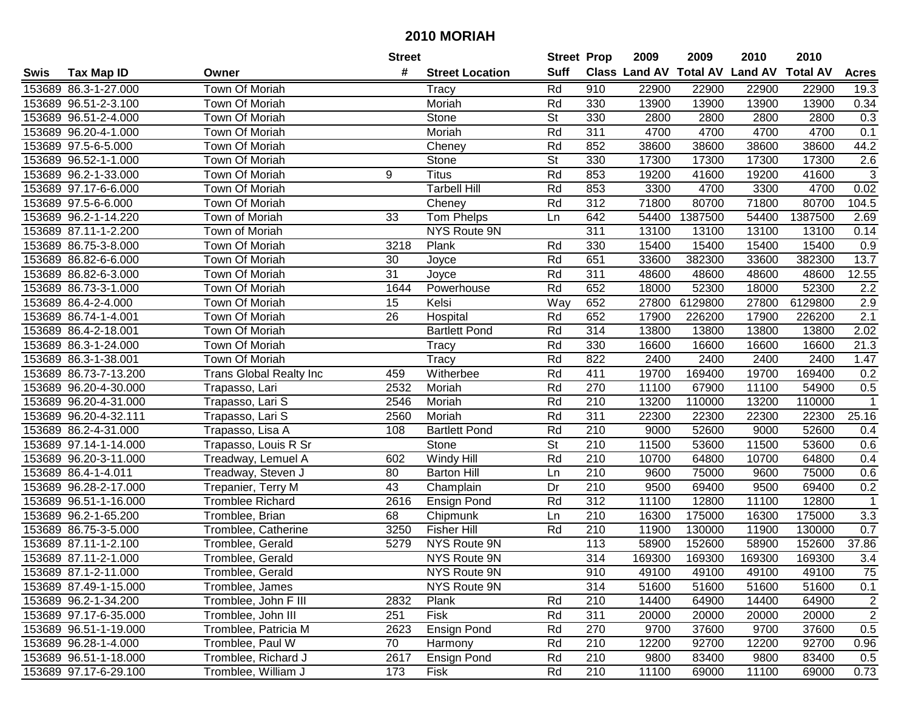# 2010 MORIAH

| Swis | Tax Map ID | Owner | Street # | Street Location | Street Suff | Prop Class | 2009 Land AV | 2009 Total AV | 2010 Land AV | 2010 Total AV | Acres |
|---|---|---|---|---|---|---|---|---|---|---|---|
| 153689 | 86.3-1-27.000 | Town Of Moriah | | Tracy | Rd | 910 | 22900 | 22900 | 22900 | 22900 | 19.3 |
| 153689 | 96.51-2-3.100 | Town Of Moriah | | Moriah | Rd | 330 | 13900 | 13900 | 13900 | 13900 | 0.34 |
| 153689 | 96.51-2-4.000 | Town Of Moriah | | Stone | St | 330 | 2800 | 2800 | 2800 | 2800 | 0.3 |
| 153689 | 96.20-4-1.000 | Town Of Moriah | | Moriah | Rd | 311 | 4700 | 4700 | 4700 | 4700 | 0.1 |
| 153689 | 97.5-6-5.000 | Town Of Moriah | | Cheney | Rd | 852 | 38600 | 38600 | 38600 | 38600 | 44.2 |
| 153689 | 96.52-1-1.000 | Town Of Moriah | | Stone | St | 330 | 17300 | 17300 | 17300 | 17300 | 2.6 |
| 153689 | 96.2-1-33.000 | Town Of Moriah | 9 | Titus | Rd | 853 | 19200 | 41600 | 19200 | 41600 | 3 |
| 153689 | 97.17-6-6.000 | Town Of Moriah | | Tarbell Hill | Rd | 853 | 3300 | 4700 | 3300 | 4700 | 0.02 |
| 153689 | 97.5-6-6.000 | Town Of Moriah | | Cheney | Rd | 312 | 71800 | 80700 | 71800 | 80700 | 104.5 |
| 153689 | 96.2-1-14.220 | Town of Moriah | 33 | Tom Phelps | Ln | 642 | 54400 | 1387500 | 54400 | 1387500 | 2.69 |
| 153689 | 87.11-1-2.200 | Town of Moriah | | NYS Route 9N | | 311 | 13100 | 13100 | 13100 | 13100 | 0.14 |
| 153689 | 86.75-3-8.000 | Town Of Moriah | 3218 | Plank | Rd | 330 | 15400 | 15400 | 15400 | 15400 | 0.9 |
| 153689 | 86.82-6-6.000 | Town Of Moriah | 30 | Joyce | Rd | 651 | 33600 | 382300 | 33600 | 382300 | 13.7 |
| 153689 | 86.82-6-3.000 | Town Of Moriah | 31 | Joyce | Rd | 311 | 48600 | 48600 | 48600 | 48600 | 12.55 |
| 153689 | 86.73-3-1.000 | Town Of Moriah | 1644 | Powerhouse | Rd | 652 | 18000 | 52300 | 18000 | 52300 | 2.2 |
| 153689 | 86.4-2-4.000 | Town Of Moriah | 15 | Kelsi | Way | 652 | 27800 | 6129800 | 27800 | 6129800 | 2.9 |
| 153689 | 86.74-1-4.001 | Town Of Moriah | 26 | Hospital | Rd | 652 | 17900 | 226200 | 17900 | 226200 | 2.1 |
| 153689 | 86.4-2-18.001 | Town Of Moriah | | Bartlett Pond | Rd | 314 | 13800 | 13800 | 13800 | 13800 | 2.02 |
| 153689 | 86.3-1-24.000 | Town Of Moriah | | Tracy | Rd | 330 | 16600 | 16600 | 16600 | 16600 | 21.3 |
| 153689 | 86.3-1-38.001 | Town Of Moriah | | Tracy | Rd | 822 | 2400 | 2400 | 2400 | 2400 | 1.47 |
| 153689 | 86.73-7-13.200 | Trans Global Realty Inc | 459 | Witherbee | Rd | 411 | 19700 | 169400 | 19700 | 169400 | 0.2 |
| 153689 | 96.20-4-30.000 | Trapasso, Lari | 2532 | Moriah | Rd | 270 | 11100 | 67900 | 11100 | 54900 | 0.5 |
| 153689 | 96.20-4-31.000 | Trapasso, Lari S | 2546 | Moriah | Rd | 210 | 13200 | 110000 | 13200 | 110000 | 1 |
| 153689 | 96.20-4-32.111 | Trapasso, Lari S | 2560 | Moriah | Rd | 311 | 22300 | 22300 | 22300 | 22300 | 25.16 |
| 153689 | 86.2-4-31.000 | Trapasso, Lisa A | 108 | Bartlett Pond | Rd | 210 | 9000 | 52600 | 9000 | 52600 | 0.4 |
| 153689 | 97.14-1-14.000 | Trapasso, Louis R Sr | | Stone | St | 210 | 11500 | 53600 | 11500 | 53600 | 0.6 |
| 153689 | 96.20-3-11.000 | Treadway, Lemuel A | 602 | Windy Hill | Rd | 210 | 10700 | 64800 | 10700 | 64800 | 0.4 |
| 153689 | 86.4-1-4.011 | Treadway, Steven J | 80 | Barton Hill | Ln | 210 | 9600 | 75000 | 9600 | 75000 | 0.6 |
| 153689 | 96.28-2-17.000 | Trepanier, Terry M | 43 | Champlain | Dr | 210 | 9500 | 69400 | 9500 | 69400 | 0.2 |
| 153689 | 96.51-1-16.000 | Tromblee Richard | 2616 | Ensign Pond | Rd | 312 | 11100 | 12800 | 11100 | 12800 | 1 |
| 153689 | 96.2-1-65.200 | Tromblee, Brian | 68 | Chipmunk | Ln | 210 | 16300 | 175000 | 16300 | 175000 | 3.3 |
| 153689 | 86.75-3-5.000 | Tromblee, Catherine | 3250 | Fisher Hill | Rd | 210 | 11900 | 130000 | 11900 | 130000 | 0.7 |
| 153689 | 87.11-1-2.100 | Tromblee, Gerald | 5279 | NYS Route 9N | | 113 | 58900 | 152600 | 58900 | 152600 | 37.86 |
| 153689 | 87.11-2-1.000 | Tromblee, Gerald | | NYS Route 9N | | 314 | 169300 | 169300 | 169300 | 169300 | 3.4 |
| 153689 | 87.1-2-11.000 | Tromblee, Gerald | | NYS Route 9N | | 910 | 49100 | 49100 | 49100 | 49100 | 75 |
| 153689 | 87.49-1-15.000 | Tromblee, James | | NYS Route 9N | | 314 | 51600 | 51600 | 51600 | 51600 | 0.1 |
| 153689 | 96.2-1-34.200 | Tromblee, John F III | 2832 | Plank | Rd | 210 | 14400 | 64900 | 14400 | 64900 | 2 |
| 153689 | 97.17-6-35.000 | Tromblee, John III | 251 | Fisk | Rd | 311 | 20000 | 20000 | 20000 | 20000 | 2 |
| 153689 | 96.51-1-19.000 | Tromblee, Patricia M | 2623 | Ensign Pond | Rd | 270 | 9700 | 37600 | 9700 | 37600 | 0.5 |
| 153689 | 96.28-1-4.000 | Tromblee, Paul W | 70 | Harmony | Rd | 210 | 12200 | 92700 | 12200 | 92700 | 0.96 |
| 153689 | 96.51-1-18.000 | Tromblee, Richard J | 2617 | Ensign Pond | Rd | 210 | 9800 | 83400 | 9800 | 83400 | 0.5 |
| 153689 | 97.17-6-29.100 | Tromblee, William J | 173 | Fisk | Rd | 210 | 11100 | 69000 | 11100 | 69000 | 0.73 |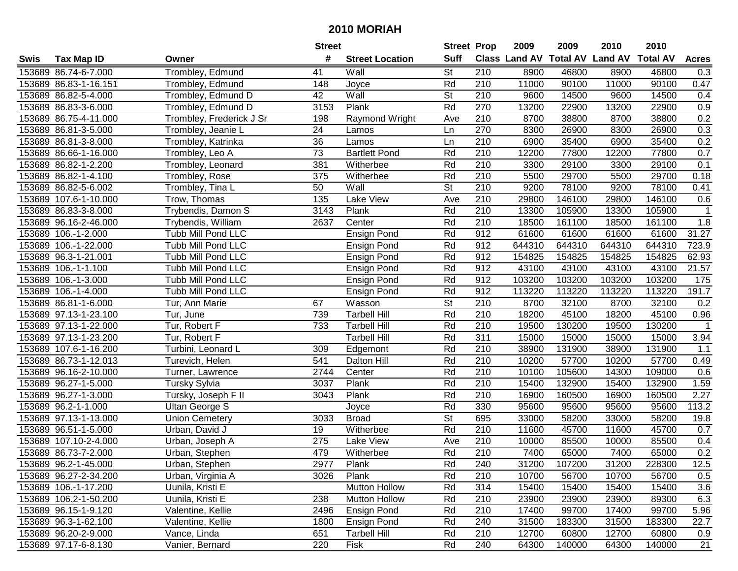# 2010 MORIAH

| Swis | Tax Map ID | Owner | Street # | Street Location | Street Suff | Prop Class | 2009 Land AV | 2009 Total AV | 2010 Land AV | 2010 Total AV | Acres |
|---|---|---|---|---|---|---|---|---|---|---|---|
| 153689 | 86.74-6-7.000 | Trombley, Edmund | 41 | Wall | St | 210 | 8900 | 46800 | 8900 | 46800 | 0.3 |
| 153689 | 86.83-1-16.151 | Trombley, Edmund | 148 | Joyce | Rd | 210 | 11000 | 90100 | 11000 | 90100 | 0.47 |
| 153689 | 86.82-5-4.000 | Trombley, Edmund D | 42 | Wall | St | 210 | 9600 | 14500 | 9600 | 14500 | 0.4 |
| 153689 | 86.83-3-6.000 | Trombley, Edmund D | 3153 | Plank | Rd | 270 | 13200 | 22900 | 13200 | 22900 | 0.9 |
| 153689 | 86.75-4-11.000 | Trombley, Frederick J Sr | 198 | Raymond Wright | Ave | 210 | 8700 | 38800 | 8700 | 38800 | 0.2 |
| 153689 | 86.81-3-5.000 | Trombley, Jeanie L | 24 | Lamos | Ln | 270 | 8300 | 26900 | 8300 | 26900 | 0.3 |
| 153689 | 86.81-3-8.000 | Trombley, Katrinka | 36 | Lamos | Ln | 210 | 6900 | 35400 | 6900 | 35400 | 0.2 |
| 153689 | 86.66-1-16.000 | Trombley, Leo A | 73 | Bartlett Pond | Rd | 210 | 12200 | 77800 | 12200 | 77800 | 0.7 |
| 153689 | 86.82-1-2.200 | Trombley, Leonard | 381 | Witherbee | Rd | 210 | 3300 | 29100 | 3300 | 29100 | 0.1 |
| 153689 | 86.82-1-4.100 | Trombley, Rose | 375 | Witherbee | Rd | 210 | 5500 | 29700 | 5500 | 29700 | 0.18 |
| 153689 | 86.82-5-6.002 | Trombley, Tina L | 50 | Wall | St | 210 | 9200 | 78100 | 9200 | 78100 | 0.41 |
| 153689 | 107.6-1-10.000 | Trow, Thomas | 135 | Lake View | Ave | 210 | 29800 | 146100 | 29800 | 146100 | 0.6 |
| 153689 | 86.83-3-8.000 | Trybendis, Damon S | 3143 | Plank | Rd | 210 | 13300 | 105900 | 13300 | 105900 | 1 |
| 153689 | 96.16-2-46.000 | Trybendis, William | 2637 | Center | Rd | 210 | 18500 | 161100 | 18500 | 161100 | 1.8 |
| 153689 | 106.-1-2.000 | Tubb Mill Pond LLC | | Ensign Pond | Rd | 912 | 61600 | 61600 | 61600 | 61600 | 31.27 |
| 153689 | 106.-1-22.000 | Tubb Mill Pond LLC | | Ensign Pond | Rd | 912 | 644310 | 644310 | 644310 | 644310 | 723.9 |
| 153689 | 96.3-1-21.001 | Tubb Mill Pond LLC | | Ensign Pond | Rd | 912 | 154825 | 154825 | 154825 | 154825 | 62.93 |
| 153689 | 106.-1-1.100 | Tubb Mill Pond LLC | | Ensign Pond | Rd | 912 | 43100 | 43100 | 43100 | 43100 | 21.57 |
| 153689 | 106.-1-3.000 | Tubb Mill Pond LLC | | Ensign Pond | Rd | 912 | 103200 | 103200 | 103200 | 103200 | 175 |
| 153689 | 106.-1-4.000 | Tubb Mill Pond LLC | | Ensign Pond | Rd | 912 | 113220 | 113220 | 113220 | 113220 | 191.7 |
| 153689 | 86.81-1-6.000 | Tur, Ann Marie | 67 | Wasson | St | 210 | 8700 | 32100 | 8700 | 32100 | 0.2 |
| 153689 | 97.13-1-23.100 | Tur, June | 739 | Tarbell Hill | Rd | 210 | 18200 | 45100 | 18200 | 45100 | 0.96 |
| 153689 | 97.13-1-22.000 | Tur, Robert F | 733 | Tarbell Hill | Rd | 210 | 19500 | 130200 | 19500 | 130200 | 1 |
| 153689 | 97.13-1-23.200 | Tur, Robert F | | Tarbell Hill | Rd | 311 | 15000 | 15000 | 15000 | 15000 | 3.94 |
| 153689 | 107.6-1-16.200 | Turbini, Leonard L | 309 | Edgemont | Rd | 210 | 38900 | 131900 | 38900 | 131900 | 1.1 |
| 153689 | 86.73-1-12.013 | Turevich, Helen | 541 | Dalton Hill | Rd | 210 | 10200 | 57700 | 10200 | 57700 | 0.49 |
| 153689 | 96.16-2-10.000 | Turner, Lawrence | 2744 | Center | Rd | 210 | 10100 | 105600 | 14300 | 109000 | 0.6 |
| 153689 | 96.27-1-5.000 | Tursky Sylvia | 3037 | Plank | Rd | 210 | 15400 | 132900 | 15400 | 132900 | 1.59 |
| 153689 | 96.27-1-3.000 | Tursky, Joseph F II | 3043 | Plank | Rd | 210 | 16900 | 160500 | 16900 | 160500 | 2.27 |
| 153689 | 96.2-1-1.000 | Ultan George S | | Joyce | Rd | 330 | 95600 | 95600 | 95600 | 95600 | 113.2 |
| 153689 | 97.13-1-13.000 | Union Cemetery | 3033 | Broad | St | 695 | 33000 | 58200 | 33000 | 58200 | 19.8 |
| 153689 | 96.51-1-5.000 | Urban, David J | 19 | Witherbee | Rd | 210 | 11600 | 45700 | 11600 | 45700 | 0.7 |
| 153689 | 107.10-2-4.000 | Urban, Joseph A | 275 | Lake View | Ave | 210 | 10000 | 85500 | 10000 | 85500 | 0.4 |
| 153689 | 86.73-7-2.000 | Urban, Stephen | 479 | Witherbee | Rd | 210 | 7400 | 65000 | 7400 | 65000 | 0.2 |
| 153689 | 96.2-1-45.000 | Urban, Stephen | 2977 | Plank | Rd | 240 | 31200 | 107200 | 31200 | 228300 | 12.5 |
| 153689 | 96.27-2-34.200 | Urban, Virginia A | 3026 | Plank | Rd | 210 | 10700 | 56700 | 10700 | 56700 | 0.5 |
| 153689 | 106.-1-17.200 | Uunila, Kristi E | | Mutton Hollow | Rd | 314 | 15400 | 15400 | 15400 | 15400 | 3.6 |
| 153689 | 106.2-1-50.200 | Uunila, Kristi E | 238 | Mutton Hollow | Rd | 210 | 23900 | 23900 | 23900 | 89300 | 6.3 |
| 153689 | 96.15-1-9.120 | Valentine, Kellie | 2496 | Ensign Pond | Rd | 210 | 17400 | 99700 | 17400 | 99700 | 5.96 |
| 153689 | 96.3-1-62.100 | Valentine, Kellie | 1800 | Ensign Pond | Rd | 240 | 31500 | 183300 | 31500 | 183300 | 22.7 |
| 153689 | 96.20-2-9.000 | Vance, Linda | 651 | Tarbell Hill | Rd | 210 | 12700 | 60800 | 12700 | 60800 | 0.9 |
| 153689 | 97.17-6-8.130 | Vanier, Bernard | 220 | Fisk | Rd | 240 | 64300 | 140000 | 64300 | 140000 | 21 |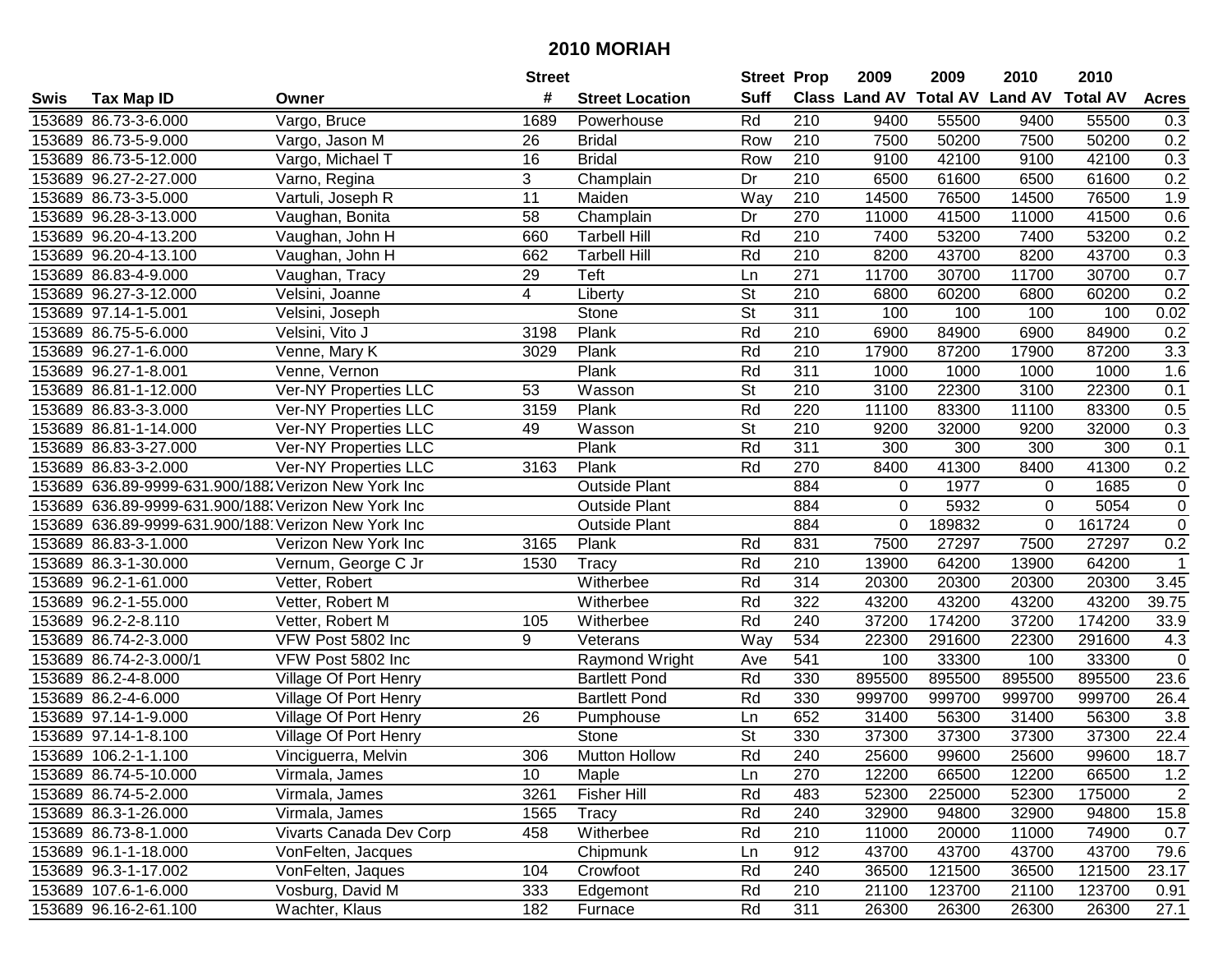# 2010 MORIAH

| Swis | Tax Map ID | Owner | Street # | Street Location | Street Suff | Prop Class | 2009 Land AV | 2009 Total AV | 2010 Land AV | 2010 Total AV | Acres |
|---|---|---|---|---|---|---|---|---|---|---|---|
| 153689 | 86.73-3-6.000 | Vargo, Bruce | 1689 | Powerhouse | Rd | 210 | 9400 | 55500 | 9400 | 55500 | 0.3 |
| 153689 | 86.73-5-9.000 | Vargo, Jason M | 26 | Bridal | Row | 210 | 7500 | 50200 | 7500 | 50200 | 0.2 |
| 153689 | 86.73-5-12.000 | Vargo, Michael T | 16 | Bridal | Row | 210 | 9100 | 42100 | 9100 | 42100 | 0.3 |
| 153689 | 96.27-2-27.000 | Varno, Regina | 3 | Champlain | Dr | 210 | 6500 | 61600 | 6500 | 61600 | 0.2 |
| 153689 | 86.73-3-5.000 | Vartuli, Joseph R | 11 | Maiden | Way | 210 | 14500 | 76500 | 14500 | 76500 | 1.9 |
| 153689 | 96.28-3-13.000 | Vaughan, Bonita | 58 | Champlain | Dr | 270 | 11000 | 41500 | 11000 | 41500 | 0.6 |
| 153689 | 96.20-4-13.200 | Vaughan, John H | 660 | Tarbell Hill | Rd | 210 | 7400 | 53200 | 7400 | 53200 | 0.2 |
| 153689 | 96.20-4-13.100 | Vaughan, John H | 662 | Tarbell Hill | Rd | 210 | 8200 | 43700 | 8200 | 43700 | 0.3 |
| 153689 | 86.83-4-9.000 | Vaughan, Tracy | 29 | Teft | Ln | 271 | 11700 | 30700 | 11700 | 30700 | 0.7 |
| 153689 | 96.27-3-12.000 | Velsini, Joanne | 4 | Liberty | St | 210 | 6800 | 60200 | 6800 | 60200 | 0.2 |
| 153689 | 97.14-1-5.001 | Velsini, Joseph | | Stone | St | 311 | 100 | 100 | 100 | 100 | 0.02 |
| 153689 | 86.75-5-6.000 | Velsini, Vito J | 3198 | Plank | Rd | 210 | 6900 | 84900 | 6900 | 84900 | 0.2 |
| 153689 | 96.27-1-6.000 | Venne, Mary K | 3029 | Plank | Rd | 210 | 17900 | 87200 | 17900 | 87200 | 3.3 |
| 153689 | 96.27-1-8.001 | Venne, Vernon | | Plank | Rd | 311 | 1000 | 1000 | 1000 | 1000 | 1.6 |
| 153689 | 86.81-1-12.000 | Ver-NY Properties LLC | 53 | Wasson | St | 210 | 3100 | 22300 | 3100 | 22300 | 0.1 |
| 153689 | 86.83-3-3.000 | Ver-NY Properties LLC | 3159 | Plank | Rd | 220 | 11100 | 83300 | 11100 | 83300 | 0.5 |
| 153689 | 86.81-1-14.000 | Ver-NY Properties LLC | 49 | Wasson | St | 210 | 9200 | 32000 | 9200 | 32000 | 0.3 |
| 153689 | 86.83-3-27.000 | Ver-NY Properties LLC | | Plank | Rd | 311 | 300 | 300 | 300 | 300 | 0.1 |
| 153689 | 86.83-3-2.000 | Ver-NY Properties LLC | 3163 | Plank | Rd | 270 | 8400 | 41300 | 8400 | 41300 | 0.2 |
| 153689 | 636.89-9999-631.900/188 | Verizon New York Inc | | Outside Plant | | 884 | 0 | 1977 | 0 | 1685 | 0 |
| 153689 | 636.89-9999-631.900/188 | Verizon New York Inc | | Outside Plant | | 884 | 0 | 5932 | 0 | 5054 | 0 |
| 153689 | 636.89-9999-631.900/188 | Verizon New York Inc | | Outside Plant | | 884 | 0 | 189832 | 0 | 161724 | 0 |
| 153689 | 86.83-3-1.000 | Verizon New York Inc | 3165 | Plank | Rd | 831 | 7500 | 27297 | 7500 | 27297 | 0.2 |
| 153689 | 86.3-1-30.000 | Vernum, George C Jr | 1530 | Tracy | Rd | 210 | 13900 | 64200 | 13900 | 64200 | 1 |
| 153689 | 96.2-1-61.000 | Vetter, Robert | | Witherbee | Rd | 314 | 20300 | 20300 | 20300 | 20300 | 3.45 |
| 153689 | 96.2-1-55.000 | Vetter, Robert M | | Witherbee | Rd | 322 | 43200 | 43200 | 43200 | 43200 | 39.75 |
| 153689 | 96.2-2-8.110 | Vetter, Robert M | 105 | Witherbee | Rd | 240 | 37200 | 174200 | 37200 | 174200 | 33.9 |
| 153689 | 86.74-2-3.000 | VFW Post 5802 Inc | 9 | Veterans | Way | 534 | 22300 | 291600 | 22300 | 291600 | 4.3 |
| 153689 | 86.74-2-3.000/1 | VFW Post 5802 Inc | | Raymond Wright | Ave | 541 | 100 | 33300 | 100 | 33300 | 0 |
| 153689 | 86.2-4-8.000 | Village Of Port Henry | | Bartlett Pond | Rd | 330 | 895500 | 895500 | 895500 | 895500 | 23.6 |
| 153689 | 86.2-4-6.000 | Village Of Port Henry | | Bartlett Pond | Rd | 330 | 999700 | 999700 | 999700 | 999700 | 26.4 |
| 153689 | 97.14-1-9.000 | Village Of Port Henry | 26 | Pumphouse | Ln | 652 | 31400 | 56300 | 31400 | 56300 | 3.8 |
| 153689 | 97.14-1-8.100 | Village Of Port Henry | | Stone | St | 330 | 37300 | 37300 | 37300 | 37300 | 22.4 |
| 153689 | 106.2-1-1.100 | Vinciguerra, Melvin | 306 | Mutton Hollow | Rd | 240 | 25600 | 99600 | 25600 | 99600 | 18.7 |
| 153689 | 86.74-5-10.000 | Virmala, James | 10 | Maple | Ln | 270 | 12200 | 66500 | 12200 | 66500 | 1.2 |
| 153689 | 86.74-5-2.000 | Virmala, James | 3261 | Fisher Hill | Rd | 483 | 52300 | 225000 | 52300 | 175000 | 2 |
| 153689 | 86.3-1-26.000 | Virmala, James | 1565 | Tracy | Rd | 240 | 32900 | 94800 | 32900 | 94800 | 15.8 |
| 153689 | 86.73-8-1.000 | Vivarts Canada Dev Corp | 458 | Witherbee | Rd | 210 | 11000 | 20000 | 11000 | 74900 | 0.7 |
| 153689 | 96.1-1-18.000 | VonFelten, Jacques | | Chipmunk | Ln | 912 | 43700 | 43700 | 43700 | 43700 | 79.6 |
| 153689 | 96.3-1-17.002 | VonFelten, Jaques | 104 | Crowfoot | Rd | 240 | 36500 | 121500 | 36500 | 121500 | 23.17 |
| 153689 | 107.6-1-6.000 | Vosburg, David M | 333 | Edgemont | Rd | 210 | 21100 | 123700 | 21100 | 123700 | 0.91 |
| 153689 | 96.16-2-61.100 | Wachter, Klaus | 182 | Furnace | Rd | 311 | 26300 | 26300 | 26300 | 26300 | 27.1 |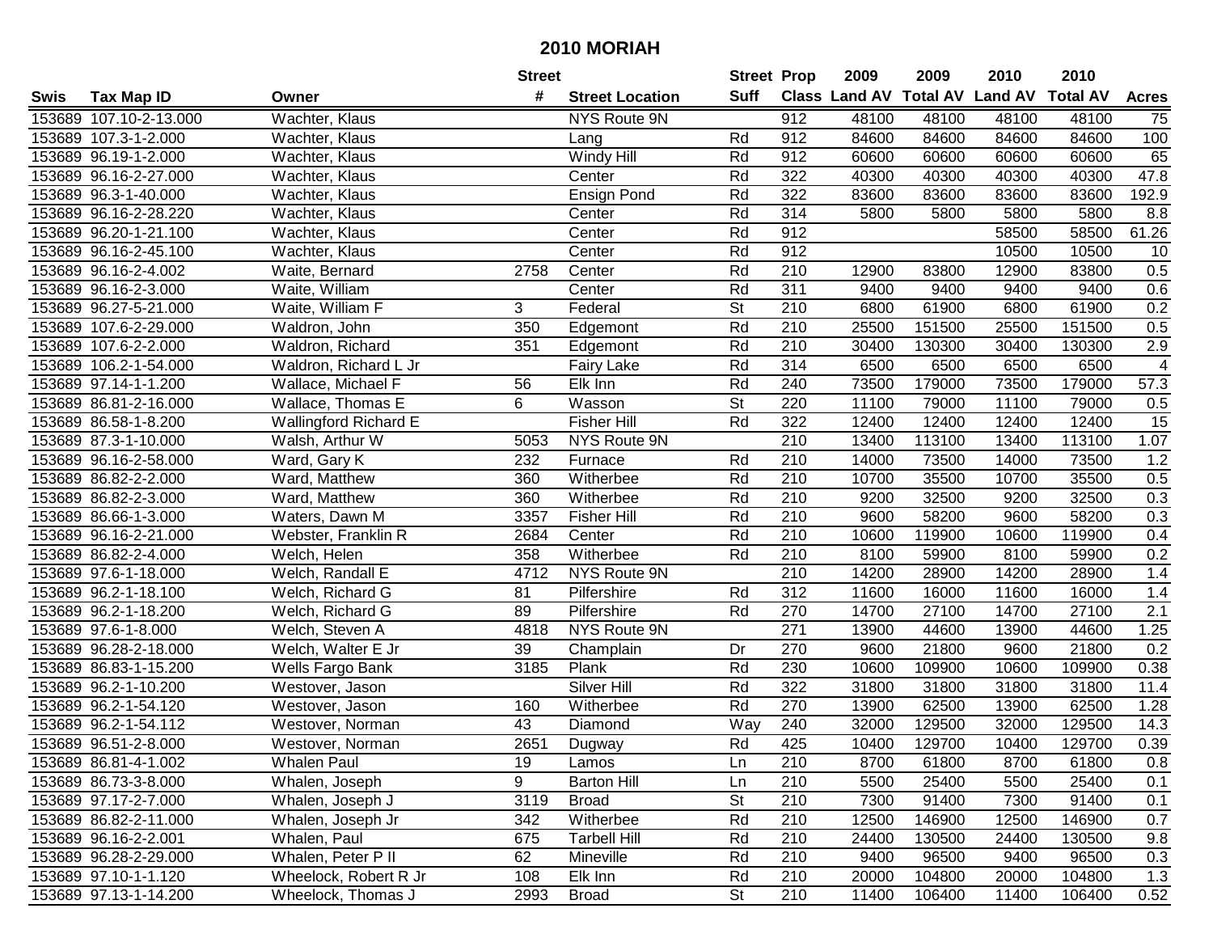# 2010 MORIAH

| Swis | Tax Map ID | Owner | Street # | Street Location | Street Suff | Prop Class | 2009 Land AV | 2009 Total AV | 2010 Land AV | 2010 Total AV | Acres |
|---|---|---|---|---|---|---|---|---|---|---|---|
| 153689 | 107.10-2-13.000 | Wachter, Klaus | | NYS Route 9N | | 912 | 48100 | 48100 | 48100 | 48100 | 75 |
| 153689 | 107.3-1-2.000 | Wachter, Klaus | | Lang | Rd | 912 | 84600 | 84600 | 84600 | 84600 | 100 |
| 153689 | 96.19-1-2.000 | Wachter, Klaus | | Windy Hill | Rd | 912 | 60600 | 60600 | 60600 | 60600 | 65 |
| 153689 | 96.16-2-27.000 | Wachter, Klaus | | Center | Rd | 322 | 40300 | 40300 | 40300 | 40300 | 47.8 |
| 153689 | 96.3-1-40.000 | Wachter, Klaus | | Ensign Pond | Rd | 322 | 83600 | 83600 | 83600 | 83600 | 192.9 |
| 153689 | 96.16-2-28.220 | Wachter, Klaus | | Center | Rd | 314 | 5800 | 5800 | 5800 | 5800 | 8.8 |
| 153689 | 96.20-1-21.100 | Wachter, Klaus | | Center | Rd | 912 | | | 58500 | 58500 | 61.26 |
| 153689 | 96.16-2-45.100 | Wachter, Klaus | | Center | Rd | 912 | | | 10500 | 10500 | 10 |
| 153689 | 96.16-2-4.002 | Waite, Bernard | 2758 | Center | Rd | 210 | 12900 | 83800 | 12900 | 83800 | 0.5 |
| 153689 | 96.16-2-3.000 | Waite, William | | Center | Rd | 311 | 9400 | 9400 | 9400 | 9400 | 0.6 |
| 153689 | 96.27-5-21.000 | Waite, William F | 3 | Federal | St | 210 | 6800 | 61900 | 6800 | 61900 | 0.2 |
| 153689 | 107.6-2-29.000 | Waldron, John | 350 | Edgemont | Rd | 210 | 25500 | 151500 | 25500 | 151500 | 0.5 |
| 153689 | 107.6-2-2.000 | Waldron, Richard | 351 | Edgemont | Rd | 210 | 30400 | 130300 | 30400 | 130300 | 2.9 |
| 153689 | 106.2-1-54.000 | Waldron, Richard L Jr | | Fairy Lake | Rd | 314 | 6500 | 6500 | 6500 | 6500 | 4 |
| 153689 | 97.14-1-1.200 | Wallace, Michael F | 56 | Elk Inn | Rd | 240 | 73500 | 179000 | 73500 | 179000 | 57.3 |
| 153689 | 86.81-2-16.000 | Wallace, Thomas E | 6 | Wasson | St | 220 | 11100 | 79000 | 11100 | 79000 | 0.5 |
| 153689 | 86.58-1-8.200 | Wallingford Richard E | | Fisher Hill | Rd | 322 | 12400 | 12400 | 12400 | 12400 | 15 |
| 153689 | 87.3-1-10.000 | Walsh, Arthur W | 5053 | NYS Route 9N | | 210 | 13400 | 113100 | 13400 | 113100 | 1.07 |
| 153689 | 96.16-2-58.000 | Ward, Gary K | 232 | Furnace | Rd | 210 | 14000 | 73500 | 14000 | 73500 | 1.2 |
| 153689 | 86.82-2-2.000 | Ward, Matthew | 360 | Witherbee | Rd | 210 | 10700 | 35500 | 10700 | 35500 | 0.5 |
| 153689 | 86.82-2-3.000 | Ward, Matthew | 360 | Witherbee | Rd | 210 | 9200 | 32500 | 9200 | 32500 | 0.3 |
| 153689 | 86.66-1-3.000 | Waters, Dawn M | 3357 | Fisher Hill | Rd | 210 | 9600 | 58200 | 9600 | 58200 | 0.3 |
| 153689 | 96.16-2-21.000 | Webster, Franklin R | 2684 | Center | Rd | 210 | 10600 | 119900 | 10600 | 119900 | 0.4 |
| 153689 | 86.82-2-4.000 | Welch, Helen | 358 | Witherbee | Rd | 210 | 8100 | 59900 | 8100 | 59900 | 0.2 |
| 153689 | 97.6-1-18.000 | Welch, Randall E | 4712 | NYS Route 9N | | 210 | 14200 | 28900 | 14200 | 28900 | 1.4 |
| 153689 | 96.2-1-18.100 | Welch, Richard G | 81 | Pilfershire | Rd | 312 | 11600 | 16000 | 11600 | 16000 | 1.4 |
| 153689 | 96.2-1-18.200 | Welch, Richard G | 89 | Pilfershire | Rd | 270 | 14700 | 27100 | 14700 | 27100 | 2.1 |
| 153689 | 97.6-1-8.000 | Welch, Steven A | 4818 | NYS Route 9N | | 271 | 13900 | 44600 | 13900 | 44600 | 1.25 |
| 153689 | 96.28-2-18.000 | Welch, Walter E Jr | 39 | Champlain | Dr | 270 | 9600 | 21800 | 9600 | 21800 | 0.2 |
| 153689 | 86.83-1-15.200 | Wells Fargo Bank | 3185 | Plank | Rd | 230 | 10600 | 109900 | 10600 | 109900 | 0.38 |
| 153689 | 96.2-1-10.200 | Westover, Jason | | Silver Hill | Rd | 322 | 31800 | 31800 | 31800 | 31800 | 11.4 |
| 153689 | 96.2-1-54.120 | Westover, Jason | 160 | Witherbee | Rd | 270 | 13900 | 62500 | 13900 | 62500 | 1.28 |
| 153689 | 96.2-1-54.112 | Westover, Norman | 43 | Diamond | Way | 240 | 32000 | 129500 | 32000 | 129500 | 14.3 |
| 153689 | 96.51-2-8.000 | Westover, Norman | 2651 | Dugway | Rd | 425 | 10400 | 129700 | 10400 | 129700 | 0.39 |
| 153689 | 86.81-4-1.002 | Whalen Paul | 19 | Lamos | Ln | 210 | 8700 | 61800 | 8700 | 61800 | 0.8 |
| 153689 | 86.73-3-8.000 | Whalen, Joseph | 9 | Barton Hill | Ln | 210 | 5500 | 25400 | 5500 | 25400 | 0.1 |
| 153689 | 97.17-2-7.000 | Whalen, Joseph J | 3119 | Broad | St | 210 | 7300 | 91400 | 7300 | 91400 | 0.1 |
| 153689 | 86.82-2-11.000 | Whalen, Joseph Jr | 342 | Witherbee | Rd | 210 | 12500 | 146900 | 12500 | 146900 | 0.7 |
| 153689 | 96.16-2-2.001 | Whalen, Paul | 675 | Tarbell Hill | Rd | 210 | 24400 | 130500 | 24400 | 130500 | 9.8 |
| 153689 | 96.28-2-29.000 | Whalen, Peter P II | 62 | Mineville | Rd | 210 | 9400 | 96500 | 9400 | 96500 | 0.3 |
| 153689 | 97.10-1-1.120 | Wheelock, Robert R Jr | 108 | Elk Inn | Rd | 210 | 20000 | 104800 | 20000 | 104800 | 1.3 |
| 153689 | 97.13-1-14.200 | Wheelock, Thomas J | 2993 | Broad | St | 210 | 11400 | 106400 | 11400 | 106400 | 0.52 |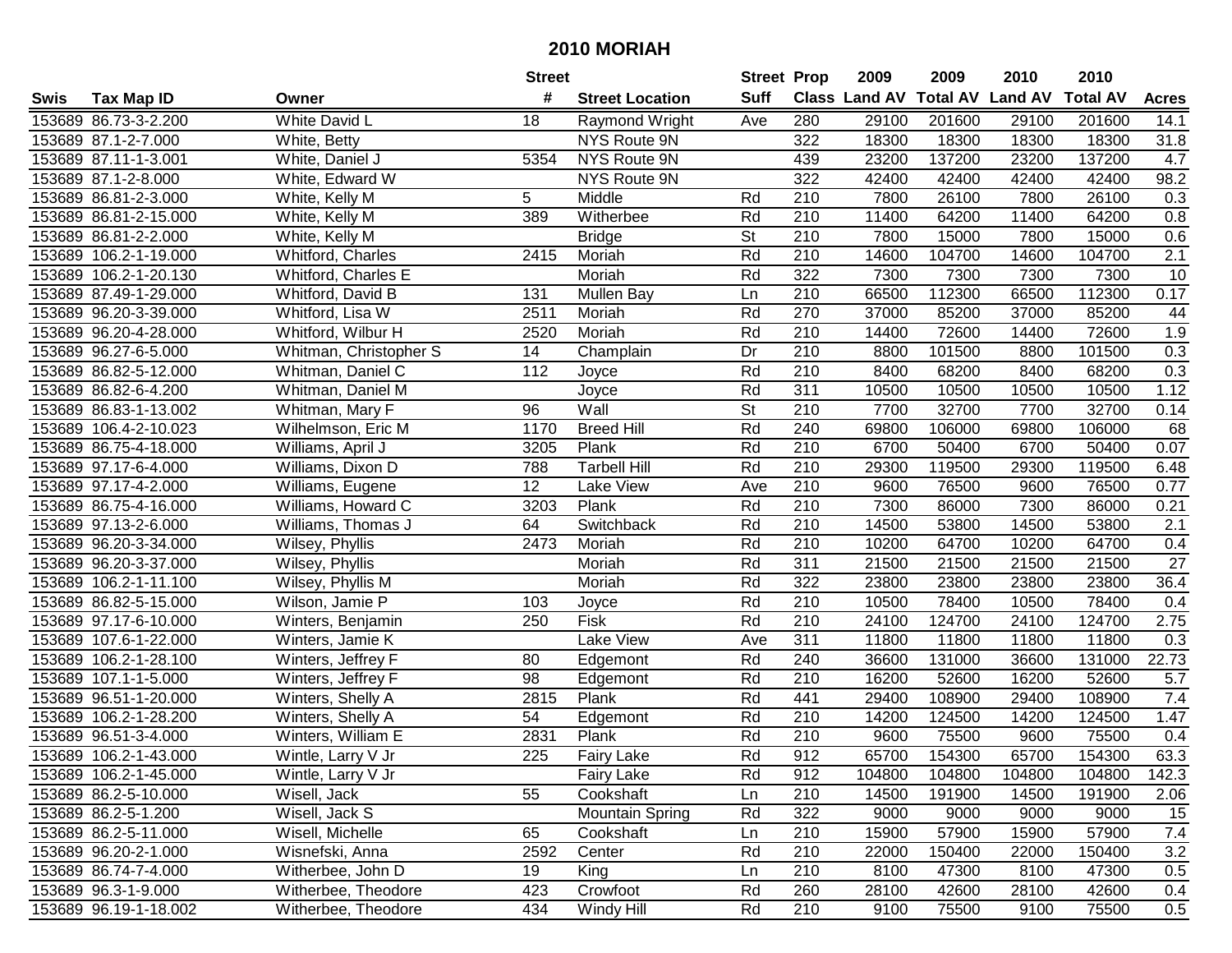# 2010 MORIAH

| Swis | Tax Map ID | Owner | Street # | Street Location | Street Suff | Prop Class | 2009 Land AV | 2009 Total AV | 2010 Land AV | 2010 Total AV | Acres |
|---|---|---|---|---|---|---|---|---|---|---|---|
| 153689 | 86.73-3-2.200 | White David L | 18 | Raymond Wright | Ave | 280 | 29100 | 201600 | 29100 | 201600 | 14.1 |
| 153689 | 87.1-2-7.000 | White, Betty | | NYS Route 9N | | 322 | 18300 | 18300 | 18300 | 18300 | 31.8 |
| 153689 | 87.11-1-3.001 | White, Daniel J | 5354 | NYS Route 9N | | 439 | 23200 | 137200 | 23200 | 137200 | 4.7 |
| 153689 | 87.1-2-8.000 | White, Edward W | | NYS Route 9N | | 322 | 42400 | 42400 | 42400 | 42400 | 98.2 |
| 153689 | 86.81-2-3.000 | White, Kelly M | 5 | Middle | Rd | 210 | 7800 | 26100 | 7800 | 26100 | 0.3 |
| 153689 | 86.81-2-15.000 | White, Kelly M | 389 | Witherbee | Rd | 210 | 11400 | 64200 | 11400 | 64200 | 0.8 |
| 153689 | 86.81-2-2.000 | White, Kelly M | | Bridge | St | 210 | 7800 | 15000 | 7800 | 15000 | 0.6 |
| 153689 | 106.2-1-19.000 | Whitford, Charles | 2415 | Moriah | Rd | 210 | 14600 | 104700 | 14600 | 104700 | 2.1 |
| 153689 | 106.2-1-20.130 | Whitford, Charles E | | Moriah | Rd | 322 | 7300 | 7300 | 7300 | 7300 | 10 |
| 153689 | 87.49-1-29.000 | Whitford, David B | 131 | Mullen Bay | Ln | 210 | 66500 | 112300 | 66500 | 112300 | 0.17 |
| 153689 | 96.20-3-39.000 | Whitford, Lisa W | 2511 | Moriah | Rd | 270 | 37000 | 85200 | 37000 | 85200 | 44 |
| 153689 | 96.20-4-28.000 | Whitford, Wilbur H | 2520 | Moriah | Rd | 210 | 14400 | 72600 | 14400 | 72600 | 1.9 |
| 153689 | 96.27-6-5.000 | Whitman, Christopher S | 14 | Champlain | Dr | 210 | 8800 | 101500 | 8800 | 101500 | 0.3 |
| 153689 | 86.82-5-12.000 | Whitman, Daniel C | 112 | Joyce | Rd | 210 | 8400 | 68200 | 8400 | 68200 | 0.3 |
| 153689 | 86.82-6-4.200 | Whitman, Daniel M | | Joyce | Rd | 311 | 10500 | 10500 | 10500 | 10500 | 1.12 |
| 153689 | 86.83-1-13.002 | Whitman, Mary F | 96 | Wall | St | 210 | 7700 | 32700 | 7700 | 32700 | 0.14 |
| 153689 | 106.4-2-10.023 | Wilhelmson, Eric M | 1170 | Breed Hill | Rd | 240 | 69800 | 106000 | 69800 | 106000 | 68 |
| 153689 | 86.75-4-18.000 | Williams, April J | 3205 | Plank | Rd | 210 | 6700 | 50400 | 6700 | 50400 | 0.07 |
| 153689 | 97.17-6-4.000 | Williams, Dixon D | 788 | Tarbell Hill | Rd | 210 | 29300 | 119500 | 29300 | 119500 | 6.48 |
| 153689 | 97.17-4-2.000 | Williams, Eugene | 12 | Lake View | Ave | 210 | 9600 | 76500 | 9600 | 76500 | 0.77 |
| 153689 | 86.75-4-16.000 | Williams, Howard C | 3203 | Plank | Rd | 210 | 7300 | 86000 | 7300 | 86000 | 0.21 |
| 153689 | 97.13-2-6.000 | Williams, Thomas J | 64 | Switchback | Rd | 210 | 14500 | 53800 | 14500 | 53800 | 2.1 |
| 153689 | 96.20-3-34.000 | Wilsey, Phyllis | 2473 | Moriah | Rd | 210 | 10200 | 64700 | 10200 | 64700 | 0.4 |
| 153689 | 96.20-3-37.000 | Wilsey, Phyllis | | Moriah | Rd | 311 | 21500 | 21500 | 21500 | 21500 | 27 |
| 153689 | 106.2-1-11.100 | Wilsey, Phyllis M | | Moriah | Rd | 322 | 23800 | 23800 | 23800 | 23800 | 36.4 |
| 153689 | 86.82-5-15.000 | Wilson, Jamie P | 103 | Joyce | Rd | 210 | 10500 | 78400 | 10500 | 78400 | 0.4 |
| 153689 | 97.17-6-10.000 | Winters, Benjamin | 250 | Fisk | Rd | 210 | 24100 | 124700 | 24100 | 124700 | 2.75 |
| 153689 | 107.6-1-22.000 | Winters, Jamie K | | Lake View | Ave | 311 | 11800 | 11800 | 11800 | 11800 | 0.3 |
| 153689 | 106.2-1-28.100 | Winters, Jeffrey F | 80 | Edgemont | Rd | 240 | 36600 | 131000 | 36600 | 131000 | 22.73 |
| 153689 | 107.1-1-5.000 | Winters, Jeffrey F | 98 | Edgemont | Rd | 210 | 16200 | 52600 | 16200 | 52600 | 5.7 |
| 153689 | 96.51-1-20.000 | Winters, Shelly A | 2815 | Plank | Rd | 441 | 29400 | 108900 | 29400 | 108900 | 7.4 |
| 153689 | 106.2-1-28.200 | Winters, Shelly A | 54 | Edgemont | Rd | 210 | 14200 | 124500 | 14200 | 124500 | 1.47 |
| 153689 | 96.51-3-4.000 | Winters, William E | 2831 | Plank | Rd | 210 | 9600 | 75500 | 9600 | 75500 | 0.4 |
| 153689 | 106.2-1-43.000 | Wintle, Larry V Jr | 225 | Fairy Lake | Rd | 912 | 65700 | 154300 | 65700 | 154300 | 63.3 |
| 153689 | 106.2-1-45.000 | Wintle, Larry V Jr | | Fairy Lake | Rd | 912 | 104800 | 104800 | 104800 | 104800 | 142.3 |
| 153689 | 86.2-5-10.000 | Wisell, Jack | 55 | Cookshaft | Ln | 210 | 14500 | 191900 | 14500 | 191900 | 2.06 |
| 153689 | 86.2-5-1.200 | Wisell, Jack S | | Mountain Spring | Rd | 322 | 9000 | 9000 | 9000 | 9000 | 15 |
| 153689 | 86.2-5-11.000 | Wisell, Michelle | 65 | Cookshaft | Ln | 210 | 15900 | 57900 | 15900 | 57900 | 7.4 |
| 153689 | 96.20-2-1.000 | Wisnefski, Anna | 2592 | Center | Rd | 210 | 22000 | 150400 | 22000 | 150400 | 3.2 |
| 153689 | 86.74-7-4.000 | Witherbee, John D | 19 | King | Ln | 210 | 8100 | 47300 | 8100 | 47300 | 0.5 |
| 153689 | 96.3-1-9.000 | Witherbee, Theodore | 423 | Crowfoot | Rd | 260 | 28100 | 42600 | 28100 | 42600 | 0.4 |
| 153689 | 96.19-1-18.002 | Witherbee, Theodore | 434 | Windy Hill | Rd | 210 | 9100 | 75500 | 9100 | 75500 | 0.5 |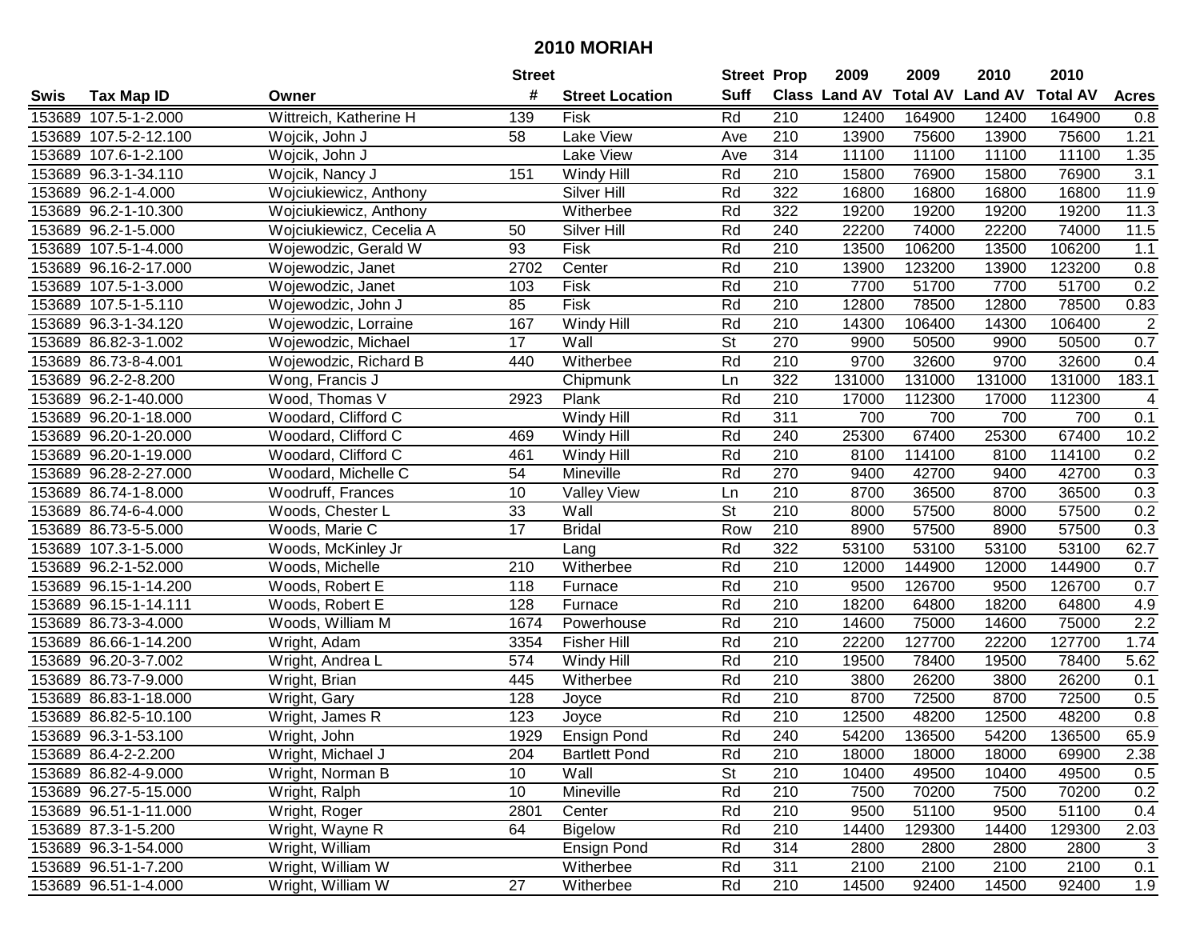# 2010 MORIAH

| Swis | Tax Map ID | Owner | Street # | Street Location | Street Suff | Prop Class | 2009 Land AV | 2009 Total AV | 2010 Land AV | 2010 Total AV | Acres |
|---|---|---|---|---|---|---|---|---|---|---|---|
| 153689 | 107.5-1-2.000 | Wittreich, Katherine H | 139 | Fisk | Rd | 210 | 12400 | 164900 | 12400 | 164900 | 0.8 |
| 153689 | 107.5-2-12.100 | Wojcik, John J | 58 | Lake View | Ave | 210 | 13900 | 75600 | 13900 | 75600 | 1.21 |
| 153689 | 107.6-1-2.100 | Wojcik, John J | | Lake View | Ave | 314 | 11100 | 11100 | 11100 | 11100 | 1.35 |
| 153689 | 96.3-1-34.110 | Wojcik, Nancy J | 151 | Windy Hill | Rd | 210 | 15800 | 76900 | 15800 | 76900 | 3.1 |
| 153689 | 96.2-1-4.000 | Wojciukiewicz, Anthony | | Silver Hill | Rd | 322 | 16800 | 16800 | 16800 | 16800 | 11.9 |
| 153689 | 96.2-1-10.300 | Wojciukiewicz, Anthony | | Witherbee | Rd | 322 | 19200 | 19200 | 19200 | 19200 | 11.3 |
| 153689 | 96.2-1-5.000 | Wojciukiewicz, Cecelia A | 50 | Silver Hill | Rd | 240 | 22200 | 74000 | 22200 | 74000 | 11.5 |
| 153689 | 107.5-1-4.000 | Wojewodzic, Gerald W | 93 | Fisk | Rd | 210 | 13500 | 106200 | 13500 | 106200 | 1.1 |
| 153689 | 96.16-2-17.000 | Wojewodzic, Janet | 2702 | Center | Rd | 210 | 13900 | 123200 | 13900 | 123200 | 0.8 |
| 153689 | 107.5-1-3.000 | Wojewodzic, Janet | 103 | Fisk | Rd | 210 | 7700 | 51700 | 7700 | 51700 | 0.2 |
| 153689 | 107.5-1-5.110 | Wojewodzic, John J | 85 | Fisk | Rd | 210 | 12800 | 78500 | 12800 | 78500 | 0.83 |
| 153689 | 96.3-1-34.120 | Wojewodzic, Lorraine | 167 | Windy Hill | Rd | 210 | 14300 | 106400 | 14300 | 106400 | 2 |
| 153689 | 86.82-3-1.002 | Wojewodzic, Michael | 17 | Wall | St | 270 | 9900 | 50500 | 9900 | 50500 | 0.7 |
| 153689 | 86.73-8-4.001 | Wojewodzic, Richard B | 440 | Witherbee | Rd | 210 | 9700 | 32600 | 9700 | 32600 | 0.4 |
| 153689 | 96.2-2-8.200 | Wong, Francis J | | Chipmunk | Ln | 322 | 131000 | 131000 | 131000 | 131000 | 183.1 |
| 153689 | 96.2-1-40.000 | Wood, Thomas V | 2923 | Plank | Rd | 210 | 17000 | 112300 | 17000 | 112300 | 4 |
| 153689 | 96.20-1-18.000 | Woodard, Clifford C | | Windy Hill | Rd | 311 | 700 | 700 | 700 | 700 | 0.1 |
| 153689 | 96.20-1-20.000 | Woodard, Clifford C | 469 | Windy Hill | Rd | 240 | 25300 | 67400 | 25300 | 67400 | 10.2 |
| 153689 | 96.20-1-19.000 | Woodard, Clifford C | 461 | Windy Hill | Rd | 210 | 8100 | 114100 | 8100 | 114100 | 0.2 |
| 153689 | 96.28-2-27.000 | Woodard, Michelle C | 54 | Mineville | Rd | 270 | 9400 | 42700 | 9400 | 42700 | 0.3 |
| 153689 | 86.74-1-8.000 | Woodruff, Frances | 10 | Valley View | Ln | 210 | 8700 | 36500 | 8700 | 36500 | 0.3 |
| 153689 | 86.74-6-4.000 | Woods, Chester L | 33 | Wall | St | 210 | 8000 | 57500 | 8000 | 57500 | 0.2 |
| 153689 | 86.73-5-5.000 | Woods, Marie C | 17 | Bridal | Row | 210 | 8900 | 57500 | 8900 | 57500 | 0.3 |
| 153689 | 107.3-1-5.000 | Woods, McKinley Jr | | Lang | Rd | 322 | 53100 | 53100 | 53100 | 53100 | 62.7 |
| 153689 | 96.2-1-52.000 | Woods, Michelle | 210 | Witherbee | Rd | 210 | 12000 | 144900 | 12000 | 144900 | 0.7 |
| 153689 | 96.15-1-14.200 | Woods, Robert E | 118 | Furnace | Rd | 210 | 9500 | 126700 | 9500 | 126700 | 0.7 |
| 153689 | 96.15-1-14.111 | Woods, Robert E | 128 | Furnace | Rd | 210 | 18200 | 64800 | 18200 | 64800 | 4.9 |
| 153689 | 86.73-3-4.000 | Woods, William M | 1674 | Powerhouse | Rd | 210 | 14600 | 75000 | 14600 | 75000 | 2.2 |
| 153689 | 86.66-1-14.200 | Wright, Adam | 3354 | Fisher Hill | Rd | 210 | 22200 | 127700 | 22200 | 127700 | 1.74 |
| 153689 | 96.20-3-7.002 | Wright, Andrea L | 574 | Windy Hill | Rd | 210 | 19500 | 78400 | 19500 | 78400 | 5.62 |
| 153689 | 86.73-7-9.000 | Wright, Brian | 445 | Witherbee | Rd | 210 | 3800 | 26200 | 3800 | 26200 | 0.1 |
| 153689 | 86.83-1-18.000 | Wright, Gary | 128 | Joyce | Rd | 210 | 8700 | 72500 | 8700 | 72500 | 0.5 |
| 153689 | 86.82-5-10.100 | Wright, James R | 123 | Joyce | Rd | 210 | 12500 | 48200 | 12500 | 48200 | 0.8 |
| 153689 | 96.3-1-53.100 | Wright, John | 1929 | Ensign Pond | Rd | 240 | 54200 | 136500 | 54200 | 136500 | 65.9 |
| 153689 | 86.4-2-2.200 | Wright, Michael J | 204 | Bartlett Pond | Rd | 210 | 18000 | 18000 | 18000 | 69900 | 2.38 |
| 153689 | 86.82-4-9.000 | Wright, Norman B | 10 | Wall | St | 210 | 10400 | 49500 | 10400 | 49500 | 0.5 |
| 153689 | 96.27-5-15.000 | Wright, Ralph | 10 | Mineville | Rd | 210 | 7500 | 70200 | 7500 | 70200 | 0.2 |
| 153689 | 96.51-1-11.000 | Wright, Roger | 2801 | Center | Rd | 210 | 9500 | 51100 | 9500 | 51100 | 0.4 |
| 153689 | 87.3-1-5.200 | Wright, Wayne R | 64 | Bigelow | Rd | 210 | 14400 | 129300 | 14400 | 129300 | 2.03 |
| 153689 | 96.3-1-54.000 | Wright, William | | Ensign Pond | Rd | 314 | 2800 | 2800 | 2800 | 2800 | 3 |
| 153689 | 96.51-1-7.200 | Wright, William W | | Witherbee | Rd | 311 | 2100 | 2100 | 2100 | 2100 | 0.1 |
| 153689 | 96.51-1-4.000 | Wright, William W | 27 | Witherbee | Rd | 210 | 14500 | 92400 | 14500 | 92400 | 1.9 |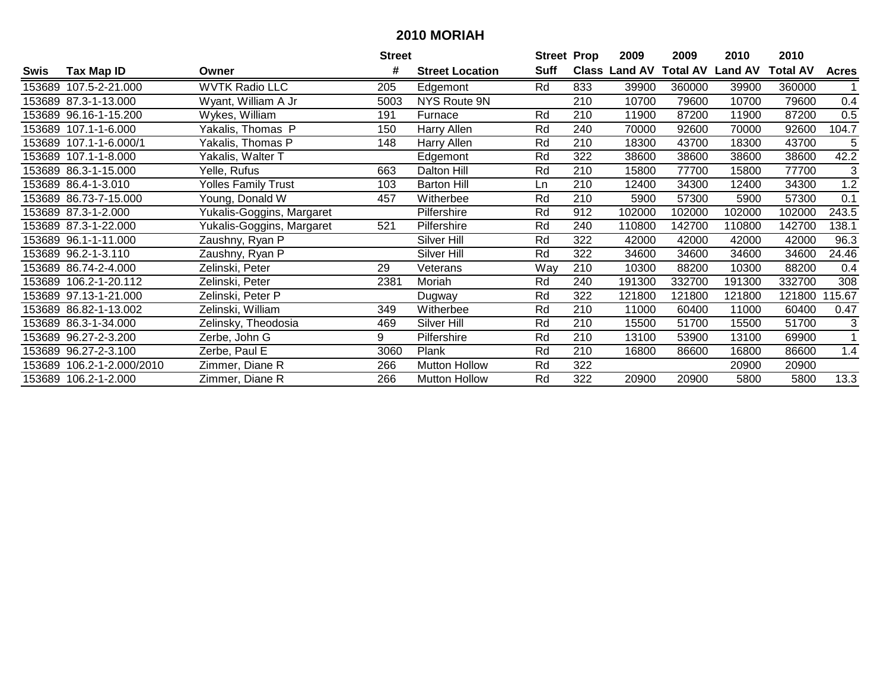# 2010 MORIAH

| Swis | Tax Map ID | Owner | Street # | Street Location | Street Suff | Prop Class | 2009 Land AV | 2009 Total AV | 2010 Land AV | 2010 Total AV | Acres |
|---|---|---|---|---|---|---|---|---|---|---|---|
| 153689 | 107.5-2-21.000 | WVTK Radio LLC | 205 | Edgemont | Rd | 833 | 39900 | 360000 | 39900 | 360000 | 1 |
| 153689 | 87.3-1-13.000 | Wyant, William A Jr | 5003 | NYS Route 9N | | 210 | 10700 | 79600 | 10700 | 79600 | 0.4 |
| 153689 | 96.16-1-15.200 | Wykes, William | 191 | Furnace | Rd | 210 | 11900 | 87200 | 11900 | 87200 | 0.5 |
| 153689 | 107.1-1-6.000 | Yakalis, Thomas P | 150 | Harry Allen | Rd | 240 | 70000 | 92600 | 70000 | 92600 | 104.7 |
| 153689 | 107.1-1-6.000/1 | Yakalis, Thomas P | 148 | Harry Allen | Rd | 210 | 18300 | 43700 | 18300 | 43700 | 5 |
| 153689 | 107.1-1-8.000 | Yakalis, Walter T | | Edgemont | Rd | 322 | 38600 | 38600 | 38600 | 38600 | 42.2 |
| 153689 | 86.3-1-15.000 | Yelle, Rufus | 663 | Dalton Hill | Rd | 210 | 15800 | 77700 | 15800 | 77700 | 3 |
| 153689 | 86.4-1-3.010 | Yolles Family Trust | 103 | Barton Hill | Ln | 210 | 12400 | 34300 | 12400 | 34300 | 1.2 |
| 153689 | 86.73-7-15.000 | Young, Donald W | 457 | Witherbee | Rd | 210 | 5900 | 57300 | 5900 | 57300 | 0.1 |
| 153689 | 87.3-1-2.000 | Yukalis-Goggins, Margaret | | Pilfershire | Rd | 912 | 102000 | 102000 | 102000 | 102000 | 243.5 |
| 153689 | 87.3-1-22.000 | Yukalis-Goggins, Margaret | 521 | Pilfershire | Rd | 240 | 110800 | 142700 | 110800 | 142700 | 138.1 |
| 153689 | 96.1-1-11.000 | Zaushny, Ryan P | | Silver Hill | Rd | 322 | 42000 | 42000 | 42000 | 42000 | 96.3 |
| 153689 | 96.2-1-3.110 | Zaushny, Ryan P | | Silver Hill | Rd | 322 | 34600 | 34600 | 34600 | 34600 | 24.46 |
| 153689 | 86.74-2-4.000 | Zelinski, Peter | 29 | Veterans | Way | 210 | 10300 | 88200 | 10300 | 88200 | 0.4 |
| 153689 | 106.2-1-20.112 | Zelinski, Peter | 2381 | Moriah | Rd | 240 | 191300 | 332700 | 191300 | 332700 | 308 |
| 153689 | 97.13-1-21.000 | Zelinski, Peter P | | Dugway | Rd | 322 | 121800 | 121800 | 121800 | 121800 | 115.67 |
| 153689 | 86.82-1-13.002 | Zelinski, William | 349 | Witherbee | Rd | 210 | 11000 | 60400 | 11000 | 60400 | 0.47 |
| 153689 | 86.3-1-34.000 | Zelinsky, Theodosia | 469 | Silver Hill | Rd | 210 | 15500 | 51700 | 15500 | 51700 | 3 |
| 153689 | 96.27-2-3.200 | Zerbe, John G | 9 | Pilfershire | Rd | 210 | 13100 | 53900 | 13100 | 69900 | 1 |
| 153689 | 96.27-2-3.100 | Zerbe, Paul E | 3060 | Plank | Rd | 210 | 16800 | 86600 | 16800 | 86600 | 1.4 |
| 153689 | 106.2-1-2.000/2010 | Zimmer, Diane R | 266 | Mutton Hollow | Rd | 322 | | | 20900 | 20900 | |
| 153689 | 106.2-1-2.000 | Zimmer, Diane R | 266 | Mutton Hollow | Rd | 322 | 20900 | 20900 | 5800 | 5800 | 13.3 |